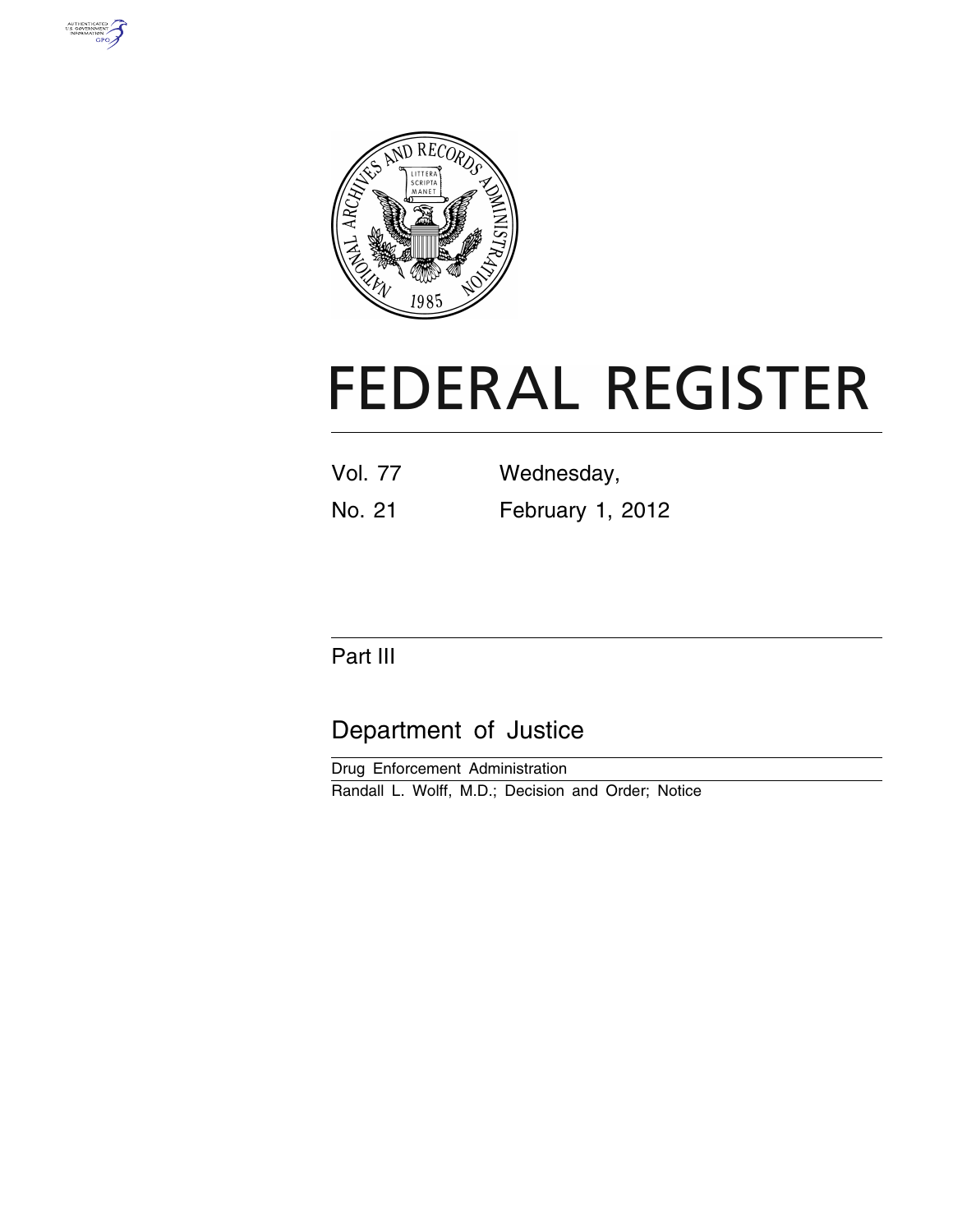# FEDERAL REGISTER

Vol. 77 Wednesday,

No. 21 February 1, 2012

## Part III

## Department of Justice

Drug Enforcement Administration

Randall L. Wolff, M.D.; Decision and Order; Notice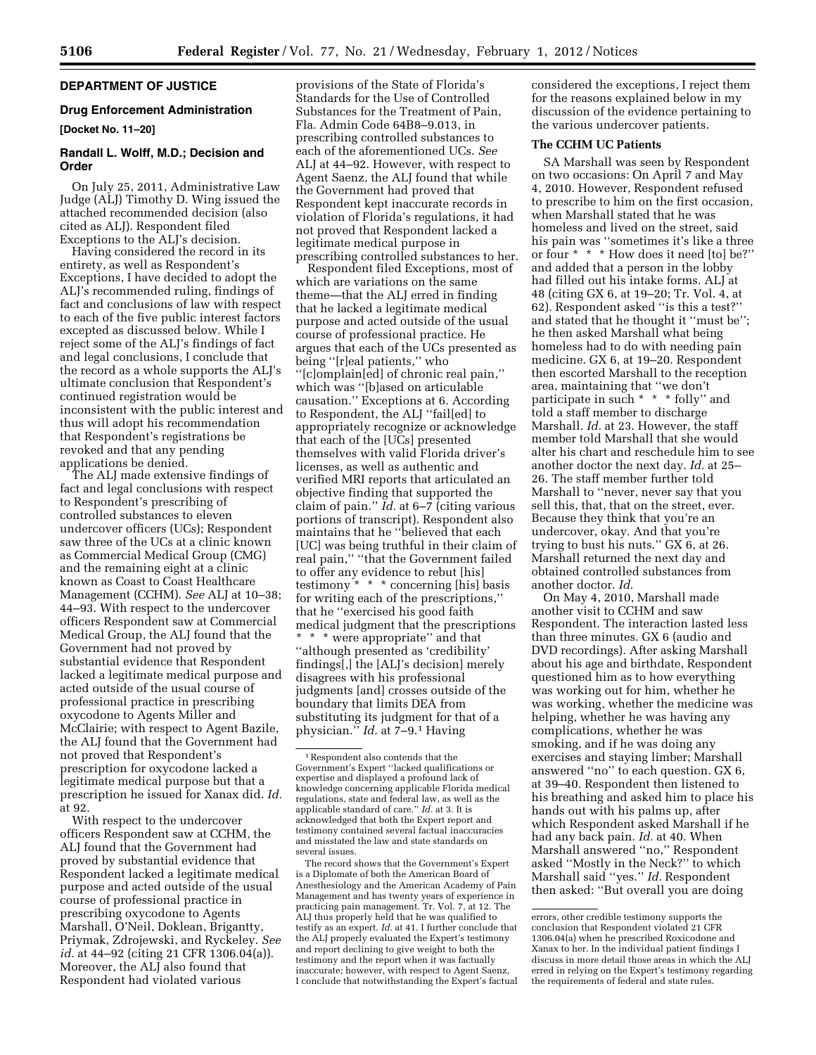## DEPARTMENT OF JUSTICE

### Drug Enforcement Administration

**[Docket No. 11–20]**

### Randall L. Wolff, M.D.; Decision and Order

On July 25, 2011, Administrative Law Judge (ALJ) Timothy D. Wing issued the attached recommended decision (also cited as ALJ). Respondent filed Exceptions to the ALJ's decision.

Having considered the record in its entirety, as well as Respondent's Exceptions, I have decided to adopt the ALJ's recommended ruling, findings of fact and conclusions of law with respect to each of the five public interest factors excepted as discussed below. While I reject some of the ALJ's findings of fact and legal conclusions, I conclude that the record as a whole supports the ALJ's ultimate conclusion that Respondent's continued registration would be inconsistent with the public interest and thus will adopt his recommendation that Respondent's registrations be revoked and that any pending applications be denied.

The ALJ made extensive findings of fact and legal conclusions with respect to Respondent's prescribing of controlled substances to eleven undercover officers (UCs); Respondent saw three of the UCs at a clinic known as Commercial Medical Group (CMG) and the remaining eight at a clinic known as Coast to Coast Healthcare Management (CCHM). *See* ALJ at 10–38; 44–93. With respect to the undercover officers Respondent saw at Commercial Medical Group, the ALJ found that the Government had not proved by substantial evidence that Respondent lacked a legitimate medical purpose and acted outside of the usual course of professional practice in prescribing oxycodone to Agents Miller and McClairie; with respect to Agent Bazile, the ALJ found that the Government had not proved that Respondent's prescription for oxycodone lacked a legitimate medical purpose but that a prescription he issued for Xanax did. *Id.* at 92.

With respect to the undercover officers Respondent saw at CCHM, the ALJ found that the Government had proved by substantial evidence that Respondent lacked a legitimate medical purpose and acted outside of the usual course of professional practice in prescribing oxycodone to Agents Marshall, O'Neil, Doklean, Brigantty, Priymak, Zdrojewski, and Ryckeley. *See id.* at 44–92 (citing 21 CFR 1306.04(a)). Moreover, the ALJ also found that Respondent had violated various provisions of the State of Florida's Standards for the Use of Controlled Substances for the Treatment of Pain, Fla. Admin Code 64B8–9.013, in prescribing controlled substances to each of the aforementioned UCs. *See* ALJ at 44–92. However, with respect to Agent Saenz, the ALJ found that while the Government had proved that Respondent kept inaccurate records in violation of Florida's regulations, it had not proved that Respondent lacked a legitimate medical purpose in prescribing controlled substances to her.

Respondent filed Exceptions, most of which are variations on the same theme—that the ALJ erred in finding that he lacked a legitimate medical purpose and acted outside of the usual course of professional practice. He argues that each of the UCs presented as being ''[r]eal patients,'' who ''[c]omplain[ed] of chronic real pain,'' which was ''[b]ased on articulable causation.'' Exceptions at 6. According to Respondent, the ALJ ''fail[ed] to appropriately recognize or acknowledge that each of the [UCs] presented themselves with valid Florida driver's licenses, as well as authentic and verified MRI reports that articulated an objective finding that supported the claim of pain.'' *Id.* at 6–7 (citing various portions of transcript). Respondent also maintains that he ''believed that each [UC] was being truthful in their claim of real pain,'' ''that the Government failed to offer any evidence to rebut [his] testimony * * * concerning [his] basis for writing each of the prescriptions,'' that he ''exercised his good faith medical judgment that the prescriptions * * * were appropriate'' and that ''although presented as 'credibility' findings[,] the [ALJ's decision] merely disagrees with his professional judgments [and] crosses outside of the boundary that limits DEA from substituting its judgment for that of a physician.'' *Id.* at 7–9.[1] Having considered the exceptions, I reject them for the reasons explained below in my discussion of the evidence pertaining to the various undercover patients.

### The CCHM UC Patients

SA Marshall was seen by Respondent on two occasions: On April 7 and May 4, 2010. However, Respondent refused to prescribe to him on the first occasion, when Marshall stated that he was homeless and lived on the street, said his pain was ''sometimes it's like a three or four * * * How does it need [to] be?'' and added that a person in the lobby had filled out his intake forms. ALJ at 48 (citing GX 6, at 19–20; Tr. Vol. 4, at 62). Respondent asked ''is this a test?'' and stated that he thought it ''must be''; he then asked Marshall what being homeless had to do with needing pain medicine. GX 6, at 19–20. Respondent then escorted Marshall to the reception area, maintaining that ''we don't participate in such * * * folly'' and told a staff member to discharge Marshall. *Id.* at 23. However, the staff member told Marshall that she would alter his chart and reschedule him to see another doctor the next day. *Id.* at 25–26. The staff member further told Marshall to ''never, never say that you sell this, that, that on the street, ever. Because they think that you're an undercover, okay. And that you're trying to bust his nuts.'' GX 6, at 26. Marshall returned the next day and obtained controlled substances from another doctor. *Id.*

On May 4, 2010, Marshall made another visit to CCHM and saw Respondent. The interaction lasted less than three minutes. GX 6 (audio and DVD recordings). After asking Marshall about his age and birthdate, Respondent questioned him as to how everything was working out for him, whether he was working, whether the medicine was helping, whether he was having any complications, whether he was smoking, and if he was doing any exercises and staying limber; Marshall answered ''no'' to each question. GX 6, at 39–40. Respondent then listened to his breathing and asked him to place his hands out with his palms up, after which Respondent asked Marshall if he had any back pain. *Id.* at 40. When Marshall answered ''no,'' Respondent asked ''Mostly in the Neck?'' to which Marshall said ''yes.'' *Id.* Respondent then asked: ''But overall you are doing

---

[1] Respondent also contends that the Government's Expert ''lacked qualifications or expertise and displayed a profound lack of knowledge concerning applicable Florida medical regulations, state and federal law, as well as the applicable standard of care.'' *Id.* at 3. It is acknowledged that both the Expert report and testimony contained several factual inaccuracies and misstated the law and state standards on several issues.

The record shows that the Government's Expert is a Diplomate of both the American Board of Anesthesiology and the American Academy of Pain Management and has twenty years of experience in practicing pain management. Tr. Vol. 7, at 12. The ALJ thus properly held that he was qualified to testify as an expert. *Id.* at 41. I further conclude that the ALJ properly evaluated the Expert's testimony and report declining to give weight to both the testimony and the report when it was factually inaccurate; however, with respect to Agent Saenz, I conclude that notwithstanding the Expert's factual errors, other credible testimony supports the conclusion that Respondent violated 21 CFR 1306.04(a) when he prescribed Roxicodone and Xanax to her. In the individual patient findings I discuss in more detail those areas in which the ALJ erred in relying on the Expert's testimony regarding the requirements of federal and state rules.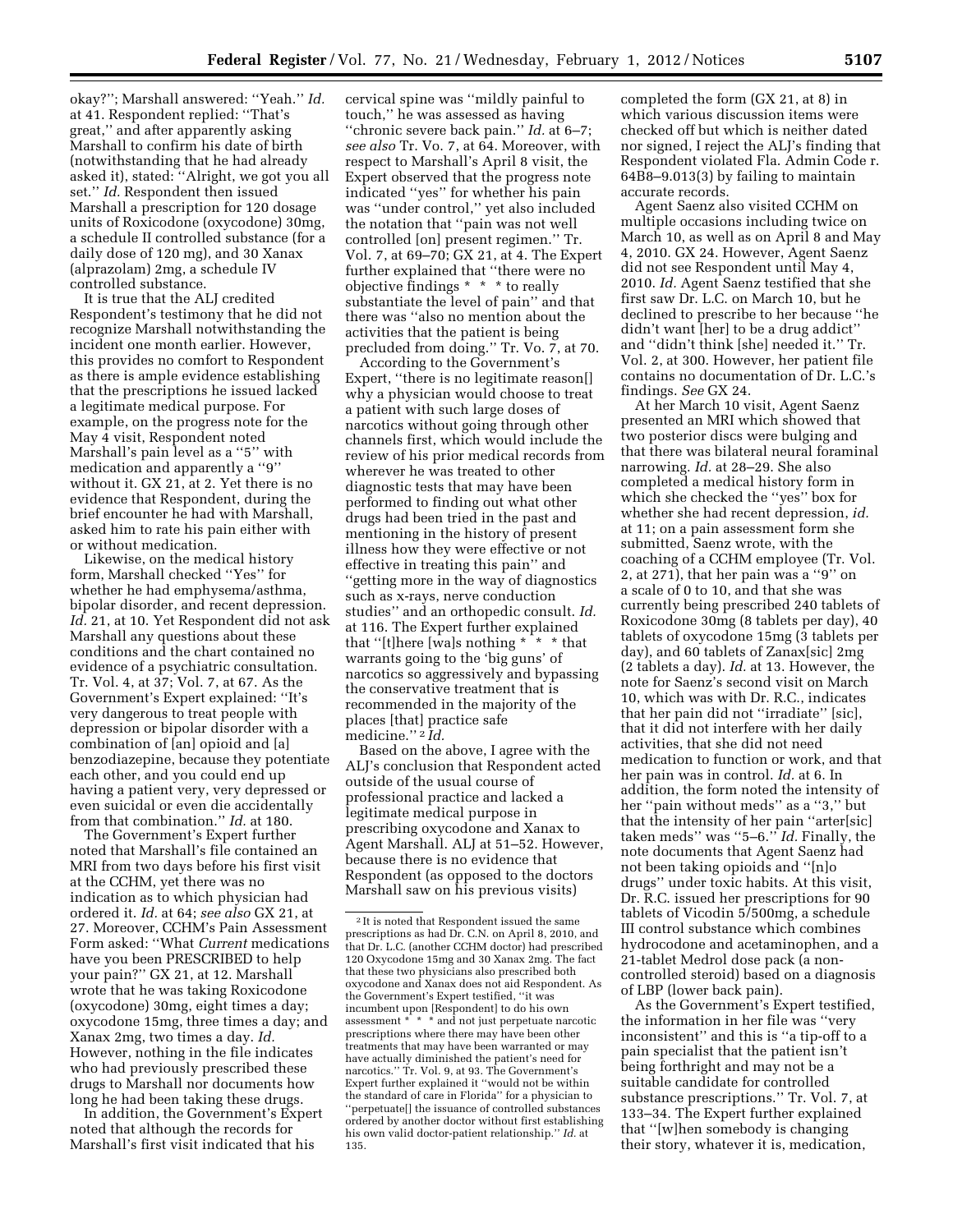okay?''; Marshall answered: ''Yeah.'' *Id.* at 41. Respondent replied: ''That's great,'' and after apparently asking Marshall to confirm his date of birth (notwithstanding that he had already asked it), stated: ''Alright, we got you all set.'' *Id.* Respondent then issued Marshall a prescription for 120 dosage units of Roxicodone (oxycodone) 30mg, a schedule II controlled substance (for a daily dose of 120 mg), and 30 Xanax (alprazolam) 2mg, a schedule IV controlled substance.

It is true that the ALJ credited Respondent's testimony that he did not recognize Marshall notwithstanding the incident one month earlier. However, this provides no comfort to Respondent as there is ample evidence establishing that the prescriptions he issued lacked a legitimate medical purpose. For example, on the progress note for the May 4 visit, Respondent noted Marshall's pain level as a ''5'' with medication and apparently a ''9'' without it. GX 21, at 2. Yet there is no evidence that Respondent, during the brief encounter he had with Marshall, asked him to rate his pain either with or without medication.

Likewise, on the medical history form, Marshall checked ''Yes'' for whether he had emphysema/asthma, bipolar disorder, and recent depression. *Id.* 21, at 10. Yet Respondent did not ask Marshall any questions about these conditions and the chart contained no evidence of a psychiatric consultation. Tr. Vol. 4, at 37; Vol. 7, at 67. As the Government's Expert explained: ''It's very dangerous to treat people with depression or bipolar disorder with a combination of [an] opioid and [a] benzodiazepine, because they potentiate each other, and you could end up having a patient very, very depressed or even suicidal or even die accidentally from that combination.'' *Id.* at 180.

The Government's Expert further noted that Marshall's file contained an MRI from two days before his first visit at the CCHM, yet there was no indication as to which physician had ordered it. *Id.* at 64; *see also* GX 21, at 27. Moreover, CCHM's Pain Assessment Form asked: ''What *Current* medications have you been PRESCRIBED to help your pain?'' GX 21, at 12. Marshall wrote that he was taking Roxicodone (oxycodone) 30mg, eight times a day; oxycodone 15mg, three times a day; and Xanax 2mg, two times a day. *Id.* However, nothing in the file indicates who had previously prescribed these drugs to Marshall nor documents how long he had been taking these drugs.

In addition, the Government's Expert noted that although the records for Marshall's first visit indicated that his cervical spine was ''mildly painful to touch,'' he was assessed as having ''chronic severe back pain.'' *Id.* at 6–7; *see also* Tr. Vo. 7, at 64. Moreover, with respect to Marshall's April 8 visit, the Expert observed that the progress note indicated ''yes'' for whether his pain was ''under control,'' yet also included the notation that ''pain was not well controlled [on] present regimen.'' Tr. Vol. 7, at 69–70; GX 21, at 4. The Expert further explained that ''there were no objective findings * * * to really substantiate the level of pain'' and that there was ''also no mention about the activities that the patient is being precluded from doing.'' Tr. Vo. 7, at 70.

According to the Government's Expert, ''there is no legitimate reason[] why a physician would choose to treat a patient with such large doses of narcotics without going through other channels first, which would include the review of his prior medical records from wherever he was treated to other diagnostic tests that may have been performed to finding out what other drugs had been tried in the past and mentioning in the history of present illness how they were effective or not effective in treating this pain'' and ''getting more in the way of diagnostics such as x-rays, nerve conduction studies'' and an orthopedic consult. *Id.* at 116. The Expert further explained that ''[t]here [wa]s nothing * * * that warrants going to the 'big guns' of narcotics so aggressively and bypassing the conservative treatment that is recommended in the majority of the places [that] practice safe medicine.'' [2] *Id.*

Based on the above, I agree with the ALJ's conclusion that Respondent acted outside of the usual course of professional practice and lacked a legitimate medical purpose in prescribing oxycodone and Xanax to Agent Marshall. ALJ at 51–52. However, because there is no evidence that Respondent (as opposed to the doctors Marshall saw on his previous visits) completed the form (GX 21, at 8) in which various discussion items were checked off but which is neither dated nor signed, I reject the ALJ's finding that Respondent violated Fla. Admin Code r. 64B8–9.013(3) by failing to maintain accurate records.

Agent Saenz also visited CCHM on multiple occasions including twice on March 10, as well as on April 8 and May 4, 2010. GX 24. However, Agent Saenz did not see Respondent until May 4, 2010. *Id.* Agent Saenz testified that she first saw Dr. L.C. on March 10, but he declined to prescribe to her because ''he didn't want [her] to be a drug addict'' and ''didn't think [she] needed it.'' Tr. Vol. 2, at 300. However, her patient file contains no documentation of Dr. L.C.'s findings. *See* GX 24.

At her March 10 visit, Agent Saenz presented an MRI which showed that two posterior discs were bulging and that there was bilateral neural foraminal narrowing. *Id.* at 28–29. She also completed a medical history form in which she checked the ''yes'' box for whether she had recent depression, *id.* at 11; on a pain assessment form she submitted, Saenz wrote, with the coaching of a CCHM employee (Tr. Vol. 2, at 271), that her pain was a ''9'' on a scale of 0 to 10, and that she was currently being prescribed 240 tablets of Roxicodone 30mg (8 tablets per day), 40 tablets of oxycodone 15mg (3 tablets per day), and 60 tablets of Zanax[sic] 2mg (2 tablets a day). *Id.* at 13. However, the note for Saenz's second visit on March 10, which was with Dr. R.C., indicates that her pain did not ''irradiate'' [sic], that it did not interfere with her daily activities, that she did not need medication to function or work, and that her pain was in control. *Id.* at 6. In addition, the form noted the intensity of her ''pain without meds'' as a ''3,'' but that the intensity of her pain ''arter[sic] taken meds'' was ''5–6.'' *Id.* Finally, the note documents that Agent Saenz had not been taking opioids and ''[n]o drugs'' under toxic habits. At this visit, Dr. R.C. issued her prescriptions for 90 tablets of Vicodin 5/500mg, a schedule III control substance which combines hydrocodone and acetaminophen, and a 21-tablet Medrol dose pack (a non-controlled steroid) based on a diagnosis of LBP (lower back pain).

As the Government's Expert testified, the information in her file was ''very inconsistent'' and this is ''a tip-off to a pain specialist that the patient isn't being forthright and may not be a suitable candidate for controlled substance prescriptions.'' Tr. Vol. 7, at 133–34. The Expert further explained that ''[w]hen somebody is changing their story, whatever it is, medication,

---

[2] It is noted that Respondent issued the same prescriptions as had Dr. C.N. on April 8, 2010, and that Dr. L.C. (another CCHM doctor) had prescribed 120 Oxycodone 15mg and 30 Xanax 2mg. The fact that these two physicians also prescribed both oxycodone and Xanax does not aid Respondent. As the Government's Expert testified, ''it was incumbent upon [Respondent] to do his own assessment * * * and not just perpetuate narcotic prescriptions where there may have been other treatments that may have been warranted or may have actually diminished the patient's need for narcotics.'' Tr. Vol. 9, at 93. The Government's Expert further explained it ''would not be within the standard of care in Florida'' for a physician to ''perpetuate[] the issuance of controlled substances ordered by another doctor without first establishing his own valid doctor-patient relationship.'' *Id.* at 135.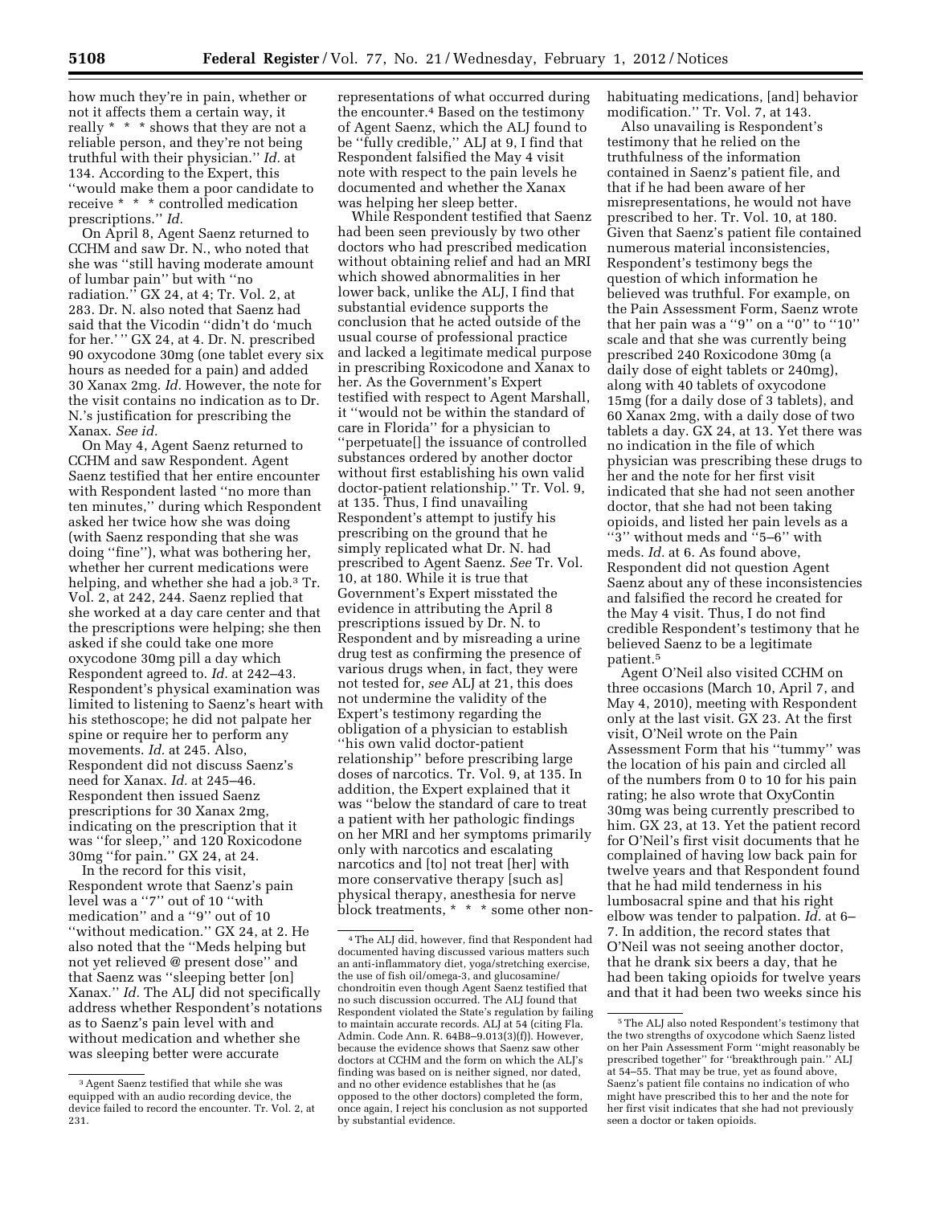how much they're in pain, whether or not it affects them a certain way, it really * * * shows that they are not a reliable person, and they're not being truthful with their physician.'' *Id.* at 134. According to the Expert, this ''would make them a poor candidate to receive * * * controlled medication prescriptions.'' *Id.*

On April 8, Agent Saenz returned to CCHM and saw Dr. N., who noted that she was ''still having moderate amount of lumbar pain'' but with ''no radiation.'' GX 24, at 4; Tr. Vol. 2, at 283. Dr. N. also noted that Saenz had said that the Vicodin ''didn't do 'much for her.' '' GX 24, at 4. Dr. N. prescribed 90 oxycodone 30mg (one tablet every six hours as needed for a pain) and added 30 Xanax 2mg. *Id.* However, the note for the visit contains no indication as to Dr. N.'s justification for prescribing the Xanax. *See id.*

On May 4, Agent Saenz returned to CCHM and saw Respondent. Agent Saenz testified that her entire encounter with Respondent lasted ''no more than ten minutes,'' during which Respondent asked her twice how she was doing (with Saenz responding that she was doing ''fine''), what was bothering her, whether her current medications were helping, and whether she had a job.[3] Tr. Vol. 2, at 242, 244. Saenz replied that she worked at a day care center and that the prescriptions were helping; she then asked if she could take one more oxycodone 30mg pill a day which Respondent agreed to. *Id.* at 242–43. Respondent's physical examination was limited to listening to Saenz's heart with his stethoscope; he did not palpate her spine or require her to perform any movements. *Id.* at 245. Also, Respondent did not discuss Saenz's need for Xanax. *Id.* at 245–46. Respondent then issued Saenz prescriptions for 30 Xanax 2mg, indicating on the prescription that it was ''for sleep,'' and 120 Roxicodone 30mg ''for pain.'' GX 24, at 24.

In the record for this visit, Respondent wrote that Saenz's pain level was a ''7'' out of 10 ''with medication'' and a ''9'' out of 10 ''without medication.'' GX 24, at 2. He also noted that the ''Meds helping but not yet relieved @ present dose'' and that Saenz was ''sleeping better [on] Xanax.'' *Id.* The ALJ did not specifically address whether Respondent's notations as to Saenz's pain level with and without medication and whether she was sleeping better were accurate representations of what occurred during the encounter.[4] Based on the testimony of Agent Saenz, which the ALJ found to be ''fully credible,'' ALJ at 9, I find that Respondent falsified the May 4 visit note with respect to the pain levels he documented and whether the Xanax was helping her sleep better.

While Respondent testified that Saenz had been seen previously by two other doctors who had prescribed medication without obtaining relief and had an MRI which showed abnormalities in her lower back, unlike the ALJ, I find that substantial evidence supports the conclusion that he acted outside of the usual course of professional practice and lacked a legitimate medical purpose in prescribing Roxicodone and Xanax to her. As the Government's Expert testified with respect to Agent Marshall, it ''would not be within the standard of care in Florida'' for a physician to ''perpetuate[] the issuance of controlled substances ordered by another doctor without first establishing his own valid doctor-patient relationship.'' Tr. Vol. 9, at 135. Thus, I find unavailing Respondent's attempt to justify his prescribing on the ground that he simply replicated what Dr. N. had prescribed to Agent Saenz. *See* Tr. Vol. 10, at 180. While it is true that Government's Expert misstated the evidence in attributing the April 8 prescriptions issued by Dr. N. to Respondent and by misreading a urine drug test as confirming the presence of various drugs when, in fact, they were not tested for, *see* ALJ at 21, this does not undermine the validity of the Expert's testimony regarding the obligation of a physician to establish ''his own valid doctor-patient relationship'' before prescribing large doses of narcotics. Tr. Vol. 9, at 135. In addition, the Expert explained that it was ''below the standard of care to treat a patient with her pathologic findings on her MRI and her symptoms primarily only with narcotics and escalating narcotics and [to] not treat [her] with more conservative therapy [such as] physical therapy, anesthesia for nerve block treatments, * * * some other non-habituating medications, [and] behavior modification.'' Tr. Vol. 7, at 143.

Also unavailing is Respondent's testimony that he relied on the truthfulness of the information contained in Saenz's patient file, and that if he had been aware of her misrepresentations, he would not have prescribed to her. Tr. Vol. 10, at 180. Given that Saenz's patient file contained numerous material inconsistencies, Respondent's testimony begs the question of which information he believed was truthful. For example, on the Pain Assessment Form, Saenz wrote that her pain was a ''9'' on a ''0'' to ''10'' scale and that she was currently being prescribed 240 Roxicodone 30mg (a daily dose of eight tablets or 240mg), along with 40 tablets of oxycodone 15mg (for a daily dose of 3 tablets), and 60 Xanax 2mg, with a daily dose of two tablets a day. GX 24, at 13. Yet there was no indication in the file of which physician was prescribing these drugs to her and the note for her first visit indicated that she had not seen another doctor, that she had not been taking opioids, and listed her pain levels as a ''3'' without meds and ''5–6'' with meds. *Id.* at 6. As found above, Respondent did not question Agent Saenz about any of these inconsistencies and falsified the record he created for the May 4 visit. Thus, I do not find credible Respondent's testimony that he believed Saenz to be a legitimate patient.[5]

Agent O'Neil also visited CCHM on three occasions (March 10, April 7, and May 4, 2010), meeting with Respondent only at the last visit. GX 23. At the first visit, O'Neil wrote on the Pain Assessment Form that his ''tummy'' was the location of his pain and circled all of the numbers from 0 to 10 for his pain rating; he also wrote that OxyContin 30mg was being currently prescribed to him. GX 23, at 13. Yet the patient record for O'Neil's first visit documents that he complained of having low back pain for twelve years and that Respondent found that he had mild tenderness in his lumbosacral spine and that his right elbow was tender to palpation. *Id.* at 6–7. In addition, the record states that O'Neil was not seeing another doctor, that he drank six beers a day, that he had been taking opioids for twelve years and that it had been two weeks since his

---

[3] Agent Saenz testified that while she was equipped with an audio recording device, the device failed to record the encounter. Tr. Vol. 2, at 231.

[4] The ALJ did, however, find that Respondent had documented having discussed various matters such an anti-inflammatory diet, yoga/stretching exercise, the use of fish oil/omega-3, and glucosamine/chondroitin even though Agent Saenz testified that no such discussion occurred. The ALJ found that Respondent violated the State's regulation by failing to maintain accurate records. ALJ at 54 (citing Fla. Admin. Code Ann. R. 64B8–9.013(3)(f)). However, because the evidence shows that Saenz saw other doctors at CCHM and the form on which the ALJ's finding was based on is neither signed, nor dated, and no other evidence establishes that he (as opposed to the other doctors) completed the form, once again, I reject his conclusion as not supported by substantial evidence.

[5] The ALJ also noted Respondent's testimony that the two strengths of oxycodone which Saenz listed on her Pain Assessment Form ''might reasonably be prescribed together'' for ''breakthrough pain.'' ALJ at 54–55. That may be true, yet as found above, Saenz's patient file contains no indication of who might have prescribed this to her and the note for her first visit indicates that she had not previously seen a doctor or taken opioids.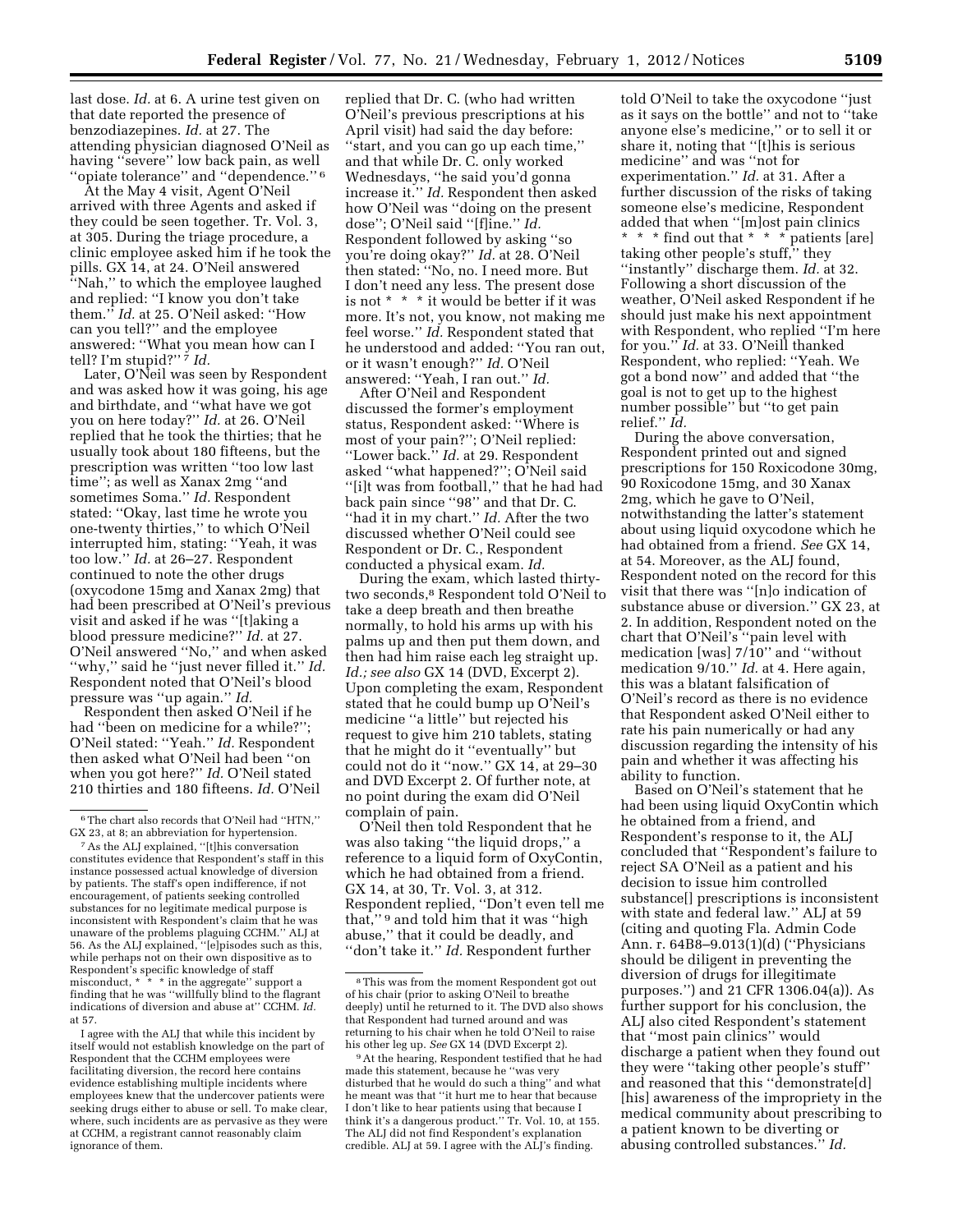last dose. *Id.* at 6. A urine test given on that date reported the presence of benzodiazepines. *Id.* at 27. The attending physician diagnosed O'Neil as having "severe" low back pain, as well "opiate tolerance" and "dependence." [6]

At the May 4 visit, Agent O'Neil arrived with three Agents and asked if they could be seen together. Tr. Vol. 3, at 305. During the triage procedure, a clinic employee asked him if he took the pills. GX 14, at 24. O'Neil answered "Nah," to which the employee laughed and replied: "I know you don't take them." *Id.* at 25. O'Neil asked: "How can you tell?" and the employee answered: "What you mean how can I tell? I'm stupid?" [7] *Id.*

Later, O'Neil was seen by Respondent and was asked how it was going, his age and birthdate, and "what have we got you on here today?" *Id.* at 26. O'Neil replied that he took the thirties; that he usually took about 180 fifteens, but the prescription was written "too low last time"; as well as Xanax 2mg "and sometimes Soma." *Id.* Respondent stated: "Okay, last time he wrote you one-twenty thirties," to which O'Neil interrupted him, stating: "Yeah, it was too low." *Id.* at 26–27. Respondent continued to note the other drugs (oxycodone 15mg and Xanax 2mg) that had been prescribed at O'Neil's previous visit and asked if he was "[t]aking a blood pressure medicine?" *Id.* at 27. O'Neil answered "No," and when asked "why," said he "just never filled it." *Id.* Respondent noted that O'Neil's blood pressure was "up again." *Id.*

Respondent then asked O'Neil if he had "been on medicine for a while?"; O'Neil stated: "Yeah." *Id.* Respondent then asked what O'Neil had been "on when you got here?" *Id.* O'Neil stated 210 thirties and 180 fifteens. *Id.* O'Neil replied that Dr. C. (who had written O'Neil's previous prescriptions at his April visit) had said the day before: "start, and you can go up each time," and that while Dr. C. only worked Wednesdays, "he said you'd gonna increase it." *Id.* Respondent then asked how O'Neil was "doing on the present dose"; O'Neil said "[f]ine." *Id.* Respondent followed by asking "so you're doing okay?" *Id.* at 28. O'Neil then stated: "No, no. I need more. But I don't need any less. The present dose is not * * * it would be better if it was more. It's not, you know, not making me feel worse." *Id.* Respondent stated that he understood and added: "You ran out, or it wasn't enough?" *Id.* O'Neil answered: "Yeah, I ran out." *Id.*

After O'Neil and Respondent discussed the former's employment status, Respondent asked: "Where is most of your pain?"; O'Neil replied: "Lower back." *Id.* at 29. Respondent asked "what happened?"; O'Neil said "[i]t was from football," that he had had back pain since "98" and that Dr. C. "had it in my chart." *Id.* After the two discussed whether O'Neil could see Respondent or Dr. C., Respondent conducted a physical exam. *Id.*

During the exam, which lasted thirty-two seconds,[8] Respondent told O'Neil to take a deep breath and then breathe normally, to hold his arms up with his palms up and then put them down, and then had him raise each leg straight up. *Id.; see also* GX 14 (DVD, Excerpt 2). Upon completing the exam, Respondent stated that he could bump up O'Neil's medicine "a little" but rejected his request to give him 210 tablets, stating that he might do it "eventually" but could not do it "now." GX 14, at 29–30 and DVD Excerpt 2. Of further note, at no point during the exam did O'Neil complain of pain.

O'Neil then told Respondent that he was also taking "the liquid drops," a reference to a liquid form of OxyContin, which he had obtained from a friend. GX 14, at 30, Tr. Vol. 3, at 312. Respondent replied, "Don't even tell me that," [9] and told him that it was "high abuse," that it could be deadly, and "don't take it." *Id.* Respondent further told O'Neil to take the oxycodone "just as it says on the bottle" and not to "take anyone else's medicine," or to sell it or share it, noting that "[t]his is serious medicine" and was "not for experimentation." *Id.* at 31. After a further discussion of the risks of taking someone else's medicine, Respondent added that when "[m]ost pain clinics * * * find out that * * * patients [are] taking other people's stuff," they "instantly" discharge them. *Id.* at 32. Following a short discussion of the weather, O'Neil asked Respondent if he should just make his next appointment with Respondent, who replied "I'm here for you." *Id.* at 33. O'Neill thanked Respondent, who replied: "Yeah. We got a bond now" and added that "the goal is not to get up to the highest number possible" but "to get pain relief." *Id.*

During the above conversation, Respondent printed out and signed prescriptions for 150 Roxicodone 30mg, 90 Roxicodone 15mg, and 30 Xanax 2mg, which he gave to O'Neil, notwithstanding the latter's statement about using liquid oxycodone which he had obtained from a friend. *See* GX 14, at 54. Moreover, as the ALJ found, Respondent noted on the record for this visit that there was "[n]o indication of substance abuse or diversion." GX 23, at 2. In addition, Respondent noted on the chart that O'Neil's "pain level with medication [was] 7/10" and "without medication 9/10." *Id.* at 4. Here again, this was a blatant falsification of O'Neil's record as there is no evidence that Respondent asked O'Neil either to rate his pain numerically or had any discussion regarding the intensity of his pain and whether it was affecting his ability to function.

Based on O'Neil's statement that he had been using liquid OxyContin which he obtained from a friend, and Respondent's response to it, the ALJ concluded that "Respondent's failure to reject SA O'Neil as a patient and his decision to issue him controlled substance[] prescriptions is inconsistent with state and federal law." ALJ at 59 (citing and quoting Fla. Admin Code Ann. r. 64B8–9.013(1)(d) ("Physicians should be diligent in preventing the diversion of drugs for illegitimate purposes.") and 21 CFR 1306.04(a)). As further support for his conclusion, the ALJ also cited Respondent's statement that "most pain clinics" would discharge a patient when they found out they were "taking other people's stuff" and reasoned that this "demonstrate[d] [his] awareness of the impropriety in the medical community about prescribing to a patient known to be diverting or abusing controlled substances." *Id.*

---

[6] The chart also records that O'Neil had "HTN," GX 23, at 8; an abbreviation for hypertension.

[7] As the ALJ explained, "[t]his conversation constitutes evidence that Respondent's staff in this instance possessed actual knowledge of diversion by patients. The staff's open indifference, if not encouragement, of patients seeking controlled substances for no legitimate medical purpose is inconsistent with Respondent's claim that he was unaware of the problems plaguing CCHM." ALJ at 56. As the ALJ explained, "[e]pisodes such as this, while perhaps not on their own dispositive as to Respondent's specific knowledge of staff misconduct, * * * in the aggregate" support a finding that he was "willfully blind to the flagrant indications of diversion and abuse at" CCHM. *Id.* at 57.

I agree with the ALJ that while this incident by itself would not establish knowledge on the part of Respondent that the CCHM employees were facilitating diversion, the record here contains evidence establishing multiple incidents where employees knew that the undercover patients were seeking drugs either to abuse or sell. To make clear, where, such incidents are as pervasive as they were at CCHM, a registrant cannot reasonably claim ignorance of them.

[8] This was from the moment Respondent got out of his chair (prior to asking O'Neil to breathe deeply) until he returned to it. The DVD also shows that Respondent had turned around and was returning to his chair when he told O'Neil to raise his other leg up. *See* GX 14 (DVD Excerpt 2).

[9] At the hearing, Respondent testified that he had made this statement, because he "was very disturbed that he would do such a thing" and what he meant was that "it hurt me to hear that because I don't like to hear patients using that because I think it's a dangerous product." Tr. Vol. 10, at 155. The ALJ did not find Respondent's explanation credible. ALJ at 59. I agree with the ALJ's finding.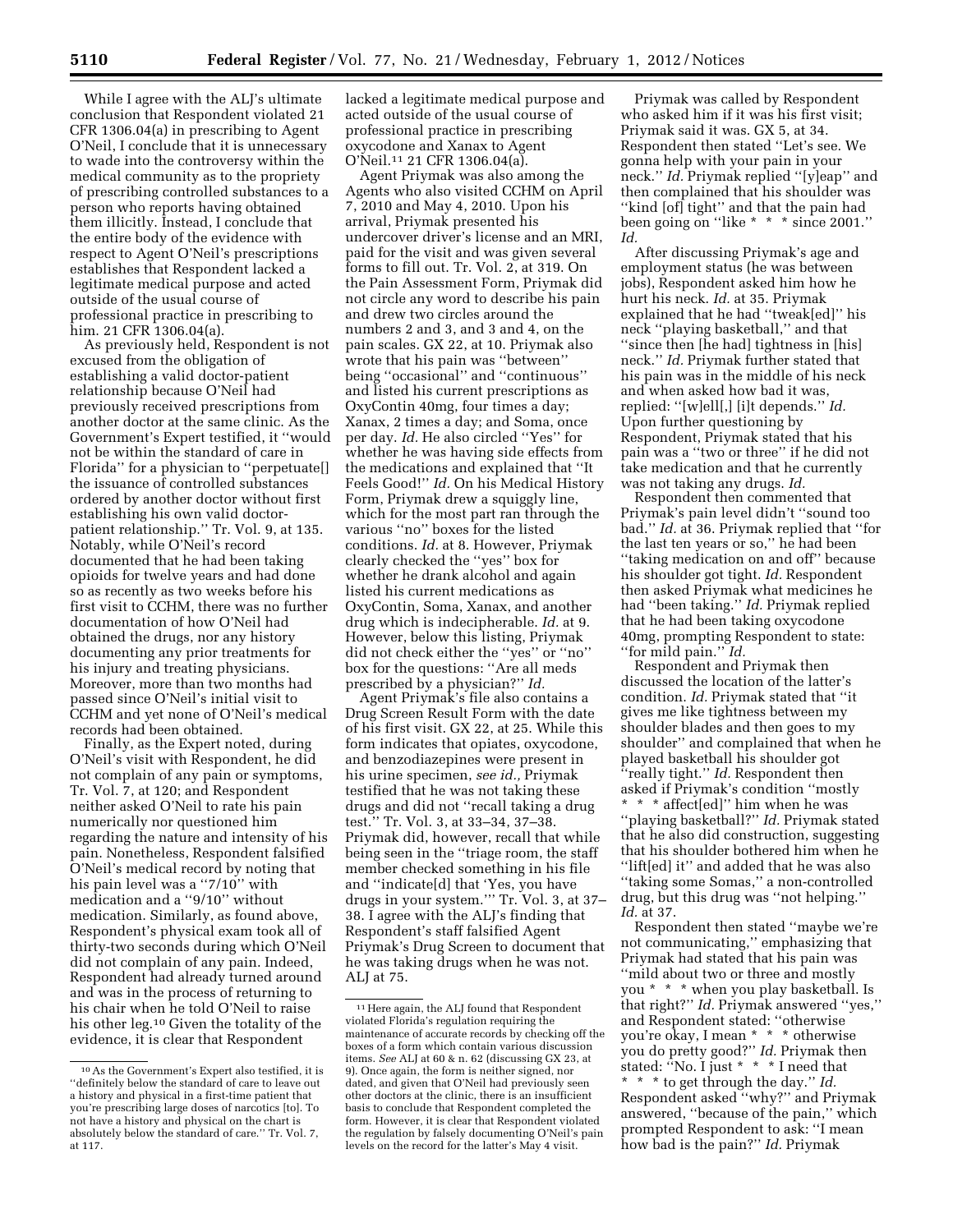While I agree with the ALJ's ultimate conclusion that Respondent violated 21 CFR 1306.04(a) in prescribing to Agent O'Neil, I conclude that it is unnecessary to wade into the controversy within the medical community as to the propriety of prescribing controlled substances to a person who reports having obtained them illicitly. Instead, I conclude that the entire body of the evidence with respect to Agent O'Neil's prescriptions establishes that Respondent lacked a legitimate medical purpose and acted outside of the usual course of professional practice in prescribing to him. 21 CFR 1306.04(a).

As previously held, Respondent is not excused from the obligation of establishing a valid doctor-patient relationship because O'Neil had previously received prescriptions from another doctor at the same clinic. As the Government's Expert testified, it ''would not be within the standard of care in Florida'' for a physician to ''perpetuate[] the issuance of controlled substances ordered by another doctor without first establishing his own valid doctor-patient relationship.'' Tr. Vol. 9, at 135. Notably, while O'Neil's record documented that he had been taking opioids for twelve years and had done so as recently as two weeks before his first visit to CCHM, there was no further documentation of how O'Neil had obtained the drugs, nor any history documenting any prior treatments for his injury and treating physicians. Moreover, more than two months had passed since O'Neil's initial visit to CCHM and yet none of O'Neil's medical records had been obtained.

Finally, as the Expert noted, during O'Neil's visit with Respondent, he did not complain of any pain or symptoms, Tr. Vol. 7, at 120; and Respondent neither asked O'Neil to rate his pain numerically nor questioned him regarding the nature and intensity of his pain. Nonetheless, Respondent falsified O'Neil's medical record by noting that his pain level was a ''7/10'' with medication and a ''9/10'' without medication. Similarly, as found above, Respondent's physical exam took all of thirty-two seconds during which O'Neil did not complain of any pain. Indeed, Respondent had already turned around and was in the process of returning to his chair when he told O'Neil to raise his other leg.[10] Given the totality of the evidence, it is clear that Respondent lacked a legitimate medical purpose and acted outside of the usual course of professional practice in prescribing oxycodone and Xanax to Agent O'Neil.[11] 21 CFR 1306.04(a).

Agent Priymak was also among the Agents who also visited CCHM on April 7, 2010 and May 4, 2010. Upon his arrival, Priymak presented his undercover driver's license and an MRI, paid for the visit and was given several forms to fill out. Tr. Vol. 2, at 319. On the Pain Assessment Form, Priymak did not circle any word to describe his pain and drew two circles around the numbers 2 and 3, and 3 and 4, on the pain scales. GX 22, at 10. Priymak also wrote that his pain was ''between'' being ''occasional'' and ''continuous'' and listed his current prescriptions as OxyContin 40mg, four times a day; Xanax, 2 times a day; and Soma, once per day. *Id.* He also circled ''Yes'' for whether he was having side effects from the medications and explained that ''It Feels Good!'' *Id.* On his Medical History Form, Priymak drew a squiggly line, which for the most part ran through the various ''no'' boxes for the listed conditions. *Id.* at 8. However, Priymak clearly checked the ''yes'' box for whether he drank alcohol and again listed his current medications as OxyContin, Soma, Xanax, and another drug which is indecipherable. *Id.* at 9. However, below this listing, Priymak did not check either the ''yes'' or ''no'' box for the questions: ''Are all meds prescribed by a physician?'' *Id.*

Agent Priymak's file also contains a Drug Screen Result Form with the date of his first visit. GX 22, at 25. While this form indicates that opiates, oxycodone, and benzodiazepines were present in his urine specimen, *see id.,* Priymak testified that he was not taking these drugs and did not ''recall taking a drug test.'' Tr. Vol. 3, at 33–34, 37–38. Priymak did, however, recall that while being seen in the ''triage room, the staff member checked something in his file and ''indicate[d] that 'Yes, you have drugs in your system.''' Tr. Vol. 3, at 37–38. I agree with the ALJ's finding that Respondent's staff falsified Agent Priymak's Drug Screen to document that he was taking drugs when he was not. ALJ at 75.

Priymak was called by Respondent who asked him if it was his first visit; Priymak said it was. GX 5, at 34. Respondent then stated ''Let's see. We gonna help with your pain in your neck.'' *Id.* Priymak replied ''[y]eap'' and then complained that his shoulder was ''kind [of] tight'' and that the pain had been going on ''like * * * since 2001.'' *Id.*

After discussing Priymak's age and employment status (he was between jobs), Respondent asked him how he hurt his neck. *Id.* at 35. Priymak explained that he had ''tweak[ed]'' his neck ''playing basketball,'' and that ''since then [he had] tightness in [his] neck.'' *Id.* Priymak further stated that his pain was in the middle of his neck and when asked how bad it was, replied: ''[w]ell[,] [i]t depends.'' *Id.* Upon further questioning by Respondent, Priymak stated that his pain was a ''two or three'' if he did not take medication and that he currently was not taking any drugs. *Id.*

Respondent then commented that Priymak's pain level didn't ''sound too bad.'' *Id.* at 36. Priymak replied that ''for the last ten years or so,'' he had been ''taking medication on and off'' because his shoulder got tight. *Id.* Respondent then asked Priymak what medicines he had ''been taking.'' *Id.* Priymak replied that he had been taking oxycodone 40mg, prompting Respondent to state: ''for mild pain.'' *Id.*

Respondent and Priymak then discussed the location of the latter's condition. *Id.* Priymak stated that ''it gives me like tightness between my shoulder blades and then goes to my shoulder'' and complained that when he played basketball his shoulder got ''really tight.'' *Id.* Respondent then asked if Priymak's condition ''mostly * * * affect[ed]'' him when he was ''playing basketball?'' *Id.* Priymak stated that he also did construction, suggesting that his shoulder bothered him when he ''lift[ed] it'' and added that he was also ''taking some Somas,'' a non-controlled drug, but this drug was ''not helping.'' *Id.* at 37.

Respondent then stated ''maybe we're not communicating,'' emphasizing that Priymak had stated that his pain was ''mild about two or three and mostly you * * * when you play basketball. Is that right?'' *Id.* Priymak answered ''yes,'' and Respondent stated: ''otherwise you're okay, I mean * * * otherwise you do pretty good?'' *Id.* Priymak then stated: ''No. I just * * * I need that * * * to get through the day.'' *Id.* Respondent asked ''why?'' and Priymak answered, ''because of the pain,'' which prompted Respondent to ask: ''I mean how bad is the pain?'' *Id.* Priymak

---

[10] As the Government's Expert also testified, it is ''definitely below the standard of care to leave out a history and physical in a first-time patient that you're prescribing large doses of narcotics [to]. To not have a history and physical on the chart is absolutely below the standard of care.'' Tr. Vol. 7, at 117.

[11] Here again, the ALJ found that Respondent violated Florida's regulation requiring the maintenance of accurate records by checking off the boxes of a form which contain various discussion items. *See* ALJ at 60 & n. 62 (discussing GX 23, at 9). Once again, the form is neither signed, nor dated, and given that O'Neil had previously seen other doctors at the clinic, there is an insufficient basis to conclude that Respondent completed the form. However, it is clear that Respondent violated the regulation by falsely documenting O'Neil's pain levels on the record for the latter's May 4 visit.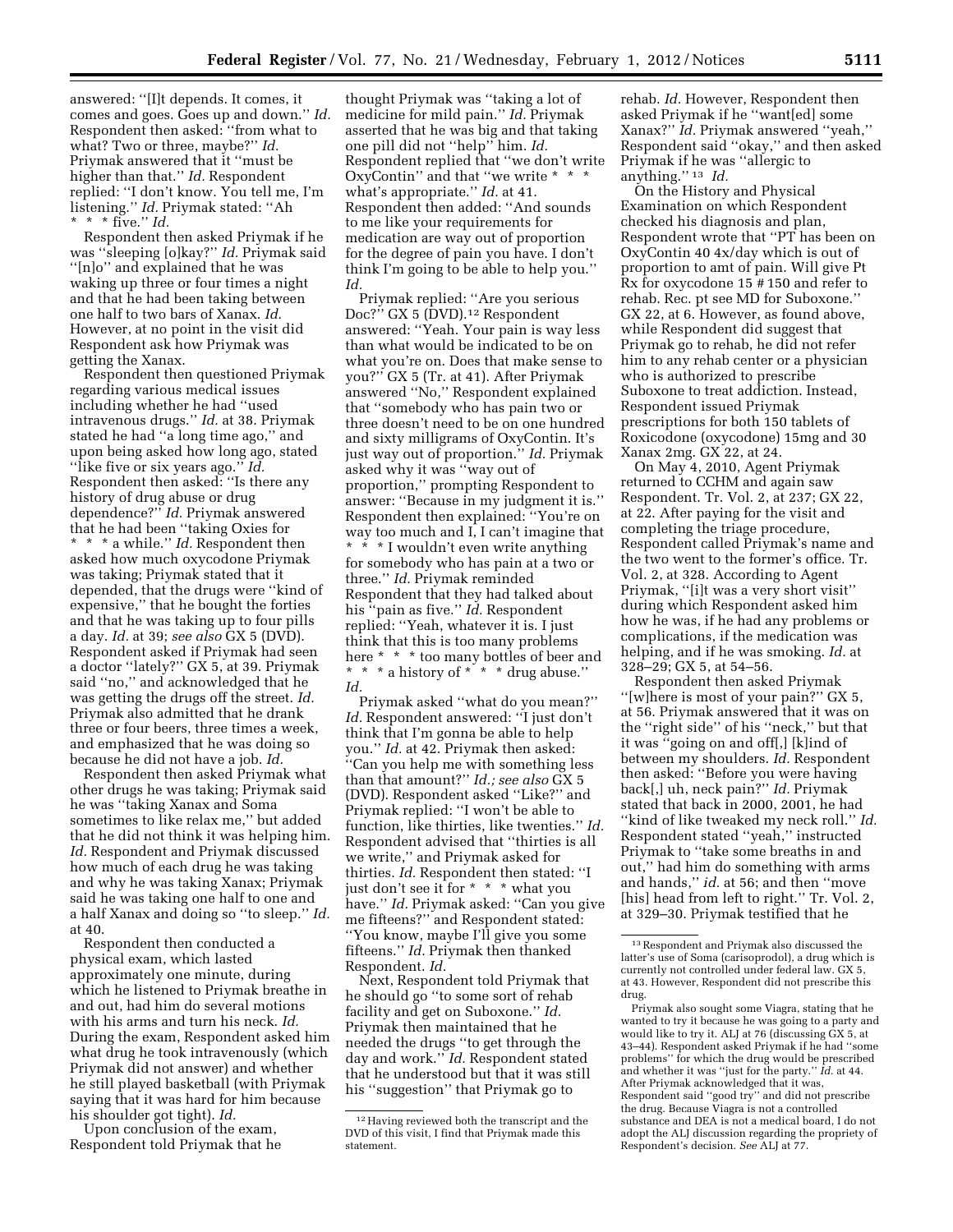answered: ''[I]t depends. It comes, it comes and goes. Goes up and down.'' *Id.* Respondent then asked: ''from what to what? Two or three, maybe?'' *Id.* Priymak answered that it ''must be higher than that.'' *Id.* Respondent replied: ''I don't know. You tell me, I'm listening.'' *Id.* Priymak stated: ''Ah * * * five.'' *Id.*

Respondent then asked Priymak if he was ''sleeping [o]kay?'' *Id.* Priymak said ''[n]o'' and explained that he was waking up three or four times a night and that he had been taking between one half to two bars of Xanax. *Id.* However, at no point in the visit did Respondent ask how Priymak was getting the Xanax.

Respondent then questioned Priymak regarding various medical issues including whether he had ''used intravenous drugs.'' *Id.* at 38. Priymak stated he had ''a long time ago,'' and upon being asked how long ago, stated ''like five or six years ago.'' *Id.* Respondent then asked: ''Is there any history of drug abuse or drug dependence?'' *Id.* Priymak answered that he had been ''taking Oxies for * * * a while.'' *Id.* Respondent then asked how much oxycodone Priymak was taking; Priymak stated that it depended, that the drugs were ''kind of expensive,'' that he bought the forties and that he was taking up to four pills a day. *Id.* at 39; *see also* GX 5 (DVD). Respondent asked if Priymak had seen a doctor ''lately?'' GX 5, at 39. Priymak said ''no,'' and acknowledged that he was getting the drugs off the street. *Id.* Priymak also admitted that he drank three or four beers, three times a week, and emphasized that he was doing so because he did not have a job. *Id.*

Respondent then asked Priymak what other drugs he was taking; Priymak said he was ''taking Xanax and Soma sometimes to like relax me,'' but added that he did not think it was helping him. *Id.* Respondent and Priymak discussed how much of each drug he was taking and why he was taking Xanax; Priymak said he was taking one half to one and a half Xanax and doing so ''to sleep.'' *Id.* at 40.

Respondent then conducted a physical exam, which lasted approximately one minute, during which he listened to Priymak breathe in and out, had him do several motions with his arms and turn his neck. *Id.* During the exam, Respondent asked him what drug he took intravenously (which Priymak did not answer) and whether he still played basketball (with Priymak saying that it was hard for him because his shoulder got tight). *Id.*

Upon conclusion of the exam, Respondent told Priymak that he thought Priymak was ''taking a lot of medicine for mild pain.'' *Id.* Priymak asserted that he was big and that taking one pill did not ''help'' him. *Id.* Respondent replied that ''we don't write OxyContin'' and that ''we write * * * what's appropriate.'' *Id.* at 41. Respondent then added: ''And sounds to me like your requirements for medication are way out of proportion for the degree of pain you have. I don't think I'm going to be able to help you.'' *Id.*

Priymak replied: ''Are you serious Doc?'' GX 5 (DVD).[12] Respondent answered: ''Yeah. Your pain is way less than what would be indicated to be on what you're on. Does that make sense to you?'' GX 5 (Tr. at 41). After Priymak answered ''No,'' Respondent explained that ''somebody who has pain two or three doesn't need to be on one hundred and sixty milligrams of OxyContin. It's just way out of proportion.'' *Id.* Priymak asked why it was ''way out of proportion,'' prompting Respondent to answer: ''Because in my judgment it is.'' Respondent then explained: ''You're on way too much and I, I can't imagine that * * * I wouldn't even write anything for somebody who has pain at a two or three.'' *Id.* Priymak reminded Respondent that they had talked about his ''pain as five.'' *Id.* Respondent replied: ''Yeah, whatever it is. I just think that this is too many problems here * * * too many bottles of beer and * * * a history of * * * drug abuse.'' *Id.*

Priymak asked ''what do you mean?'' *Id.* Respondent answered: ''I just don't think that I'm gonna be able to help you.'' *Id.* at 42. Priymak then asked: ''Can you help me with something less than that amount?'' *Id.; see also* GX 5 (DVD). Respondent asked ''Like?'' and Priymak replied: ''I won't be able to function, like thirties, like twenties.'' *Id.* Respondent advised that ''thirties is all we write,'' and Priymak asked for thirties. *Id.* Respondent then stated: ''I just don't see it for * * * what you have.'' *Id.* Priymak asked: ''Can you give me fifteens?'' and Respondent stated: ''You know, maybe I'll give you some fifteens.'' *Id.* Priymak then thanked Respondent. *Id.*

Next, Respondent told Priymak that he should go ''to some sort of rehab facility and get on Suboxone.'' *Id.* Priymak then maintained that he needed the drugs ''to get through the day and work.'' *Id.* Respondent stated that he understood but that it was still his ''suggestion'' that Priymak go to rehab. *Id.* However, Respondent then asked Priymak if he ''want[ed] some Xanax?'' *Id.* Priymak answered ''yeah,'' Respondent said ''okay,'' and then asked Priymak if he was ''allergic to anything.''[13] *Id.*

On the History and Physical Examination on which Respondent checked his diagnosis and plan, Respondent wrote that ''PT has been on OxyContin 40 4x/day which is out of proportion to amt of pain. Will give Pt Rx for oxycodone 15 # 150 and refer to rehab. Rec. pt see MD for Suboxone.'' GX 22, at 6. However, as found above, while Respondent did suggest that Priymak go to rehab, he did not refer him to any rehab center or a physician who is authorized to prescribe Suboxone to treat addiction. Instead, Respondent issued Priymak prescriptions for both 150 tablets of Roxicodone (oxycodone) 15mg and 30 Xanax 2mg. GX 22, at 24.

On May 4, 2010, Agent Priymak returned to CCHM and again saw Respondent. Tr. Vol. 2, at 237; GX 22, at 22. After paying for the visit and completing the triage procedure, Respondent called Priymak's name and the two went to the former's office. Tr. Vol. 2, at 328. According to Agent Priymak, ''[i]t was a very short visit'' during which Respondent asked him how he was, if he had any problems or complications, if the medication was helping, and if he was smoking. *Id.* at 328–29; GX 5, at 54–56.

Respondent then asked Priymak ''[w]here is most of your pain?'' GX 5, at 56. Priymak answered that it was on the ''right side'' of his ''neck,'' but that it was ''going on and off[,] [k]ind of between my shoulders. *Id.* Respondent then asked: ''Before you were having back[,] uh, neck pain?'' *Id.* Priymak stated that back in 2000, 2001, he had ''kind of like tweaked my neck roll.'' *Id.* Respondent stated ''yeah,'' instructed Priymak to ''take some breaths in and out,'' had him do something with arms and hands,'' *id.* at 56; and then ''move [his] head from left to right.'' Tr. Vol. 2, at 329–30. Priymak testified that he

---

[12] Having reviewed both the transcript and the DVD of this visit, I find that Priymak made this statement.

[13] Respondent and Priymak also discussed the latter's use of Soma (carisoprodol), a drug which is currently not controlled under federal law. GX 5, at 43. However, Respondent did not prescribe this drug.

Priymak also sought some Viagra, stating that he wanted to try it because he was going to a party and would like to try it. ALJ at 76 (discussing GX 5, at 43–44). Respondent asked Priymak if he had ''some problems'' for which the drug would be prescribed and whether it was ''just for the party.'' *Id.* at 44. After Priymak acknowledged that it was, Respondent said ''good try'' and did not prescribe the drug. Because Viagra is not a controlled substance and DEA is not a medical board, I do not adopt the ALJ discussion regarding the propriety of Respondent's decision. *See* ALJ at 77.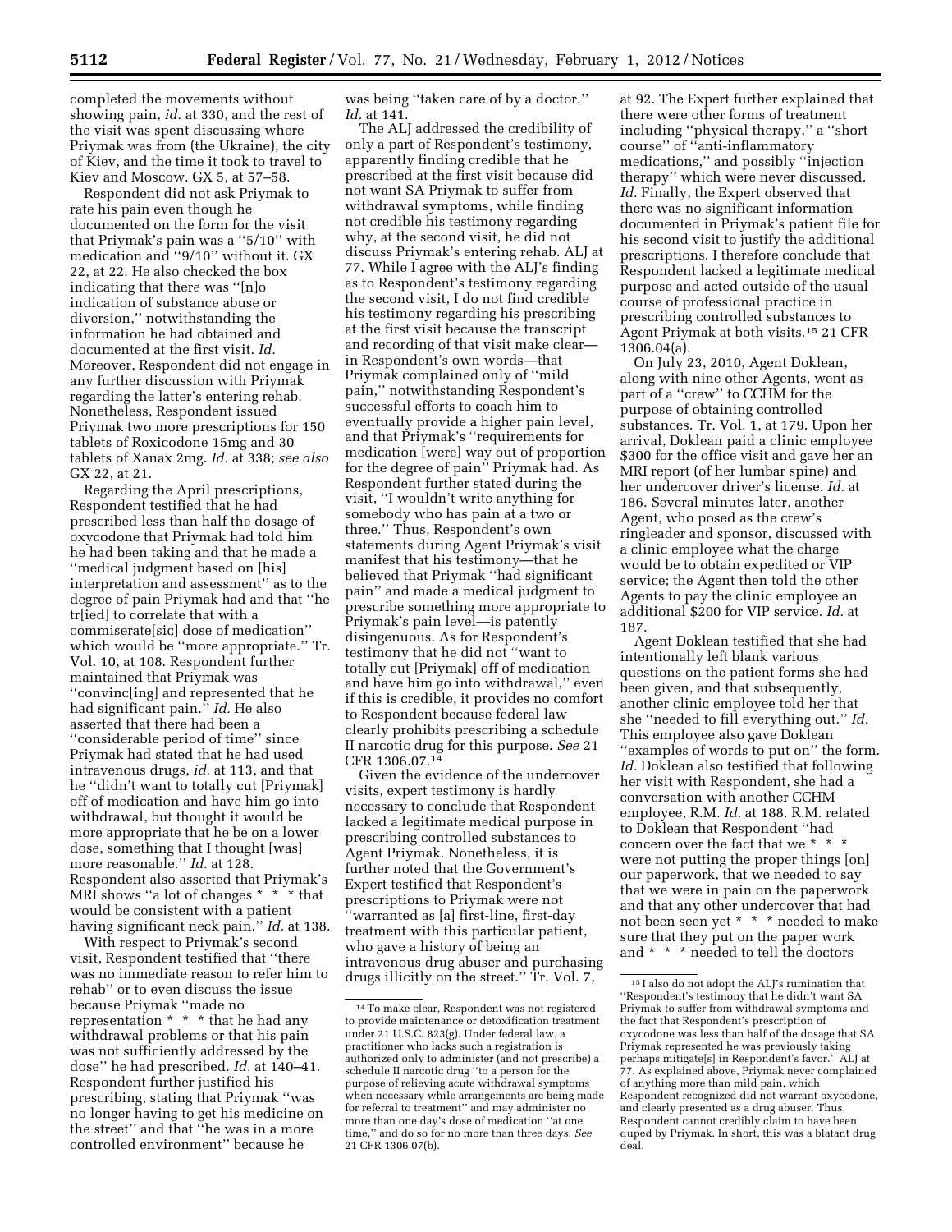completed the movements without showing pain, *id.* at 330, and the rest of the visit was spent discussing where Priymak was from (the Ukraine), the city of Kiev, and the time it took to travel to Kiev and Moscow. GX 5, at 57–58.

Respondent did not ask Priymak to rate his pain even though he documented on the form for the visit that Priymak's pain was a ''5/10'' with medication and ''9/10'' without it. GX 22, at 22. He also checked the box indicating that there was ''[n]o indication of substance abuse or diversion,'' notwithstanding the information he had obtained and documented at the first visit. *Id.* Moreover, Respondent did not engage in any further discussion with Priymak regarding the latter's entering rehab. Nonetheless, Respondent issued Priymak two more prescriptions for 150 tablets of Roxicodone 15mg and 30 tablets of Xanax 2mg. *Id.* at 338; *see also* GX 22, at 21.

Regarding the April prescriptions, Respondent testified that he had prescribed less than half the dosage of oxycodone that Priymak had told him he had been taking and that he made a ''medical judgment based on [his] interpretation and assessment'' as to the degree of pain Priymak had and that ''he tr[ied] to correlate that with a commiserate[sic] dose of medication'' which would be ''more appropriate.'' Tr. Vol. 10, at 108. Respondent further maintained that Priymak was ''convinc[ing] and represented that he had significant pain.'' *Id.* He also asserted that there had been a ''considerable period of time'' since Priymak had stated that he had used intravenous drugs, *id.* at 113, and that he ''didn't want to totally cut [Priymak] off of medication and have him go into withdrawal, but thought it would be more appropriate that he be on a lower dose, something that I thought [was] more reasonable.'' *Id.* at 128. Respondent also asserted that Priymak's MRI shows ''a lot of changes * * * that would be consistent with a patient having significant neck pain.'' *Id.* at 138.

With respect to Priymak's second visit, Respondent testified that ''there was no immediate reason to refer him to rehab'' or to even discuss the issue because Priymak ''made no representation * * * that he had any withdrawal problems or that his pain was not sufficiently addressed by the dose'' he had prescribed. *Id.* at 140–41. Respondent further justified his prescribing, stating that Priymak ''was no longer having to get his medicine on the street'' and that ''he was in a more controlled environment'' because he was being ''taken care of by a doctor.'' *Id.* at 141.

The ALJ addressed the credibility of only a part of Respondent's testimony, apparently finding credible that he prescribed at the first visit because did not want SA Priymak to suffer from withdrawal symptoms, while finding not credible his testimony regarding why, at the second visit, he did not discuss Priymak's entering rehab. ALJ at 77. While I agree with the ALJ's finding as to Respondent's testimony regarding the second visit, I do not find credible his testimony regarding his prescribing at the first visit because the transcript and recording of that visit make clear—in Respondent's own words—that Priymak complained only of ''mild pain,'' notwithstanding Respondent's successful efforts to coach him to eventually provide a higher pain level, and that Priymak's ''requirements for medication [were] way out of proportion for the degree of pain'' Priymak had. As Respondent further stated during the visit, ''I wouldn't write anything for somebody who has pain at a two or three.'' Thus, Respondent's own statements during Agent Priymak's visit manifest that his testimony—that he believed that Priymak ''had significant pain'' and made a medical judgment to prescribe something more appropriate to Priymak's pain level—is patently disingenuous. As for Respondent's testimony that he did not ''want to totally cut [Priymak] off of medication and have him go into withdrawal,'' even if this is credible, it provides no comfort to Respondent because federal law clearly prohibits prescribing a schedule II narcotic drug for this purpose. *See* 21 CFR 1306.07.[14]

Given the evidence of the undercover visits, expert testimony is hardly necessary to conclude that Respondent lacked a legitimate medical purpose in prescribing controlled substances to Agent Priymak. Nonetheless, it is further noted that the Government's Expert testified that Respondent's prescriptions to Priymak were not ''warranted as [a] first-line, first-day treatment with this particular patient, who gave a history of being an intravenous drug abuser and purchasing drugs illicitly on the street.'' Tr. Vol. 7, at 92. The Expert further explained that there were other forms of treatment including ''physical therapy,'' a ''short course'' of ''anti-inflammatory medications,'' and possibly ''injection therapy'' which were never discussed. *Id.* Finally, the Expert observed that there was no significant information documented in Priymak's patient file for his second visit to justify the additional prescriptions. I therefore conclude that Respondent lacked a legitimate medical purpose and acted outside of the usual course of professional practice in prescribing controlled substances to Agent Priymak at both visits.[15] 21 CFR 1306.04(a).

On July 23, 2010, Agent Doklean, along with nine other Agents, went as part of a ''crew'' to CCHM for the purpose of obtaining controlled substances. Tr. Vol. 1, at 179. Upon her arrival, Doklean paid a clinic employee $300 for the office visit and gave her an MRI report (of her lumbar spine) and her undercover driver's license. *Id.* at 186. Several minutes later, another Agent, who posed as the crew's ringleader and sponsor, discussed with a clinic employee what the charge would be to obtain expedited or VIP service; the Agent then told the other Agents to pay the clinic employee an additional $200 for VIP service. *Id.* at 187.

Agent Doklean testified that she had intentionally left blank various questions on the patient forms she had been given, and that subsequently, another clinic employee told her that she ''needed to fill everything out.'' *Id.* This employee also gave Doklean ''examples of words to put on'' the form. *Id.* Doklean also testified that following her visit with Respondent, she had a conversation with another CCHM employee, R.M. *Id.* at 188. R.M. related to Doklean that Respondent ''had concern over the fact that we * * * were not putting the proper things [on] our paperwork, that we needed to say that we were in pain on the paperwork and that any other undercover that had not been seen yet * * * needed to make sure that they put on the paper work and * * * needed to tell the doctors

---

[14] To make clear, Respondent was not registered to provide maintenance or detoxification treatment under 21 U.S.C. 823(g). Under federal law, a practitioner who lacks such a registration is authorized only to administer (and not prescribe) a schedule II narcotic drug ''to a person for the purpose of relieving acute withdrawal symptoms when necessary while arrangements are being made for referral to treatment'' and may administer no more than one day's dose of medication ''at one time,'' and do so for no more than three days. *See* 21 CFR 1306.07(b).

[15] I also do not adopt the ALJ's rumination that ''Respondent's testimony that he didn't want SA Priymak to suffer from withdrawal symptoms and the fact that Respondent's prescription of oxycodone was less than half of the dosage that SA Priymak represented he was previously taking perhaps mitigate[s] in Respondent's favor.'' ALJ at 77. As explained above, Priymak never complained of anything more than mild pain, which Respondent recognized did not warrant oxycodone, and clearly presented as a drug abuser. Thus, Respondent cannot credibly claim to have been duped by Priymak. In short, this was a blatant drug deal.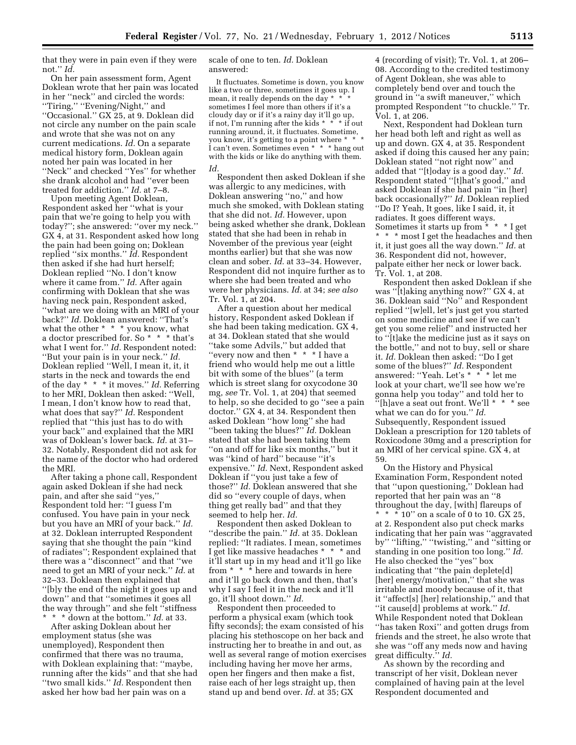that they were in pain even if they were not.'' *Id.*

On her pain assessment form, Agent Doklean wrote that her pain was located in her ''neck'' and circled the words: ''Tiring,'' ''Evening/Night,'' and ''Occasional.'' GX 25, at 9. Doklean did not circle any number on the pain scale and wrote that she was not on any current medications. *Id.* On a separate medical history form, Doklean again noted her pain was located in her ''Neck'' and checked ''Yes'' for whether she drank alcohol and had ''ever been treated for addiction.'' *Id.* at 7–8.

Upon meeting Agent Doklean, Respondent asked her ''what is your pain that we're going to help you with today?''; she answered: ''over my neck.'' GX 4, at 31. Respondent asked how long the pain had been going on; Doklean replied ''six months.'' *Id.* Respondent then asked if she had hurt herself; Doklean replied ''No. I don't know where it came from.'' *Id.* After again confirming with Doklean that she was having neck pain, Respondent asked, ''what are we doing with an MRI of your back?'' *Id.* Doklean answered: ''That's what the other * * * you know, what a doctor prescribed for. So * * * that's what I went for.'' *Id.* Respondent noted: ''But your pain is in your neck.'' *Id.* Doklean replied ''Well, I mean it, it, it starts in the neck and towards the end of the day * * * it moves.'' *Id.* Referring to her MRI, Doklean then asked: ''Well, I mean, I don't know how to read that, what does that say?'' *Id.* Respondent replied that ''this just has to do with your back'' and explained that the MRI was of Doklean's lower back. *Id.* at 31–32. Notably, Respondent did not ask for the name of the doctor who had ordered the MRI.

After taking a phone call, Respondent again asked Doklean if she had neck pain, and after she said ''yes,'' Respondent told her: ''I guess I'm confused. You have pain in your neck but you have an MRI of your back.'' *Id.* at 32. Doklean interrupted Respondent saying that she thought the pain ''kind of radiates''; Respondent explained that there was a ''disconnect'' and that ''we need to get an MRI of your neck.'' *Id.* at 32–33. Doklean then explained that ''[b]y the end of the night it goes up and down'' and that ''sometimes it goes all the way through'' and she felt ''stiffness * * * down at the bottom.'' *Id.* at 33.

After asking Doklean about her employment status (she was unemployed), Respondent then confirmed that there was no trauma, with Doklean explaining that: ''maybe, running after the kids'' and that she had ''two small kids.'' *Id.* Respondent then asked her how bad her pain was on a scale of one to ten. *Id.* Doklean answered:

> It fluctuates. Sometime is down, you know like a two or three, sometimes it goes up. I mean, it really depends on the day * * * sometimes I feel more than others if it's a cloudy day or if it's a rainy day it'll go up, if not, I'm running after the kids * * * if out running around, it, it fluctuates. Sometime, you know, it's getting to a point where * * * I can't even. Sometimes even * * * hang out with the kids or like do anything with them.

*Id.*

Respondent then asked Doklean if she was allergic to any medicines, with Doklean answering ''no,'' and how much she smoked, with Doklean stating that she did not. *Id.* However, upon being asked whether she drank, Doklean stated that she had been in rehab in November of the previous year (eight months earlier) but that she was now clean and sober. *Id.* at 33–34. However, Respondent did not inquire further as to where she had been treated and who were her physicians. *Id.* at 34; *see also* Tr. Vol. 1, at 204.

After a question about her medical history, Respondent asked Doklean if she had been taking medication. GX 4, at 34. Doklean stated that she would ''take some Advils,'' but added that ''every now and then * * * I have a friend who would help me out a little bit with some of the blues'' (a term which is street slang for oxycodone 30 mg, *see* Tr. Vol. 1, at 204) that seemed to help, so she decided to go ''see a pain doctor.'' GX 4, at 34. Respondent then asked Doklean ''how long'' she had ''been taking the blues?'' *Id.* Doklean stated that she had been taking them ''on and off for like six months,'' but it was ''kind of hard'' because ''it's expensive.'' *Id.* Next, Respondent asked Doklean if ''you just take a few of those?'' *Id.* Doklean answered that she did so ''every couple of days, when thing get really bad'' and that they seemed to help her. *Id.*

Respondent then asked Doklean to ''describe the pain.'' *Id.* at 35. Doklean replied: ''It radiates. I mean, sometimes I get like massive headaches * * * and it'll start up in my head and it'll go like from * * * here and towards in here and it'll go back down and then, that's why I say I feel it in the neck and it'll go, it'll shoot down.'' *Id.*

Respondent then proceeded to perform a physical exam (which took fifty seconds); the exam consisted of his placing his stethoscope on her back and instructing her to breathe in and out, as well as several range of motion exercises including having her move her arms, open her fingers and then make a fist, raise each of her legs straight up, then stand up and bend over. *Id.* at 35; GX 4 (recording of visit); Tr. Vol. 1, at 206–08. According to the credited testimony of Agent Doklean, she was able to completely bend over and touch the ground in ''a swift maneuver,'' which prompted Respondent ''to chuckle.'' Tr. Vol. 1, at 206.

Next, Respondent had Doklean turn her head both left and right as well as up and down. GX 4, at 35. Respondent asked if doing this caused her any pain; Doklean stated ''not right now'' and added that ''[t]oday is a good day.'' *Id.* Respondent stated ''[t]hat's good,'' and asked Doklean if she had pain ''in [her] back occasionally?'' *Id.* Doklean replied ''Do I? Yeah, It goes, like I said, it, it radiates. It goes different ways. Sometimes it starts up from * * * I get * * * most I get the headaches and then it, it just goes all the way down.'' *Id.* at 36. Respondent did not, however, palpate either her neck or lower back. Tr. Vol. 1, at 208.

Respondent then asked Doklean if she was ''[t]aking anything now?'' GX 4, at 36. Doklean said ''No'' and Respondent replied ''[w]ell, let's just get you started on some medicine and see if we can't get you some relief'' and instructed her to ''[t]ake the medicine just as it says on the bottle,'' and not to buy, sell or share it. *Id.* Doklean then asked: ''Do I get some of the blues?'' *Id.* Respondent answered: ''Yeah. Let's * * * let me look at your chart, we'll see how we're gonna help you today'' and told her to ''[h]ave a seat out front. We'll * * * see what we can do for you.'' *Id.* Subsequently, Respondent issued Doklean a prescription for 120 tablets of Roxicodone 30mg and a prescription for an MRI of her cervical spine. GX 4, at 59.

On the History and Physical Examination Form, Respondent noted that ''upon questioning,'' Doklean had reported that her pain was an ''8 throughout the day, [with] flareups of * * * 10'' on a scale of 0 to 10. GX 25, at 2. Respondent also put check marks indicating that her pain was ''aggravated by'' ''lifting,'' ''twisting,'' and ''sitting or standing in one position too long.'' *Id.* He also checked the ''yes'' box indicating that ''the pain deplete[d] [her] energy/motivation,'' that she was irritable and moody because of it, that it ''affect[s] [her] relationship,'' and that ''it cause[d] problems at work.'' *Id.* While Respondent noted that Doklean ''has taken Roxi'' and gotten drugs from friends and the street, he also wrote that she was ''off any meds now and having great difficulty.'' *Id.*

As shown by the recording and transcript of her visit, Doklean never complained of having pain at the level Respondent documented and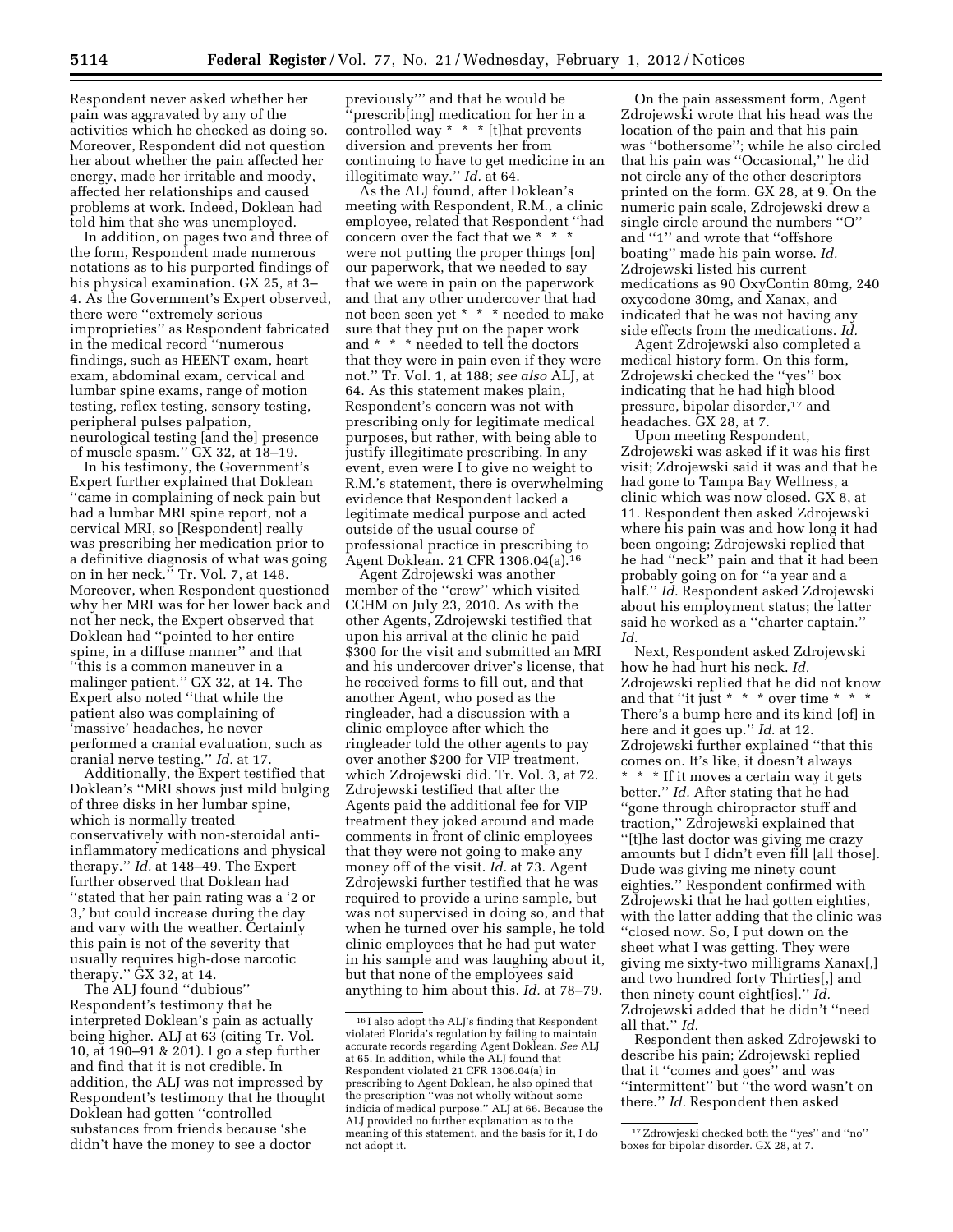Respondent never asked whether her pain was aggravated by any of the activities which he checked as doing so. Moreover, Respondent did not question her about whether the pain affected her energy, made her irritable and moody, affected her relationships and caused problems at work. Indeed, Doklean had told him that she was unemployed.

In addition, on pages two and three of the form, Respondent made numerous notations as to his purported findings of his physical examination. GX 25, at 3–4. As the Government's Expert observed, there were ''extremely serious improprieties'' as Respondent fabricated in the medical record ''numerous findings, such as HEENT exam, heart exam, abdominal exam, cervical and lumbar spine exams, range of motion testing, reflex testing, sensory testing, peripheral pulses palpation, neurological testing [and the] presence of muscle spasm.'' GX 32, at 18–19.

In his testimony, the Government's Expert further explained that Doklean ''came in complaining of neck pain but had a lumbar MRI spine report, not a cervical MRI, so [Respondent] really was prescribing her medication prior to a definitive diagnosis of what was going on in her neck.'' Tr. Vol. 7, at 148. Moreover, when Respondent questioned why her MRI was for her lower back and not her neck, the Expert observed that Doklean had ''pointed to her entire spine, in a diffuse manner'' and that ''this is a common maneuver in a malinger patient.'' GX 32, at 14. The Expert also noted ''that while the patient also was complaining of 'massive' headaches, he never performed a cranial evaluation, such as cranial nerve testing.'' *Id.* at 17.

Additionally, the Expert testified that Doklean's ''MRI shows just mild bulging of three disks in her lumbar spine, which is normally treated conservatively with non-steroidal anti-inflammatory medications and physical therapy.'' *Id.* at 148–49. The Expert further observed that Doklean had ''stated that her pain rating was a '2 or 3,' but could increase during the day and vary with the weather. Certainly this pain is not of the severity that usually requires high-dose narcotic therapy.'' GX 32, at 14.

The ALJ found ''dubious'' Respondent's testimony that he interpreted Doklean's pain as actually being higher. ALJ at 63 (citing Tr. Vol. 10, at 190–91 & 201). I go a step further and find that it is not credible. In addition, the ALJ was not impressed by Respondent's testimony that he thought Doklean had gotten ''controlled substances from friends because 'she didn't have the money to see a doctor previously''' and that he would be ''prescrib[ing] medication for her in a controlled way * * * [t]hat prevents diversion and prevents her from continuing to have to get medicine in an illegitimate way.'' *Id.* at 64.

As the ALJ found, after Doklean's meeting with Respondent, R.M., a clinic employee, related that Respondent ''had concern over the fact that we * * * were not putting the proper things [on] our paperwork, that we needed to say that we were in pain on the paperwork and that any other undercover that had not been seen yet * * * needed to make sure that they put on the paper work and * * * needed to tell the doctors that they were in pain even if they were not.'' Tr. Vol. 1, at 188; *see also* ALJ, at 64. As this statement makes plain, Respondent's concern was not with prescribing only for legitimate medical purposes, but rather, with being able to justify illegitimate prescribing. In any event, even were I to give no weight to R.M.'s statement, there is overwhelming evidence that Respondent lacked a legitimate medical purpose and acted outside of the usual course of professional practice in prescribing to Agent Doklean. 21 CFR 1306.04(a).[16]

Agent Zdrojewski was another member of the ''crew'' which visited CCHM on July 23, 2010. As with the other Agents, Zdrojewski testified that upon his arrival at the clinic he paid $300 for the visit and submitted an MRI and his undercover driver's license, that he received forms to fill out, and that another Agent, who posed as the ringleader, had a discussion with a clinic employee after which the ringleader told the other agents to pay over another $200 for VIP treatment, which Zdrojewski did. Tr. Vol. 3, at 72. Zdrojewski testified that after the Agents paid the additional fee for VIP treatment they joked around and made comments in front of clinic employees that they were not going to make any money off of the visit. *Id.* at 73. Agent Zdrojewski further testified that he was required to provide a urine sample, but was not supervised in doing so, and that when he turned over his sample, he told clinic employees that he had put water in his sample and was laughing about it, but that none of the employees said anything to him about this. *Id.* at 78–79.

On the pain assessment form, Agent Zdrojewski wrote that his head was the location of the pain and that his pain was ''bothersome''; while he also circled that his pain was ''Occasional,'' he did not circle any of the other descriptors printed on the form. GX 28, at 9. On the numeric pain scale, Zdrojewski drew a single circle around the numbers ''O'' and ''1'' and wrote that ''offshore boating'' made his pain worse. *Id.* Zdrojewski listed his current medications as 90 OxyContin 80mg, 240 oxycodone 30mg, and Xanax, and indicated that he was not having any side effects from the medications. *Id.*

Agent Zdrojewski also completed a medical history form. On this form, Zdrojewski checked the ''yes'' box indicating that he had high blood pressure, bipolar disorder,[17] and headaches. GX 28, at 7.

Upon meeting Respondent, Zdrojewski was asked if it was his first visit; Zdrojewski said it was and that he had gone to Tampa Bay Wellness, a clinic which was now closed. GX 8, at 11. Respondent then asked Zdrojewski where his pain was and how long it had been ongoing; Zdrojewski replied that he had ''neck'' pain and that it had been probably going on for ''a year and a half.'' *Id.* Respondent asked Zdrojewski about his employment status; the latter said he worked as a ''charter captain.'' *Id.*

Next, Respondent asked Zdrojewski how he had hurt his neck. *Id.* Zdrojewski replied that he did not know and that ''it just * * * over time * * * There's a bump here and its kind [of] in here and it goes up.'' *Id.* at 12. Zdrojewski further explained ''that this comes on. It's like, it doesn't always * * * If it moves a certain way it gets better.'' *Id.* After stating that he had ''gone through chiropractor stuff and traction,'' Zdrojewski explained that ''[t]he last doctor was giving me crazy amounts but I didn't even fill [all those]. Dude was giving me ninety count eighties.'' Respondent confirmed with Zdrojewski that he had gotten eighties, with the latter adding that the clinic was ''closed now. So, I put down on the sheet what I was getting. They were giving me sixty-two milligrams Xanax[,] and two hundred forty Thirties[,] and then ninety count eight[ies].'' *Id.* Zdrojewski added that he didn't ''need all that.'' *Id.*

Respondent then asked Zdrojewski to describe his pain; Zdrojewski replied that it ''comes and goes'' and was ''intermittent'' but ''the word wasn't on there.'' *Id.* Respondent then asked

---

[16] I also adopt the ALJ's finding that Respondent violated Florida's regulation by failing to maintain accurate records regarding Agent Doklean. *See* ALJ at 65. In addition, while the ALJ found that Respondent violated 21 CFR 1306.04(a) in prescribing to Agent Doklean, he also opined that the prescription ''was not wholly without some indicia of medical purpose.'' ALJ at 66. Because the ALJ provided no further explanation as to the meaning of this statement, and the basis for it, I do not adopt it.

[17] Zdrowjeski checked both the ''yes'' and ''no'' boxes for bipolar disorder. GX 28, at 7.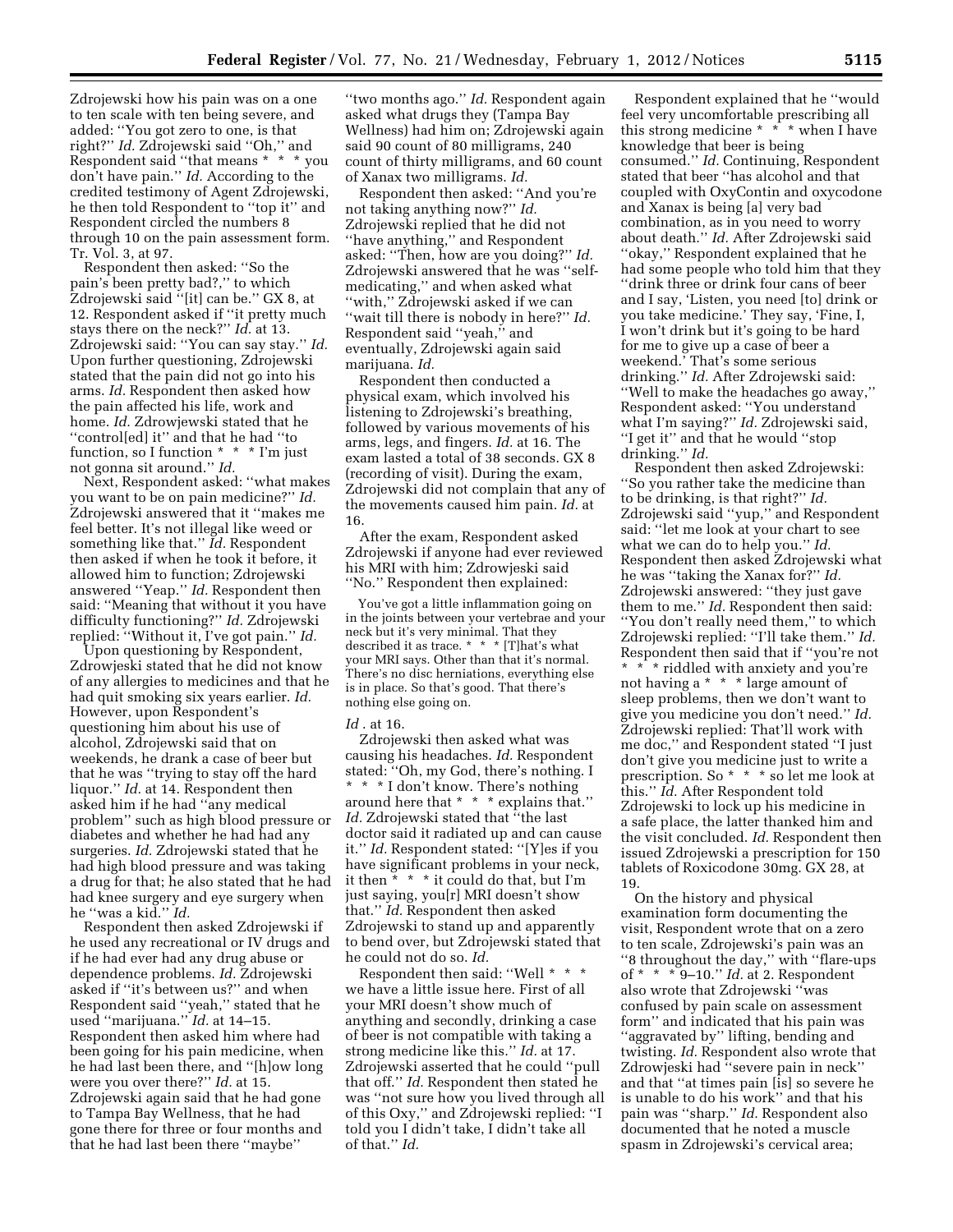Zdrojewski how his pain was on a one to ten scale with ten being severe, and added: ''You got zero to one, is that right?'' *Id.* Zdrojewski said ''Oh,'' and Respondent said ''that means * * * you don't have pain.'' *Id.* According to the credited testimony of Agent Zdrojewski, he then told Respondent to ''top it'' and Respondent circled the numbers 8 through 10 on the pain assessment form. Tr. Vol. 3, at 97.

Respondent then asked: ''So the pain's been pretty bad?,'' to which Zdrojewski said ''[it] can be.'' GX 8, at 12. Respondent asked if ''it pretty much stays there on the neck?'' *Id.* at 13. Zdrojewski said: ''You can say stay.'' *Id.* Upon further questioning, Zdrojewski stated that the pain did not go into his arms. *Id.* Respondent then asked how the pain affected his life, work and home. *Id.* Zdrowjewski stated that he ''control[ed] it'' and that he had ''to function, so I function * * * I'm just not gonna sit around.'' *Id.*

Next, Respondent asked: ''what makes you want to be on pain medicine?'' *Id.* Zdrojewski answered that it ''makes me feel better. It's not illegal like weed or something like that.'' *Id.* Respondent then asked if when he took it before, it allowed him to function; Zdrojewski answered ''Yeap.'' *Id.* Respondent then said: ''Meaning that without it you have difficulty functioning?'' *Id.* Zdrojewski replied: ''Without it, I've got pain.'' *Id.*

Upon questioning by Respondent, Zdrowjeski stated that he did not know of any allergies to medicines and that he had quit smoking six years earlier. *Id.* However, upon Respondent's questioning him about his use of alcohol, Zdrojewski said that on weekends, he drank a case of beer but that he was ''trying to stay off the hard liquor.'' *Id.* at 14. Respondent then asked him if he had ''any medical problem'' such as high blood pressure or diabetes and whether he had had any surgeries. *Id.* Zdrojewski stated that he had high blood pressure and was taking a drug for that; he also stated that he had had knee surgery and eye surgery when he ''was a kid.'' *Id.*

Respondent then asked Zdrojewski if he used any recreational or IV drugs and if he had ever had any drug abuse or dependence problems. *Id.* Zdrojewski asked if ''it's between us?'' and when Respondent said ''yeah,'' stated that he used ''marijuana.'' *Id.* at 14–15. Respondent then asked him where had been going for his pain medicine, when he had last been there, and ''[h]ow long were you over there?'' *Id.* at 15. Zdrojewski again said that he had gone to Tampa Bay Wellness, that he had gone there for three or four months and that he had last been there ''maybe'' ''two months ago.'' *Id.* Respondent again asked what drugs they (Tampa Bay Wellness) had him on; Zdrojewski again said 90 count of 80 milligrams, 240 count of thirty milligrams, and 60 count of Xanax two milligrams. *Id.*

Respondent then asked: ''And you're not taking anything now?'' *Id.* Zdrojewski replied that he did not ''have anything,'' and Respondent asked: ''Then, how are you doing?'' *Id.* Zdrojewski answered that he was ''self-medicating,'' and when asked what ''with,'' Zdrojewski asked if we can ''wait till there is nobody in here?'' *Id.* Respondent said ''yeah,'' and eventually, Zdrojewski again said marijuana. *Id.*

Respondent then conducted a physical exam, which involved his listening to Zdrojewski's breathing, followed by various movements of his arms, legs, and fingers. *Id.* at 16. The exam lasted a total of 38 seconds. GX 8 (recording of visit). During the exam, Zdrojewski did not complain that any of the movements caused him pain. *Id.* at 16.

After the exam, Respondent asked Zdrojewski if anyone had ever reviewed his MRI with him; Zdrowjeski said ''No.'' Respondent then explained:

> You've got a little inflammation going on in the joints between your vertebrae and your neck but it's very minimal. That they described it as trace. * * * [T]hat's what your MRI says. Other than that it's normal. There's no disc herniations, everything else is in place. So that's good. That there's nothing else going on.

*Id* . at 16.

Zdrojewski then asked what was causing his headaches. *Id.* Respondent stated: ''Oh, my God, there's nothing. I * * * I don't know. There's nothing around here that * * * explains that.'' *Id.* Zdrojewski stated that ''the last doctor said it radiated up and can cause it.'' *Id.* Respondent stated: ''[Y]es if you have significant problems in your neck, it then * * * it could do that, but I'm just saying, you[r] MRI doesn't show that.'' *Id.* Respondent then asked Zdrojewski to stand up and apparently to bend over, but Zdrojewski stated that he could not do so. *Id.*

Respondent then said: ''Well * * * we have a little issue here. First of all your MRI doesn't show much of anything and secondly, drinking a case of beer is not compatible with taking a strong medicine like this.'' *Id.* at 17. Zdrojewski asserted that he could ''pull that off.'' *Id.* Respondent then stated he was ''not sure how you lived through all of this Oxy,'' and Zdrojewski replied: ''I told you I didn't take, I didn't take all of that.'' *Id.*

Respondent explained that he ''would feel very uncomfortable prescribing all this strong medicine * * * when I have knowledge that beer is being consumed.'' *Id.* Continuing, Respondent stated that beer ''has alcohol and that coupled with OxyContin and oxycodone and Xanax is being [a] very bad combination, as in you need to worry about death.'' *Id.* After Zdrojewski said ''okay,'' Respondent explained that he had some people who told him that they ''drink three or drink four cans of beer and I say, 'Listen, you need [to] drink or you take medicine.' They say, 'Fine, I, I won't drink but it's going to be hard for me to give up a case of beer a weekend.' That's some serious drinking.'' *Id.* After Zdrojewski said: ''Well to make the headaches go away,'' Respondent asked: ''You understand what I'm saying?'' *Id.* Zdrojewski said, ''I get it'' and that he would ''stop drinking.'' *Id.*

Respondent then asked Zdrojewski: ''So you rather take the medicine than to be drinking, is that right?'' *Id.* Zdrojewski said ''yup,'' and Respondent said: ''let me look at your chart to see what we can do to help you.'' *Id.* Respondent then asked Zdrojewski what he was ''taking the Xanax for?'' *Id.* Zdrojewski answered: ''they just gave them to me.'' *Id.* Respondent then said: ''You don't really need them,'' to which Zdrojewski replied: ''I'll take them.'' *Id.* Respondent then said that if ''you're not * * * riddled with anxiety and you're not having a * * * large amount of sleep problems, then we don't want to give you medicine you don't need.'' *Id.* Zdrojewski replied: That'll work with me doc,'' and Respondent stated ''I just don't give you medicine just to write a prescription. So * * * so let me look at this.'' *Id.* After Respondent told Zdrojewski to lock up his medicine in a safe place, the latter thanked him and the visit concluded. *Id.* Respondent then issued Zdrojewski a prescription for 150 tablets of Roxicodone 30mg. GX 28, at 19.

On the history and physical examination form documenting the visit, Respondent wrote that on a zero to ten scale, Zdrojewski's pain was an ''8 throughout the day,'' with ''flare-ups of * * * 9–10.'' *Id.* at 2. Respondent also wrote that Zdrojewski ''was confused by pain scale on assessment form'' and indicated that his pain was ''aggravated by'' lifting, bending and twisting. *Id.* Respondent also wrote that Zdrowjeski had ''severe pain in neck'' and that ''at times pain [is] so severe he is unable to do his work'' and that his pain was ''sharp.'' *Id.* Respondent also documented that he noted a muscle spasm in Zdrojewski's cervical area;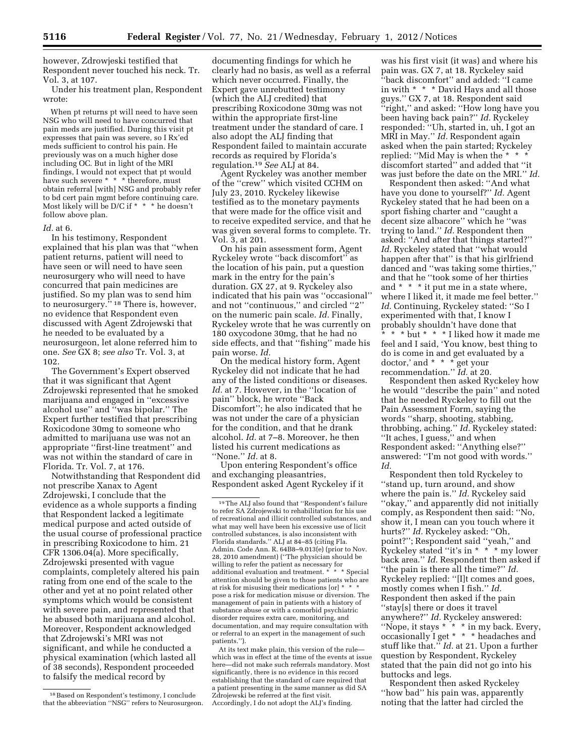however, Zdrowjeski testified that Respondent never touched his neck. Tr. Vol. 3, at 107.

Under his treatment plan, Respondent wrote:

> When pt returns pt will need to have seen NSG who will need to have concurred that pain meds are justified. During this visit pt expresses that pain was severe, so I Rx'ed meds sufficient to control his pain. He previously was on a much higher dose including OC. But in light of the MRI findings, I would not expect that pt would have such severe * * * therefore, must obtain referral [with] NSG and probably refer to bd cert pain mgmt before continuing care. Most likely will be D/C if * * * he doesn't follow above plan.

*Id.* at 6.

In his testimony, Respondent explained that his plan was that ''when patient returns, patient will need to have seen or will need to have seen neurosurgery who will need to have concurred that pain medicines are justified. So my plan was to send him to neurosurgery.'' [18] There is, however, no evidence that Respondent even discussed with Agent Zdrojewski that he needed to be evaluated by a neurosurgeon, let alone referred him to one. *See* GX 8; *see also* Tr. Vol. 3, at 102.

The Government's Expert observed that it was significant that Agent Zdrojewski represented that he smoked marijuana and engaged in ''excessive alcohol use'' and ''was bipolar.'' The Expert further testified that prescribing Roxicodone 30mg to someone who admitted to marijuana use was not an appropriate ''first-line treatment'' and was not within the standard of care in Florida. Tr. Vol. 7, at 176.

Notwithstanding that Respondent did not prescribe Xanax to Agent Zdrojewski, I conclude that the evidence as a whole supports a finding that Respondent lacked a legitimate medical purpose and acted outside of the usual course of professional practice in prescribing Roxicodone to him. 21 CFR 1306.04(a). More specifically, Zdrojewski presented with vague complaints, completely altered his pain rating from one end of the scale to the other and yet at no point related other symptoms which would be consistent with severe pain, and represented that he abused both marijuana and alcohol. Moreover, Respondent acknowledged that Zdrojewski's MRI was not significant, and while he conducted a physical examination (which lasted all of 38 seconds), Respondent proceeded to falsify the medical record by documenting findings for which he clearly had no basis, as well as a referral which never occurred. Finally, the Expert gave unrebutted testimony (which the ALJ credited) that prescribing Roxicodone 30mg was not within the appropriate first-line treatment under the standard of care. I also adopt the ALJ finding that Respondent failed to maintain accurate records as required by Florida's regulation.[19] *See* ALJ at 84.

Agent Ryckeley was another member of the ''crew'' which visited CCHM on July 23, 2010. Ryckeley likewise testified as to the monetary payments that were made for the office visit and to receive expedited service, and that he was given several forms to complete. Tr. Vol. 3, at 201.

On his pain assessment form, Agent Ryckeley wrote ''back discomfort'' as the location of his pain, put a question mark in the entry for the pain's duration. GX 27, at 9. Ryckeley also indicated that his pain was ''occasional'' and not ''continuous,'' and circled ''2'' on the numeric pain scale. *Id.* Finally, Ryckeley wrote that he was currently on 180 oxycodone 30mg, that he had no side effects, and that ''fishing'' made his pain worse. *Id.*

On the medical history form, Agent Ryckeley did not indicate that he had any of the listed conditions or diseases. *Id.* at 7. However, in the ''location of pain'' block, he wrote ''Back Discomfort''; he also indicated that he was not under the care of a physician for the condition, and that he drank alcohol. *Id.* at 7–8. Moreover, he then listed his current medications as ''None.'' *Id.* at 8.

Upon entering Respondent's office and exchanging pleasantries, Respondent asked Agent Ryckeley if it was his first visit (it was) and where his pain was. GX 7, at 18. Ryckeley said ''back discomfort'' and added: ''I came in with * * * David Hays and all those guys.'' GX 7, at 18. Respondent said ''right,'' and asked: ''How long have you been having back pain?'' *Id.* Ryckeley responded: ''Uh, started in, uh, I got an MRI in May.'' *Id.* Respondent again asked when the pain started; Ryckeley replied: ''Mid May is when the * * * discomfort started'' and added that ''it was just before the date on the MRI.'' *Id.*

Respondent then asked: ''And what have you done to yourself?'' *Id.* Agent Ryckeley stated that he had been on a sport fishing charter and ''caught a decent size albacore'' which he ''was trying to land.'' *Id.* Respondent then asked: ''And after that things started?'' *Id.* Ryckeley stated that ''what would happen after that'' is that his girlfriend danced and ''was taking some thirties,'' and that he ''took some of her thirties and * * * it put me in a state where, where I liked it, it made me feel better.'' *Id.* Continuing, Ryckeley stated: ''So I experimented with that, I know I probably shouldn't have done that * * * but * * * I liked how it made me feel and I said, 'You know, best thing to do is come in and get evaluated by a doctor,' and * * * get your recommendation.'' *Id.* at 20.

Respondent then asked Ryckeley how he would ''describe the pain'' and noted that he needed Ryckeley to fill out the Pain Assessment Form, saying the words ''sharp, shooting, stabbing, throbbing, aching.'' *Id.* Ryckeley stated: ''It aches, I guess,'' and when Respondent asked: ''Anything else?'' answered: ''I'm not good with words.'' *Id.*

Respondent then told Ryckeley to ''stand up, turn around, and show where the pain is.'' *Id.* Ryckeley said ''okay,'' and apparently did not initially comply, as Respondent then said: ''No, show it, I mean can you touch where it hurts?'' *Id.* Ryckeley asked: ''Oh, point?''; Respondent said ''yeah,'' and Ryckeley stated ''it's in * * * my lower back area.'' *Id.* Respondent then asked if ''the pain is there all the time?'' *Id.* Ryckeley replied: ''[I]t comes and goes, mostly comes when I fish.'' *Id.* Respondent then asked if the pain ''stay[s] there or does it travel anywhere?'' *Id.* Ryckeley answered: ''Nope, it stays * * * in my back. Every, occasionally I get * * * headaches and stuff like that.'' *Id.* at 21. Upon a further question by Respondent, Ryckeley stated that the pain did not go into his buttocks and legs.

Respondent then asked Ryckeley ''how bad'' his pain was, apparently noting that the latter had circled the

---

[18] Based on Respondent's testimony, I conclude that the abbreviation ''NSG'' refers to Neurosurgeon.

[19] The ALJ also found that ''Respondent's failure to refer SA Zdrojewski to rehabilitation for his use of recreational and illicit controlled substances, and what may well have been his excessive use of licit controlled substances, is also inconsistent with Florida standards.'' ALJ at 84–85 (citing Fla. Admin. Code Ann. R. 64B8–9.013(e) (prior to Nov. 28, 2010 amendment) (''The physician should be willing to refer the patient as necessary for additional evaluation and treatment. * * * Special attention should be given to those patients who are at risk for misusing their medications [or] * * * pose a risk for medication misuse or diversion. The management of pain in patients with a history of substance abuse or with a comorbid psychiatric disorder requires extra care, monitoring, and documentation, and may require consultation with or referral to an expert in the management of such patients.'').

At its text make plain, this version of the rule—which was in effect at the time of the events at issue here—did not make such referrals mandatory. Most significantly, there is no evidence in this record establishing that the standard of care required that a patient presenting in the same manner as did SA Zdrojewski be referred at the first visit. Accordingly, I do not adopt the ALJ's finding.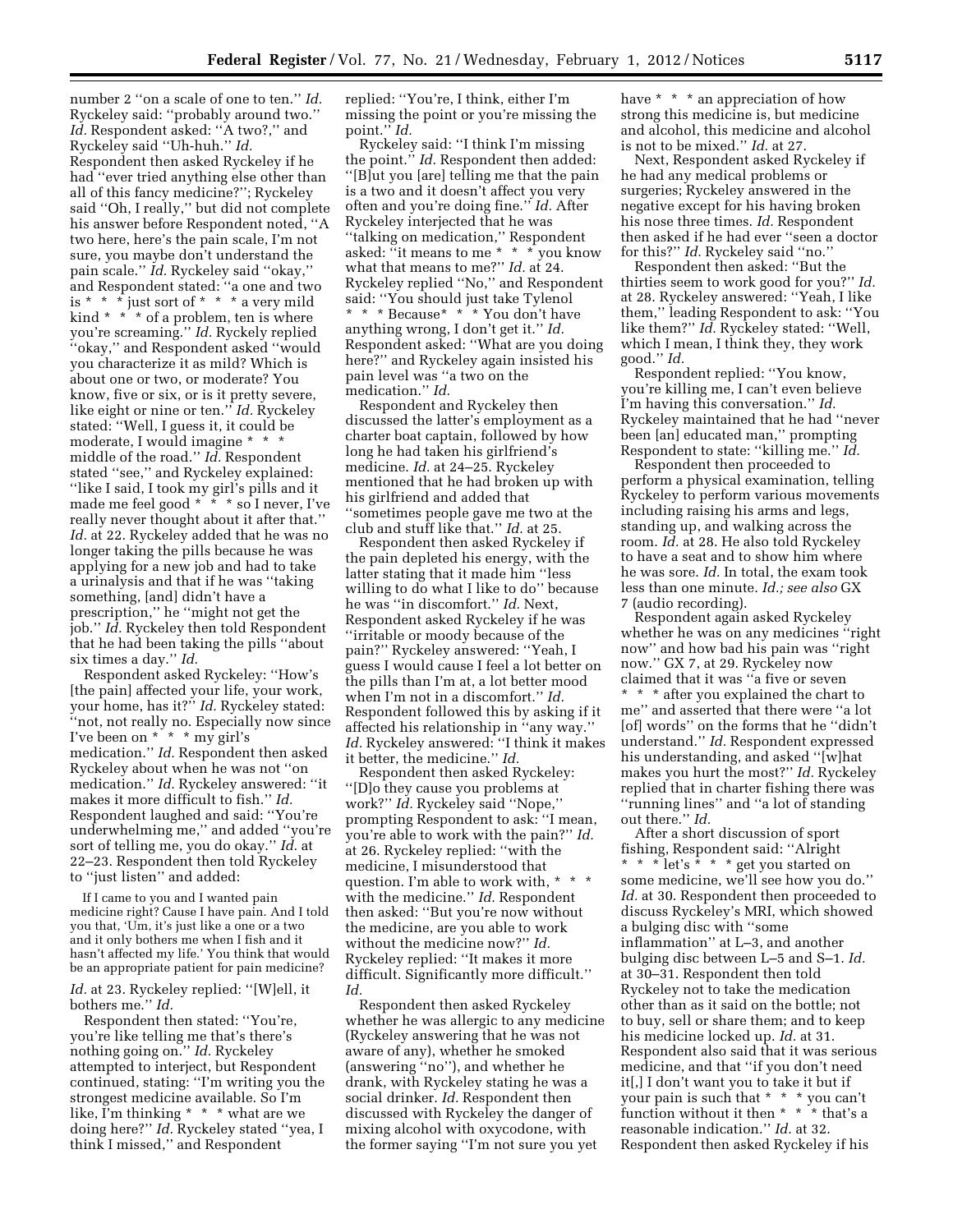number 2 ''on a scale of one to ten.'' *Id.* Ryckeley said: ''probably around two.'' *Id.* Respondent asked: ''A two?,'' and Ryckeley said ''Uh-huh.'' *Id.* Respondent then asked Ryckeley if he had ''ever tried anything else other than all of this fancy medicine?''; Ryckeley said ''Oh, I really,'' but did not complete his answer before Respondent noted, ''A two here, here's the pain scale, I'm not sure, you maybe don't understand the pain scale.'' *Id.* Ryckeley said ''okay,'' and Respondent stated: ''a one and two is * * * just sort of * * * a very mild kind * * * of a problem, ten is where you're screaming.'' *Id.* Ryckely replied ''okay,'' and Respondent asked ''would you characterize it as mild? Which is about one or two, or moderate? You know, five or six, or is it pretty severe, like eight or nine or ten.'' *Id.* Ryckeley stated: ''Well, I guess it, it could be moderate, I would imagine * * * middle of the road.'' *Id.* Respondent stated ''see,'' and Ryckeley explained: ''like I said, I took my girl's pills and it made me feel good * * * so I never, I've really never thought about it after that.'' *Id.* at 22. Ryckeley added that he was no longer taking the pills because he was applying for a new job and had to take a urinalysis and that if he was ''taking something, [and] didn't have a prescription,'' he ''might not get the job.'' *Id.* Ryckeley then told Respondent that he had been taking the pills ''about six times a day.'' *Id.*

Respondent asked Ryckeley: ''How's [the pain] affected your life, your work, your home, has it?'' *Id.* Ryckeley stated: ''not, not really no. Especially now since I've been on * * * my girl's medication.'' *Id.* Respondent then asked Ryckeley about when he was not ''on medication.'' *Id.* Ryckeley answered: ''it makes it more difficult to fish.'' *Id.* Respondent laughed and said: ''You're underwhelming me,'' and added ''you're sort of telling me, you do okay.'' *Id.* at 22–23. Respondent then told Ryckeley to ''just listen'' and added:

> If I came to you and I wanted pain medicine right? Cause I have pain. And I told you that, 'Um, it's just like a one or a two and it only bothers me when I fish and it hasn't affected my life.' You think that would be an appropriate patient for pain medicine?

*Id.* at 23. Ryckeley replied: ''[W]ell, it bothers me.'' *Id.*

Respondent then stated: ''You're, you're like telling me that's there's nothing going on.'' *Id.* Ryckeley attempted to interject, but Respondent continued, stating: ''I'm writing you the strongest medicine available. So I'm like, I'm thinking * * * what are we doing here?'' *Id.* Ryckeley stated ''yea, I think I missed,'' and Respondent replied: ''You're, I think, either I'm missing the point or you're missing the point.'' *Id.*

Ryckeley said: ''I think I'm missing the point.'' *Id.* Respondent then added: ''[B]ut you [are] telling me that the pain is a two and it doesn't affect you very often and you're doing fine.'' *Id.* After Ryckeley interjected that he was ''talking on medication,'' Respondent asked: ''it means to me * * * you know what that means to me?'' *Id.* at 24. Ryckeley replied ''No,'' and Respondent said: ''You should just take Tylenol * * * Because* * * You don't have anything wrong, I don't get it.'' *Id.* Respondent asked: ''What are you doing here?'' and Ryckeley again insisted his pain level was ''a two on the medication.'' *Id.*

Respondent and Ryckeley then discussed the latter's employment as a charter boat captain, followed by how long he had taken his girlfriend's medicine. *Id.* at 24–25. Ryckeley mentioned that he had broken up with his girlfriend and added that ''sometimes people gave me two at the club and stuff like that.'' *Id.* at 25.

Respondent then asked Ryckeley if the pain depleted his energy, with the latter stating that it made him ''less willing to do what I like to do'' because he was ''in discomfort.'' *Id.* Next, Respondent asked Ryckeley if he was ''irritable or moody because of the pain?'' Ryckeley answered: ''Yeah, I guess I would cause I feel a lot better on the pills than I'm at, a lot better mood when I'm not in a discomfort.'' *Id.* Respondent followed this by asking if it affected his relationship in ''any way.'' *Id.* Ryckeley answered: ''I think it makes it better, the medicine.'' *Id.*

Respondent then asked Ryckeley: ''[D]o they cause you problems at work?'' *Id.* Ryckeley said ''Nope,'' prompting Respondent to ask: ''I mean, you're able to work with the pain?'' *Id.* at 26. Ryckeley replied: ''with the medicine, I misunderstood that question. I'm able to work with, * * * with the medicine.'' *Id.* Respondent then asked: ''But you're now without the medicine, are you able to work without the medicine now?'' *Id.* Ryckeley replied: ''It makes it more difficult. Significantly more difficult.'' *Id.*

Respondent then asked Ryckeley whether he was allergic to any medicine (Ryckeley answering that he was not aware of any), whether he smoked (answering ''no''), and whether he drank, with Ryckeley stating he was a social drinker. *Id.* Respondent then discussed with Ryckeley the danger of mixing alcohol with oxycodone, with the former saying ''I'm not sure you yet have * * * an appreciation of how strong this medicine is, but medicine and alcohol, this medicine and alcohol is not to be mixed.'' *Id.* at 27.

Next, Respondent asked Ryckeley if he had any medical problems or surgeries; Ryckeley answered in the negative except for his having broken his nose three times. *Id.* Respondent then asked if he had ever ''seen a doctor for this?'' *Id.* Ryckeley said ''no.''

Respondent then asked: ''But the thirties seem to work good for you?'' *Id.* at 28. Ryckeley answered: ''Yeah, I like them,'' leading Respondent to ask: ''You like them?'' *Id.* Ryckeley stated: ''Well, which I mean, I think they, they work good.'' *Id.*

Respondent replied: ''You know, you're killing me, I can't even believe I'm having this conversation.'' *Id.* Ryckeley maintained that he had ''never been [an] educated man,'' prompting Respondent to state: ''killing me.'' *Id.*

Respondent then proceeded to perform a physical examination, telling Ryckeley to perform various movements including raising his arms and legs, standing up, and walking across the room. *Id.* at 28. He also told Ryckeley to have a seat and to show him where he was sore. *Id.* In total, the exam took less than one minute. *Id.; see also* GX 7 (audio recording).

Respondent again asked Ryckeley whether he was on any medicines ''right now'' and how bad his pain was ''right now.'' GX 7, at 29. Ryckeley now claimed that it was ''a five or seven * * * after you explained the chart to me'' and asserted that there were ''a lot [of] words'' on the forms that he ''didn't understand.'' *Id.* Respondent expressed his understanding, and asked ''[w]hat makes you hurt the most?'' *Id.* Ryckeley replied that in charter fishing there was ''running lines'' and ''a lot of standing out there.'' *Id.*

After a short discussion of sport fishing, Respondent said: ''Alright * * * let's * * * get you started on some medicine, we'll see how you do.'' *Id.* at 30. Respondent then proceeded to discuss Ryckeley's MRI, which showed a bulging disc with ''some inflammation'' at L–3, and another bulging disc between L–5 and S–1. *Id.* at 30–31. Respondent then told Ryckeley not to take the medication other than as it said on the bottle; not to buy, sell or share them; and to keep his medicine locked up. *Id.* at 31. Respondent also said that it was serious medicine, and that ''if you don't need it[,] I don't want you to take it but if your pain is such that * * * you can't function without it then * * * that's a reasonable indication.'' *Id.* at 32. Respondent then asked Ryckeley if his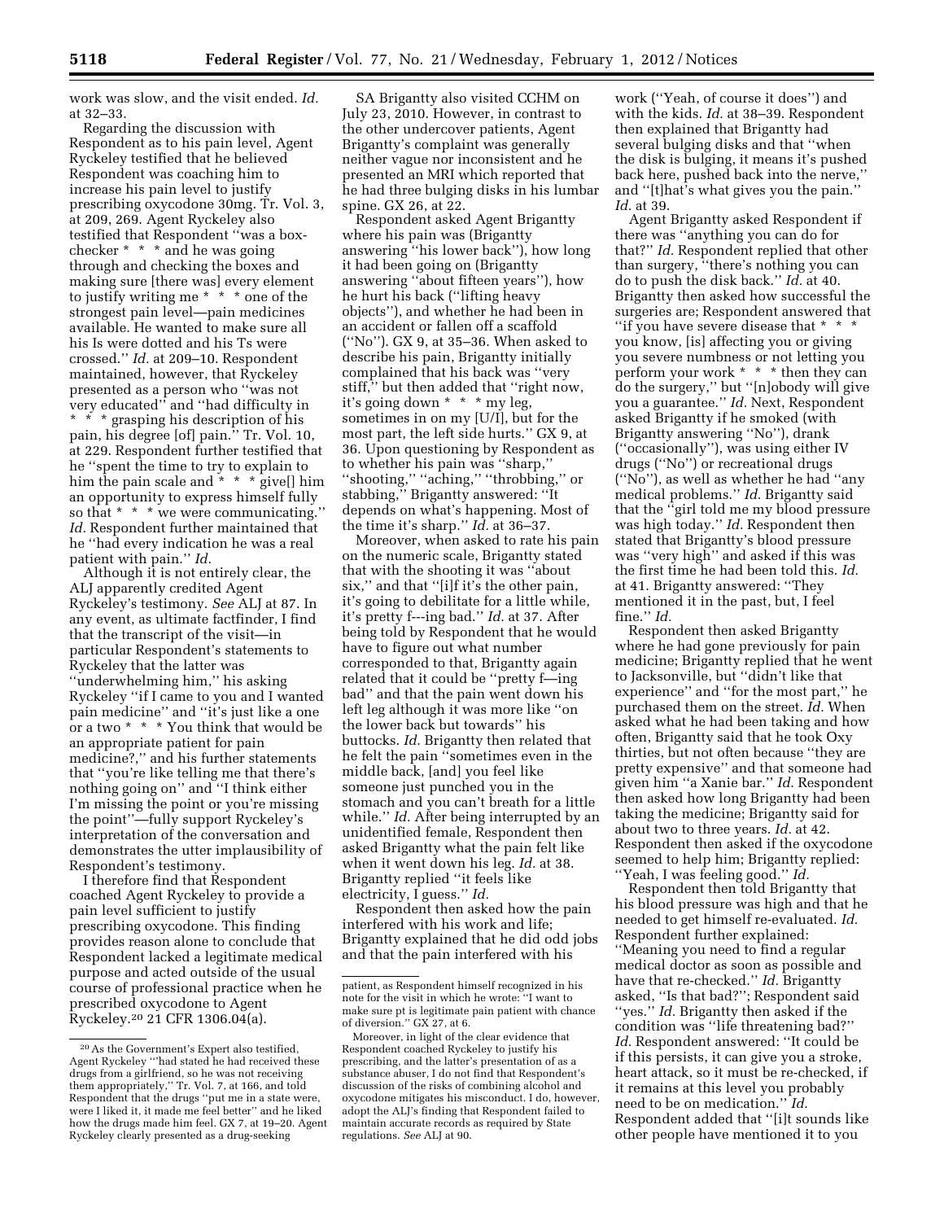work was slow, and the visit ended. *Id.* at 32–33.

Regarding the discussion with Respondent as to his pain level, Agent Ryckeley testified that he believed Respondent was coaching him to increase his pain level to justify prescribing oxycodone 30mg. Tr. Vol. 3, at 209, 269. Agent Ryckeley also testified that Respondent ''was a box-checker * * * and he was going through and checking the boxes and making sure [there was] every element to justify writing me * * * one of the strongest pain level—pain medicines available. He wanted to make sure all his Is were dotted and his Ts were crossed.'' *Id.* at 209–10. Respondent maintained, however, that Ryckeley presented as a person who ''was not very educated'' and ''had difficulty in * * * grasping his description of his pain, his degree [of] pain.'' Tr. Vol. 10, at 229. Respondent further testified that he ''spent the time to try to explain to him the pain scale and * * * give[] him an opportunity to express himself fully so that * * * we were communicating.'' *Id.* Respondent further maintained that he ''had every indication he was a real patient with pain.'' *Id.*

Although it is not entirely clear, the ALJ apparently credited Agent Ryckeley's testimony. *See* ALJ at 87. In any event, as ultimate factfinder, I find that the transcript of the visit—in particular Respondent's statements to Ryckeley that the latter was ''underwhelming him,'' his asking Ryckeley ''if I came to you and I wanted pain medicine'' and ''it's just like a one or a two * * * You think that would be an appropriate patient for pain medicine?,'' and his further statements that ''you're like telling me that there's nothing going on'' and ''I think either I'm missing the point or you're missing the point''—fully support Ryckeley's interpretation of the conversation and demonstrates the utter implausibility of Respondent's testimony.

I therefore find that Respondent coached Agent Ryckeley to provide a pain level sufficient to justify prescribing oxycodone. This finding provides reason alone to conclude that Respondent lacked a legitimate medical purpose and acted outside of the usual course of professional practice when he prescribed oxycodone to Agent Ryckeley.[20] 21 CFR 1306.04(a).

SA Brigantty also visited CCHM on July 23, 2010. However, in contrast to the other undercover patients, Agent Brigantty's complaint was generally neither vague nor inconsistent and he presented an MRI which reported that he had three bulging disks in his lumbar spine. GX 26, at 22.

Respondent asked Agent Brigantty where his pain was (Brigantty answering ''his lower back''), how long it had been going on (Brigantty answering ''about fifteen years''), how he hurt his back (''lifting heavy objects''), and whether he had been in an accident or fallen off a scaffold (''No''). GX 9, at 35–36. When asked to describe his pain, Brigantty initially complained that his back was ''very stiff,'' but then added that ''right now, it's going down * * * my leg, sometimes in on my [U/I], but for the most part, the left side hurts.'' GX 9, at 36. Upon questioning by Respondent as to whether his pain was ''sharp,'' ''shooting,'' ''aching,'' ''throbbing,'' or stabbing,'' Brigantty answered: ''It depends on what's happening. Most of the time it's sharp.'' *Id.* at 36–37.

Moreover, when asked to rate his pain on the numeric scale, Brigantty stated that with the shooting it was ''about six,'' and that ''[i]f it's the other pain, it's going to debilitate for a little while, it's pretty f---ing bad.'' *Id.* at 37. After being told by Respondent that he would have to figure out what number corresponded to that, Brigantty again related that it could be ''pretty f—ing bad'' and that the pain went down his left leg although it was more like ''on the lower back but towards'' his buttocks. *Id.* Brigantty then related that he felt the pain ''sometimes even in the middle back, [and] you feel like someone just punched you in the stomach and you can't breath for a little while.'' *Id.* After being interrupted by an unidentified female, Respondent then asked Brigantty what the pain felt like when it went down his leg. *Id.* at 38. Brigantty replied ''it feels like electricity, I guess.'' *Id.*

Respondent then asked how the pain interfered with his work and life; Brigantty explained that he did odd jobs and that the pain interfered with his work (''Yeah, of course it does'') and with the kids. *Id.* at 38–39. Respondent then explained that Brigantty had several bulging disks and that ''when the disk is bulging, it means it's pushed back here, pushed back into the nerve,'' and ''[t]hat's what gives you the pain.'' *Id.* at 39.

Agent Brigantty asked Respondent if there was ''anything you can do for that?'' *Id.* Respondent replied that other than surgery, ''there's nothing you can do to push the disk back.'' *Id.* at 40. Brigantty then asked how successful the surgeries are; Respondent answered that ''if you have severe disease that * * * you know, [is] affecting you or giving you severe numbness or not letting you perform your work * * * then they can do the surgery,'' but ''[n]obody will give you a guarantee.'' *Id.* Next, Respondent asked Brigantty if he smoked (with Brigantty answering ''No''), drank (''occasionally''), was using either IV drugs (''No'') or recreational drugs (''No''), as well as whether he had ''any medical problems.'' *Id.* Brigantty said that the ''girl told me my blood pressure was high today.'' *Id.* Respondent then stated that Brigantty's blood pressure was ''very high'' and asked if this was the first time he had been told this. *Id.* at 41. Brigantty answered: ''They mentioned it in the past, but, I feel fine.'' *Id.*

Respondent then asked Brigantty where he had gone previously for pain medicine; Brigantty replied that he went to Jacksonville, but ''didn't like that experience'' and ''for the most part,'' he purchased them on the street. *Id.* When asked what he had been taking and how often, Brigantty said that he took Oxy thirties, but not often because ''they are pretty expensive'' and that someone had given him ''a Xanie bar.'' *Id.* Respondent then asked how long Brigantty had been taking the medicine; Brigantty said for about two to three years. *Id.* at 42. Respondent then asked if the oxycodone seemed to help him; Brigantty replied: ''Yeah, I was feeling good.'' *Id.*

Respondent then told Brigantty that his blood pressure was high and that he needed to get himself re-evaluated. *Id.* Respondent further explained: ''Meaning you need to find a regular medical doctor as soon as possible and have that re-checked.'' *Id.* Brigantty asked, ''Is that bad?''; Respondent said ''yes.'' *Id.* Brigantty then asked if the condition was ''life threatening bad?'' *Id.* Respondent answered: ''It could be if this persists, it can give you a stroke, heart attack, so it must be re-checked, if it remains at this level you probably need to be on medication.'' *Id.* Respondent added that ''[i]t sounds like other people have mentioned it to you

---

[20] As the Government's Expert also testified, Agent Ryckeley '''had stated he had received these drugs from a girlfriend, so he was not receiving them appropriately,'' Tr. Vol. 7, at 166, and told Respondent that the drugs ''put me in a state were, were I liked it, it made me feel better'' and he liked how the drugs made him feel. GX 7, at 19–20. Agent Ryckeley clearly presented as a drug-seeking patient, as Respondent himself recognized in his note for the visit in which he wrote: ''I want to make sure pt is legitimate pain patient with chance of diversion.'' GX 27, at 6.

Moreover, in light of the clear evidence that Respondent coached Ryckeley to justify his prescribing, and the latter's presentation of as a substance abuser, I do not find that Respondent's discussion of the risks of combining alcohol and oxycodone mitigates his misconduct. I do, however, adopt the ALJ's finding that Respondent failed to maintain accurate records as required by State regulations. *See* ALJ at 90.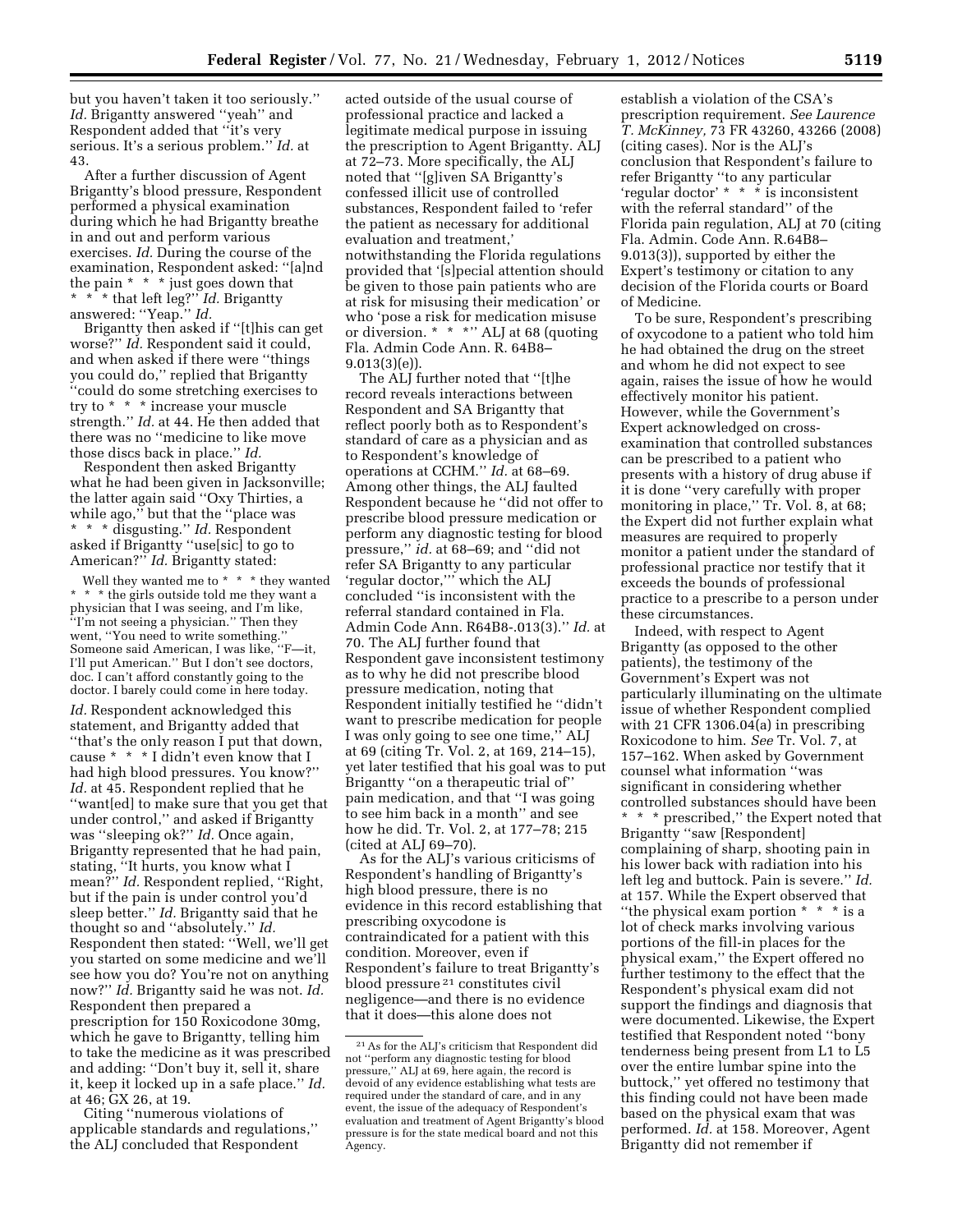but you haven't taken it too seriously.'' *Id.* Brigantty answered ''yeah'' and Respondent added that ''it's very serious. It's a serious problem.'' *Id.* at 43.

After a further discussion of Agent Brigantty's blood pressure, Respondent performed a physical examination during which he had Brigantty breathe in and out and perform various exercises. *Id.* During the course of the examination, Respondent asked: ''[a]nd the pain * * * just goes down that * * * that left leg?'' *Id.* Brigantty answered: ''Yeap.'' *Id.*

Brigantty then asked if ''[t]his can get worse?'' *Id.* Respondent said it could, and when asked if there were ''things you could do,'' replied that Brigantty ''could do some stretching exercises to try to * * * increase your muscle strength.'' *Id.* at 44. He then added that there was no ''medicine to like move those discs back in place.'' *Id.*

Respondent then asked Brigantty what he had been given in Jacksonville; the latter again said ''Oxy Thirties, a while ago,'' but that the ''place was * * * disgusting.'' *Id.* Respondent asked if Brigantty ''use[sic] to go to American?'' *Id.* Brigantty stated:

> Well they wanted me to * * * they wanted * * * the girls outside told me they want a physician that I was seeing, and I'm like, ''I'm not seeing a physician.'' Then they went, ''You need to write something.'' Someone said American, I was like, ''F—it, I'll put American.'' But I don't see doctors, doc. I can't afford constantly going to the doctor. I barely could come in here today.

*Id.* Respondent acknowledged this statement, and Brigantty added that ''that's the only reason I put that down, cause * * * I didn't even know that I had high blood pressures. You know?'' *Id.* at 45. Respondent replied that he ''want[ed] to make sure that you get that under control,'' and asked if Brigantty was ''sleeping ok?'' *Id.* Once again, Brigantty represented that he had pain, stating, ''It hurts, you know what I mean?'' *Id.* Respondent replied, ''Right, but if the pain is under control you'd sleep better.'' *Id.* Brigantty said that he thought so and ''absolutely.'' *Id.* Respondent then stated: ''Well, we'll get you started on some medicine and we'll see how you do? You're not on anything now?'' *Id.* Brigantty said he was not. *Id.* Respondent then prepared a prescription for 150 Roxicodone 30mg, which he gave to Brigantty, telling him to take the medicine as it was prescribed and adding: ''Don't buy it, sell it, share it, keep it locked up in a safe place.'' *Id.* at 46; GX 26, at 19.

Citing ''numerous violations of applicable standards and regulations,'' the ALJ concluded that Respondent acted outside of the usual course of professional practice and lacked a legitimate medical purpose in issuing the prescription to Agent Brigantty. ALJ at 72–73. More specifically, the ALJ noted that ''[g]iven SA Brigantty's confessed illicit use of controlled substances, Respondent failed to 'refer the patient as necessary for additional evaluation and treatment,' notwithstanding the Florida regulations provided that '[s]pecial attention should be given to those pain patients who are at risk for misusing their medication' or who 'pose a risk for medication misuse or diversion. * * *'' ALJ at 68 (quoting Fla. Admin Code Ann. R. 64B8–9.013(3)(e)).

The ALJ further noted that ''[t]he record reveals interactions between Respondent and SA Brigantty that reflect poorly both as to Respondent's standard of care as a physician and as to Respondent's knowledge of operations at CCHM.'' *Id.* at 68–69. Among other things, the ALJ faulted Respondent because he ''did not offer to prescribe blood pressure medication or perform any diagnostic testing for blood pressure,'' *id.* at 68–69; and ''did not refer SA Brigantty to any particular 'regular doctor,''' which the ALJ concluded ''is inconsistent with the referral standard contained in Fla. Admin Code Ann. R64B8-.013(3).'' *Id.* at 70. The ALJ further found that Respondent gave inconsistent testimony as to why he did not prescribe blood pressure medication, noting that Respondent initially testified he ''didn't want to prescribe medication for people I was only going to see one time,'' ALJ at 69 (citing Tr. Vol. 2, at 169, 214–15), yet later testified that his goal was to put Brigantty ''on a therapeutic trial of'' pain medication, and that ''I was going to see him back in a month'' and see how he did. Tr. Vol. 2, at 177–78; 215 (cited at ALJ 69–70).

As for the ALJ's various criticisms of Respondent's handling of Brigantty's high blood pressure, there is no evidence in this record establishing that prescribing oxycodone is contraindicated for a patient with this condition. Moreover, even if Respondent's failure to treat Brigantty's blood pressure [21] constitutes civil negligence—and there is no evidence that it does—this alone does not establish a violation of the CSA's prescription requirement. *See Laurence T. McKinney,* 73 FR 43260, 43266 (2008) (citing cases). Nor is the ALJ's conclusion that Respondent's failure to refer Brigantty ''to any particular 'regular doctor' * * * is inconsistent with the referral standard'' of the Florida pain regulation, ALJ at 70 (citing Fla. Admin. Code Ann. R.64B8–9.013(3)), supported by either the Expert's testimony or citation to any decision of the Florida courts or Board of Medicine.

To be sure, Respondent's prescribing of oxycodone to a patient who told him he had obtained the drug on the street and whom he did not expect to see again, raises the issue of how he would effectively monitor his patient. However, while the Government's Expert acknowledged on cross-examination that controlled substances can be prescribed to a patient who presents with a history of drug abuse if it is done ''very carefully with proper monitoring in place,'' Tr. Vol. 8, at 68; the Expert did not further explain what measures are required to properly monitor a patient under the standard of professional practice nor testify that it exceeds the bounds of professional practice to a prescribe to a person under these circumstances.

Indeed, with respect to Agent Brigantty (as opposed to the other patients), the testimony of the Government's Expert was not particularly illuminating on the ultimate issue of whether Respondent complied with 21 CFR 1306.04(a) in prescribing Roxicodone to him. *See* Tr. Vol. 7, at 157–162. When asked by Government counsel what information ''was significant in considering whether controlled substances should have been * * * prescribed,'' the Expert noted that Brigantty ''saw [Respondent] complaining of sharp, shooting pain in his lower back with radiation into his left leg and buttock. Pain is severe.'' *Id.* at 157. While the Expert observed that ''the physical exam portion * * * is a lot of check marks involving various portions of the fill-in places for the physical exam,'' the Expert offered no further testimony to the effect that the Respondent's physical exam did not support the findings and diagnosis that were documented. Likewise, the Expert testified that Respondent noted ''bony tenderness being present from L1 to L5 over the entire lumbar spine into the buttock,'' yet offered no testimony that this finding could not have been made based on the physical exam that was performed. *Id.* at 158. Moreover, Agent Brigantty did not remember if

[21] As for the ALJ's criticism that Respondent did not ''perform any diagnostic testing for blood pressure,'' ALJ at 69, here again, the record is devoid of any evidence establishing what tests are required under the standard of care, and in any event, the issue of the adequacy of Respondent's evaluation and treatment of Agent Brigantty's blood pressure is for the state medical board and not this Agency.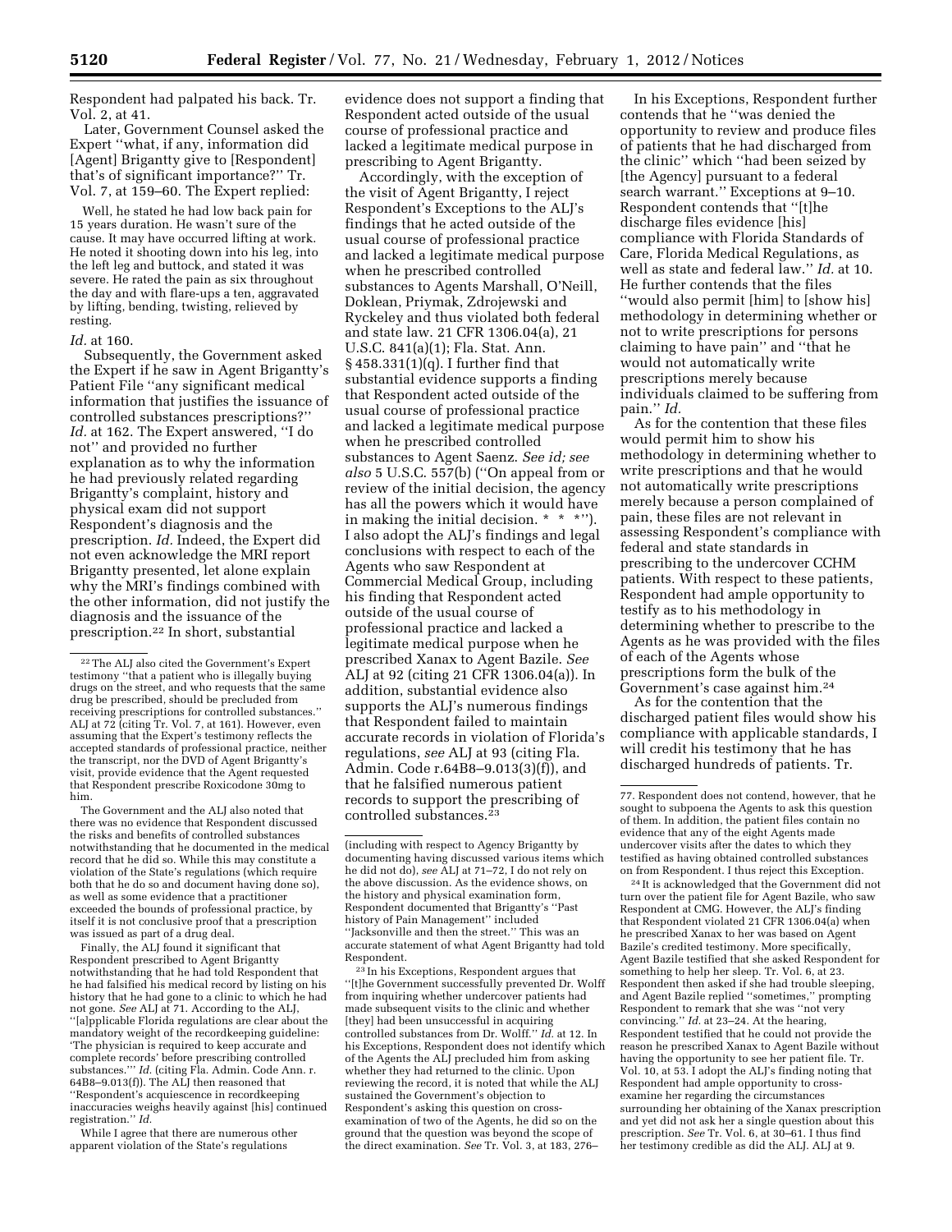Respondent had palpated his back. Tr. Vol. 2, at 41.

Later, Government Counsel asked the Expert ''what, if any, information did [Agent] Brigantty give to [Respondent] that's of significant importance?'' Tr. Vol. 7, at 159–60. The Expert replied:

Well, he stated he had low back pain for 15 years duration. He wasn't sure of the cause. It may have occurred lifting at work. He noted it shooting down into his leg, into the left leg and buttock, and stated it was severe. He rated the pain as six throughout the day and with flare-ups a ten, aggravated by lifting, bending, twisting, relieved by resting.

*Id.* at 160.

Subsequently, the Government asked the Expert if he saw in Agent Brigantty's Patient File ''any significant medical information that justifies the issuance of controlled substances prescriptions?'' *Id.* at 162. The Expert answered, ''I do not'' and provided no further explanation as to why the information he had previously related regarding Brigantty's complaint, history and physical exam did not support Respondent's diagnosis and the prescription. *Id.* Indeed, the Expert did not even acknowledge the MRI report Brigantty presented, let alone explain why the MRI's findings combined with the other information, did not justify the diagnosis and the issuance of the prescription.[22] In short, substantial evidence does not support a finding that Respondent acted outside of the usual course of professional practice and lacked a legitimate medical purpose in prescribing to Agent Brigantty.

Accordingly, with the exception of the visit of Agent Brigantty, I reject Respondent's Exceptions to the ALJ's findings that he acted outside of the usual course of professional practice and lacked a legitimate medical purpose when he prescribed controlled substances to Agents Marshall, O'Neill, Doklean, Priymak, Zdrojewski and Ryckeley and thus violated both federal and state law. 21 CFR 1306.04(a), 21 U.S.C. 841(a)(1); Fla. Stat. Ann. § 458.331(1)(q). I further find that substantial evidence supports a finding that Respondent acted outside of the usual course of professional practice and lacked a legitimate medical purpose when he prescribed controlled substances to Agent Saenz. *See id; see also* 5 U.S.C. 557(b) (''On appeal from or review of the initial decision, the agency has all the powers which it would have in making the initial decision. * * *''). I also adopt the ALJ's findings and legal conclusions with respect to each of the Agents who saw Respondent at Commercial Medical Group, including his finding that Respondent acted outside of the usual course of professional practice and lacked a legitimate medical purpose when he prescribed Xanax to Agent Bazile. *See* ALJ at 92 (citing 21 CFR 1306.04(a)). In addition, substantial evidence also supports the ALJ's numerous findings that Respondent failed to maintain accurate records in violation of Florida's regulations, *see* ALJ at 93 (citing Fla. Admin. Code r.64B8–9.013(3)(f)), and that he falsified numerous patient records to support the prescribing of controlled substances.[23]

In his Exceptions, Respondent further contends that he ''was denied the opportunity to review and produce files of patients that he had discharged from the clinic'' which ''had been seized by [the Agency] pursuant to a federal search warrant.'' Exceptions at 9–10. Respondent contends that ''[t]he discharge files evidence [his] compliance with Florida Standards of Care, Florida Medical Regulations, as well as state and federal law.'' *Id.* at 10. He further contends that the files ''would also permit [him] to [show his] methodology in determining whether or not to write prescriptions for persons claiming to have pain'' and ''that he would not automatically write prescriptions merely because individuals claimed to be suffering from pain.'' *Id.*

As for the contention that these files would permit him to show his methodology in determining whether to write prescriptions and that he would not automatically write prescriptions merely because a person complained of pain, these files are not relevant in assessing Respondent's compliance with federal and state standards in prescribing to the undercover CCHM patients. With respect to these patients, Respondent had ample opportunity to testify as to his methodology in determining whether to prescribe to the Agents as he was provided with the files of each of the Agents whose prescriptions form the bulk of the Government's case against him.[24]

As for the contention that the discharged patient files would show his compliance with applicable standards, I will credit his testimony that he has discharged hundreds of patients. Tr.

---

[22] The ALJ also cited the Government's Expert testimony ''that a patient who is illegally buying drugs on the street, and who requests that the same drug be prescribed, should be precluded from receiving prescriptions for controlled substances.'' ALJ at 72 (citing Tr. Vol. 7, at 161). However, even assuming that the Expert's testimony reflects the accepted standards of professional practice, neither the transcript, nor the DVD of Agent Brigantty's visit, provide evidence that the Agent requested that Respondent prescribe Roxicodone 30mg to him.

The Government and the ALJ also noted that there was no evidence that Respondent discussed the risks and benefits of controlled substances notwithstanding that he documented in the medical record that he did so. While this may constitute a violation of the State's regulations (which require both that he do so and document having done so), as well as some evidence that a practitioner exceeded the bounds of professional practice, by itself it is not conclusive proof that a prescription was issued as part of a drug deal.

Finally, the ALJ found it significant that Respondent prescribed to Agent Brigantty notwithstanding that he had told Respondent that he had falsified his medical record by listing on his history that he had gone to a clinic to which he had not gone. *See* ALJ at 71. According to the ALJ, ''[a]pplicable Florida regulations are clear about the mandatory weight of the recordkeeping guideline: 'The physician is required to keep accurate and complete records' before prescribing controlled substances.''' *Id.* (citing Fla. Admin. Code Ann. r. 64B8–9.013(f)). The ALJ then reasoned that ''Respondent's acquiescence in recordkeeping inaccuracies weighs heavily against [his] continued registration.'' *Id.*

While I agree that there are numerous other apparent violation of the State's regulations (including with respect to Agency Brigantty by documenting having discussed various items which he did not do), *see* ALJ at 71–72, I do not rely on the above discussion. As the evidence shows, on the history and physical examination form, Respondent documented that Brigantty's ''Past history of Pain Management'' included ''Jacksonville and then the street.'' This was an accurate statement of what Agent Brigantty had told Respondent.

[23] In his Exceptions, Respondent argues that ''[t]he Government successfully prevented Dr. Wolff from inquiring whether undercover patients had made subsequent visits to the clinic and whether [they] had been unsuccessful in acquiring controlled substances from Dr. Wolff.'' *Id.* at 12. In his Exceptions, Respondent does not identify which of the Agents the ALJ precluded him from asking whether they had returned to the clinic. Upon reviewing the record, it is noted that while the ALJ sustained the Government's objection to Respondent's asking this question on cross-examination of two of the Agents, he did so on the ground that the question was beyond the scope of the direct examination. *See* Tr. Vol. 3, at 183, 276–77. Respondent does not contend, however, that he sought to subpoena the Agents to ask this question of them. In addition, the patient files contain no evidence that any of the eight Agents made undercover visits after the dates to which they testified as having obtained controlled substances on from Respondent. I thus reject this Exception.

[24] It is acknowledged that the Government did not turn over the patient file for Agent Bazile, who saw Respondent at CMG. However, the ALJ's finding that Respondent violated 21 CFR 1306.04(a) when he prescribed Xanax to her was based on Agent Bazile's credited testimony. More specifically, Agent Bazile testified that she asked Respondent for something to help her sleep. Tr. Vol. 6, at 23. Respondent then asked if she had trouble sleeping, and Agent Bazile replied ''sometimes,'' prompting Respondent to remark that she was ''not very convincing.'' *Id.* at 23–24. At the hearing, Respondent testified that he could not provide the reason he prescribed Xanax to Agent Bazile without having the opportunity to see her patient file. Tr. Vol. 10, at 53. I adopt the ALJ's finding noting that Respondent had ample opportunity to cross-examine her regarding the circumstances surrounding her obtaining of the Xanax prescription and yet did not ask her a single question about this prescription. *See* Tr. Vol. 6, at 30–61. I thus find her testimony credible as did the ALJ. ALJ at 9.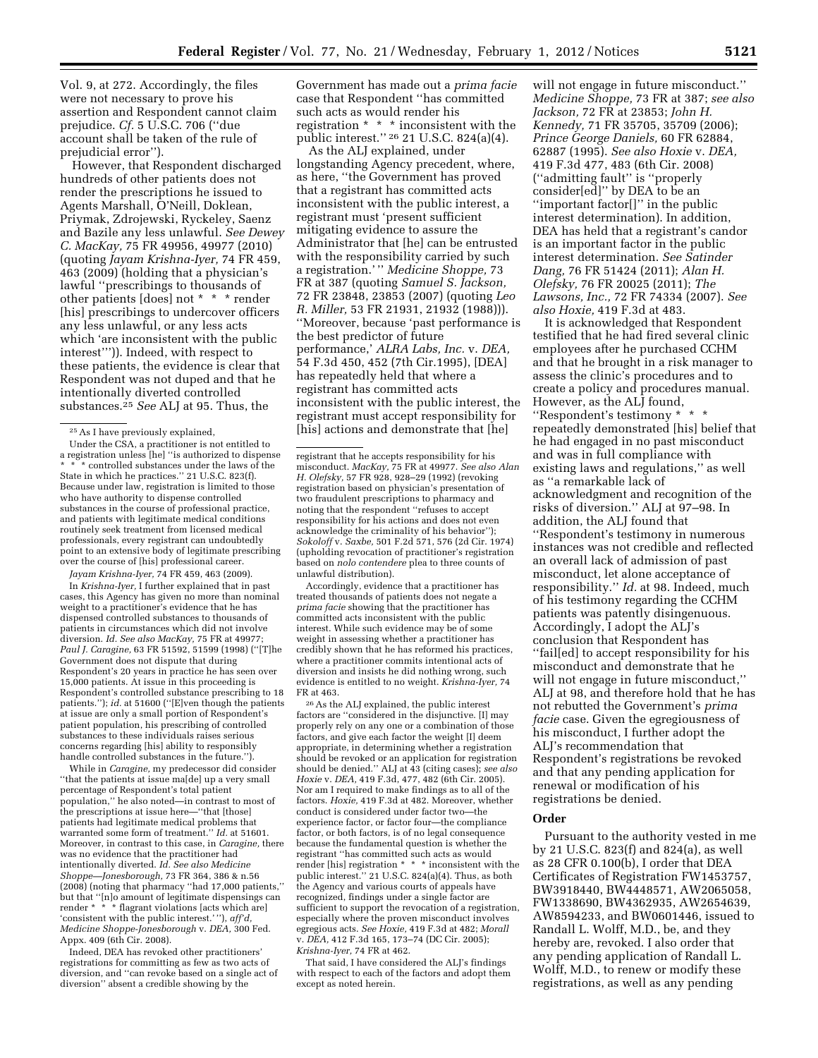Vol. 9, at 272. Accordingly, the files were not necessary to prove his assertion and Respondent cannot claim prejudice. *Cf.* 5 U.S.C. 706 (''due account shall be taken of the rule of prejudicial error'').

However, that Respondent discharged hundreds of other patients does not render the prescriptions he issued to Agents Marshall, O'Neill, Doklean, Priymak, Zdrojewski, Ryckeley, Saenz and Bazile any less unlawful. *See Dewey C. MacKay,* 75 FR 49956, 49977 (2010) (quoting *Jayam Krishna-Iyer,* 74 FR 459, 463 (2009) (holding that a physician's lawful ''prescribings to thousands of other patients [does] not * * * render [his] prescribings to undercover officers any less unlawful, or any less acts which 'are inconsistent with the public interest''')). Indeed, with respect to these patients, the evidence is clear that Respondent was not duped and that he intentionally diverted controlled substances.[25] *See* ALJ at 95. Thus, the Government has made out a *prima facie* case that Respondent ''has committed such acts as would render his registration * * * inconsistent with the public interest.''[26] 21 U.S.C. 824(a)(4).

As the ALJ explained, under longstanding Agency precedent, where, as here, ''the Government has proved that a registrant has committed acts inconsistent with the public interest, a registrant must 'present sufficient mitigating evidence to assure the Administrator that [he] can be entrusted with the responsibility carried by such a registration.' '' *Medicine Shoppe,* 73 FR at 387 (quoting *Samuel S. Jackson,* 72 FR 23848, 23853 (2007) (quoting *Leo R. Miller,* 53 FR 21931, 21932 (1988))). ''Moreover, because 'past performance is the best predictor of future performance,' *ALRA Labs, Inc.* v. *DEA,* 54 F.3d 450, 452 (7th Cir.1995), [DEA] has repeatedly held that where a registrant has committed acts inconsistent with the public interest, the registrant must accept responsibility for [his] actions and demonstrate that [he] will not engage in future misconduct.'' *Medicine Shoppe,* 73 FR at 387; *see also Jackson,* 72 FR at 23853; *John H. Kennedy,* 71 FR 35705, 35709 (2006); *Prince George Daniels,* 60 FR 62884, 62887 (1995). *See also Hoxie* v. *DEA,* 419 F.3d 477, 483 (6th Cir. 2008) (''admitting fault'' is ''properly consider[ed]'' by DEA to be an ''important factor[]'' in the public interest determination). In addition, DEA has held that a registrant's candor is an important factor in the public interest determination. *See Satinder Dang,* 76 FR 51424 (2011); *Alan H. Olefsky,* 76 FR 20025 (2011); *The Lawsons, Inc.,* 72 FR 74334 (2007). *See also Hoxie,* 419 F.3d at 483.

It is acknowledged that Respondent testified that he had fired several clinic employees after he purchased CCHM and that he brought in a risk manager to assess the clinic's procedures and to create a policy and procedures manual. However, as the ALJ found, ''Respondent's testimony * * * repeatedly demonstrated [his] belief that he had engaged in no past misconduct and was in full compliance with existing laws and regulations,'' as well as ''a remarkable lack of acknowledgment and recognition of the risks of diversion.'' ALJ at 97–98. In addition, the ALJ found that ''Respondent's testimony in numerous instances was not credible and reflected an overall lack of admission of past misconduct, let alone acceptance of responsibility.'' *Id.* at 98. Indeed, much of his testimony regarding the CCHM patients was patently disingenuous. Accordingly, I adopt the ALJ's conclusion that Respondent has ''fail[ed] to accept responsibility for his misconduct and demonstrate that he will not engage in future misconduct,'' ALJ at 98, and therefore hold that he has not rebutted the Government's *prima facie* case. Given the egregiousness of his misconduct, I further adopt the ALJ's recommendation that Respondent's registrations be revoked and that any pending application for renewal or modification of his registrations be denied.

## Order

Pursuant to the authority vested in me by 21 U.S.C. 823(f) and 824(a), as well as 28 CFR 0.100(b), I order that DEA Certificates of Registration FW1453757, BW3918440, BW4448571, AW2065058, FW1338690, BW4362935, AW2654639, AW8594233, and BW0601446, issued to Randall L. Wolff, M.D., be, and they hereby are, revoked. I also order that any pending application of Randall L. Wolff, M.D., to renew or modify these registrations, as well as any pending

---

[25] As I have previously explained,

Under the CSA, a practitioner is not entitled to a registration unless [he] ''is authorized to dispense * * * controlled substances under the laws of the State in which he practices.'' 21 U.S.C. 823(f). Because under law, registration is limited to those who have authority to dispense controlled substances in the course of professional practice, and patients with legitimate medical conditions routinely seek treatment from licensed medical professionals, every registrant can undoubtedly point to an extensive body of legitimate prescribing over the course of [his] professional career.

*Jayam Krishna-Iyer,* 74 FR 459, 463 (2009).

In *Krishna-Iyer,* I further explained that in past cases, this Agency has given no more than nominal weight to a practitioner's evidence that he has dispensed controlled substances to thousands of patients in circumstances which did not involve diversion. *Id. See also MacKay,* 75 FR at 49977; *Paul J. Caragine,* 63 FR 51592, 51599 (1998) (''[T]he Government does not dispute that during Respondent's 20 years in practice he has seen over 15,000 patients. At issue in this proceeding is Respondent's controlled substance prescribing to 18 patients.''); *id.* at 51600 (''[E]ven though the patients at issue are only a small portion of Respondent's patient population, his prescribing of controlled substances to these individuals raises serious concerns regarding [his] ability to responsibly handle controlled substances in the future.'').

While in *Caragine,* my predecessor did consider ''that the patients at issue ma[de] up a very small percentage of Respondent's total patient population,'' he also noted—in contrast to most of the prescriptions at issue here—''that [those] patients had legitimate medical problems that warranted some form of treatment.'' *Id.* at 51601. Moreover, in contrast to this case, in *Caragine,* there was no evidence that the practitioner had intentionally diverted. *Id. See also Medicine Shoppe—Jonesborough,* 73 FR 364, 386 & n.56 (2008) (noting that pharmacy ''had 17,000 patients,'' but that ''[n]o amount of legitimate dispensings can render * * * flagrant violations [acts which are] 'consistent with the public interest.' ''), *aff'd, Medicine Shoppe-Jonesborough* v. *DEA,* 300 Fed. Appx. 409 (6th Cir. 2008).

Indeed, DEA has revoked other practitioners' registrations for committing as few as two acts of diversion, and ''can revoke based on a single act of diversion'' absent a credible showing by the registrant that he accepts responsibility for his misconduct. *MacKay,* 75 FR at 49977. *See also Alan H. Olefsky,* 57 FR 928, 928–29 (1992) (revoking registration based on physician's presentation of two fraudulent prescriptions to pharmacy and noting that the respondent ''refuses to accept responsibility for his actions and does not even acknowledge the criminality of his behavior''); *Sokoloff* v. *Saxbe,* 501 F.2d 571, 576 (2d Cir. 1974) (upholding revocation of practitioner's registration based on *nolo contendere* plea to three counts of unlawful distribution).

Accordingly, evidence that a practitioner has treated thousands of patients does not negate a *prima facie* showing that the practitioner has committed acts inconsistent with the public interest. While such evidence may be of some weight in assessing whether a practitioner has credibly shown that he has reformed his practices, where a practitioner commits intentional acts of diversion and insists he did nothing wrong, such evidence is entitled to no weight. *Krishna-Iyer,* 74 FR at 463.

[26] As the ALJ explained, the public interest factors are ''considered in the disjunctive. [I] may properly rely on any one or a combination of those factors, and give each factor the weight [I] deem appropriate, in determining whether a registration should be revoked or an application for registration should be denied.'' ALJ at 43 (citing cases); *see also Hoxie* v. *DEA,* 419 F.3d, 477, 482 (6th Cir. 2005). Nor am I required to make findings as to all of the factors. *Hoxie,* 419 F.3d at 482. Moreover, whether conduct is considered under factor two—the experience factor, or factor four—the compliance factor, or both factors, is of no legal consequence because the fundamental question is whether the registrant ''has committed such acts as would render [his] registration * * * inconsistent with the public interest.'' 21 U.S.C. 824(a)(4). Thus, as both the Agency and various courts of appeals have recognized, findings under a single factor are sufficient to support the revocation of a registration, especially where the proven misconduct involves egregious acts. *See Hoxie,* 419 F.3d at 482; *Morall* v. *DEA,* 412 F.3d 165, 173–74 (DC Cir. 2005); *Krishna-Iyer,* 74 FR at 462.

That said, I have considered the ALJ's findings with respect to each of the factors and adopt them except as noted herein.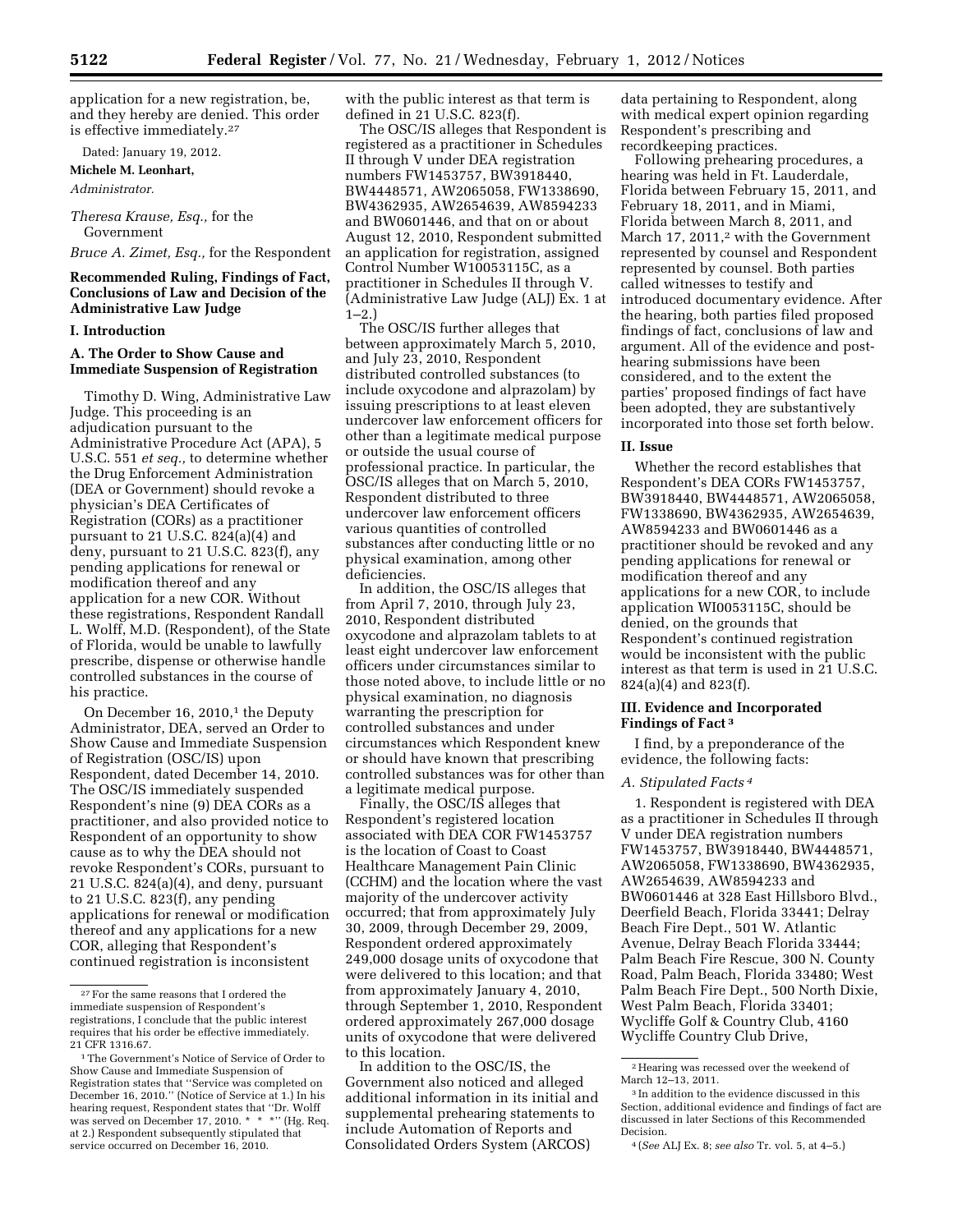application for a new registration, be, and they hereby are denied. This order is effective immediately.[27]

Dated: January 19, 2012.

**Michele M. Leonhart,**

*Administrator.*

*Theresa Krause, Esq.,* for the Government

*Bruce A. Zimet, Esq.,* for the Respondent

## Recommended Ruling, Findings of Fact, Conclusions of Law and Decision of the Administrative Law Judge

### I. Introduction

#### A. The Order to Show Cause and Immediate Suspension of Registration

Timothy D. Wing, Administrative Law Judge. This proceeding is an adjudication pursuant to the Administrative Procedure Act (APA), 5 U.S.C. 551 *et seq.,* to determine whether the Drug Enforcement Administration (DEA or Government) should revoke a physician's DEA Certificates of Registration (CORs) as a practitioner pursuant to 21 U.S.C. 824(a)(4) and deny, pursuant to 21 U.S.C. 823(f), any pending applications for renewal or modification thereof and any application for a new COR. Without these registrations, Respondent Randall L. Wolff, M.D. (Respondent), of the State of Florida, would be unable to lawfully prescribe, dispense or otherwise handle controlled substances in the course of his practice.

On December 16, 2010,[1] the Deputy Administrator, DEA, served an Order to Show Cause and Immediate Suspension of Registration (OSC/IS) upon Respondent, dated December 14, 2010. The OSC/IS immediately suspended Respondent's nine (9) DEA CORs as a practitioner, and also provided notice to Respondent of an opportunity to show cause as to why the DEA should not revoke Respondent's CORs, pursuant to 21 U.S.C. 824(a)(4), and deny, pursuant to 21 U.S.C. 823(f), any pending applications for renewal or modification thereof and any applications for a new COR, alleging that Respondent's continued registration is inconsistent with the public interest as that term is defined in 21 U.S.C. 823(f).

The OSC/IS alleges that Respondent is registered as a practitioner in Schedules II through V under DEA registration numbers FW1453757, BW3918440, BW4448571, AW2065058, FW1338690, BW4362935, AW2654639, AW8594233 and BW0601446, and that on or about August 12, 2010, Respondent submitted an application for registration, assigned Control Number W10053115C, as a practitioner in Schedules II through V. (Administrative Law Judge (ALJ) Ex. 1 at 1–2.)

The OSC/IS further alleges that between approximately March 5, 2010, and July 23, 2010, Respondent distributed controlled substances (to include oxycodone and alprazolam) by issuing prescriptions to at least eleven undercover law enforcement officers for other than a legitimate medical purpose or outside the usual course of professional practice. In particular, the OSC/IS alleges that on March 5, 2010, Respondent distributed to three undercover law enforcement officers various quantities of controlled substances after conducting little or no physical examination, among other deficiencies.

In addition, the OSC/IS alleges that from April 7, 2010, through July 23, 2010, Respondent distributed oxycodone and alprazolam tablets to at least eight undercover law enforcement officers under circumstances similar to those noted above, to include little or no physical examination, no diagnosis warranting the prescription for controlled substances and under circumstances which Respondent knew or should have known that prescribing controlled substances was for other than a legitimate medical purpose.

Finally, the OSC/IS alleges that Respondent's registered location associated with DEA COR FW1453757 is the location of Coast to Coast Healthcare Management Pain Clinic (CCHM) and the location where the vast majority of the undercover activity occurred; that from approximately July 30, 2009, through December 29, 2009, Respondent ordered approximately 249,000 dosage units of oxycodone that were delivered to this location; and that from approximately January 4, 2010, through September 1, 2010, Respondent ordered approximately 267,000 dosage units of oxycodone that were delivered to this location.

In addition to the OSC/IS, the Government also noticed and alleged additional information in its initial and supplemental prehearing statements to include Automation of Reports and Consolidated Orders System (ARCOS) data pertaining to Respondent, along with medical expert opinion regarding Respondent's prescribing and recordkeeping practices.

Following prehearing procedures, a hearing was held in Ft. Lauderdale, Florida between February 15, 2011, and February 18, 2011, and in Miami, Florida between March 8, 2011, and March 17, 2011,[2] with the Government represented by counsel and Respondent represented by counsel. Both parties called witnesses to testify and introduced documentary evidence. After the hearing, both parties filed proposed findings of fact, conclusions of law and argument. All of the evidence and post-hearing submissions have been considered, and to the extent the parties' proposed findings of fact have been adopted, they are substantively incorporated into those set forth below.

### II. Issue

Whether the record establishes that Respondent's DEA CORs FW1453757, BW3918440, BW4448571, AW2065058, FW1338690, BW4362935, AW2654639, AW8594233 and BW0601446 as a practitioner should be revoked and any pending applications for renewal or modification thereof and any applications for a new COR, to include application WI0053115C, should be denied, on the grounds that Respondent's continued registration would be inconsistent with the public interest as that term is used in 21 U.S.C. 824(a)(4) and 823(f).

### III. Evidence and Incorporated Findings of Fact[3]

I find, by a preponderance of the evidence, the following facts:

#### *A. Stipulated Facts*[4]

1. Respondent is registered with DEA as a practitioner in Schedules II through V under DEA registration numbers FW1453757, BW3918440, BW4448571, AW2065058, FW1338690, BW4362935, AW2654639, AW8594233 and BW0601446 at 328 East Hillsboro Blvd., Deerfield Beach, Florida 33441; Delray Beach Fire Dept., 501 W. Atlantic Avenue, Delray Beach Florida 33444; Palm Beach Fire Rescue, 300 N. County Road, Palm Beach, Florida 33480; West Palm Beach Fire Dept., 500 North Dixie, West Palm Beach, Florida 33401; Wycliffe Golf & Country Club, 4160 Wycliffe Country Club Drive,

---

[27] For the same reasons that I ordered the immediate suspension of Respondent's registrations, I conclude that the public interest requires that his order be effective immediately. 21 CFR 1316.67.

[1] The Government's Notice of Service of Order to Show Cause and Immediate Suspension of Registration states that ''Service was completed on December 16, 2010.'' (Notice of Service at 1.) In his hearing request, Respondent states that ''Dr. Wolff was served on December 17, 2010. * * *'' (Hg. Req. at 2.) Respondent subsequently stipulated that service occurred on December 16, 2010.

[2] Hearing was recessed over the weekend of March 12–13, 2011.

[3] In addition to the evidence discussed in this Section, additional evidence and findings of fact are discussed in later Sections of this Recommended Decision.

[4] (*See* ALJ Ex. 8; *see also* Tr. vol. 5, at 4–5.)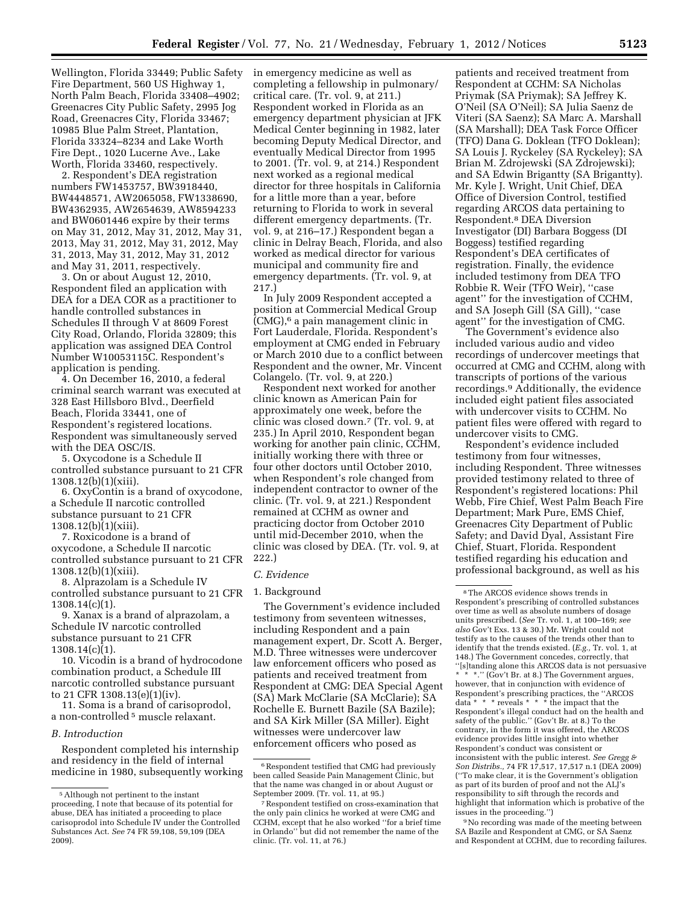Wellington, Florida 33449; Public Safety Fire Department, 560 US Highway 1, North Palm Beach, Florida 33408–4902; Greenacres City Public Safety, 2995 Jog Road, Greenacres City, Florida 33467; 10985 Blue Palm Street, Plantation, Florida 33324–8234 and Lake Worth Fire Dept., 1020 Lucerne Ave., Lake Worth, Florida 33460, respectively.

2. Respondent's DEA registration numbers FW1453757, BW3918440, BW4448571, AW2065058, FW1338690, BW4362935, AW2654639, AW8594233 and BW0601446 expire by their terms on May 31, 2012, May 31, 2012, May 31, 2013, May 31, 2012, May 31, 2012, May 31, 2013, May 31, 2012, May 31, 2012 and May 31, 2011, respectively.

3. On or about August 12, 2010, Respondent filed an application with DEA for a DEA COR as a practitioner to handle controlled substances in Schedules II through V at 8609 Forest City Road, Orlando, Florida 32809; this application was assigned DEA Control Number W10053115C. Respondent's application is pending.

4. On December 16, 2010, a federal criminal search warrant was executed at 328 East Hillsboro Blvd., Deerfield Beach, Florida 33441, one of Respondent's registered locations. Respondent was simultaneously served with the DEA OSC/IS.

5. Oxycodone is a Schedule II controlled substance pursuant to 21 CFR 1308.12(b)(1)(xiii).

6. OxyContin is a brand of oxycodone, a Schedule II narcotic controlled substance pursuant to 21 CFR 1308.12(b)(1)(xiii).

7. Roxicodone is a brand of oxycodone, a Schedule II narcotic controlled substance pursuant to 21 CFR 1308.12(b)(1)(xiii).

8. Alprazolam is a Schedule IV controlled substance pursuant to 21 CFR 1308.14(c)(1).

9. Xanax is a brand of alprazolam, a Schedule IV narcotic controlled substance pursuant to 21 CFR 1308.14(c)(1).

10. Vicodin is a brand of hydrocodone combination product, a Schedule III narcotic controlled substance pursuant to 21 CFR 1308.13(e)(1)(iv).

11. Soma is a brand of carisoprodol, a non-controlled [5] muscle relaxant.

### *B. Introduction*

Respondent completed his internship and residency in the field of internal medicine in 1980, subsequently working in emergency medicine as well as completing a fellowship in pulmonary/critical care. (Tr. vol. 9, at 211.) Respondent worked in Florida as an emergency department physician at JFK Medical Center beginning in 1982, later becoming Deputy Medical Director, and eventually Medical Director from 1995 to 2001. (Tr. vol. 9, at 214.) Respondent next worked as a regional medical director for three hospitals in California for a little more than a year, before returning to Florida to work in several different emergency departments. (Tr. vol. 9, at 216–17.) Respondent began a clinic in Delray Beach, Florida, and also worked as medical director for various municipal and community fire and emergency departments. (Tr. vol. 9, at 217.)

In July 2009 Respondent accepted a position at Commercial Medical Group (CMG),[6] a pain management clinic in Fort Lauderdale, Florida. Respondent's employment at CMG ended in February or March 2010 due to a conflict between Respondent and the owner, Mr. Vincent Colangelo. (Tr. vol. 9, at 220.)

Respondent next worked for another clinic known as American Pain for approximately one week, before the clinic was closed down.[7] (Tr. vol. 9, at 235.) In April 2010, Respondent began working for another pain clinic, CCHM, initially working there with three or four other doctors until October 2010, when Respondent's role changed from independent contractor to owner of the clinic. (Tr. vol. 9, at 221.) Respondent remained at CCHM as owner and practicing doctor from October 2010 until mid-December 2010, when the clinic was closed by DEA. (Tr. vol. 9, at 222.)

### *C. Evidence*

#### 1. Background

The Government's evidence included testimony from seventeen witnesses, including Respondent and a pain management expert, Dr. Scott A. Berger, M.D. Three witnesses were undercover law enforcement officers who posed as patients and received treatment from Respondent at CMG: DEA Special Agent (SA) Mark McClarie (SA McClarie); SA Rochelle E. Burnett Bazile (SA Bazile); and SA Kirk Miller (SA Miller). Eight witnesses were undercover law enforcement officers who posed as patients and received treatment from Respondent at CCHM: SA Nicholas Priymak (SA Priymak); SA Jeffrey K. O'Neil (SA O'Neil); SA Julia Saenz de Viteri (SA Saenz); SA Marc A. Marshall (SA Marshall); DEA Task Force Officer (TFO) Dana G. Doklean (TFO Doklean); SA Louis J. Ryckeley (SA Ryckeley); SA Brian M. Zdrojewski (SA Zdrojewski); and SA Edwin Brigantty (SA Brigantty). Mr. Kyle J. Wright, Unit Chief, DEA Office of Diversion Control, testified regarding ARCOS data pertaining to Respondent.[8] DEA Diversion Investigator (DI) Barbara Boggess (DI Boggess) testified regarding Respondent's DEA certificates of registration. Finally, the evidence included testimony from DEA TFO Robbie R. Weir (TFO Weir), "case agent" for the investigation of CCHM, and SA Joseph Gill (SA Gill), "case agent" for the investigation of CMG.

The Government's evidence also included various audio and video recordings of undercover meetings that occurred at CMG and CCHM, along with transcripts of portions of the various recordings.[9] Additionally, the evidence included eight patient files associated with undercover visits to CCHM. No patient files were offered with regard to undercover visits to CMG.

Respondent's evidence included testimony from four witnesses, including Respondent. Three witnesses provided testimony related to three of Respondent's registered locations: Phil Webb, Fire Chief, West Palm Beach Fire Department; Mark Pure, EMS Chief, Greenacres City Department of Public Safety; and David Dyal, Assistant Fire Chief, Stuart, Florida. Respondent testified regarding his education and professional background, as well as his

---

[5] Although not pertinent to the instant proceeding, I note that because of its potential for abuse, DEA has initiated a proceeding to place carisoprodol into Schedule IV under the Controlled Substances Act. *See* 74 FR 59,108, 59,109 (DEA 2009).

[6] Respondent testified that CMG had previously been called Seaside Pain Management Clinic, but that the name was changed in or about August or September 2009. (Tr. vol. 11, at 95.)

[7] Respondent testified on cross-examination that the only pain clinics he worked at were CMG and CCHM, except that he also worked "for a brief time in Orlando" but did not remember the name of the clinic. (Tr. vol. 11, at 76.)

[8] The ARCOS evidence shows trends in Respondent's prescribing of controlled substances over time as well as absolute numbers of dosage units prescribed. (*See* Tr. vol. 1, at 100–169; *see also* Gov't Exs. 13 & 30.) Mr. Wright could not testify as to the causes of the trends other than to identify that the trends existed. (*E.g.*, Tr. vol. 1, at 148.) The Government concedes, correctly, that "[s]tanding alone this ARCOS data is not persuasive * * *." (Gov't Br. at 8.) The Government argues, however, that in conjunction with evidence of Respondent's prescribing practices, the "ARCOS data * * * reveals * * * the impact that the Respondent's illegal conduct had on the health and safety of the public." (Gov't Br. at 8.) To the contrary, in the form it was offered, the ARCOS evidence provides little insight into whether Respondent's conduct was consistent or inconsistent with the public interest. *See Gregg & Son Distribs.*, 74 FR 17,517, 17,517 n.1 (DEA 2009) ("To make clear, it is the Government's obligation as part of its burden of proof and not the ALJ's responsibility to sift through the records and highlight that information which is probative of the issues in the proceeding.")

[9] No recording was made of the meeting between SA Bazile and Respondent at CMG, or SA Saenz and Respondent at CCHM, due to recording failures.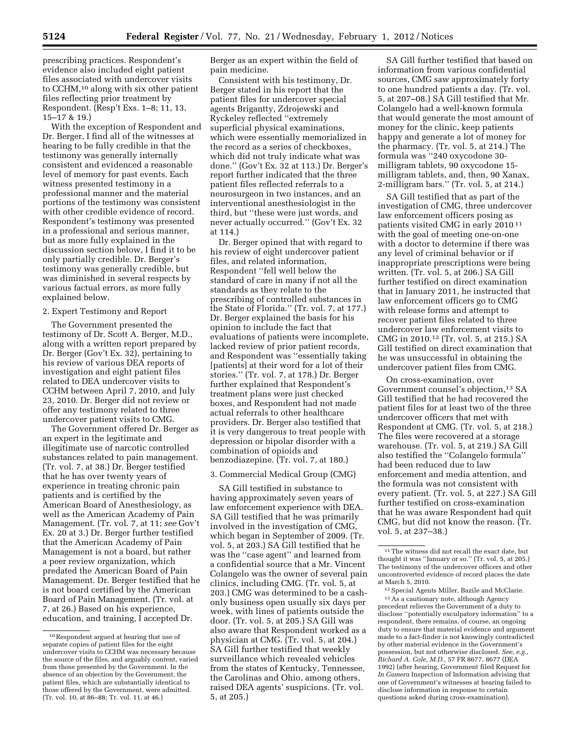prescribing practices. Respondent's evidence also included eight patient files associated with undercover visits to CCHM,[10] along with six other patient files reflecting prior treatment by Respondent. (Resp't Exs. 1–8; 11, 13, 15–17 & 19.)

With the exception of Respondent and Dr. Berger, I find all of the witnesses at hearing to be fully credible in that the testimony was generally internally consistent and evidenced a reasonable level of memory for past events. Each witness presented testimony in a professional manner and the material portions of the testimony was consistent with other credible evidence of record. Respondent's testimony was presented in a professional and serious manner, but as more fully explained in the discussion section below, I find it to be only partially credible. Dr. Berger's testimony was generally credible, but was diminished in several respects by various factual errors, as more fully explained below.

2. Expert Testimony and Report

The Government presented the testimony of Dr. Scott A. Berger, M.D., along with a written report prepared by Dr. Berger (Gov't Ex. 32), pertaining to his review of various DEA reports of investigation and eight patient files related to DEA undercover visits to CCHM between April 7, 2010, and July 23, 2010. Dr. Berger did not review or offer any testimony related to three undercover patient visits to CMG.

The Government offered Dr. Berger as an expert in the legitimate and illegitimate use of narcotic controlled substances related to pain management. (Tr. vol. 7, at 38.) Dr. Berger testified that he has over twenty years of experience in treating chronic pain patients and is certified by the American Board of Anesthesiology, as well as the American Academy of Pain Management. (Tr. vol. 7, at 11; *see* Gov't Ex. 20 at 3.) Dr. Berger further testified that the American Academy of Pain Management is not a board, but rather a peer review organization, which predated the American Board of Pain Management. Dr. Berger testified that he is not board certified by the American Board of Pain Management. (Tr. vol. at 7, at 26.) Based on his experience, education, and training, I accepted Dr. Berger as an expert within the field of pain medicine.

Consistent with his testimony, Dr. Berger stated in his report that the patient files for undercover special agents Brigantty, Zdrojewski and Ryckeley reflected "extremely superficial physical examinations, which were essentially memorialized in the record as a series of checkboxes, which did not truly indicate what was done." (Gov't Ex. 32 at 113.) Dr. Berger's report further indicated that the three patient files reflected referrals to a neurosurgeon in two instances, and an interventional anesthesiologist in the third, but "these were just words, and never actually occurred." (Gov't Ex. 32 at 114.)

Dr. Berger opined that with regard to his review of eight undercover patient files, and related information, Respondent "fell well below the standard of care in many if not all the standards as they relate to the prescribing of controlled substances in the State of Florida." (Tr. vol. 7, at 177.) Dr. Berger explained the basis for his opinion to include the fact that evaluations of patients were incomplete, lacked review of prior patient records, and Respondent was "essentially taking [patients] at their word for a lot of their stories." (Tr. vol. 7, at 178.) Dr. Berger further explained that Respondent's treatment plans were just checked boxes, and Respondent had not made actual referrals to other healthcare providers. Dr. Berger also testified that it is very dangerous to treat people with depression or bipolar disorder with a combination of opioids and benzodiazepine. (Tr. vol. 7, at 180.)

3. Commercial Medical Group (CMG)

SA Gill testified in substance to having approximately seven years of law enforcement experience with DEA. SA Gill testified that he was primarily involved in the investigation of CMG, which began in September of 2009. (Tr. vol. 5, at 203.) SA Gill testified that he was the "case agent" and learned from a confidential source that a Mr. Vincent Colangelo was the owner of several pain clinics, including CMG. (Tr. vol. 5, at 203.) CMG was determined to be a cash-only business open usually six days per week, with lines of patients outside the door. (Tr. vol. 5, at 205.) SA Gill was also aware that Respondent worked as a physician at CMG. (Tr. vol. 5, at 204.) SA Gill further testified that weekly surveillance which revealed vehicles from the states of Kentucky, Tennessee, the Carolinas and Ohio, among others, raised DEA agents' suspicions. (Tr. vol. 5, at 205.)

SA Gill further testified that based on information from various confidential sources, CMG saw approximately forty to one hundred patients a day. (Tr. vol. 5, at 207–08.) SA Gill testified that Mr. Colangelo had a well-known formula that would generate the most amount of money for the clinic, keep patients happy and generate a lot of money for the pharmacy. (Tr. vol. 5, at 214.) The formula was "240 oxycodone 30-milligram tablets, 90 oxycodone 15-milligram tablets, and, then, 90 Xanax, 2-milligram bars." (Tr. vol. 5, at 214.)

SA Gill testified that as part of the investigation of CMG, three undercover law enforcement officers posing as patients visited CMG in early 2010[11] with the goal of meeting one-on-one with a doctor to determine if there was any level of criminal behavior or if inappropriate prescriptions were being written. (Tr. vol. 5, at 206.) SA Gill further testified on direct examination that in January 2011, he instructed that law enforcement officers go to CMG with release forms and attempt to recover patient files related to three undercover law enforcement visits to CMG in 2010.[12] (Tr. vol. 5, at 215.) SA Gill testified on direct examination that he was unsuccessful in obtaining the undercover patient files from CMG.

On cross-examination, over Government counsel's objection,[13] SA Gill testified that he had recovered the patient files for at least two of the three undercover officers that met with Respondent at CMG. (Tr. vol. 5, at 218.) The files were recovered at a storage warehouse. (Tr. vol. 5, at 219.) SA Gill also testified the "Colangelo formula" had been reduced due to law enforcement and media attention, and the formula was not consistent with every patient. (Tr. vol. 5, at 227.) SA Gill further testified on cross-examination that he was aware Respondent had quit CMG, but did not know the reason. (Tr. vol. 5, at 237–38.)

---

[10] Respondent argued at hearing that use of separate copies of patient files for the eight undercover visits to CCHM was necessary because the source of the files, and arguably content, varied from those presented by the Government. In the absence of an objection by the Government, the patient files, which are substantially identical to those offered by the Government, were admitted. (Tr. vol. 10, at 86–88; Tr. vol. 11, at 46.)

[11] The witness did not recall the exact date, but thought it was "January or so." (Tr. vol. 5, at 205.) The testimony of the undercover officers and other uncontroverted evidence of record places the date at March 5, 2010.

[12] Special Agents Miller, Bazile and McClarie.

[13] As a cautionary note, although Agency precedent relieves the Government of a duty to disclose "potentially exculpatory information" to a respondent, there remains, of course, an ongoing duty to ensure that material evidence and argument made to a fact-finder is not knowingly contradicted by other material evidence in the Government's possession, but not otherwise disclosed. *See, e.g., Richard A. Cole, M.D.,* 57 FR 8677, 8677 (DEA 1992) (after hearing, Government filed Request for *In Camera* Inspection of Information advising that one of Government's witnesses at hearing failed to disclose information in response to certain questions asked during cross-examination).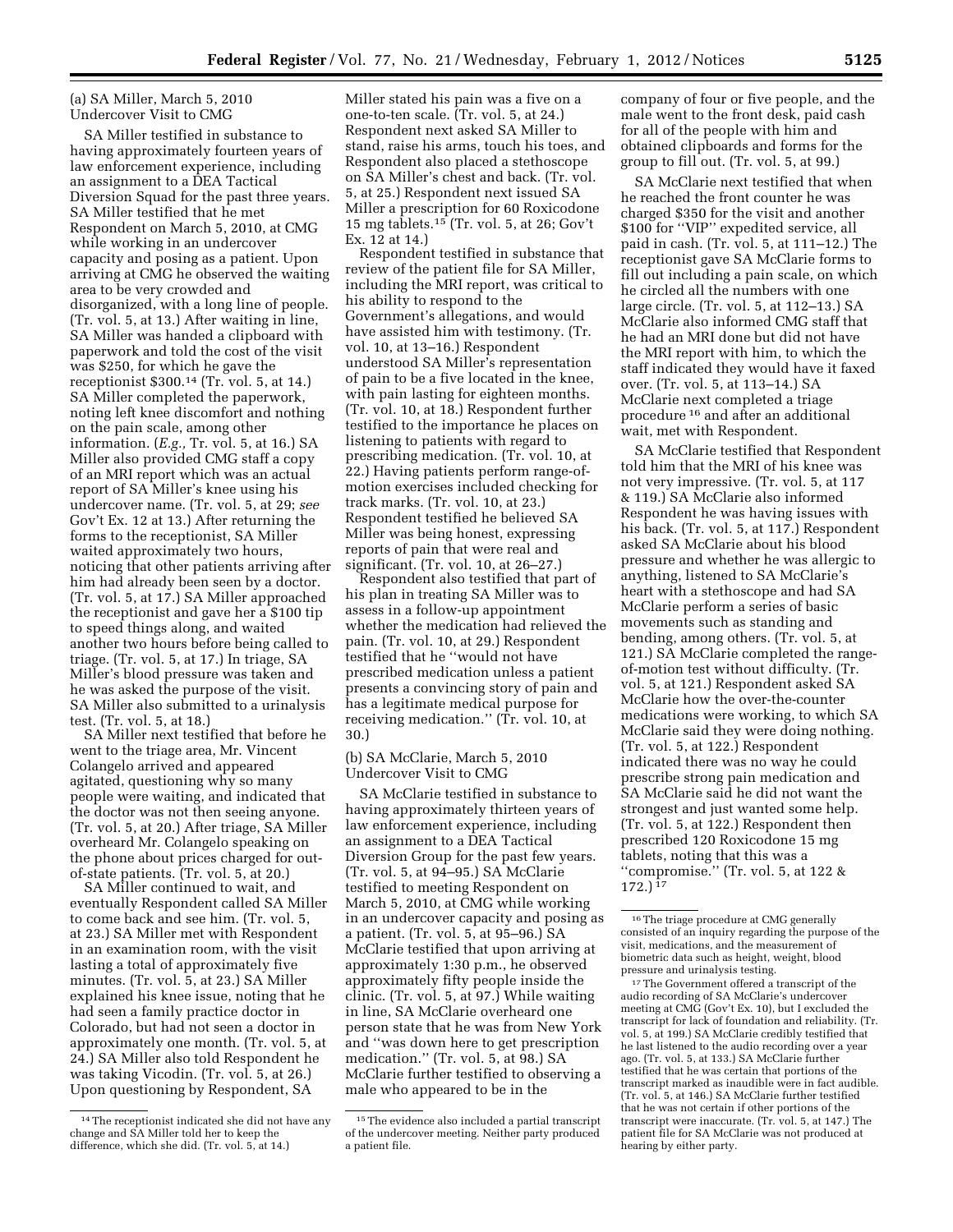(a) SA Miller, March 5, 2010 Undercover Visit to CMG

SA Miller testified in substance to having approximately fourteen years of law enforcement experience, including an assignment to a DEA Tactical Diversion Squad for the past three years. SA Miller testified that he met Respondent on March 5, 2010, at CMG while working in an undercover capacity and posing as a patient. Upon arriving at CMG he observed the waiting area to be very crowded and disorganized, with a long line of people. (Tr. vol. 5, at 13.) After waiting in line, SA Miller was handed a clipboard with paperwork and told the cost of the visit was $250, for which he gave the receptionist $300.[14] (Tr. vol. 5, at 14.) SA Miller completed the paperwork, noting left knee discomfort and nothing on the pain scale, among other information. (*E.g.,* Tr. vol. 5, at 16.) SA Miller also provided CMG staff a copy of an MRI report which was an actual report of SA Miller's knee using his undercover name. (Tr. vol. 5, at 29; *see* Gov't Ex. 12 at 13.) After returning the forms to the receptionist, SA Miller waited approximately two hours, noticing that other patients arriving after him had already been seen by a doctor. (Tr. vol. 5, at 17.) SA Miller approached the receptionist and gave her a $100 tip to speed things along, and waited another two hours before being called to triage. (Tr. vol. 5, at 17.) In triage, SA Miller's blood pressure was taken and he was asked the purpose of the visit. SA Miller also submitted to a urinalysis test. (Tr. vol. 5, at 18.)

SA Miller next testified that before he went to the triage area, Mr. Vincent Colangelo arrived and appeared agitated, questioning why so many people were waiting, and indicated that the doctor was not then seeing anyone. (Tr. vol. 5, at 20.) After triage, SA Miller overheard Mr. Colangelo speaking on the phone about prices charged for out-of-state patients. (Tr. vol. 5, at 20.)

SA Miller continued to wait, and eventually Respondent called SA Miller to come back and see him. (Tr. vol. 5, at 23.) SA Miller met with Respondent in an examination room, with the visit lasting a total of approximately five minutes. (Tr. vol. 5, at 23.) SA Miller explained his knee issue, noting that he had seen a family practice doctor in Colorado, but had not seen a doctor in approximately one month. (Tr. vol. 5, at 24.) SA Miller also told Respondent he was taking Vicodin. (Tr. vol. 5, at 26.) Upon questioning by Respondent, SA Miller stated his pain was a five on a one-to-ten scale. (Tr. vol. 5, at 24.) Respondent next asked SA Miller to stand, raise his arms, touch his toes, and Respondent also placed a stethoscope on SA Miller's chest and back. (Tr. vol. 5, at 25.) Respondent next issued SA Miller a prescription for 60 Roxicodone 15 mg tablets.[15] (Tr. vol. 5, at 26; Gov't Ex. 12 at 14.)

Respondent testified in substance that review of the patient file for SA Miller, including the MRI report, was critical to his ability to respond to the Government's allegations, and would have assisted him with testimony. (Tr. vol. 10, at 13–16.) Respondent understood SA Miller's representation of pain to be a five located in the knee, with pain lasting for eighteen months. (Tr. vol. 10, at 18.) Respondent further testified to the importance he places on listening to patients with regard to prescribing medication. (Tr. vol. 10, at 22.) Having patients perform range-of-motion exercises included checking for track marks. (Tr. vol. 10, at 23.) Respondent testified he believed SA Miller was being honest, expressing reports of pain that were real and significant. (Tr. vol. 10, at 26–27.)

Respondent also testified that part of his plan in treating SA Miller was to assess in a follow-up appointment whether the medication had relieved the pain. (Tr. vol. 10, at 29.) Respondent testified that he ''would not have prescribed medication unless a patient presents a convincing story of pain and has a legitimate medical purpose for receiving medication.'' (Tr. vol. 10, at 30.)

(b) SA McClarie, March 5, 2010 Undercover Visit to CMG

SA McClarie testified in substance to having approximately thirteen years of law enforcement experience, including an assignment to a DEA Tactical Diversion Group for the past few years. (Tr. vol. 5, at 94–95.) SA McClarie testified to meeting Respondent on March 5, 2010, at CMG while working in an undercover capacity and posing as a patient. (Tr. vol. 5, at 95–96.) SA McClarie testified that upon arriving at approximately 1:30 p.m., he observed approximately fifty people inside the clinic. (Tr. vol. 5, at 97.) While waiting in line, SA McClarie overheard one person state that he was from New York and ''was down here to get prescription medication.'' (Tr. vol. 5, at 98.) SA McClarie further testified to observing a male who appeared to be in the company of four or five people, and the male went to the front desk, paid cash for all of the people with him and obtained clipboards and forms for the group to fill out. (Tr. vol. 5, at 99.)

SA McClarie next testified that when he reached the front counter he was charged $350 for the visit and another $100 for ''VIP'' expedited service, all paid in cash. (Tr. vol. 5, at 111–12.) The receptionist gave SA McClarie forms to fill out including a pain scale, on which he circled all the numbers with one large circle. (Tr. vol. 5, at 112–13.) SA McClarie also informed CMG staff that he had an MRI done but did not have the MRI report with him, to which the staff indicated they would have it faxed over. (Tr. vol. 5, at 113–14.) SA McClarie next completed a triage procedure[16] and after an additional wait, met with Respondent.

SA McClarie testified that Respondent told him that the MRI of his knee was not very impressive. (Tr. vol. 5, at 117 & 119.) SA McClarie also informed Respondent he was having issues with his back. (Tr. vol. 5, at 117.) Respondent asked SA McClarie about his blood pressure and whether he was allergic to anything, listened to SA McClarie's heart with a stethoscope and had SA McClarie perform a series of basic movements such as standing and bending, among others. (Tr. vol. 5, at 121.) SA McClarie completed the range-of-motion test without difficulty. (Tr. vol. 5, at 121.) Respondent asked SA McClarie how the over-the-counter medications were working, to which SA McClarie said they were doing nothing. (Tr. vol. 5, at 122.) Respondent indicated there was no way he could prescribe strong pain medication and SA McClarie said he did not want the strongest and just wanted some help. (Tr. vol. 5, at 122.) Respondent then prescribed 120 Roxicodone 15 mg tablets, noting that this was a ''compromise.'' (Tr. vol. 5, at 122 & 172.)[17]

---

[14] The receptionist indicated she did not have any change and SA Miller told her to keep the difference, which she did. (Tr. vol. 5, at 14.)

[15] The evidence also included a partial transcript of the undercover meeting. Neither party produced a patient file.

[16] The triage procedure at CMG generally consisted of an inquiry regarding the purpose of the visit, medications, and the measurement of biometric data such as height, weight, blood pressure and urinalysis testing.

[17] The Government offered a transcript of the audio recording of SA McClarie's undercover meeting at CMG (Gov't Ex. 10), but I excluded the transcript for lack of foundation and reliability. (Tr. vol. 5, at 199.) SA McClarie credibly testified that he last listened to the audio recording over a year ago. (Tr. vol. 5, at 133.) SA McClarie further testified that he was certain that portions of the transcript marked as inaudible were in fact audible. (Tr. vol. 5, at 146.) SA McClarie further testified that he was not certain if other portions of the transcript were inaccurate. (Tr. vol. 5, at 147.) The patient file for SA McClarie was not produced at hearing by either party.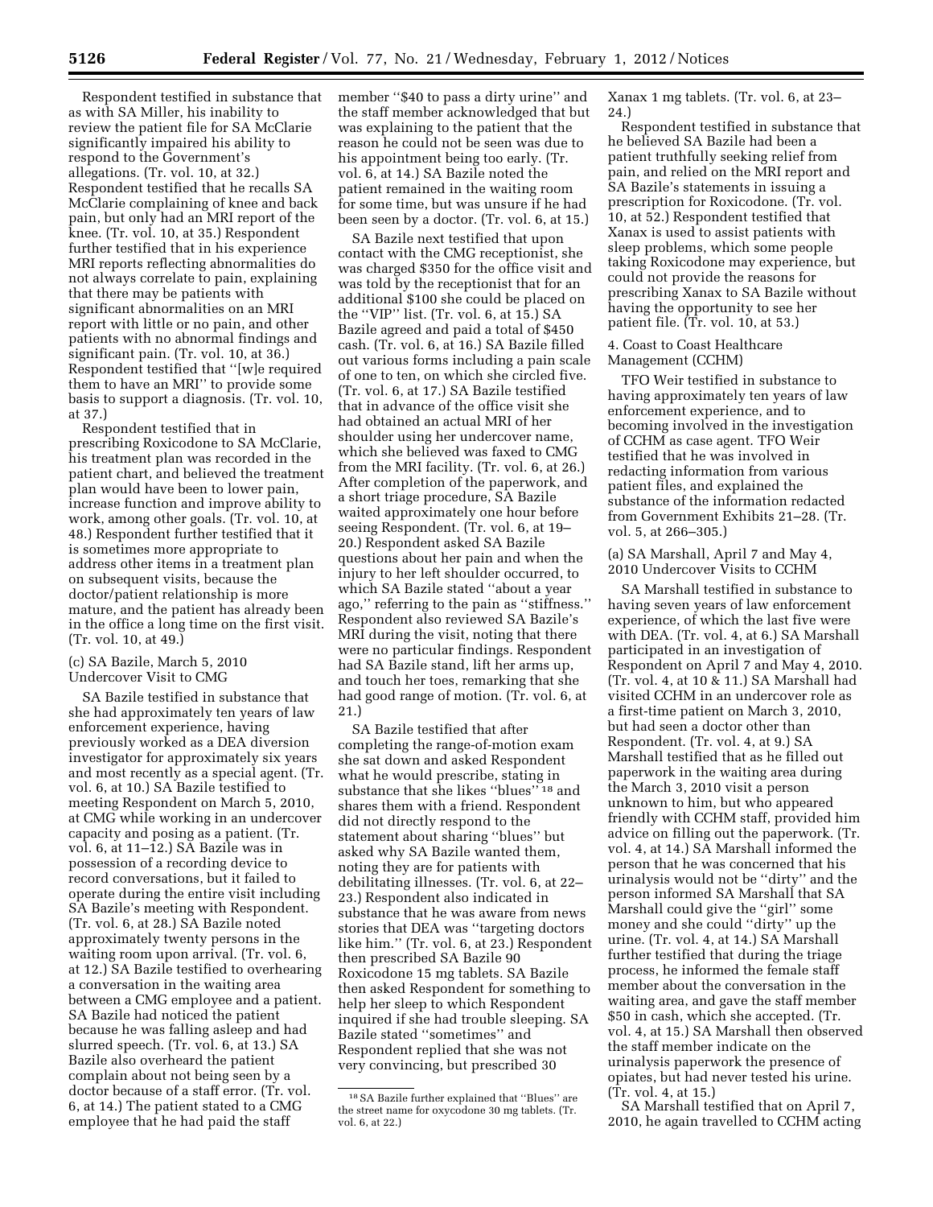Respondent testified in substance that as with SA Miller, his inability to review the patient file for SA McClarie significantly impaired his ability to respond to the Government's allegations. (Tr. vol. 10, at 32.) Respondent testified that he recalls SA McClarie complaining of knee and back pain, but only had an MRI report of the knee. (Tr. vol. 10, at 35.) Respondent further testified that in his experience MRI reports reflecting abnormalities do not always correlate to pain, explaining that there may be patients with significant abnormalities on an MRI report with little or no pain, and other patients with no abnormal findings and significant pain. (Tr. vol. 10, at 36.) Respondent testified that ''[w]e required them to have an MRI'' to provide some basis to support a diagnosis. (Tr. vol. 10, at 37.)

Respondent testified that in prescribing Roxicodone to SA McClarie, his treatment plan was recorded in the patient chart, and believed the treatment plan would have been to lower pain, increase function and improve ability to work, among other goals. (Tr. vol. 10, at 48.) Respondent further testified that it is sometimes more appropriate to address other items in a treatment plan on subsequent visits, because the doctor/patient relationship is more mature, and the patient has already been in the office a long time on the first visit. (Tr. vol. 10, at 49.)

(c) SA Bazile, March 5, 2010 Undercover Visit to CMG

SA Bazile testified in substance that she had approximately ten years of law enforcement experience, having previously worked as a DEA diversion investigator for approximately six years and most recently as a special agent. (Tr. vol. 6, at 10.) SA Bazile testified to meeting Respondent on March 5, 2010, at CMG while working in an undercover capacity and posing as a patient. (Tr. vol. 6, at 11–12.) SA Bazile was in possession of a recording device to record conversations, but it failed to operate during the entire visit including SA Bazile's meeting with Respondent. (Tr. vol. 6, at 28.) SA Bazile noted approximately twenty persons in the waiting room upon arrival. (Tr. vol. 6, at 12.) SA Bazile testified to overhearing a conversation in the waiting area between a CMG employee and a patient. SA Bazile had noticed the patient because he was falling asleep and had slurred speech. (Tr. vol. 6, at 13.) SA Bazile also overheard the patient complain about not being seen by a doctor because of a staff error. (Tr. vol. 6, at 14.) The patient stated to a CMG employee that he had paid the staff member ''$40 to pass a dirty urine'' and the staff member acknowledged that but was explaining to the patient that the reason he could not be seen was due to his appointment being too early. (Tr. vol. 6, at 14.) SA Bazile noted the patient remained in the waiting room for some time, but was unsure if he had been seen by a doctor. (Tr. vol. 6, at 15.)

SA Bazile next testified that upon contact with the CMG receptionist, she was charged $350 for the office visit and was told by the receptionist that for an additional $100 she could be placed on the ''VIP'' list. (Tr. vol. 6, at 15.) SA Bazile agreed and paid a total of $450 cash. (Tr. vol. 6, at 16.) SA Bazile filled out various forms including a pain scale of one to ten, on which she circled five. (Tr. vol. 6, at 17.) SA Bazile testified that in advance of the office visit she had obtained an actual MRI of her shoulder using her undercover name, which she believed was faxed to CMG from the MRI facility. (Tr. vol. 6, at 26.) After completion of the paperwork, and a short triage procedure, SA Bazile waited approximately one hour before seeing Respondent. (Tr. vol. 6, at 19–20.) Respondent asked SA Bazile questions about her pain and when the injury to her left shoulder occurred, to which SA Bazile stated ''about a year ago,'' referring to the pain as ''stiffness.'' Respondent also reviewed SA Bazile's MRI during the visit, noting that there were no particular findings. Respondent had SA Bazile stand, lift her arms up, and touch her toes, remarking that she had good range of motion. (Tr. vol. 6, at 21.)

SA Bazile testified that after completing the range-of-motion exam she sat down and asked Respondent what he would prescribe, stating in substance that she likes ''blues'' [18] and shares them with a friend. Respondent did not directly respond to the statement about sharing ''blues'' but asked why SA Bazile wanted them, noting they are for patients with debilitating illnesses. (Tr. vol. 6, at 22–23.) Respondent also indicated in substance that he was aware from news stories that DEA was ''targeting doctors like him.'' (Tr. vol. 6, at 23.) Respondent then prescribed SA Bazile 90 Roxicodone 15 mg tablets. SA Bazile then asked Respondent for something to help her sleep to which Respondent inquired if she had trouble sleeping. SA Bazile stated ''sometimes'' and Respondent replied that she was not very convincing, but prescribed 30 Xanax 1 mg tablets. (Tr. vol. 6, at 23–24.)

Respondent testified in substance that he believed SA Bazile had been a patient truthfully seeking relief from pain, and relied on the MRI report and SA Bazile's statements in issuing a prescription for Roxicodone. (Tr. vol. 10, at 52.) Respondent testified that Xanax is used to assist patients with sleep problems, which some people taking Roxicodone may experience, but could not provide the reasons for prescribing Xanax to SA Bazile without having the opportunity to see her patient file. (Tr. vol. 10, at 53.)

4. Coast to Coast Healthcare Management (CCHM)

TFO Weir testified in substance to having approximately ten years of law enforcement experience, and to becoming involved in the investigation of CCHM as case agent. TFO Weir testified that he was involved in redacting information from various patient files, and explained the substance of the information redacted from Government Exhibits 21–28. (Tr. vol. 5, at 266–305.)

(a) SA Marshall, April 7 and May 4, 2010 Undercover Visits to CCHM

SA Marshall testified in substance to having seven years of law enforcement experience, of which the last five were with DEA. (Tr. vol. 4, at 6.) SA Marshall participated in an investigation of Respondent on April 7 and May 4, 2010. (Tr. vol. 4, at 10 & 11.) SA Marshall had visited CCHM in an undercover role as a first-time patient on March 3, 2010, but had seen a doctor other than Respondent. (Tr. vol. 4, at 9.) SA Marshall testified that as he filled out paperwork in the waiting area during the March 3, 2010 visit a person unknown to him, but who appeared friendly with CCHM staff, provided him advice on filling out the paperwork. (Tr. vol. 4, at 14.) SA Marshall informed the person that he was concerned that his urinalysis would not be ''dirty'' and the person informed SA Marshall that SA Marshall could give the ''girl'' some money and she could ''dirty'' up the urine. (Tr. vol. 4, at 14.) SA Marshall further testified that during the triage process, he informed the female staff member about the conversation in the waiting area, and gave the staff member $50 in cash, which she accepted. (Tr. vol. 4, at 15.) SA Marshall then observed the staff member indicate on the urinalysis paperwork the presence of opiates, but had never tested his urine. (Tr. vol. 4, at 15.)

SA Marshall testified that on April 7, 2010, he again travelled to CCHM acting

[18] SA Bazile further explained that ''Blues'' are the street name for oxycodone 30 mg tablets. (Tr. vol. 6, at 22.)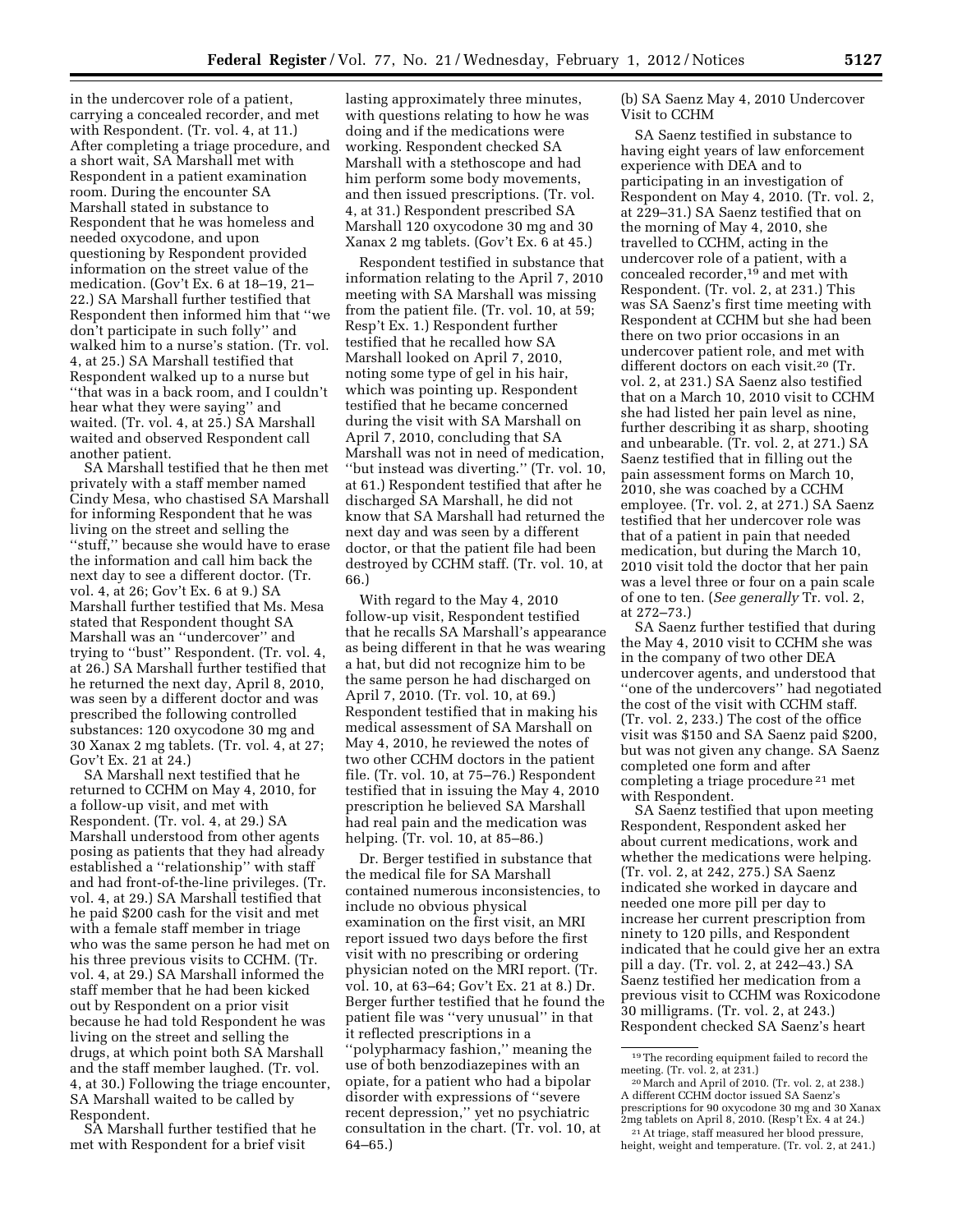in the undercover role of a patient, carrying a concealed recorder, and met with Respondent. (Tr. vol. 4, at 11.) After completing a triage procedure, and a short wait, SA Marshall met with Respondent in a patient examination room. During the encounter SA Marshall stated in substance to Respondent that he was homeless and needed oxycodone, and upon questioning by Respondent provided information on the street value of the medication. (Gov't Ex. 6 at 18–19, 21–22.) SA Marshall further testified that Respondent then informed him that ''we don't participate in such folly'' and walked him to a nurse's station. (Tr. vol. 4, at 25.) SA Marshall testified that Respondent walked up to a nurse but ''that was in a back room, and I couldn't hear what they were saying'' and waited. (Tr. vol. 4, at 25.) SA Marshall waited and observed Respondent call another patient.

SA Marshall testified that he then met privately with a staff member named Cindy Mesa, who chastised SA Marshall for informing Respondent that he was living on the street and selling the ''stuff,'' because she would have to erase the information and call him back the next day to see a different doctor. (Tr. vol. 4, at 26; Gov't Ex. 6 at 9.) SA Marshall further testified that Ms. Mesa stated that Respondent thought SA Marshall was an ''undercover'' and trying to ''bust'' Respondent. (Tr. vol. 4, at 26.) SA Marshall further testified that he returned the next day, April 8, 2010, was seen by a different doctor and was prescribed the following controlled substances: 120 oxycodone 30 mg and 30 Xanax 2 mg tablets. (Tr. vol. 4, at 27; Gov't Ex. 21 at 24.)

SA Marshall next testified that he returned to CCHM on May 4, 2010, for a follow-up visit, and met with Respondent. (Tr. vol. 4, at 29.) SA Marshall understood from other agents posing as patients that they had already established a ''relationship'' with staff and had front-of-the-line privileges. (Tr. vol. 4, at 29.) SA Marshall testified that he paid $200 cash for the visit and met with a female staff member in triage who was the same person he had met on his three previous visits to CCHM. (Tr. vol. 4, at 29.) SA Marshall informed the staff member that he had been kicked out by Respondent on a prior visit because he had told Respondent he was living on the street and selling the drugs, at which point both SA Marshall and the staff member laughed. (Tr. vol. 4, at 30.) Following the triage encounter, SA Marshall waited to be called by Respondent.

SA Marshall further testified that he met with Respondent for a brief visit lasting approximately three minutes, with questions relating to how he was doing and if the medications were working. Respondent checked SA Marshall with a stethoscope and had him perform some body movements, and then issued prescriptions. (Tr. vol. 4, at 31.) Respondent prescribed SA Marshall 120 oxycodone 30 mg and 30 Xanax 2 mg tablets. (Gov't Ex. 6 at 45.)

Respondent testified in substance that information relating to the April 7, 2010 meeting with SA Marshall was missing from the patient file. (Tr. vol. 10, at 59; Resp't Ex. 1.) Respondent further testified that he recalled how SA Marshall looked on April 7, 2010, noting some type of gel in his hair, which was pointing up. Respondent testified that he became concerned during the visit with SA Marshall on April 7, 2010, concluding that SA Marshall was not in need of medication, ''but instead was diverting.'' (Tr. vol. 10, at 61.) Respondent testified that after he discharged SA Marshall, he did not know that SA Marshall had returned the next day and was seen by a different doctor, or that the patient file had been destroyed by CCHM staff. (Tr. vol. 10, at 66.)

With regard to the May 4, 2010 follow-up visit, Respondent testified that he recalls SA Marshall's appearance as being different in that he was wearing a hat, but did not recognize him to be the same person he had discharged on April 7, 2010. (Tr. vol. 10, at 69.) Respondent testified that in making his medical assessment of SA Marshall on May 4, 2010, he reviewed the notes of two other CCHM doctors in the patient file. (Tr. vol. 10, at 75–76.) Respondent testified that in issuing the May 4, 2010 prescription he believed SA Marshall had real pain and the medication was helping. (Tr. vol. 10, at 85–86.)

Dr. Berger testified in substance that the medical file for SA Marshall contained numerous inconsistencies, to include no obvious physical examination on the first visit, an MRI report issued two days before the first visit with no prescribing or ordering physician noted on the MRI report. (Tr. vol. 10, at 63–64; Gov't Ex. 21 at 8.) Dr. Berger further testified that he found the patient file was ''very unusual'' in that it reflected prescriptions in a ''polypharmacy fashion,'' meaning the use of both benzodiazepines with an opiate, for a patient who had a bipolar disorder with expressions of ''severe recent depression,'' yet no psychiatric consultation in the chart. (Tr. vol. 10, at 64–65.)

(b) SA Saenz May 4, 2010 Undercover Visit to CCHM

SA Saenz testified in substance to having eight years of law enforcement experience with DEA and to participating in an investigation of Respondent on May 4, 2010. (Tr. vol. 2, at 229–31.) SA Saenz testified that on the morning of May 4, 2010, she travelled to CCHM, acting in the undercover role of a patient, with a concealed recorder,[19] and met with Respondent. (Tr. vol. 2, at 231.) This was SA Saenz's first time meeting with Respondent at CCHM but she had been there on two prior occasions in an undercover patient role, and met with different doctors on each visit.[20] (Tr. vol. 2, at 231.) SA Saenz also testified that on a March 10, 2010 visit to CCHM she had listed her pain level as nine, further describing it as sharp, shooting and unbearable. (Tr. vol. 2, at 271.) SA Saenz testified that in filling out the pain assessment forms on March 10, 2010, she was coached by a CCHM employee. (Tr. vol. 2, at 271.) SA Saenz testified that her undercover role was that of a patient in pain that needed medication, but during the March 10, 2010 visit told the doctor that her pain was a level three or four on a pain scale of one to ten. (*See generally* Tr. vol. 2, at 272–73.)

SA Saenz further testified that during the May 4, 2010 visit to CCHM she was in the company of two other DEA undercover agents, and understood that ''one of the undercovers'' had negotiated the cost of the visit with CCHM staff. (Tr. vol. 2, 233.) The cost of the office visit was $150 and SA Saenz paid $200, but was not given any change. SA Saenz completed one form and after completing a triage procedure[21] met with Respondent.

SA Saenz testified that upon meeting Respondent, Respondent asked her about current medications, work and whether the medications were helping. (Tr. vol. 2, at 242, 275.) SA Saenz indicated she worked in daycare and needed one more pill per day to increase her current prescription from ninety to 120 pills, and Respondent indicated that he could give her an extra pill a day. (Tr. vol. 2, at 242–43.) SA Saenz testified her medication from a previous visit to CCHM was Roxicodone 30 milligrams. (Tr. vol. 2, at 243.) Respondent checked SA Saenz's heart

[19] The recording equipment failed to record the meeting. (Tr. vol. 2, at 231.)

[20] March and April of 2010. (Tr. vol. 2, at 238.) A different CCHM doctor issued SA Saenz's prescriptions for 90 oxycodone 30 mg and 30 Xanax 2mg tablets on April 8, 2010. (Resp't Ex. 4 at 24.)

[21] At triage, staff measured her blood pressure, height, weight and temperature. (Tr. vol. 2, at 241.)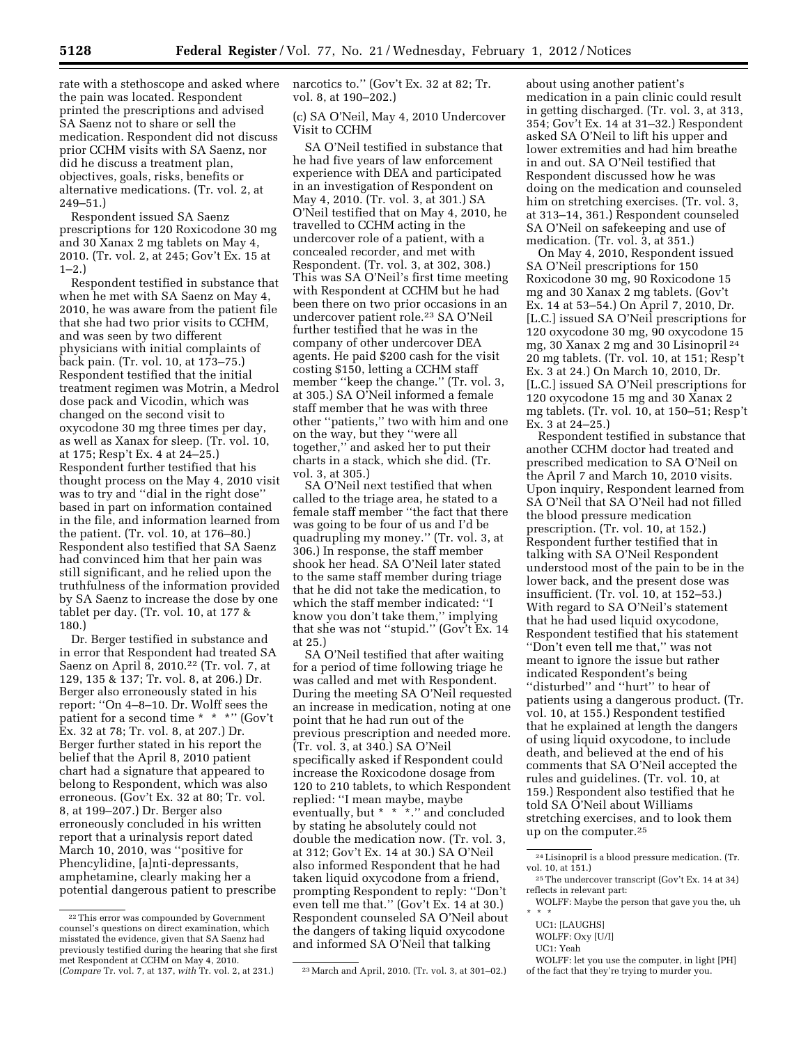rate with a stethoscope and asked where the pain was located. Respondent printed the prescriptions and advised SA Saenz not to share or sell the medication. Respondent did not discuss prior CCHM visits with SA Saenz, nor did he discuss a treatment plan, objectives, goals, risks, benefits or alternative medications. (Tr. vol. 2, at 249–51.)

Respondent issued SA Saenz prescriptions for 120 Roxicodone 30 mg and 30 Xanax 2 mg tablets on May 4, 2010. (Tr. vol. 2, at 245; Gov't Ex. 15 at 1–2.)

Respondent testified in substance that when he met with SA Saenz on May 4, 2010, he was aware from the patient file that she had two prior visits to CCHM, and was seen by two different physicians with initial complaints of back pain. (Tr. vol. 10, at 173–75.) Respondent testified that the initial treatment regimen was Motrin, a Medrol dose pack and Vicodin, which was changed on the second visit to oxycodone 30 mg three times per day, as well as Xanax for sleep. (Tr. vol. 10, at 175; Resp't Ex. 4 at 24–25.) Respondent further testified that his thought process on the May 4, 2010 visit was to try and ''dial in the right dose'' based in part on information contained in the file, and information learned from the patient. (Tr. vol. 10, at 176–80.) Respondent also testified that SA Saenz had convinced him that her pain was still significant, and he relied upon the truthfulness of the information provided by SA Saenz to increase the dose by one tablet per day. (Tr. vol. 10, at 177 & 180.)

Dr. Berger testified in substance and in error that Respondent had treated SA Saenz on April 8, 2010.[22] (Tr. vol. 7, at 129, 135 & 137; Tr. vol. 8, at 206.) Dr. Berger also erroneously stated in his report: ''On 4–8–10. Dr. Wolff sees the patient for a second time * * *'' (Gov't Ex. 32 at 78; Tr. vol. 8, at 207.) Dr. Berger further stated in his report the belief that the April 8, 2010 patient chart had a signature that appeared to belong to Respondent, which was also erroneous. (Gov't Ex. 32 at 80; Tr. vol. 8, at 199–207.) Dr. Berger also erroneously concluded in his written report that a urinalysis report dated March 10, 2010, was ''positive for Phencyclidine, [a]nti-depressants, amphetamine, clearly making her a potential dangerous patient to prescribe narcotics to.'' (Gov't Ex. 32 at 82; Tr. vol. 8, at 190–202.)

(c) SA O'Neil, May 4, 2010 Undercover Visit to CCHM

SA O'Neil testified in substance that he had five years of law enforcement experience with DEA and participated in an investigation of Respondent on May 4, 2010. (Tr. vol. 3, at 301.) SA O'Neil testified that on May 4, 2010, he travelled to CCHM acting in the undercover role of a patient, with a concealed recorder, and met with Respondent. (Tr. vol. 3, at 302, 308.) This was SA O'Neil's first time meeting with Respondent at CCHM but he had been there on two prior occasions in an undercover patient role.[23] SA O'Neil further testified that he was in the company of other undercover DEA agents. He paid $200 cash for the visit costing $150, letting a CCHM staff member ''keep the change.'' (Tr. vol. 3, at 305.) SA O'Neil informed a female staff member that he was with three other ''patients,'' two with him and one on the way, but they ''were all together,'' and asked her to put their charts in a stack, which she did. (Tr. vol. 3, at 305.)

SA O'Neil next testified that when called to the triage area, he stated to a female staff member ''the fact that there was going to be four of us and I'd be quadrupling my money.'' (Tr. vol. 3, at 306.) In response, the staff member shook her head. SA O'Neil later stated to the same staff member during triage that he did not take the medication, to which the staff member indicated: ''I know you don't take them,'' implying that she was not ''stupid.'' (Gov't Ex. 14 at 25.)

SA O'Neil testified that after waiting for a period of time following triage he was called and met with Respondent. During the meeting SA O'Neil requested an increase in medication, noting at one point that he had run out of the previous prescription and needed more. (Tr. vol. 3, at 340.) SA O'Neil specifically asked if Respondent could increase the Roxicodone dosage from 120 to 210 tablets, to which Respondent replied: ''I mean maybe, maybe eventually, but * * *.'' and concluded by stating he absolutely could not double the medication now. (Tr. vol. 3, at 312; Gov't Ex. 14 at 30.) SA O'Neil also informed Respondent that he had taken liquid oxycodone from a friend, prompting Respondent to reply: ''Don't even tell me that.'' (Gov't Ex. 14 at 30.) Respondent counseled SA O'Neil about the dangers of taking liquid oxycodone and informed SA O'Neil that talking about using another patient's medication in a pain clinic could result in getting discharged. (Tr. vol. 3, at 313, 354; Gov't Ex. 14 at 31–32.) Respondent asked SA O'Neil to lift his upper and lower extremities and had him breathe in and out. SA O'Neil testified that Respondent discussed how he was doing on the medication and counseled him on stretching exercises. (Tr. vol. 3, at 313–14, 361.) Respondent counseled SA O'Neil on safekeeping and use of medication. (Tr. vol. 3, at 351.)

On May 4, 2010, Respondent issued SA O'Neil prescriptions for 150 Roxicodone 30 mg, 90 Roxicodone 15 mg and 30 Xanax 2 mg tablets. (Gov't Ex. 14 at 53–54.) On April 7, 2010, Dr. [L.C.] issued SA O'Neil prescriptions for 120 oxycodone 30 mg, 90 oxycodone 15 mg, 30 Xanax 2 mg and 30 Lisinopril[24] 20 mg tablets. (Tr. vol. 10, at 151; Resp't Ex. 3 at 24.) On March 10, 2010, Dr. [L.C.] issued SA O'Neil prescriptions for 120 oxycodone 15 mg and 30 Xanax 2 mg tablets. (Tr. vol. 10, at 150–51; Resp't Ex. 3 at 24–25.)

Respondent testified in substance that another CCHM doctor had treated and prescribed medication to SA O'Neil on the April 7 and March 10, 2010 visits. Upon inquiry, Respondent learned from SA O'Neil that SA O'Neil had not filled the blood pressure medication prescription. (Tr. vol. 10, at 152.) Respondent further testified that in talking with SA O'Neil Respondent understood most of the pain to be in the lower back, and the present dose was insufficient. (Tr. vol. 10, at 152–53.) With regard to SA O'Neil's statement that he had used liquid oxycodone, Respondent testified that his statement ''Don't even tell me that,'' was not meant to ignore the issue but rather indicated Respondent's being ''disturbed'' and ''hurt'' to hear of patients using a dangerous product. (Tr. vol. 10, at 155.) Respondent testified that he explained at length the dangers of using liquid oxycodone, to include death, and believed at the end of his comments that SA O'Neil accepted the rules and guidelines. (Tr. vol. 10, at 159.) Respondent also testified that he told SA O'Neil about Williams stretching exercises, and to look them up on the computer.[25]

---

[22] This error was compounded by Government counsel's questions on direct examination, which misstated the evidence, given that SA Saenz had previously testified during the hearing that she first met Respondent at CCHM on May 4, 2010. (*Compare* Tr. vol. 7, at 137, *with* Tr. vol. 2, at 231.)

[23] March and April, 2010. (Tr. vol. 3, at 301–02.)

[24] Lisinopril is a blood pressure medication. (Tr. vol. 10, at 151.)

[25] The undercover transcript (Gov't Ex. 14 at 34) reflects in relevant part:

WOLFF: Maybe the person that gave you the, uh * * *

UC1: [LAUGHS]

WOLFF: Oxy [U/I]

UC1: Yeah

WOLFF: let you use the computer, in light [PH] of the fact that they're trying to murder you.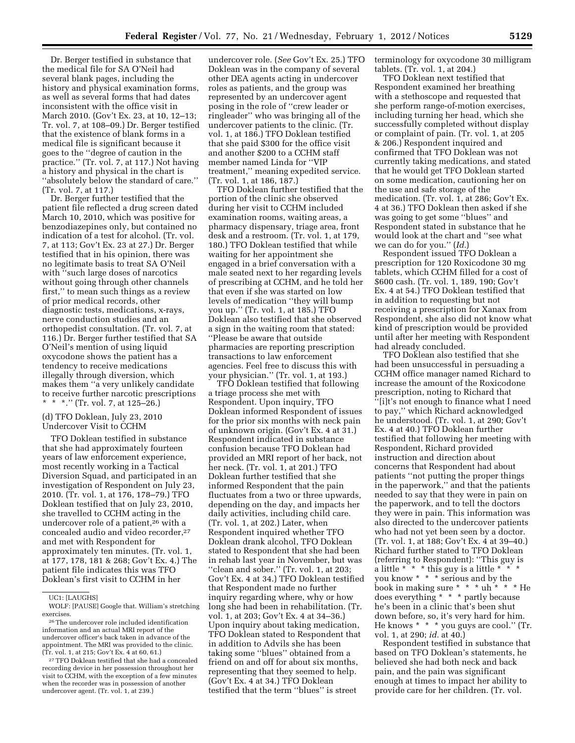Dr. Berger testified in substance that the medical file for SA O'Neil had several blank pages, including the history and physical examination forms, as well as several forms that had dates inconsistent with the office visit in March 2010. (Gov't Ex. 23, at 10, 12–13; Tr. vol. 7, at 108–09.) Dr. Berger testified that the existence of blank forms in a medical file is significant because it goes to the "degree of caution in the practice." (Tr. vol. 7, at 117.) Not having a history and physical in the chart is "absolutely below the standard of care." (Tr. vol. 7, at 117.)

Dr. Berger further testified that the patient file reflected a drug screen dated March 10, 2010, which was positive for benzodiazepines only, but contained no indication of a test for alcohol. (Tr. vol. 7, at 113; Gov't Ex. 23 at 27.) Dr. Berger testified that in his opinion, there was no legitimate basis to treat SA O'Neil with "such large doses of narcotics without going through other channels first," to mean such things as a review of prior medical records, other diagnostic tests, medications, x-rays, nerve conduction studies and an orthopedist consultation. (Tr. vol. 7, at 116.) Dr. Berger further testified that SA O'Neil's mention of using liquid oxycodone shows the patient has a tendency to receive medications illegally through diversion, which makes them "a very unlikely candidate to receive further narcotic prescriptions * * *." (Tr. vol. 7, at 125–26.)

(d) TFO Doklean, July 23, 2010 Undercover Visit to CCHM

TFO Doklean testified in substance that she had approximately fourteen years of law enforcement experience, most recently working in a Tactical Diversion Squad, and participated in an investigation of Respondent on July 23, 2010. (Tr. vol. 1, at 176, 178–79.) TFO Doklean testified that on July 23, 2010, she travelled to CCHM acting in the undercover role of a patient,[26] with a concealed audio and video recorder,[27] and met with Respondent for approximately ten minutes. (Tr. vol. 1, at 177, 178, 181 & 268; Gov't Ex. 4.) The patient file indicates this was TFO Doklean's first visit to CCHM in her undercover role. (*See* Gov't Ex. 25.) TFO Doklean was in the company of several other DEA agents acting in undercover roles as patients, and the group was represented by an undercover agent posing in the role of "crew leader or ringleader" who was bringing all of the undercover patients to the clinic. (Tr. vol. 1, at 186.) TFO Doklean testified that she paid $300 for the office visit and another $200 to a CCHM staff member named Linda for "VIP treatment," meaning expedited service. (Tr. vol. 1, at 186, 187.)

TFO Doklean further testified that the portion of the clinic she observed during her visit to CCHM included examination rooms, waiting areas, a pharmacy dispensary, triage area, front desk and a restroom. (Tr. vol. 1, at 179, 180.) TFO Doklean testified that while waiting for her appointment she engaged in a brief conversation with a male seated next to her regarding levels of prescribing at CCHM, and he told her that even if she was started on low levels of medication "they will bump you up." (Tr. vol. 1, at 185.) TFO Doklean also testified that she observed a sign in the waiting room that stated: "Please be aware that outside pharmacies are reporting prescription transactions to law enforcement agencies. Feel free to discuss this with your physician." (Tr. vol. 1, at 193.)

TFO Doklean testified that following a triage process she met with Respondent. Upon inquiry, TFO Doklean informed Respondent of issues for the prior six months with neck pain of unknown origin. (Gov't Ex. 4 at 31.) Respondent indicated in substance confusion because TFO Doklean had provided an MRI report of her back, not her neck. (Tr. vol. 1, at 201.) TFO Doklean further testified that she informed Respondent that the pain fluctuates from a two or three upwards, depending on the day, and impacts her daily activities, including child care. (Tr. vol. 1, at 202.) Later, when Respondent inquired whether TFO Doklean drank alcohol, TFO Doklean stated to Respondent that she had been in rehab last year in November, but was "clean and sober." (Tr. vol. 1, at 203; Gov't Ex. 4 at 34.) TFO Doklean testified that Respondent made no further inquiry regarding where, why or how long she had been in rehabilitation. (Tr. vol. 1, at 203; Gov't Ex. 4 at 34–36.) Upon inquiry about taking medication, TFO Doklean stated to Respondent that in addition to Advils she has been taking some "blues" obtained from a friend on and off for about six months, representing that they seemed to help. (Gov't Ex. 4 at 34.) TFO Doklean testified that the term "blues" is street terminology for oxycodone 30 milligram tablets. (Tr. vol. 1, at 204.)

TFO Doklean next testified that Respondent examined her breathing with a stethoscope and requested that she perform range-of-motion exercises, including turning her head, which she successfully completed without display or complaint of pain. (Tr. vol. 1, at 205 & 206.) Respondent inquired and confirmed that TFO Doklean was not currently taking medications, and stated that he would get TFO Doklean started on some medication, cautioning her on the use and safe storage of the medication. (Tr. vol. 1, at 286; Gov't Ex. 4 at 36.) TFO Doklean then asked if she was going to get some "blues" and Respondent stated in substance that he would look at the chart and "see what we can do for you." (*Id.*)

Respondent issued TFO Doklean a prescription for 120 Roxicodone 30 mg tablets, which CCHM filled for a cost of $600 cash. (Tr. vol. 1, 189, 190; Gov't Ex. 4 at 54.) TFO Doklean testified that in addition to requesting but not receiving a prescription for Xanax from Respondent, she also did not know what kind of prescription would be provided until after her meeting with Respondent had already concluded.

TFO Doklean also testified that she had been unsuccessful in persuading a CCHM office manager named Richard to increase the amount of the Roxicodone prescription, noting to Richard that "[i]t's not enough to finance what I need to pay," which Richard acknowledged he understood. (Tr. vol. 1, at 290; Gov't Ex. 4 at 40.) TFO Doklean further testified that following her meeting with Respondent, Richard provided instruction and direction about concerns that Respondent had about patients "not putting the proper things in the paperwork," and that the patients needed to say that they were in pain on the paperwork, and to tell the doctors they were in pain. This information was also directed to the undercover patients who had not yet been seen by a doctor. (Tr. vol. 1, at 188; Gov't Ex. 4 at 39–40.) Richard further stated to TFO Doklean (referring to Respondent): "This guy is a little * * * this guy is a little * * * you know * * * serious and by the book in making sure * * * uh * * * He does everything * * * partly because he's been in a clinic that's been shut down before, so, it's very hard for him. He knows * * * you guys are cool." (Tr. vol. 1, at 290; *id.* at 40.)

Respondent testified in substance that based on TFO Doklean's statements, he believed she had both neck and back pain, and the pain was significant enough at times to impact her ability to provide care for her children. (Tr. vol.

---

UC1: [LAUGHS]

WOLF: [PAUSE] Google that. William's stretching exercises.

[26] The undercover role included identification information and an actual MRI report of the undercover officer's back taken in advance of the appointment. The MRI was provided to the clinic. (Tr. vol. 1, at 215; Gov't Ex. 4 at 60, 61.)

[27] TFO Doklean testified that she had a concealed recording device in her possession throughout her visit to CCHM, with the exception of a few minutes when the recorder was in possession of another undercover agent. (Tr. vol. 1, at 239.)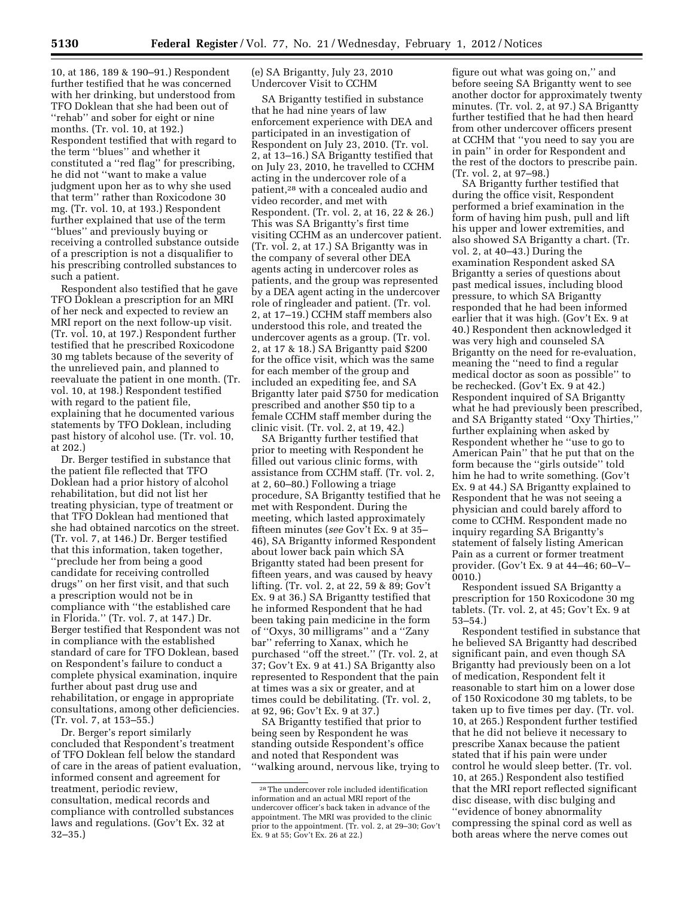10, at 186, 189 & 190–91.) Respondent further testified that he was concerned with her drinking, but understood from TFO Doklean that she had been out of ''rehab'' and sober for eight or nine months. (Tr. vol. 10, at 192.) Respondent testified that with regard to the term ''blues'' and whether it constituted a ''red flag'' for prescribing, he did not ''want to make a value judgment upon her as to why she used that term'' rather than Roxicodone 30 mg. (Tr. vol. 10, at 193.) Respondent further explained that use of the term ''blues'' and previously buying or receiving a controlled substance outside of a prescription is not a disqualifier to his prescribing controlled substances to such a patient.

Respondent also testified that he gave TFO Doklean a prescription for an MRI of her neck and expected to review an MRI report on the next follow-up visit. (Tr. vol. 10, at 197.) Respondent further testified that he prescribed Roxicodone 30 mg tablets because of the severity of the unrelieved pain, and planned to reevaluate the patient in one month. (Tr. vol. 10, at 198.) Respondent testified with regard to the patient file, explaining that he documented various statements by TFO Doklean, including past history of alcohol use. (Tr. vol. 10, at 202.)

Dr. Berger testified in substance that the patient file reflected that TFO Doklean had a prior history of alcohol rehabilitation, but did not list her treating physician, type of treatment or that TFO Doklean had mentioned that she had obtained narcotics on the street. (Tr. vol. 7, at 146.) Dr. Berger testified that this information, taken together, ''preclude her from being a good candidate for receiving controlled drugs'' on her first visit, and that such a prescription would not be in compliance with ''the established care in Florida.'' (Tr. vol. 7, at 147.) Dr. Berger testified that Respondent was not in compliance with the established standard of care for TFO Doklean, based on Respondent's failure to conduct a complete physical examination, inquire further about past drug use and rehabilitation, or engage in appropriate consultations, among other deficiencies. (Tr. vol. 7, at 153–55.)

Dr. Berger's report similarly concluded that Respondent's treatment of TFO Doklean fell below the standard of care in the areas of patient evaluation, informed consent and agreement for treatment, periodic review, consultation, medical records and compliance with controlled substances laws and regulations. (Gov't Ex. 32 at 32–35.)

(e) SA Brigantty, July 23, 2010 Undercover Visit to CCHM

SA Brigantty testified in substance that he had nine years of law enforcement experience with DEA and participated in an investigation of Respondent on July 23, 2010. (Tr. vol. 2, at 13–16.) SA Brigantty testified that on July 23, 2010, he travelled to CCHM acting in the undercover role of a patient,[28] with a concealed audio and video recorder, and met with Respondent. (Tr. vol. 2, at 16, 22 & 26.) This was SA Brigantty's first time visiting CCHM as an undercover patient. (Tr. vol. 2, at 17.) SA Brigantty was in the company of several other DEA agents acting in undercover roles as patients, and the group was represented by a DEA agent acting in the undercover role of ringleader and patient. (Tr. vol. 2, at 17–19.) CCHM staff members also understood this role, and treated the undercover agents as a group. (Tr. vol. 2, at 17 & 18.) SA Brigantty paid $200 for the office visit, which was the same for each member of the group and included an expediting fee, and SA Brigantty later paid $750 for medication prescribed and another $50 tip to a female CCHM staff member during the clinic visit. (Tr. vol. 2, at 19, 42.)

SA Brigantty further testified that prior to meeting with Respondent he filled out various clinic forms, with assistance from CCHM staff. (Tr. vol. 2, at 2, 60–80.) Following a triage procedure, SA Brigantty testified that he met with Respondent. During the meeting, which lasted approximately fifteen minutes (*see* Gov't Ex. 9 at 35–46), SA Brigantty informed Respondent about lower back pain which SA Brigantty stated had been present for fifteen years, and was caused by heavy lifting. (Tr. vol. 2, at 22, 59 & 89; Gov't Ex. 9 at 36.) SA Brigantty testified that he informed Respondent that he had been taking pain medicine in the form of ''Oxys, 30 milligrams'' and a ''Zany bar'' referring to Xanax, which he purchased ''off the street.'' (Tr. vol. 2, at 37; Gov't Ex. 9 at 41.) SA Brigantty also represented to Respondent that the pain at times was a six or greater, and at times could be debilitating. (Tr. vol. 2, at 92, 96; Gov't Ex. 9 at 37.)

SA Brigantty testified that prior to being seen by Respondent he was standing outside Respondent's office and noted that Respondent was ''walking around, nervous like, trying to figure out what was going on,'' and before seeing SA Brigantty went to see another doctor for approximately twenty minutes. (Tr. vol. 2, at 97.) SA Brigantty further testified that he had then heard from other undercover officers present at CCHM that ''you need to say you are in pain'' in order for Respondent and the rest of the doctors to prescribe pain. (Tr. vol. 2, at 97–98.)

SA Brigantty further testified that during the office visit, Respondent performed a brief examination in the form of having him push, pull and lift his upper and lower extremities, and also showed SA Brigantty a chart. (Tr. vol. 2, at 40–43.) During the examination Respondent asked SA Brigantty a series of questions about past medical issues, including blood pressure, to which SA Brigantty responded that he had been informed earlier that it was high. (Gov't Ex. 9 at 40.) Respondent then acknowledged it was very high and counseled SA Brigantty on the need for re-evaluation, meaning the ''need to find a regular medical doctor as soon as possible'' to be rechecked. (Gov't Ex. 9 at 42.) Respondent inquired of SA Brigantty what he had previously been prescribed, and SA Brigantty stated ''Oxy Thirties,'' further explaining when asked by Respondent whether he ''use to go to American Pain'' that he put that on the form because the ''girls outside'' told him he had to write something. (Gov't Ex. 9 at 44.) SA Brigantty explained to Respondent that he was not seeing a physician and could barely afford to come to CCHM. Respondent made no inquiry regarding SA Brigantty's statement of falsely listing American Pain as a current or former treatment provider. (Gov't Ex. 9 at 44–46; 60–V–0010.)

Respondent issued SA Brigantty a prescription for 150 Roxicodone 30 mg tablets. (Tr. vol. 2, at 45; Gov't Ex. 9 at 53–54.)

Respondent testified in substance that he believed SA Brigantty had described significant pain, and even though SA Brigantty had previously been on a lot of medication, Respondent felt it reasonable to start him on a lower dose of 150 Roxicodone 30 mg tablets, to be taken up to five times per day. (Tr. vol. 10, at 265.) Respondent further testified that he did not believe it necessary to prescribe Xanax because the patient stated that if his pain were under control he would sleep better. (Tr. vol. 10, at 265.) Respondent also testified that the MRI report reflected significant disc disease, with disc bulging and ''evidence of boney abnormality compressing the spinal cord as well as both areas where the nerve comes out

[28] The undercover role included identification information and an actual MRI report of the undercover officer's back taken in advance of the appointment. The MRI was provided to the clinic prior to the appointment. (Tr. vol. 2, at 29–30; Gov't Ex. 9 at 55; Gov't Ex. 26 at 22.)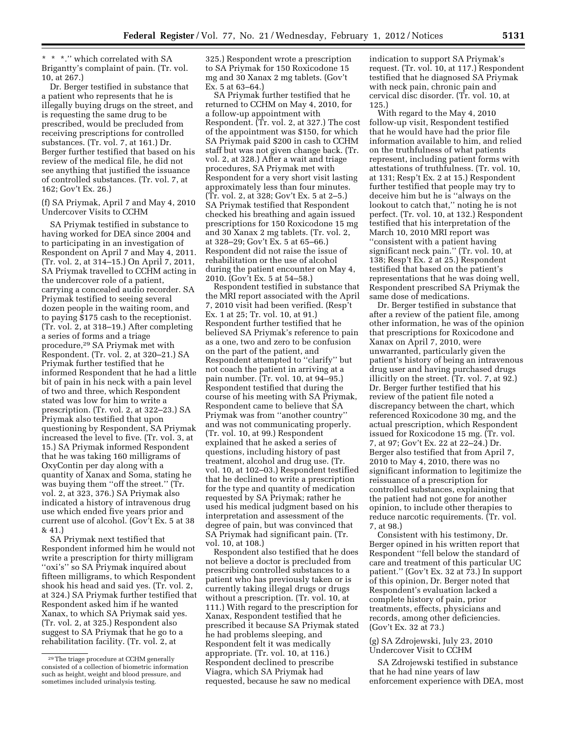* * *.'' which correlated with SA Brigantty's complaint of pain. (Tr. vol. 10, at 267.)

Dr. Berger testified in substance that a patient who represents that he is illegally buying drugs on the street, and is requesting the same drug to be prescribed, would be precluded from receiving prescriptions for controlled substances. (Tr. vol. 7, at 161.) Dr. Berger further testified that based on his review of the medical file, he did not see anything that justified the issuance of controlled substances. (Tr. vol. 7, at 162; Gov't Ex. 26.)

(f) SA Priymak, April 7 and May 4, 2010 Undercover Visits to CCHM

SA Priymak testified in substance to having worked for DEA since 2004 and to participating in an investigation of Respondent on April 7 and May 4, 2011. (Tr. vol. 2, at 314–15.) On April 7, 2011, SA Priymak travelled to CCHM acting in the undercover role of a patient, carrying a concealed audio recorder. SA Priymak testified to seeing several dozen people in the waiting room, and to paying $175 cash to the receptionist. (Tr. vol. 2, at 318–19.) After completing a series of forms and a triage procedure,[29] SA Priymak met with Respondent. (Tr. vol. 2, at 320–21.) SA Priymak further testified that he informed Respondent that he had a little bit of pain in his neck with a pain level of two and three, which Respondent stated was low for him to write a prescription. (Tr. vol. 2, at 322–23.) SA Priymak also testified that upon questioning by Respondent, SA Priymak increased the level to five. (Tr. vol. 3, at 15.) SA Priymak informed Respondent that he was taking 160 milligrams of OxyContin per day along with a quantity of Xanax and Soma, stating he was buying them ''off the street.'' (Tr. vol. 2, at 323, 376.) SA Priymak also indicated a history of intravenous drug use which ended five years prior and current use of alcohol. (Gov't Ex. 5 at 38 & 41.)

SA Priymak next testified that Respondent informed him he would not write a prescription for thirty milligram ''oxi's'' so SA Priymak inquired about fifteen milligrams, to which Respondent shook his head and said yes. (Tr. vol. 2, at 324.) SA Priymak further testified that Respondent asked him if he wanted Xanax, to which SA Priymak said yes. (Tr. vol. 2, at 325.) Respondent also suggest to SA Priymak that he go to a rehabilitation facility. (Tr. vol. 2, at 325.) Respondent wrote a prescription to SA Priymak for 150 Roxicodone 15 mg and 30 Xanax 2 mg tablets. (Gov't Ex. 5 at 63–64.)

SA Priymak further testified that he returned to CCHM on May 4, 2010, for a follow-up appointment with Respondent. (Tr. vol. 2, at 327.) The cost of the appointment was $150, for which SA Priymak paid $200 in cash to CCHM staff but was not given change back. (Tr. vol. 2, at 328.) After a wait and triage procedures, SA Priymak met with Respondent for a very short visit lasting approximately less than four minutes. (Tr. vol. 2, at 328; Gov't Ex. 5 at 2–5.) SA Priymak testified that Respondent checked his breathing and again issued prescriptions for 150 Roxicodone 15 mg and 30 Xanax 2 mg tablets. (Tr. vol. 2, at 328–29; Gov't Ex. 5 at 65–66.) Respondent did not raise the issue of rehabilitation or the use of alcohol during the patient encounter on May 4, 2010. (Gov't Ex. 5 at 54–58.)

Respondent testified in substance that the MRI report associated with the April 7, 2010 visit had been verified. (Resp't Ex. 1 at 25; Tr. vol. 10, at 91.) Respondent further testified that he believed SA Priymak's reference to pain as a one, two and zero to be confusion on the part of the patient, and Respondent attempted to ''clarify'' but not coach the patient in arriving at a pain number. (Tr. vol. 10, at 94–95.) Respondent testified that during the course of his meeting with SA Priymak, Respondent came to believe that SA Priymak was from ''another country'' and was not communicating properly. (Tr. vol. 10, at 99.) Respondent explained that he asked a series of questions, including history of past treatment, alcohol and drug use. (Tr. vol. 10, at 102–03.) Respondent testified that he declined to write a prescription for the type and quantity of medication requested by SA Priymak; rather he used his medical judgment based on his interpretation and assessment of the degree of pain, but was convinced that SA Priymak had significant pain. (Tr. vol. 10, at 108.)

Respondent also testified that he does not believe a doctor is precluded from prescribing controlled substances to a patient who has previously taken or is currently taking illegal drugs or drugs without a prescription. (Tr. vol. 10, at 111.) With regard to the prescription for Xanax, Respondent testified that he prescribed it because SA Priymak stated he had problems sleeping, and Respondent felt it was medically appropriate. (Tr. vol. 10, at 116.) Respondent declined to prescribe Viagra, which SA Priymak had requested, because he saw no medical indication to support SA Priymak's request. (Tr. vol. 10, at 117.) Respondent testified that he diagnosed SA Priymak with neck pain, chronic pain and cervical disc disorder. (Tr. vol. 10, at 125.)

With regard to the May 4, 2010 follow-up visit, Respondent testified that he would have had the prior file information available to him, and relied on the truthfulness of what patients represent, including patient forms with attestations of truthfulness. (Tr. vol. 10, at 131; Resp't Ex. 2 at 15.) Respondent further testified that people may try to deceive him but he is ''always on the lookout to catch that,'' noting he is not perfect. (Tr. vol. 10, at 132.) Respondent testified that his interpretation of the March 10, 2010 MRI report was ''consistent with a patient having significant neck pain.'' (Tr. vol. 10, at 138; Resp't Ex. 2 at 25.) Respondent testified that based on the patient's representations that he was doing well, Respondent prescribed SA Priymak the same dose of medications.

Dr. Berger testified in substance that after a review of the patient file, among other information, he was of the opinion that prescriptions for Roxicodone and Xanax on April 7, 2010, were unwarranted, particularly given the patient's history of being an intravenous drug user and having purchased drugs illicitly on the street. (Tr. vol. 7, at 92.) Dr. Berger further testified that his review of the patient file noted a discrepancy between the chart, which referenced Roxicodone 30 mg, and the actual prescription, which Respondent issued for Roxicodone 15 mg. (Tr. vol. 7, at 97; Gov't Ex. 22 at 22–24.) Dr. Berger also testified that from April 7, 2010 to May 4, 2010, there was no significant information to legitimize the reissuance of a prescription for controlled substances, explaining that the patient had not gone for another opinion, to include other therapies to reduce narcotic requirements. (Tr. vol. 7, at 98.)

Consistent with his testimony, Dr. Berger opined in his written report that Respondent ''fell below the standard of care and treatment of this particular UC patient.'' (Gov't Ex. 32 at 73.) In support of this opinion, Dr. Berger noted that Respondent's evaluation lacked a complete history of pain, prior treatments, effects, physicians and records, among other deficiencies. (Gov't Ex. 32 at 73.)

(g) SA Zdrojewski, July 23, 2010 Undercover Visit to CCHM

SA Zdrojewski testified in substance that he had nine years of law enforcement experience with DEA, most

[29] The triage procedure at CCHM generally consisted of a collection of biometric information such as height, weight and blood pressure, and sometimes included urinalysis testing.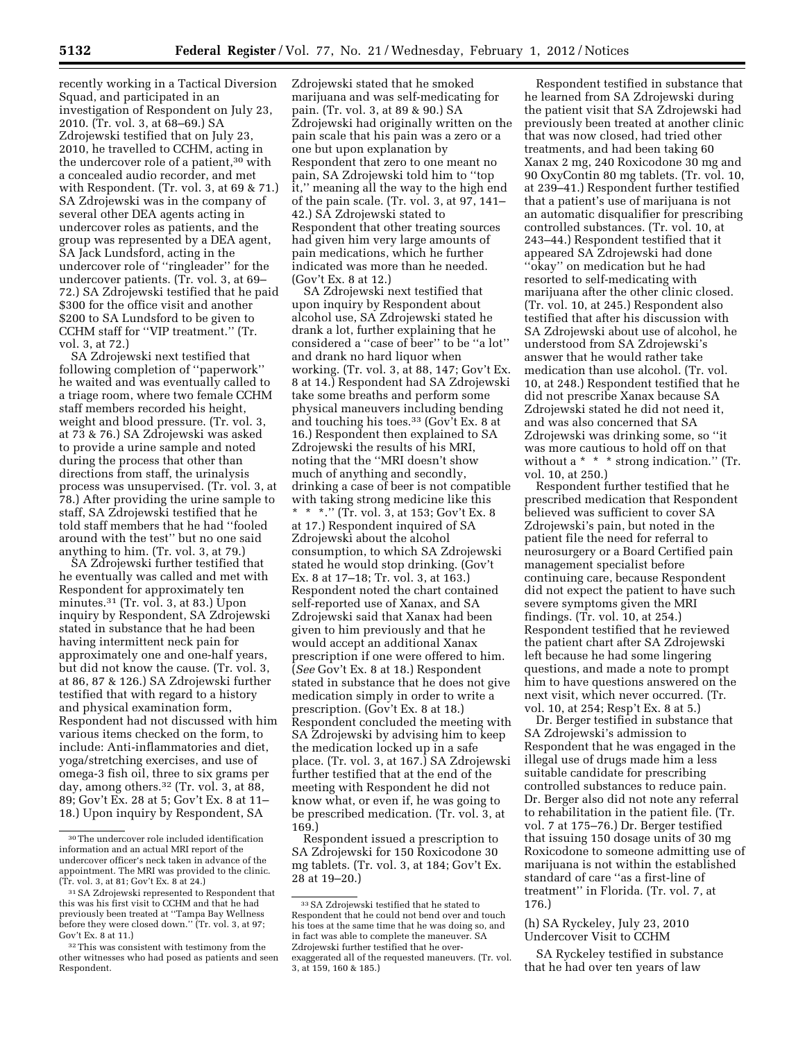recently working in a Tactical Diversion Squad, and participated in an investigation of Respondent on July 23, 2010. (Tr. vol. 3, at 68–69.) SA Zdrojewski testified that on July 23, 2010, he travelled to CCHM, acting in the undercover role of a patient,[30] with a concealed audio recorder, and met with Respondent. (Tr. vol. 3, at 69 & 71.) SA Zdrojewski was in the company of several other DEA agents acting in undercover roles as patients, and the group was represented by a DEA agent, SA Jack Lundsford, acting in the undercover role of ''ringleader'' for the undercover patients. (Tr. vol. 3, at 69–72.) SA Zdrojewski testified that he paid $300 for the office visit and another $200 to SA Lundsford to be given to CCHM staff for ''VIP treatment.'' (Tr. vol. 3, at 72.)

SA Zdrojewski next testified that following completion of ''paperwork'' he waited and was eventually called to a triage room, where two female CCHM staff members recorded his height, weight and blood pressure. (Tr. vol. 3, at 73 & 76.) SA Zdrojewski was asked to provide a urine sample and noted during the process that other than directions from staff, the urinalysis process was unsupervised. (Tr. vol. 3, at 78.) After providing the urine sample to staff, SA Zdrojewski testified that he told staff members that he had ''fooled around with the test'' but no one said anything to him. (Tr. vol. 3, at 79.)

SA Zdrojewski further testified that he eventually was called and met with Respondent for approximately ten minutes.[31] (Tr. vol. 3, at 83.) Upon inquiry by Respondent, SA Zdrojewski stated in substance that he had been having intermittent neck pain for approximately one and one-half years, but did not know the cause. (Tr. vol. 3, at 86, 87 & 126.) SA Zdrojewski further testified that with regard to a history and physical examination form, Respondent had not discussed with him various items checked on the form, to include: Anti-inflammatories and diet, yoga/stretching exercises, and use of omega-3 fish oil, three to six grams per day, among others.[32] (Tr. vol. 3, at 88, 89; Gov't Ex. 28 at 5; Gov't Ex. 8 at 11–18.) Upon inquiry by Respondent, SA Zdrojewski stated that he smoked marijuana and was self-medicating for pain. (Tr. vol. 3, at 89 & 90.) SA Zdrojewski had originally written on the pain scale that his pain was a zero or a one but upon explanation by Respondent that zero to one meant no pain, SA Zdrojewski told him to ''top it,'' meaning all the way to the high end of the pain scale. (Tr. vol. 3, at 97, 141–42.) SA Zdrojewski stated to Respondent that other treating sources had given him very large amounts of pain medications, which he further indicated was more than he needed. (Gov't Ex. 8 at 12.)

SA Zdrojewski next testified that upon inquiry by Respondent about alcohol use, SA Zdrojewski stated he drank a lot, further explaining that he considered a ''case of beer'' to be ''a lot'' and drank no hard liquor when working. (Tr. vol. 3, at 88, 147; Gov't Ex. 8 at 14.) Respondent had SA Zdrojewski take some breaths and perform some physical maneuvers including bending and touching his toes.[33] (Gov't Ex. 8 at 16.) Respondent then explained to SA Zdrojewski the results of his MRI, noting that the ''MRI doesn't show much of anything and secondly, drinking a case of beer is not compatible with taking strong medicine like this * * *.'' (Tr. vol. 3, at 153; Gov't Ex. 8 at 17.) Respondent inquired of SA Zdrojewski about the alcohol consumption, to which SA Zdrojewski stated he would stop drinking. (Gov't Ex. 8 at 17–18; Tr. vol. 3, at 163.) Respondent noted the chart contained self-reported use of Xanax, and SA Zdrojewski said that Xanax had been given to him previously and that he would accept an additional Xanax prescription if one were offered to him. (*See* Gov't Ex. 8 at 18.) Respondent stated in substance that he does not give medication simply in order to write a prescription. (Gov't Ex. 8 at 18.) Respondent concluded the meeting with SA Zdrojewski by advising him to keep the medication locked up in a safe place. (Tr. vol. 3, at 167.) SA Zdrojewski further testified that at the end of the meeting with Respondent he did not know what, or even if, he was going to be prescribed medication. (Tr. vol. 3, at 169.)

Respondent issued a prescription to SA Zdrojewski for 150 Roxicodone 30 mg tablets. (Tr. vol. 3, at 184; Gov't Ex. 28 at 19–20.)

Respondent testified in substance that he learned from SA Zdrojewski during the patient visit that SA Zdrojewski had previously been treated at another clinic that was now closed, had tried other treatments, and had been taking 60 Xanax 2 mg, 240 Roxicodone 30 mg and 90 OxyContin 80 mg tablets. (Tr. vol. 10, at 239–41.) Respondent further testified that a patient's use of marijuana is not an automatic disqualifier for prescribing controlled substances. (Tr. vol. 10, at 243–44.) Respondent testified that it appeared SA Zdrojewski had done ''okay'' on medication but he had resorted to self-medicating with marijuana after the other clinic closed. (Tr. vol. 10, at 245.) Respondent also testified that after his discussion with SA Zdrojewski about use of alcohol, he understood from SA Zdrojewski's answer that he would rather take medication than use alcohol. (Tr. vol. 10, at 248.) Respondent testified that he did not prescribe Xanax because SA Zdrojewski stated he did not need it, and was also concerned that SA Zdrojewski was drinking some, so ''it was more cautious to hold off on that without a * * * strong indication.'' (Tr. vol. 10, at 250.)

Respondent further testified that he prescribed medication that Respondent believed was sufficient to cover SA Zdrojewski's pain, but noted in the patient file the need for referral to neurosurgery or a Board Certified pain management specialist before continuing care, because Respondent did not expect the patient to have such severe symptoms given the MRI findings. (Tr. vol. 10, at 254.) Respondent testified that he reviewed the patient chart after SA Zdrojewski left because he had some lingering questions, and made a note to prompt him to have questions answered on the next visit, which never occurred. (Tr. vol. 10, at 254; Resp't Ex. 8 at 5.)

Dr. Berger testified in substance that SA Zdrojewski's admission to Respondent that he was engaged in the illegal use of drugs made him a less suitable candidate for prescribing controlled substances to reduce pain. Dr. Berger also did not note any referral to rehabilitation in the patient file. (Tr. vol. 7 at 175–76.) Dr. Berger testified that issuing 150 dosage units of 30 mg Roxicodone to someone admitting use of marijuana is not within the established standard of care ''as a first-line of treatment'' in Florida. (Tr. vol. 7, at 176.)

(h) SA Ryckeley, July 23, 2010 Undercover Visit to CCHM

SA Ryckeley testified in substance that he had over ten years of law

---

[30] The undercover role included identification information and an actual MRI report of the undercover officer's neck taken in advance of the appointment. The MRI was provided to the clinic. (Tr. vol. 3, at 81; Gov't Ex. 8 at 24.)

[31] SA Zdrojewski represented to Respondent that this was his first visit to CCHM and that he had previously been treated at ''Tampa Bay Wellness before they were closed down.'' (Tr. vol. 3, at 97; Gov't Ex. 8 at 11.)

[32] This was consistent with testimony from the other witnesses who had posed as patients and seen Respondent.

[33] SA Zdrojewski testified that he stated to Respondent that he could not bend over and touch his toes at the same time that he was doing so, and in fact was able to complete the maneuver. SA Zdrojewski further testified that he over-exaggerated all of the requested maneuvers. (Tr. vol. 3, at 159, 160 & 185.)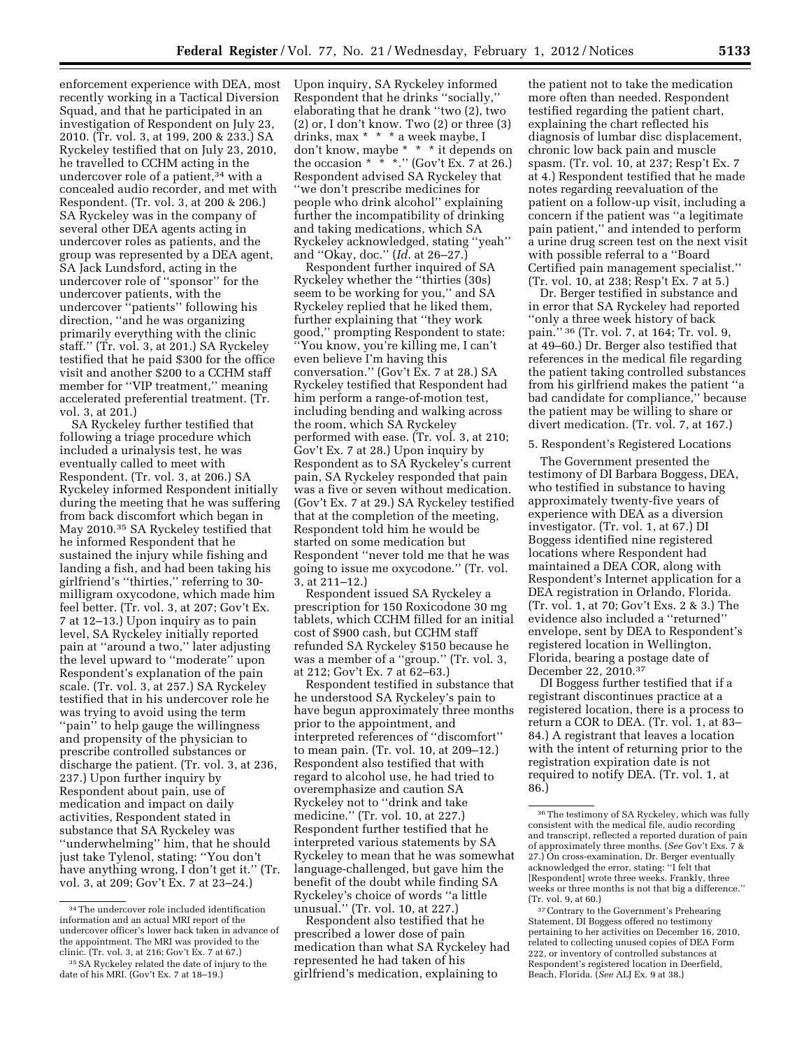enforcement experience with DEA, most recently working in a Tactical Diversion Squad, and that he participated in an investigation of Respondent on July 23, 2010. (Tr. vol. 3, at 199, 200 & 233.) SA Ryckeley testified that on July 23, 2010, he travelled to CCHM acting in the undercover role of a patient,[34] with a concealed audio recorder, and met with Respondent. (Tr. vol. 3, at 200 & 206.) SA Ryckeley was in the company of several other DEA agents acting in undercover roles as patients, and the group was represented by a DEA agent, SA Jack Lundsford, acting in the undercover role of ''sponsor'' for the undercover patients, with the undercover ''patients'' following his direction, ''and he was organizing primarily everything with the clinic staff.'' (Tr. vol. 3, at 201.) SA Ryckeley testified that he paid $300 for the office visit and another $200 to a CCHM staff member for ''VIP treatment,'' meaning accelerated preferential treatment. (Tr. vol. 3, at 201.)

SA Ryckeley further testified that following a triage procedure which included a urinalysis test, he was eventually called to meet with Respondent. (Tr. vol. 3, at 206.) SA Ryckeley informed Respondent initially during the meeting that he was suffering from back discomfort which began in May 2010.[35] SA Ryckeley testified that he informed Respondent that he sustained the injury while fishing and landing a fish, and had been taking his girlfriend's ''thirties,'' referring to 30-milligram oxycodone, which made him feel better. (Tr. vol. 3, at 207; Gov't Ex. 7 at 12–13.) Upon inquiry as to pain level, SA Ryckeley initially reported pain at ''around a two,'' later adjusting the level upward to ''moderate'' upon Respondent's explanation of the pain scale. (Tr. vol. 3, at 257.) SA Ryckeley testified that in his undercover role he was trying to avoid using the term ''pain'' to help gauge the willingness and propensity of the physician to prescribe controlled substances or discharge the patient. (Tr. vol. 3, at 236, 237.) Upon further inquiry by Respondent about pain, use of medication and impact on daily activities, Respondent stated in substance that SA Ryckeley was ''underwhelming'' him, that he should just take Tylenol, stating: ''You don't have anything wrong, I don't get it.'' (Tr. vol. 3, at 209; Gov't Ex. 7 at 23–24.)

Upon inquiry, SA Ryckeley informed Respondent that he drinks ''socially,'' elaborating that he drank ''two (2), two (2) or, I don't know. Two (2) or three (3) drinks, max * * * a week maybe, I don't know, maybe * * * it depends on the occasion * * *.'' (Gov't Ex. 7 at 26.) Respondent advised SA Ryckeley that ''we don't prescribe medicines for people who drink alcohol'' explaining further the incompatibility of drinking and taking medications, which SA Ryckeley acknowledged, stating ''yeah'' and ''Okay, doc.'' (*Id.* at 26–27.)

Respondent further inquired of SA Ryckeley whether the ''thirties (30s) seem to be working for you,'' and SA Ryckeley replied that he liked them, further explaining that ''they work good,'' prompting Respondent to state: ''You know, you're killing me, I can't even believe I'm having this conversation.'' (Gov't Ex. 7 at 28.) SA Ryckeley testified that Respondent had him perform a range-of-motion test, including bending and walking across the room, which SA Ryckeley performed with ease. (Tr. vol. 3, at 210; Gov't Ex. 7 at 28.) Upon inquiry by Respondent as to SA Ryckeley's current pain, SA Ryckeley responded that pain was a five or seven without medication. (Gov't Ex. 7 at 29.) SA Ryckeley testified that at the completion of the meeting, Respondent told him he would be started on some medication but Respondent ''never told me that he was going to issue me oxycodone.'' (Tr. vol. 3, at 211–12.)

Respondent issued SA Ryckeley a prescription for 150 Roxicodone 30 mg tablets, which CCHM filled for an initial cost of $900 cash, but CCHM staff refunded SA Ryckeley $150 because he was a member of a ''group.'' (Tr. vol. 3, at 212; Gov't Ex. 7 at 62–63.)

Respondent testified in substance that he understood SA Ryckeley's pain to have begun approximately three months prior to the appointment, and interpreted references of ''discomfort'' to mean pain. (Tr. vol. 10, at 209–12.) Respondent also testified that with regard to alcohol use, he had tried to overemphasize and caution SA Ryckeley not to ''drink and take medicine.'' (Tr. vol. 10, at 227.) Respondent further testified that he interpreted various statements by SA Ryckeley to mean that he was somewhat language-challenged, but gave him the benefit of the doubt while finding SA Ryckeley's choice of words ''a little unusual.'' (Tr. vol. 10, at 227.)

Respondent also testified that he prescribed a lower dose of pain medication than what SA Ryckeley had represented he had taken of his girlfriend's medication, explaining to the patient not to take the medication more often than needed. Respondent testified regarding the patient chart, explaining the chart reflected his diagnosis of lumbar disc displacement, chronic low back pain and muscle spasm. (Tr. vol. 10, at 237; Resp't Ex. 7 at 4.) Respondent testified that he made notes regarding reevaluation of the patient on a follow-up visit, including a concern if the patient was ''a legitimate pain patient,'' and intended to perform a urine drug screen test on the next visit with possible referral to a ''Board Certified pain management specialist.'' (Tr. vol. 10, at 238; Resp't Ex. 7 at 5.)

Dr. Berger testified in substance and in error that SA Ryckeley had reported ''only a three week history of back pain.'' [36] (Tr. vol. 7, at 164; Tr. vol. 9, at 49–60.) Dr. Berger also testified that references in the medical file regarding the patient taking controlled substances from his girlfriend makes the patient ''a bad candidate for compliance,'' because the patient may be willing to share or divert medication. (Tr. vol. 7, at 167.)

5. Respondent's Registered Locations

The Government presented the testimony of DI Barbara Boggess, DEA, who testified in substance to having approximately twenty-five years of experience with DEA as a diversion investigator. (Tr. vol. 1, at 67.) DI Boggess identified nine registered locations where Respondent had maintained a DEA COR, along with Respondent's Internet application for a DEA registration in Orlando, Florida. (Tr. vol. 1, at 70; Gov't Exs. 2 & 3.) The evidence also included a ''returned'' envelope, sent by DEA to Respondent's registered location in Wellington, Florida, bearing a postage date of December 22, 2010.[37]

DI Boggess further testified that if a registrant discontinues practice at a registered location, there is a process to return a COR to DEA. (Tr. vol. 1, at 83–84.) A registrant that leaves a location with the intent of returning prior to the registration expiration date is not required to notify DEA. (Tr. vol. 1, at 86.)

---

[34] The undercover role included identification information and an actual MRI report of the undercover officer's lower back taken in advance of the appointment. The MRI was provided to the clinic. (Tr. vol. 3, at 216; Gov't Ex. 7 at 67.)

[35] SA Ryckeley related the date of injury to the date of his MRI. (Gov't Ex. 7 at 18–19.)

[36] The testimony of SA Ryckeley, which was fully consistent with the medical file, audio recording and transcript, reflected a reported duration of pain of approximately three months. (*See* Gov't Exs. 7 & 27.) On cross-examination, Dr. Berger eventually acknowledged the error, stating: ''I felt that [Respondent] wrote three weeks. Frankly, three weeks or three months is not that big a difference.'' (Tr. vol. 9, at 60.)

[37] Contrary to the Government's Prehearing Statement, DI Boggess offered no testimony pertaining to her activities on December 16, 2010, related to collecting unused copies of DEA Form 222, or inventory of controlled substances at Respondent's registered location in Deerfield, Beach, Florida. (*See* ALJ Ex. 9 at 38.)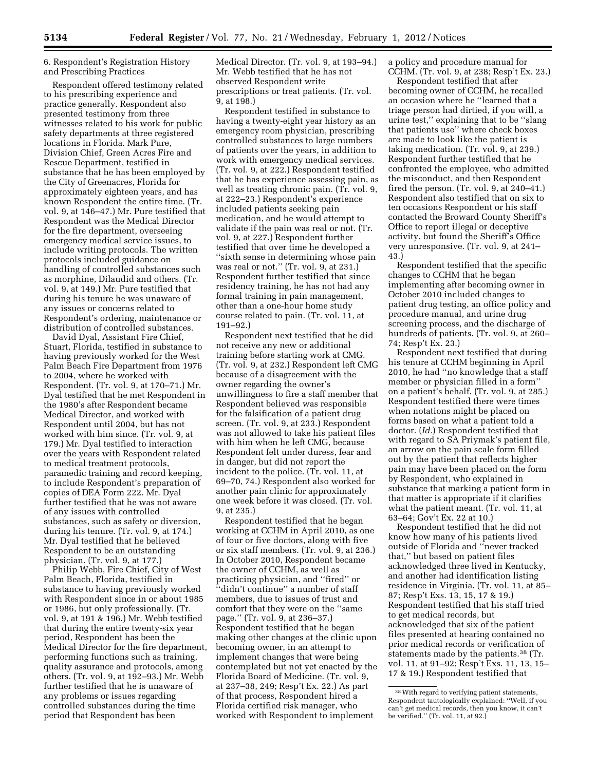6. Respondent's Registration History and Prescribing Practices

Respondent offered testimony related to his prescribing experience and practice generally. Respondent also presented testimony from three witnesses related to his work for public safety departments at three registered locations in Florida. Mark Pure, Division Chief, Green Acres Fire and Rescue Department, testified in substance that he has been employed by the City of Greenacres, Florida for approximately eighteen years, and has known Respondent the entire time. (Tr. vol. 9, at 146–47.) Mr. Pure testified that Respondent was the Medical Director for the fire department, overseeing emergency medical service issues, to include writing protocols. The written protocols included guidance on handling of controlled substances such as morphine, Dilaudid and others. (Tr. vol. 9, at 149.) Mr. Pure testified that during his tenure he was unaware of any issues or concerns related to Respondent's ordering, maintenance or distribution of controlled substances.

David Dyal, Assistant Fire Chief, Stuart, Florida, testified in substance to having previously worked for the West Palm Beach Fire Department from 1976 to 2004, where he worked with Respondent. (Tr. vol. 9, at 170–71.) Mr. Dyal testified that he met Respondent in the 1980's after Respondent became Medical Director, and worked with Respondent until 2004, but has not worked with him since. (Tr. vol. 9, at 179.) Mr. Dyal testified to interaction over the years with Respondent related to medical treatment protocols, paramedic training and record keeping, to include Respondent's preparation of copies of DEA Form 222. Mr. Dyal further testified that he was not aware of any issues with controlled substances, such as safety or diversion, during his tenure. (Tr. vol. 9, at 174.) Mr. Dyal testified that he believed Respondent to be an outstanding physician. (Tr. vol. 9, at 177.)

Philip Webb, Fire Chief, City of West Palm Beach, Florida, testified in substance to having previously worked with Respondent since in or about 1985 or 1986, but only professionally. (Tr. vol. 9, at 191 & 196.) Mr. Webb testified that during the entire twenty-six year period, Respondent has been the Medical Director for the fire department, performing functions such as training, quality assurance and protocols, among others. (Tr. vol. 9, at 192–93.) Mr. Webb further testified that he is unaware of any problems or issues regarding controlled substances during the time period that Respondent has been Medical Director. (Tr. vol. 9, at 193–94.) Mr. Webb testified that he has not observed Respondent write prescriptions or treat patients. (Tr. vol. 9, at 198.)

Respondent testified in substance to having a twenty-eight year history as an emergency room physician, prescribing controlled substances to large numbers of patients over the years, in addition to work with emergency medical services. (Tr. vol. 9, at 222.) Respondent testified that he has experience assessing pain, as well as treating chronic pain. (Tr. vol. 9, at 222–23.) Respondent's experience included patients seeking pain medication, and he would attempt to validate if the pain was real or not. (Tr. vol. 9, at 227.) Respondent further testified that over time he developed a ''sixth sense in determining whose pain was real or not.'' (Tr. vol. 9, at 231.) Respondent further testified that since residency training, he has not had any formal training in pain management, other than a one-hour home study course related to pain. (Tr. vol. 11, at 191–92.)

Respondent next testified that he did not receive any new or additional training before starting work at CMG. (Tr. vol. 9, at 232.) Respondent left CMG because of a disagreement with the owner regarding the owner's unwillingness to fire a staff member that Respondent believed was responsible for the falsification of a patient drug screen. (Tr. vol. 9, at 233.) Respondent was not allowed to take his patient files with him when he left CMG, because Respondent felt under duress, fear and in danger, but did not report the incident to the police. (Tr. vol. 11, at 69–70, 74.) Respondent also worked for another pain clinic for approximately one week before it was closed. (Tr. vol. 9, at 235.)

Respondent testified that he began working at CCHM in April 2010, as one of four or five doctors, along with five or six staff members. (Tr. vol. 9, at 236.) In October 2010, Respondent became the owner of CCHM, as well as practicing physician, and ''fired'' or ''didn't continue'' a number of staff members, due to issues of trust and comfort that they were on the ''same page.'' (Tr. vol. 9, at 236–37.) Respondent testified that he began making other changes at the clinic upon becoming owner, in an attempt to implement changes that were being contemplated but not yet enacted by the Florida Board of Medicine. (Tr. vol. 9, at 237–38, 249; Resp't Ex. 22.) As part of that process, Respondent hired a Florida certified risk manager, who worked with Respondent to implement a policy and procedure manual for CCHM. (Tr. vol. 9, at 238; Resp't Ex. 23.)

Respondent testified that after becoming owner of CCHM, he recalled an occasion where he ''learned that a triage person had dirtied, if you will, a urine test,'' explaining that to be ''slang that patients use'' where check boxes are made to look like the patient is taking medication. (Tr. vol. 9, at 239.) Respondent further testified that he confronted the employee, who admitted the misconduct, and then Respondent fired the person. (Tr. vol. 9, at 240–41.) Respondent also testified that on six to ten occasions Respondent or his staff contacted the Broward County Sheriff's Office to report illegal or deceptive activity, but found the Sheriff's Office very unresponsive. (Tr. vol. 9, at 241–43.)

Respondent testified that the specific changes to CCHM that he began implementing after becoming owner in October 2010 included changes to patient drug testing, an office policy and procedure manual, and urine drug screening process, and the discharge of hundreds of patients. (Tr. vol. 9, at 260–74; Resp't Ex. 23.)

Respondent next testified that during his tenure at CCHM beginning in April 2010, he had ''no knowledge that a staff member or physician filled in a form'' on a patient's behalf. (Tr. vol. 9, at 285.) Respondent testified there were times when notations might be placed on forms based on what a patient told a doctor. (*Id.*) Respondent testified that with regard to SA Priymak's patient file, an arrow on the pain scale form filled out by the patient that reflects higher pain may have been placed on the form by Respondent, who explained in substance that marking a patient form in that matter is appropriate if it clarifies what the patient meant. (Tr. vol. 11, at 63–64; Gov't Ex. 22 at 10.)

Respondent testified that he did not know how many of his patients lived outside of Florida and ''never tracked that,'' but based on patient files acknowledged three lived in Kentucky, and another had identification listing residence in Virginia. (Tr. vol. 11, at 85–87; Resp't Exs. 13, 15, 17 & 19.) Respondent testified that his staff tried to get medical records, but acknowledged that six of the patient files presented at hearing contained no prior medical records or verification of statements made by the patients.[38] (Tr. vol. 11, at 91–92; Resp't Exs. 11, 13, 15–17 & 19.) Respondent testified that

[38] With regard to verifying patient statements, Respondent tautologically explained: ''Well, if you can't get medical records, then you know, it can't be verified.'' (Tr. vol. 11, at 92.)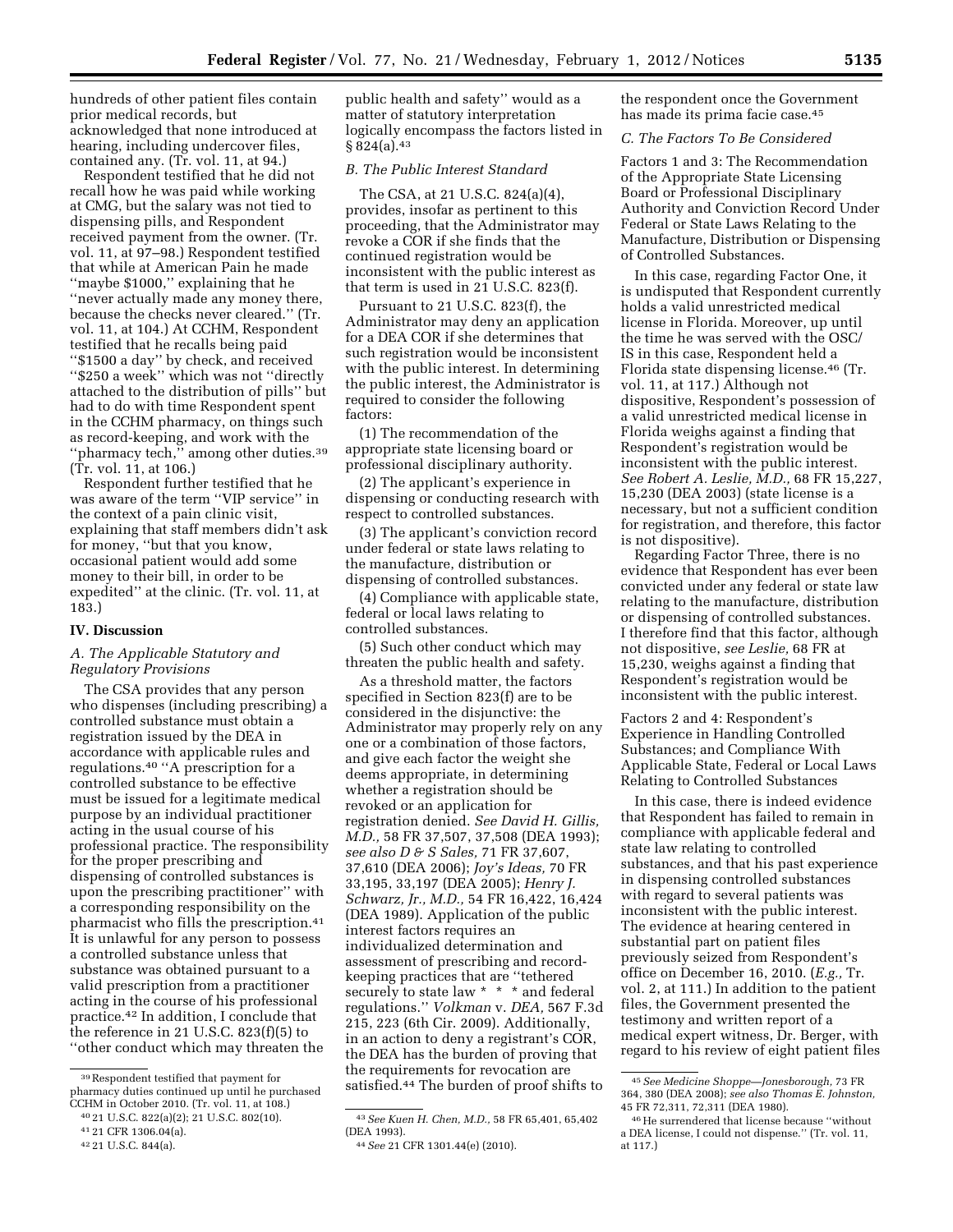hundreds of other patient files contain prior medical records, but acknowledged that none introduced at hearing, including undercover files, contained any. (Tr. vol. 11, at 94.)

Respondent testified that he did not recall how he was paid while working at CMG, but the salary was not tied to dispensing pills, and Respondent received payment from the owner. (Tr. vol. 11, at 97–98.) Respondent testified that while at American Pain he made ''maybe $1000,'' explaining that he ''never actually made any money there, because the checks never cleared.'' (Tr. vol. 11, at 104.) At CCHM, Respondent testified that he recalls being paid ''$1500 a day'' by check, and received ''$250 a week'' which was not ''directly attached to the distribution of pills'' but had to do with time Respondent spent in the CCHM pharmacy, on things such as record-keeping, and work with the ''pharmacy tech,'' among other duties.[39] (Tr. vol. 11, at 106.)

Respondent further testified that he was aware of the term ''VIP service'' in the context of a pain clinic visit, explaining that staff members didn't ask for money, ''but that you know, occasional patient would add some money to their bill, in order to be expedited'' at the clinic. (Tr. vol. 11, at 183.)

## IV. Discussion

### *A. The Applicable Statutory and Regulatory Provisions*

The CSA provides that any person who dispenses (including prescribing) a controlled substance must obtain a registration issued by the DEA in accordance with applicable rules and regulations.[40] ''A prescription for a controlled substance to be effective must be issued for a legitimate medical purpose by an individual practitioner acting in the usual course of his professional practice. The responsibility for the proper prescribing and dispensing of controlled substances is upon the prescribing practitioner'' with a corresponding responsibility on the pharmacist who fills the prescription.[41] It is unlawful for any person to possess a controlled substance unless that substance was obtained pursuant to a valid prescription from a practitioner acting in the course of his professional practice.[42] In addition, I conclude that the reference in 21 U.S.C. 823(f)(5) to ''other conduct which may threaten the public health and safety'' would as a matter of statutory interpretation logically encompass the factors listed in § 824(a).[43]

### *B. The Public Interest Standard*

The CSA, at 21 U.S.C. 824(a)(4), provides, insofar as pertinent to this proceeding, that the Administrator may revoke a COR if she finds that the continued registration would be inconsistent with the public interest as that term is used in 21 U.S.C. 823(f).

Pursuant to 21 U.S.C. 823(f), the Administrator may deny an application for a DEA COR if she determines that such registration would be inconsistent with the public interest. In determining the public interest, the Administrator is required to consider the following factors:

(1) The recommendation of the appropriate state licensing board or professional disciplinary authority.

(2) The applicant's experience in dispensing or conducting research with respect to controlled substances.

(3) The applicant's conviction record under federal or state laws relating to the manufacture, distribution or dispensing of controlled substances.

(4) Compliance with applicable state, federal or local laws relating to controlled substances.

(5) Such other conduct which may threaten the public health and safety.

As a threshold matter, the factors specified in Section 823(f) are to be considered in the disjunctive: the Administrator may properly rely on any one or a combination of those factors, and give each factor the weight she deems appropriate, in determining whether a registration should be revoked or an application for registration denied. *See David H. Gillis, M.D.,* 58 FR 37,507, 37,508 (DEA 1993); *see also D & S Sales,* 71 FR 37,607, 37,610 (DEA 2006); *Joy's Ideas,* 70 FR 33,195, 33,197 (DEA 2005); *Henry J. Schwarz, Jr., M.D.,* 54 FR 16,422, 16,424 (DEA 1989). Application of the public interest factors requires an individualized determination and assessment of prescribing and record-keeping practices that are ''tethered securely to state law * * * and federal regulations.'' *Volkman* v. *DEA,* 567 F.3d 215, 223 (6th Cir. 2009). Additionally, in an action to deny a registrant's COR, the DEA has the burden of proving that the requirements for revocation are satisfied.[44] The burden of proof shifts to the respondent once the Government has made its prima facie case.[45]

### *C. The Factors To Be Considered*

Factors 1 and 3: The Recommendation of the Appropriate State Licensing Board or Professional Disciplinary Authority and Conviction Record Under Federal or State Laws Relating to the Manufacture, Distribution or Dispensing of Controlled Substances.

In this case, regarding Factor One, it is undisputed that Respondent currently holds a valid unrestricted medical license in Florida. Moreover, up until the time he was served with the OSC/IS in this case, Respondent held a Florida state dispensing license.[46] (Tr. vol. 11, at 117.) Although not dispositive, Respondent's possession of a valid unrestricted medical license in Florida weighs against a finding that Respondent's registration would be inconsistent with the public interest. *See Robert A. Leslie, M.D.,* 68 FR 15,227, 15,230 (DEA 2003) (state license is a necessary, but not a sufficient condition for registration, and therefore, this factor is not dispositive).

Regarding Factor Three, there is no evidence that Respondent has ever been convicted under any federal or state law relating to the manufacture, distribution or dispensing of controlled substances. I therefore find that this factor, although not dispositive, *see Leslie,* 68 FR at 15,230, weighs against a finding that Respondent's registration would be inconsistent with the public interest.

Factors 2 and 4: Respondent's Experience in Handling Controlled Substances; and Compliance With Applicable State, Federal or Local Laws Relating to Controlled Substances

In this case, there is indeed evidence that Respondent has failed to remain in compliance with applicable federal and state law relating to controlled substances, and that his past experience in dispensing controlled substances with regard to several patients was inconsistent with the public interest. The evidence at hearing centered in substantial part on patient files previously seized from Respondent's office on December 16, 2010. (*E.g.,* Tr. vol. 2, at 111.) In addition to the patient files, the Government presented the testimony and written report of a medical expert witness, Dr. Berger, with regard to his review of eight patient files

---

[39] Respondent testified that payment for pharmacy duties continued up until he purchased CCHM in October 2010. (Tr. vol. 11, at 108.)

[40] 21 U.S.C. 822(a)(2); 21 U.S.C. 802(10).

[41] 21 CFR 1306.04(a).

[42] 21 U.S.C. 844(a).

[43] *See Kuen H. Chen, M.D.,* 58 FR 65,401, 65,402 (DEA 1993).

[44] *See* 21 CFR 1301.44(e) (2010).

[45] *See Medicine Shoppe—Jonesborough,* 73 FR 364, 380 (DEA 2008); *see also Thomas E. Johnston,* 45 FR 72,311, 72,311 (DEA 1980).

[46] He surrendered that license because ''without a DEA license, I could not dispense.'' (Tr. vol. 11, at 117.)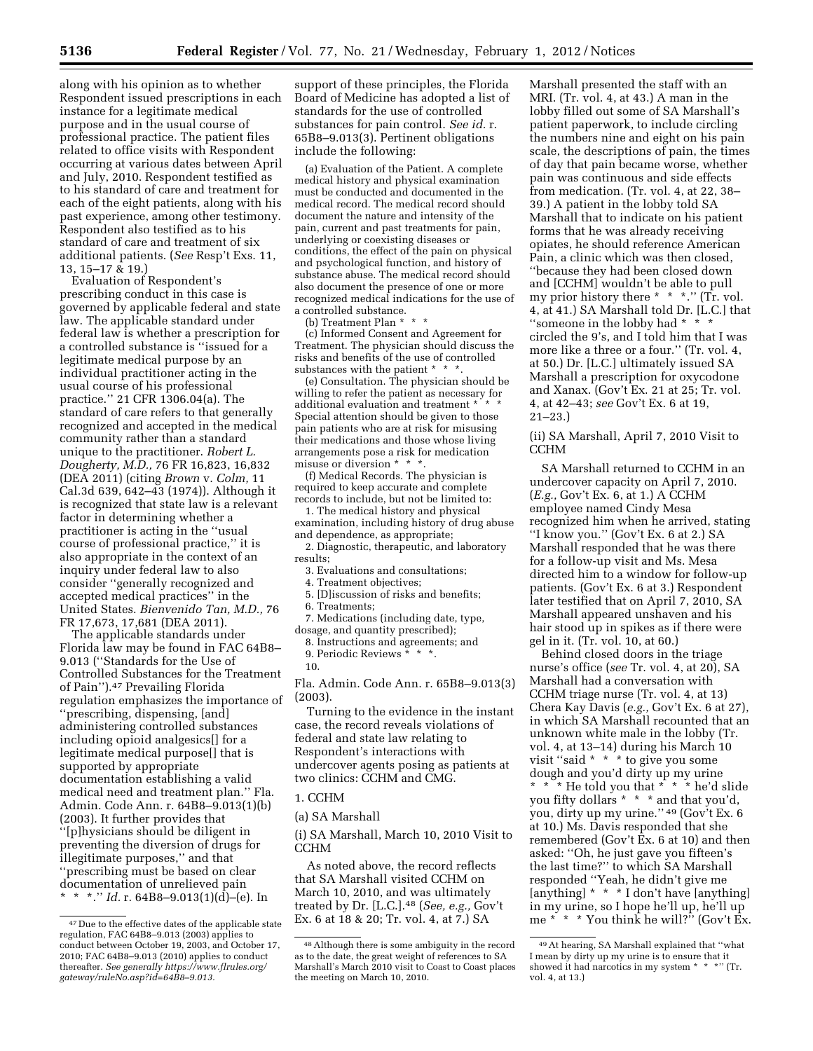along with his opinion as to whether Respondent issued prescriptions in each instance for a legitimate medical purpose and in the usual course of professional practice. The patient files related to office visits with Respondent occurring at various dates between April and July, 2010. Respondent testified as to his standard of care and treatment for each of the eight patients, along with his past experience, among other testimony. Respondent also testified as to his standard of care and treatment of six additional patients. (*See* Resp't Exs. 11, 13, 15–17 & 19.)

Evaluation of Respondent's prescribing conduct in this case is governed by applicable federal and state law. The applicable standard under federal law is whether a prescription for a controlled substance is ''issued for a legitimate medical purpose by an individual practitioner acting in the usual course of his professional practice.'' 21 CFR 1306.04(a). The standard of care refers to that generally recognized and accepted in the medical community rather than a standard unique to the practitioner. *Robert L. Dougherty, M.D.,* 76 FR 16,823, 16,832 (DEA 2011) (citing *Brown* v. *Colm,* 11 Cal.3d 639, 642–43 (1974)). Although it is recognized that state law is a relevant factor in determining whether a practitioner is acting in the ''usual course of professional practice,'' it is also appropriate in the context of an inquiry under federal law to also consider ''generally recognized and accepted medical practices'' in the United States. *Bienvenido Tan, M.D.,* 76 FR 17,673, 17,681 (DEA 2011).

The applicable standards under Florida law may be found in FAC 64B8–9.013 (''Standards for the Use of Controlled Substances for the Treatment of Pain'').[47] Prevailing Florida regulation emphasizes the importance of ''prescribing, dispensing, [and] administering controlled substances including opioid analgesics[] for a legitimate medical purpose[] that is supported by appropriate documentation establishing a valid medical need and treatment plan.'' Fla. Admin. Code Ann. r. 64B8–9.013(1)(b) (2003). It further provides that ''[p]hysicians should be diligent in preventing the diversion of drugs for illegitimate purposes,'' and that ''prescribing must be based on clear documentation of unrelieved pain * * *.'' *Id.* r. 64B8–9.013(1)(d)–(e). In support of these principles, the Florida Board of Medicine has adopted a list of standards for the use of controlled substances for pain control. *See id.* r. 65B8–9.013(3). Pertinent obligations include the following:

(a) Evaluation of the Patient. A complete medical history and physical examination must be conducted and documented in the medical record. The medical record should document the nature and intensity of the pain, current and past treatments for pain, underlying or coexisting diseases or conditions, the effect of the pain on physical and psychological function, and history of substance abuse. The medical record should also document the presence of one or more recognized medical indications for the use of a controlled substance.

(b) Treatment Plan * * *

(c) Informed Consent and Agreement for Treatment. The physician should discuss the risks and benefits of the use of controlled substances with the patient * * *.

(e) Consultation. The physician should be willing to refer the patient as necessary for additional evaluation and treatment * * * Special attention should be given to those pain patients who are at risk for misusing their medications and those whose living arrangements pose a risk for medication misuse or diversion * * *.

(f) Medical Records. The physician is required to keep accurate and complete records to include, but not be limited to:

1. The medical history and physical examination, including history of drug abuse and dependence, as appropriate;
2. Diagnostic, therapeutic, and laboratory results;
3. Evaluations and consultations;
4. Treatment objectives;
5. [D]iscussion of risks and benefits;
6. Treatments;
7. Medications (including date, type, dosage, and quantity prescribed);
8. Instructions and agreements; and
9. Periodic Reviews * * *.
10.

Fla. Admin. Code Ann. r. 65B8–9.013(3) (2003).

Turning to the evidence in the instant case, the record reveals violations of federal and state law relating to Respondent's interactions with undercover agents posing as patients at two clinics: CCHM and CMG.

1. CCHM

(a) SA Marshall

(i) SA Marshall, March 10, 2010 Visit to CCHM

As noted above, the record reflects that SA Marshall visited CCHM on March 10, 2010, and was ultimately treated by Dr. [L.C.].[48] (*See, e.g.,* Gov't Ex. 6 at 18 & 20; Tr. vol. 4, at 7.) SA Marshall presented the staff with an MRI. (Tr. vol. 4, at 43.) A man in the lobby filled out some of SA Marshall's patient paperwork, to include circling the numbers nine and eight on his pain scale, the descriptions of pain, the times of day that pain became worse, whether pain was continuous and side effects from medication. (Tr. vol. 4, at 22, 38–39.) A patient in the lobby told SA Marshall that to indicate on his patient forms that he was already receiving opiates, he should reference American Pain, a clinic which was then closed, ''because they had been closed down and [CCHM] wouldn't be able to pull my prior history there * * *.'' (Tr. vol. 4, at 41.) SA Marshall told Dr. [L.C.] that ''someone in the lobby had * * * circled the 9's, and I told him that I was more like a three or a four.'' (Tr. vol. 4, at 50.) Dr. [L.C.] ultimately issued SA Marshall a prescription for oxycodone and Xanax. (Gov't Ex. 21 at 25; Tr. vol. 4, at 42–43; *see* Gov't Ex. 6 at 19, 21–23.)

(ii) SA Marshall, April 7, 2010 Visit to CCHM

SA Marshall returned to CCHM in an undercover capacity on April 7, 2010. (*E.g.,* Gov't Ex. 6, at 1.) A CCHM employee named Cindy Mesa recognized him when he arrived, stating ''I know you.'' (Gov't Ex. 6 at 2.) SA Marshall responded that he was there for a follow-up visit and Ms. Mesa directed him to a window for follow-up patients. (Gov't Ex. 6 at 3.) Respondent later testified that on April 7, 2010, SA Marshall appeared unshaven and his hair stood up in spikes as if there were gel in it. (Tr. vol. 10, at 60.)

Behind closed doors in the triage nurse's office (*see* Tr. vol. 4, at 20), SA Marshall had a conversation with CCHM triage nurse (Tr. vol. 4, at 13) Chera Kay Davis (*e.g.,* Gov't Ex. 6 at 27), in which SA Marshall recounted that an unknown white male in the lobby (Tr. vol. 4, at 13–14) during his March 10 visit ''said * * * to give you some dough and you'd dirty up my urine * * * He told you that * * * he'd slide you fifty dollars * * * and that you'd, you, dirty up my urine.''[49] (Gov't Ex. 6 at 10.) Ms. Davis responded that she remembered (Gov't Ex. 6 at 10) and then asked: ''Oh, he just gave you fifteen's the last time?'' to which SA Marshall responded ''Yeah, he didn't give me [anything] * * * I don't have [anything] in my urine, so I hope he'll up, he'll up me * * * You think he will?'' (Gov't Ex.

---

[47] Due to the effective dates of the applicable state regulation, FAC 64B8–9.013 (2003) applies to conduct between October 19, 2003, and October 17, 2010; FAC 64B8–9.013 (2010) applies to conduct thereafter. *See generally https://www.flrules.org/gateway/ruleNo.asp?id=64B8–9.013.*

[48] Although there is some ambiguity in the record as to the date, the great weight of references to SA Marshall's March 2010 visit to Coast to Coast places the meeting on March 10, 2010.

[49] At hearing, SA Marshall explained that ''what I mean by dirty up my urine is to ensure that it showed it had narcotics in my system * * *'' (Tr. vol. 4, at 13.)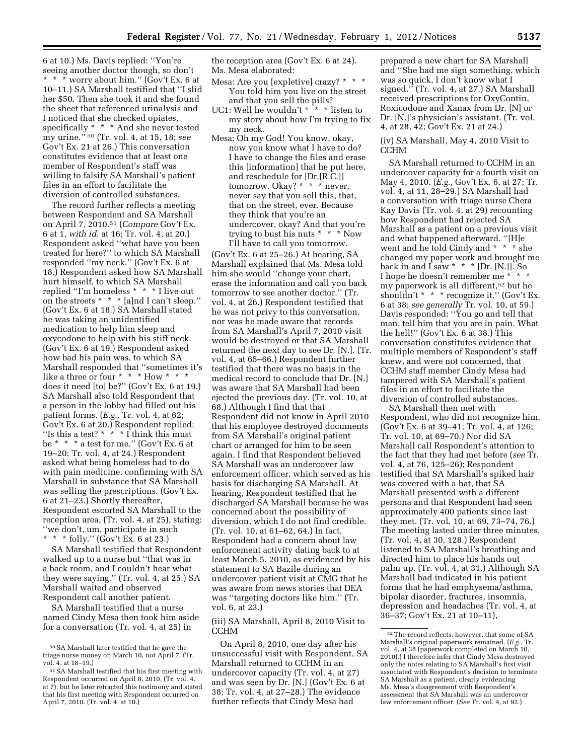6 at 10.) Ms. Davis replied: ''You're seeing another doctor though, so don't * * * worry about him.'' (Gov't Ex. 6 at 10–11.) SA Marshall testified that ''I slid her $50. Then she took it and she found the sheet that referenced urinalysis and I noticed that she checked opiates, specifically * * * And she never tested my urine.'' [50] (Tr. vol. 4, at 15, 18; *see* Gov't Ex. 21 at 26.) This conversation constitutes evidence that at least one member of Respondent's staff was willing to falsify SA Marshall's patient files in an effort to facilitate the diversion of controlled substances.

The record further reflects a meeting between Respondent and SA Marshall on April 7, 2010.[51] (*Compare* Gov't Ex. 6 at 1, *with id.* at 16; Tr. vol. 4, at 20.) Respondent asked ''what have you been treated for here?'' to which SA Marshall responded ''my neck.'' (Gov't Ex. 6 at 18.) Respondent asked how SA Marshall hurt himself, to which SA Marshall replied ''I'm homeless * * * I live out on the streets * * * [a]nd I can't sleep.'' (Gov't Ex. 6 at 18.) SA Marshall stated he was taking an unidentified medication to help him sleep and oxycodone to help with his stiff neck. (Gov't Ex. 6 at 19.) Respondent asked how bad his pain was, to which SA Marshall responded that ''sometimes it's like a three or four * * * How * * * does it need [to] be?'' (Gov't Ex. 6 at 19.) SA Marshall also told Respondent that a person in the lobby had filled out his patient forms. (*E.g.,* Tr. vol. 4, at 62; Gov't Ex. 6 at 20.) Respondent replied: ''Is this a test? * * * I think this must be * * * a test for me.'' (Gov't Ex. 6 at 19–20; Tr. vol. 4, at 24.) Respondent asked what being homeless had to do with pain medicine, confirming with SA Marshall in substance that SA Marshall was selling the prescriptions. (Gov't Ex. 6 at 21–23.) Shortly thereafter, Respondent escorted SA Marshall to the reception area, (Tr. vol. 4, at 25), stating: ''we don't, um, participate in such * * * folly.'' (Gov't Ex. 6 at 23.)

SA Marshall testified that Respondent walked up to a nurse but ''that was in a back room, and I couldn't hear what they were saying.'' (Tr. vol. 4, at 25.) SA Marshall waited and observed Respondent call another patient.

SA Marshall testified that a nurse named Cindy Mesa then took him aside for a conversation (Tr. vol. 4, at 25) in the reception area (Gov't Ex. 6 at 24). Ms. Mesa elaborated:

Mesa: Are you [expletive] crazy? * * * You told him you live on the street and that you sell the pills?

UC1: Well he wouldn't * * * listen to my story about how I'm trying to fix my neck.

Mesa: Oh my God! You know, okay, now you know what I have to do? I have to change the files and erase this [information] that he put here, and reschedule for [Dr.[R.C.]] tomorrow. Okay? * * * never, never say that you sell this, that, that on the street, ever. Because they think that you're an undercover, okay? And that you're trying to bust his nuts * * * Now I'll have to call you tomorrow.

(Gov't Ex. 6 at 25–26.) At hearing, SA Marshall explained that Ms. Mesa told him she would ''change your chart, erase the information and call you back tomorrow to see another doctor.'' (Tr. vol. 4, at 26.) Respondent testified that he was not privy to this conversation, nor was he made aware that records from SA Marshall's April 7, 2010 visit would be destroyed or that SA Marshall returned the next day to see Dr. [N.]. (Tr. vol. 4, at 65–66.) Respondent further testified that there was no basis in the medical record to conclude that Dr. [N.] was aware that SA Marshall had been ejected the previous day. (Tr. vol. 10, at 68.) Although I find that that Respondent did not know in April 2010 that his employee destroyed documents from SA Marshall's original patient chart or arranged for him to be seen again, I find that Respondent believed SA Marshall was an undercover law enforcement officer, which served as his basis for discharging SA Marshall. At hearing, Respondent testified that he discharged SA Marshall because he was concerned about the possibility of diversion, which I do not find credible. (Tr. vol. 10, at 61–62, 64.) In fact, Respondent had a concern about law enforcement activity dating back to at least March 5, 2010, as evidenced by his statement to SA Bazile during an undercover patient visit at CMG that he was aware from news stories that DEA was ''targeting doctors like him.'' (Tr. vol. 6, at 23.)

(iii) SA Marshall, April 8, 2010 Visit to CCHM

On April 8, 2010, one day after his unsuccessful visit with Respondent, SA Marshall returned to CCHM in an undercover capacity (Tr. vol. 4, at 27) and was seen by Dr. [N.] (Gov't Ex. 6 at 38; Tr. vol. 4, at 27–28.) The evidence further reflects that Cindy Mesa had prepared a new chart for SA Marshall and ''She had me sign something, which was so quick, I don't know what I signed.'' (Tr. vol. 4, at 27.) SA Marshall received prescriptions for OxyContin, Roxicodone and Xanax from Dr. [N] or Dr. [N.]'s physician's assistant. (Tr. vol. 4, at 28, 42; Gov't Ex. 21 at 24.)

(iv) SA Marshall, May 4, 2010 Visit to CCHM

SA Marshall returned to CCHM in an undercover capacity for a fourth visit on May 4, 2010. (*E.g.,* Gov't Ex. 6, at 27; Tr. vol. 4, at 11, 28–29.) SA Marshall had a conversation with triage nurse Chera Kay Davis (Tr. vol. 4, at 29) recounting how Respondent had rejected SA Marshall as a patient on a previous visit and what happened afterward. ''[H]e went and he told Cindy and * * * she changed my paper work and brought me back in and I saw * * * [Dr. [N.]]. So I hope he doesn't remember me * * * my paperwork is all different,[52] but he shouldn't * * * recognize it.'' (Gov't Ex. 6 at 38; *see generally* Tr. vol. 10, at 59.) Davis responded: ''You go and tell that man, tell him that you are in pain. What the hell!'' (Gov't Ex. 6 at 38.) This conversation constitutes evidence that multiple members of Respondent's staff knew, and were not concerned, that CCHM staff member Cindy Mesa had tampered with SA Marshall's patient files in an effort to facilitate the diversion of controlled substances.

SA Marshall then met with Respondent, who did not recognize him. (Gov't Ex. 6 at 39–41; Tr. vol. 4, at 126; Tr. vol. 10, at 69–70.) Nor did SA Marshall call Respondent's attention to the fact that they had met before (*see* Tr. vol. 4, at 76, 125–26); Respondent testified that SA Marshall's spiked hair was covered with a hat, that SA Marshall presented with a different persona and that Respondent had seen approximately 400 patients since last they met. (Tr. vol. 10, at 69, 73–74, 76.) The meeting lasted under three minutes. (Tr. vol. 4, at 30, 128.) Respondent listened to SA Marshall's breathing and directed him to place his hands out palm up. (Tr. vol. 4, at 31.) Although SA Marshall had indicated in his patient forms that he had emphysema/asthma, bipolar disorder, fractures, insomnia, depression and headaches (Tr. vol. 4, at 36–37; Gov't Ex. 21 at 10–11),

---

[50] SA Marshall later testified that he gave the triage nurse money on March 10, not April 7. (Tr. vol. 4, at 18–19.)

[51] SA Marshall testified that his first meeting with Respondent occurred on April 8, 2010, (Tr. vol. 4, at 7), but he later retracted this testimony and stated that his first meeting with Respondent occurred on April 7, 2010. (Tr. vol. 4, at 10.)

[52] The record reflects, however, that some of SA Marshall's original paperwork remained. (*E.g.,* Tr. vol. 4, at 38 (paperwork completed on March 10, 2010).) I therefore infer that Cindy Mesa destroyed only the notes relating to SA Marshall's first visit associated with Respondent's decision to terminate SA Marshall as a patient, clearly evidencing Ms. Mesa's disagreement with Respondent's assessment that SA Marshall was an undercover law enforcement officer. (*See* Tr. vol. 4, at 92.)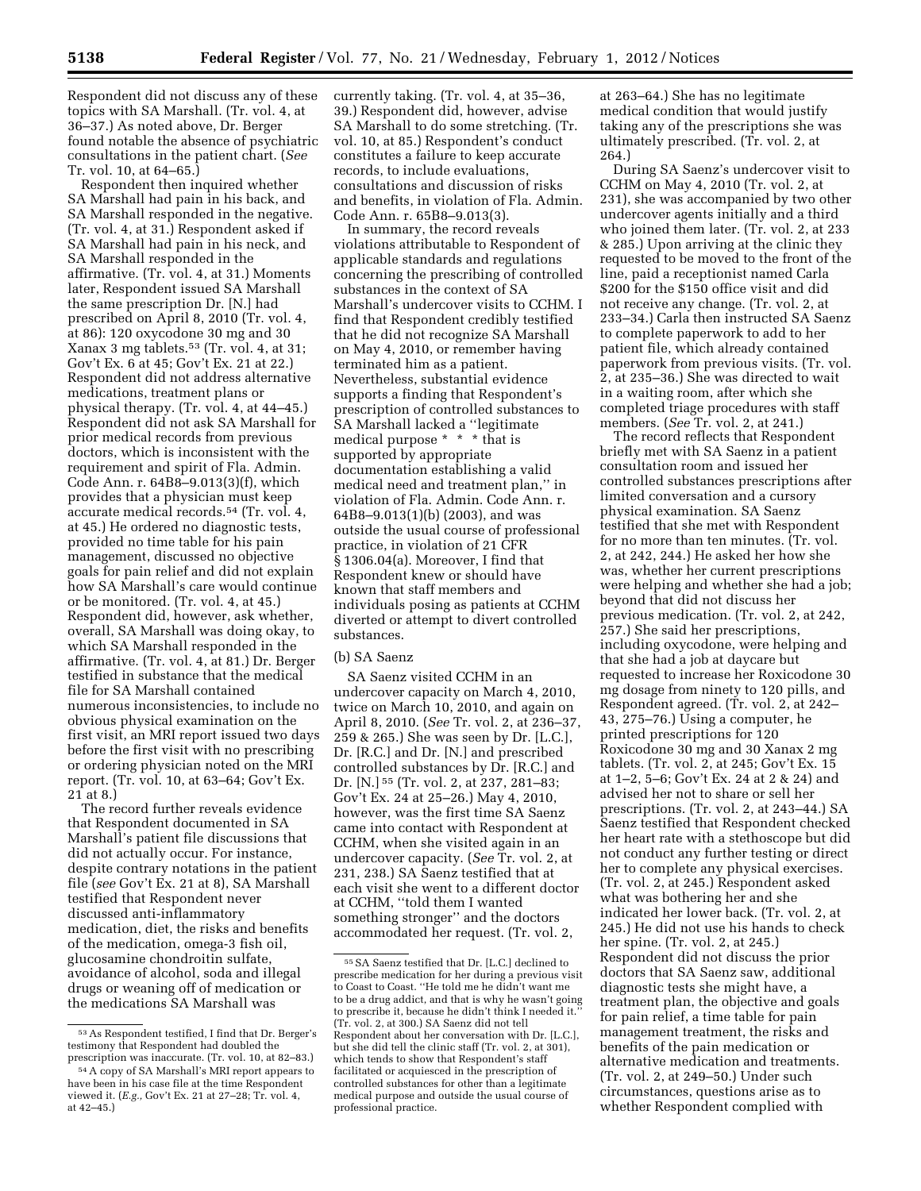Respondent did not discuss any of these topics with SA Marshall. (Tr. vol. 4, at 36–37.) As noted above, Dr. Berger found notable the absence of psychiatric consultations in the patient chart. (*See* Tr. vol. 10, at 64–65.)

Respondent then inquired whether SA Marshall had pain in his back, and SA Marshall responded in the negative. (Tr. vol. 4, at 31.) Respondent asked if SA Marshall had pain in his neck, and SA Marshall responded in the affirmative. (Tr. vol. 4, at 31.) Moments later, Respondent issued SA Marshall the same prescription Dr. [N.] had prescribed on April 8, 2010 (Tr. vol. 4, at 86): 120 oxycodone 30 mg and 30 Xanax 3 mg tablets.[53] (Tr. vol. 4, at 31; Gov't Ex. 6 at 45; Gov't Ex. 21 at 22.) Respondent did not address alternative medications, treatment plans or physical therapy. (Tr. vol. 4, at 44–45.) Respondent did not ask SA Marshall for prior medical records from previous doctors, which is inconsistent with the requirement and spirit of Fla. Admin. Code Ann. r. 64B8–9.013(3)(f), which provides that a physician must keep accurate medical records.[54] (Tr. vol. 4, at 45.) He ordered no diagnostic tests, provided no time table for his pain management, discussed no objective goals for pain relief and did not explain how SA Marshall's care would continue or be monitored. (Tr. vol. 4, at 45.) Respondent did, however, ask whether, overall, SA Marshall was doing okay, to which SA Marshall responded in the affirmative. (Tr. vol. 4, at 81.) Dr. Berger testified in substance that the medical file for SA Marshall contained numerous inconsistencies, to include no obvious physical examination on the first visit, an MRI report issued two days before the first visit with no prescribing or ordering physician noted on the MRI report. (Tr. vol. 10, at 63–64; Gov't Ex. 21 at 8.)

The record further reveals evidence that Respondent documented in SA Marshall's patient file discussions that did not actually occur. For instance, despite contrary notations in the patient file (*see* Gov't Ex. 21 at 8), SA Marshall testified that Respondent never discussed anti-inflammatory medication, diet, the risks and benefits of the medication, omega-3 fish oil, glucosamine chondroitin sulfate, avoidance of alcohol, soda and illegal drugs or weaning off of medication or the medications SA Marshall was currently taking. (Tr. vol. 4, at 35–36, 39.) Respondent did, however, advise SA Marshall to do some stretching. (Tr. vol. 10, at 85.) Respondent's conduct constitutes a failure to keep accurate records, to include evaluations, consultations and discussion of risks and benefits, in violation of Fla. Admin. Code Ann. r. 65B8–9.013(3).

In summary, the record reveals violations attributable to Respondent of applicable standards and regulations concerning the prescribing of controlled substances in the context of SA Marshall's undercover visits to CCHM. I find that Respondent credibly testified that he did not recognize SA Marshall on May 4, 2010, or remember having terminated him as a patient. Nevertheless, substantial evidence supports a finding that Respondent's prescription of controlled substances to SA Marshall lacked a ''legitimate medical purpose * * * that is supported by appropriate documentation establishing a valid medical need and treatment plan,'' in violation of Fla. Admin. Code Ann. r. 64B8–9.013(1)(b) (2003), and was outside the usual course of professional practice, in violation of 21 CFR § 1306.04(a). Moreover, I find that Respondent knew or should have known that staff members and individuals posing as patients at CCHM diverted or attempt to divert controlled substances.

(b) SA Saenz

SA Saenz visited CCHM in an undercover capacity on March 4, 2010, twice on March 10, 2010, and again on April 8, 2010. (*See* Tr. vol. 2, at 236–37, 259 & 265.) She was seen by Dr. [L.C.], Dr. [R.C.] and Dr. [N.] and prescribed controlled substances by Dr. [R.C.] and Dr. [N.][55] (Tr. vol. 2, at 237, 281–83; Gov't Ex. 24 at 25–26.) May 4, 2010, however, was the first time SA Saenz came into contact with Respondent at CCHM, when she visited again in an undercover capacity. (*See* Tr. vol. 2, at 231, 238.) SA Saenz testified that at each visit she went to a different doctor at CCHM, ''told them I wanted something stronger'' and the doctors accommodated her request. (Tr. vol. 2, at 263–64.) She has no legitimate medical condition that would justify taking any of the prescriptions she was ultimately prescribed. (Tr. vol. 2, at 264.)

During SA Saenz's undercover visit to CCHM on May 4, 2010 (Tr. vol. 2, at 231), she was accompanied by two other undercover agents initially and a third who joined them later. (Tr. vol. 2, at 233 & 285.) Upon arriving at the clinic they requested to be moved to the front of the line, paid a receptionist named Carla $200 for the $150 office visit and did not receive any change. (Tr. vol. 2, at 233–34.) Carla then instructed SA Saenz to complete paperwork to add to her patient file, which already contained paperwork from previous visits. (Tr. vol. 2, at 235–36.) She was directed to wait in a waiting room, after which she completed triage procedures with staff members. (*See* Tr. vol. 2, at 241.)

The record reflects that Respondent briefly met with SA Saenz in a patient consultation room and issued her controlled substances prescriptions after limited conversation and a cursory physical examination. SA Saenz testified that she met with Respondent for no more than ten minutes. (Tr. vol. 2, at 242, 244.) He asked her how she was, whether her current prescriptions were helping and whether she had a job; beyond that did not discuss her previous medication. (Tr. vol. 2, at 242, 257.) She said her prescriptions, including oxycodone, were helping and that she had a job at daycare but requested to increase her Roxicodone 30 mg dosage from ninety to 120 pills, and Respondent agreed. (Tr. vol. 2, at 242–43, 275–76.) Using a computer, he printed prescriptions for 120 Roxicodone 30 mg and 30 Xanax 2 mg tablets. (Tr. vol. 2, at 245; Gov't Ex. 15 at 1–2, 5–6; Gov't Ex. 24 at 2 & 24) and advised her not to share or sell her prescriptions. (Tr. vol. 2, at 243–44.) SA Saenz testified that Respondent checked her heart rate with a stethoscope but did not conduct any further testing or direct her to complete any physical exercises. (Tr. vol. 2, at 245.) Respondent asked what was bothering her and she indicated her lower back. (Tr. vol. 2, at 245.) He did not use his hands to check her spine. (Tr. vol. 2, at 245.) Respondent did not discuss the prior doctors that SA Saenz saw, additional diagnostic tests she might have, a treatment plan, the objective and goals for pain relief, a time table for pain management treatment, the risks and benefits of the pain medication or alternative medication and treatments. (Tr. vol. 2, at 249–50.) Under such circumstances, questions arise as to whether Respondent complied with

---

[53] As Respondent testified, I find that Dr. Berger's testimony that Respondent had doubled the prescription was inaccurate. (Tr. vol. 10, at 82–83.)

[54] A copy of SA Marshall's MRI report appears to have been in his case file at the time Respondent viewed it. (*E.g.*, Gov't Ex. 21 at 27–28; Tr. vol. 4, at 42–45.)

[55] SA Saenz testified that Dr. [L.C.] declined to prescribe medication for her during a previous visit to Coast to Coast. ''He told me he didn't want me to be a drug addict, and that is why he wasn't going to prescribe it, because he didn't think I needed it.'' (Tr. vol. 2, at 300.) SA Saenz did not tell Respondent about her conversation with Dr. [L.C.], but she did tell the clinic staff (Tr. vol. 2, at 301), which tends to show that Respondent's staff facilitated or acquiesced in the prescription of controlled substances for other than a legitimate medical purpose and outside the usual course of professional practice.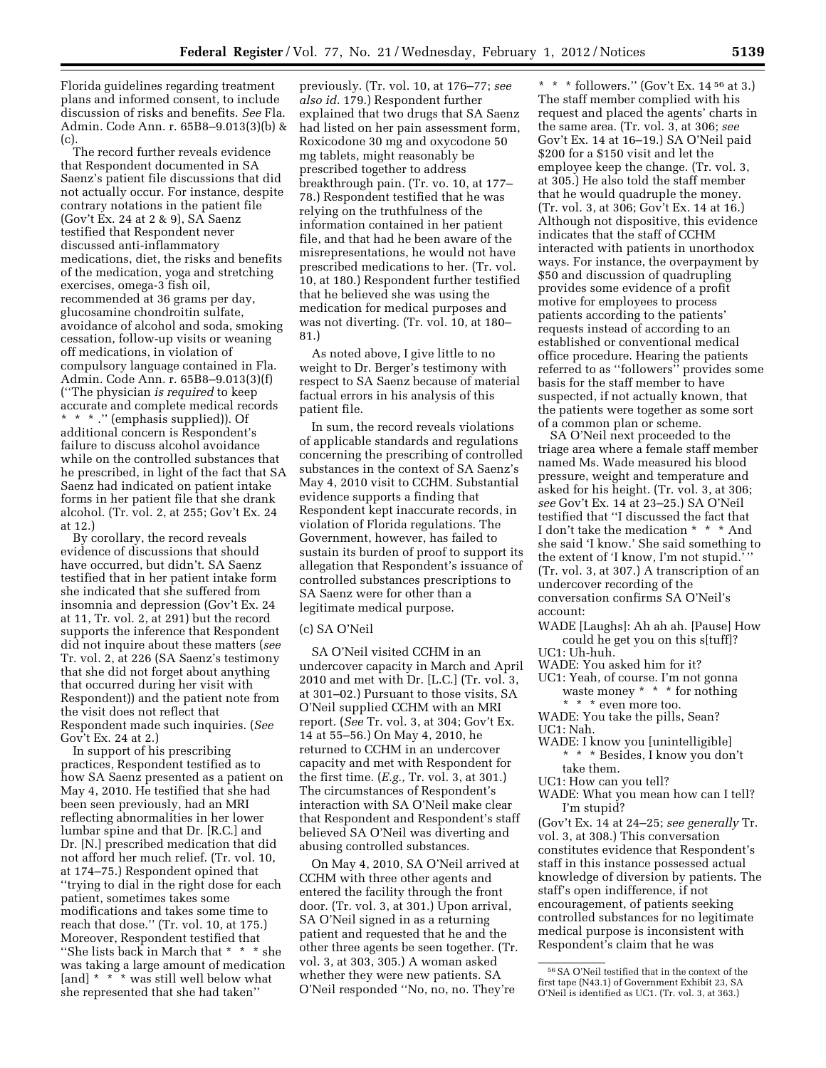Florida guidelines regarding treatment plans and informed consent, to include discussion of risks and benefits. *See* Fla. Admin. Code Ann. r. 65B8–9.013(3)(b) & (c).

The record further reveals evidence that Respondent documented in SA Saenz's patient file discussions that did not actually occur. For instance, despite contrary notations in the patient file (Gov't Ex. 24 at 2 & 9), SA Saenz testified that Respondent never discussed anti-inflammatory medications, diet, the risks and benefits of the medication, yoga and stretching exercises, omega-3 fish oil, recommended at 36 grams per day, glucosamine chondroitin sulfate, avoidance of alcohol and soda, smoking cessation, follow-up visits or weaning off medications, in violation of compulsory language contained in Fla. Admin. Code Ann. r. 65B8–9.013(3)(f) (''The physician *is required* to keep accurate and complete medical records * * * .'' (emphasis supplied)). Of additional concern is Respondent's failure to discuss alcohol avoidance while on the controlled substances that he prescribed, in light of the fact that SA Saenz had indicated on patient intake forms in her patient file that she drank alcohol. (Tr. vol. 2, at 255; Gov't Ex. 24 at 12.)

By corollary, the record reveals evidence of discussions that should have occurred, but didn't. SA Saenz testified that in her patient intake form she indicated that she suffered from insomnia and depression (Gov't Ex. 24 at 11, Tr. vol. 2, at 291) but the record supports the inference that Respondent did not inquire about these matters (*see* Tr. vol. 2, at 226 (SA Saenz's testimony that she did not forget about anything that occurred during her visit with Respondent)) and the patient note from the visit does not reflect that Respondent made such inquiries. (*See* Gov't Ex. 24 at 2.)

In support of his prescribing practices, Respondent testified as to how SA Saenz presented as a patient on May 4, 2010. He testified that she had been seen previously, had an MRI reflecting abnormalities in her lower lumbar spine and that Dr. [R.C.] and Dr. [N.] prescribed medication that did not afford her much relief. (Tr. vol. 10, at 174–75.) Respondent opined that ''trying to dial in the right dose for each patient, sometimes takes some modifications and takes some time to reach that dose.'' (Tr. vol. 10, at 175.) Moreover, Respondent testified that ''She lists back in March that * * * she was taking a large amount of medication [and] * * * was still well below what she represented that she had taken'' previously. (Tr. vol. 10, at 176–77; *see also id.* 179.) Respondent further explained that two drugs that SA Saenz had listed on her pain assessment form, Roxicodone 30 mg and oxycodone 50 mg tablets, might reasonably be prescribed together to address breakthrough pain. (Tr. vo. 10, at 177–78.) Respondent testified that he was relying on the truthfulness of the information contained in her patient file, and that had he been aware of the misrepresentations, he would not have prescribed medications to her. (Tr. vol. 10, at 180.) Respondent further testified that he believed she was using the medication for medical purposes and was not diverting. (Tr. vol. 10, at 180–81.)

As noted above, I give little to no weight to Dr. Berger's testimony with respect to SA Saenz because of material factual errors in his analysis of this patient file.

In sum, the record reveals violations of applicable standards and regulations concerning the prescribing of controlled substances in the context of SA Saenz's May 4, 2010 visit to CCHM. Substantial evidence supports a finding that Respondent kept inaccurate records, in violation of Florida regulations. The Government, however, has failed to sustain its burden of proof to support its allegation that Respondent's issuance of controlled substances prescriptions to SA Saenz were for other than a legitimate medical purpose.

(c) SA O'Neil

SA O'Neil visited CCHM in an undercover capacity in March and April 2010 and met with Dr. [L.C.] (Tr. vol. 3, at 301–02.) Pursuant to those visits, SA O'Neil supplied CCHM with an MRI report. (*See* Tr. vol. 3, at 304; Gov't Ex. 14 at 55–56.) On May 4, 2010, he returned to CCHM in an undercover capacity and met with Respondent for the first time. (*E.g.,* Tr. vol. 3, at 301.) The circumstances of Respondent's interaction with SA O'Neil make clear that Respondent and Respondent's staff believed SA O'Neil was diverting and abusing controlled substances.

On May 4, 2010, SA O'Neil arrived at CCHM with three other agents and entered the facility through the front door. (Tr. vol. 3, at 301.) Upon arrival, SA O'Neil signed in as a returning patient and requested that he and the other three agents be seen together. (Tr. vol. 3, at 303, 305.) A woman asked whether they were new patients. SA O'Neil responded ''No, no, no. They're * * * followers.'' (Gov't Ex. 14 [56] at 3.) The staff member complied with his request and placed the agents' charts in the same area. (Tr. vol. 3, at 306; *see* Gov't Ex. 14 at 16–19.) SA O'Neil paid $200 for a $150 visit and let the employee keep the change. (Tr. vol. 3, at 305.) He also told the staff member that he would quadruple the money. (Tr. vol. 3, at 306; Gov't Ex. 14 at 16.) Although not dispositive, this evidence indicates that the staff of CCHM interacted with patients in unorthodox ways. For instance, the overpayment by $50 and discussion of quadrupling provides some evidence of a profit motive for employees to process patients according to the patients' requests instead of according to an established or conventional medical office procedure. Hearing the patients referred to as ''followers'' provides some basis for the staff member to have suspected, if not actually known, that the patients were together as some sort of a common plan or scheme.

SA O'Neil next proceeded to the triage area where a female staff member named Ms. Wade measured his blood pressure, weight and temperature and asked for his height. (Tr. vol. 3, at 306; *see* Gov't Ex. 14 at 23–25.) SA O'Neil testified that ''I discussed the fact that I don't take the medication * * * And she said 'I know.' She said something to the extent of 'I know, I'm not stupid.' '' (Tr. vol. 3, at 307.) A transcription of an undercover recording of the conversation confirms SA O'Neil's account:

WADE [Laughs]: Ah ah ah. [Pause] How could he get you on this s[tuff]?

UC1: Uh-huh.

WADE: You asked him for it?

UC1: Yeah, of course. I'm not gonna waste money * * * for nothing * * * even more too.

WADE: You take the pills, Sean?

UC1: Nah.

WADE: I know you [unintelligible] * * * Besides, I know you don't take them.

UC1: How can you tell?

WADE: What you mean how can I tell? I'm stupid?

(Gov't Ex. 14 at 24–25; *see generally* Tr. vol. 3, at 308.) This conversation constitutes evidence that Respondent's staff in this instance possessed actual knowledge of diversion by patients. The staff's open indifference, if not encouragement, of patients seeking controlled substances for no legitimate medical purpose is inconsistent with Respondent's claim that he was

[56] SA O'Neil testified that in the context of the first tape (N43.1) of Government Exhibit 23, SA O'Neil is identified as UC1. (Tr. vol. 3, at 363.)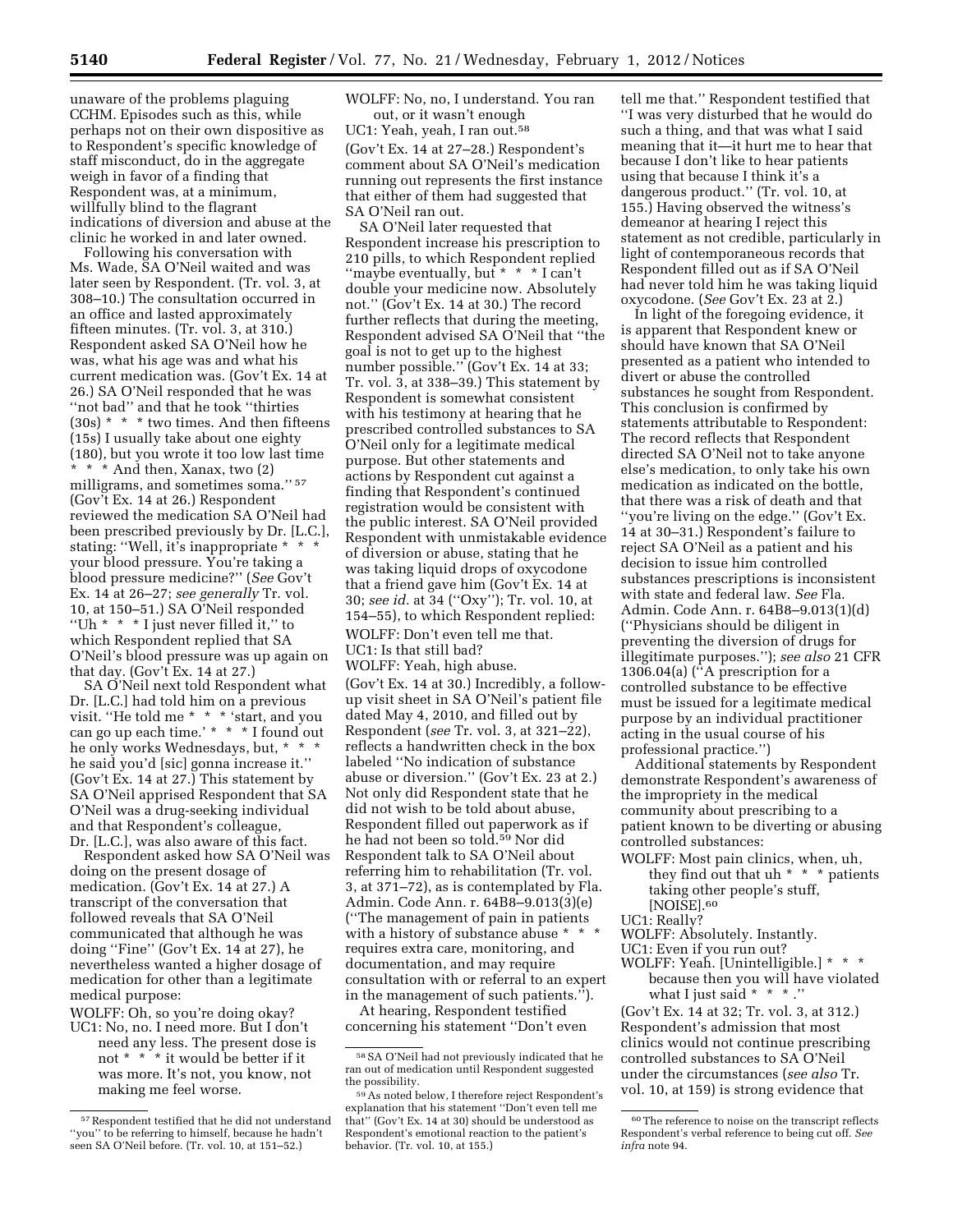unaware of the problems plaguing CCHM. Episodes such as this, while perhaps not on their own dispositive as to Respondent's specific knowledge of staff misconduct, do in the aggregate weigh in favor of a finding that Respondent was, at a minimum, willfully blind to the flagrant indications of diversion and abuse at the clinic he worked in and later owned.

Following his conversation with Ms. Wade, SA O'Neil waited and was later seen by Respondent. (Tr. vol. 3, at 308–10.) The consultation occurred in an office and lasted approximately fifteen minutes. (Tr. vol. 3, at 310.) Respondent asked SA O'Neil how he was, what his age was and what his current medication was. (Gov't Ex. 14 at 26.) SA O'Neil responded that he was ''not bad'' and that he took ''thirties (30s) * * * two times. And then fifteens (15s) I usually take about one eighty (180), but you wrote it too low last time * * * And then, Xanax, two (2) milligrams, and sometimes soma.'' [57] (Gov't Ex. 14 at 26.) Respondent reviewed the medication SA O'Neil had been prescribed previously by Dr. [L.C.], stating: ''Well, it's inappropriate * * * your blood pressure. You're taking a blood pressure medicine?'' (*See* Gov't Ex. 14 at 26–27; *see generally* Tr. vol. 10, at 150–51.) SA O'Neil responded ''Uh * * * I just never filled it,'' to which Respondent replied that SA O'Neil's blood pressure was up again on that day. (Gov't Ex. 14 at 27.)

SA O'Neil next told Respondent what Dr. [L.C.] had told him on a previous visit. ''He told me * * * 'start, and you can go up each time.' * * * I found out he only works Wednesdays, but, * * * he said you'd [sic] gonna increase it.'' (Gov't Ex. 14 at 27.) This statement by SA O'Neil apprised Respondent that SA O'Neil was a drug-seeking individual and that Respondent's colleague, Dr. [L.C.], was also aware of this fact.

Respondent asked how SA O'Neil was doing on the present dosage of medication. (Gov't Ex. 14 at 27.) A transcript of the conversation that followed reveals that SA O'Neil communicated that although he was doing ''Fine'' (Gov't Ex. 14 at 27), he nevertheless wanted a higher dosage of medication for other than a legitimate medical purpose:

WOLFF: Oh, so you're doing okay?
UC1: No, no. I need more. But I don't need any less. The present dose is not * * * it would be better if it was more. It's not, you know, not making me feel worse.
WOLFF: No, no, I understand. You ran out, or it wasn't enough
UC1: Yeah, yeah, I ran out. [58]

(Gov't Ex. 14 at 27–28.) Respondent's comment about SA O'Neil's medication running out represents the first instance that either of them had suggested that SA O'Neil ran out.

SA O'Neil later requested that Respondent increase his prescription to 210 pills, to which Respondent replied ''maybe eventually, but * * * I can't double your medicine now. Absolutely not.'' (Gov't Ex. 14 at 30.) The record further reflects that during the meeting, Respondent advised SA O'Neil that ''the goal is not to get up to the highest number possible.'' (Gov't Ex. 14 at 33; Tr. vol. 3, at 338–39.) This statement by Respondent is somewhat consistent with his testimony at hearing that he prescribed controlled substances to SA O'Neil only for a legitimate medical purpose. But other statements and actions by Respondent cut against a finding that Respondent's continued registration would be consistent with the public interest. SA O'Neil provided Respondent with unmistakable evidence of diversion or abuse, stating that he was taking liquid drops of oxycodone that a friend gave him (Gov't Ex. 14 at 30; *see id.* at 34 (''Oxy''); Tr. vol. 10, at 154–55), to which Respondent replied:

WOLFF: Don't even tell me that.
UC1: Is that still bad?
WOLFF: Yeah, high abuse.

(Gov't Ex. 14 at 30.) Incredibly, a follow-up visit sheet in SA O'Neil's patient file dated May 4, 2010, and filled out by Respondent (*see* Tr. vol. 3, at 321–22), reflects a handwritten check in the box labeled ''No indication of substance abuse or diversion.'' (Gov't Ex. 23 at 2.) Not only did Respondent state that he did not wish to be told about abuse, Respondent filled out paperwork as if he had not been so told. [59] Nor did Respondent talk to SA O'Neil about referring him to rehabilitation (Tr. vol. 3, at 371–72), as is contemplated by Fla. Admin. Code Ann. r. 64B8–9.013(3)(e) (''The management of pain in patients with a history of substance abuse * * * requires extra care, monitoring, and documentation, and may require consultation with or referral to an expert in the management of such patients.'').

At hearing, Respondent testified concerning his statement ''Don't even tell me that.'' Respondent testified that ''I was very disturbed that he would do such a thing, and that was what I said meaning that it—it hurt me to hear that because I don't like to hear patients using that because I think it's a dangerous product.'' (Tr. vol. 10, at 155.) Having observed the witness's demeanor at hearing I reject this statement as not credible, particularly in light of contemporaneous records that Respondent filled out as if SA O'Neil had never told him he was taking liquid oxycodone. (*See* Gov't Ex. 23 at 2.)

In light of the foregoing evidence, it is apparent that Respondent knew or should have known that SA O'Neil presented as a patient who intended to divert or abuse the controlled substances he sought from Respondent. This conclusion is confirmed by statements attributable to Respondent: The record reflects that Respondent directed SA O'Neil not to take anyone else's medication, to only take his own medication as indicated on the bottle, that there was a risk of death and that ''you're living on the edge.'' (Gov't Ex. 14 at 30–31.) Respondent's failure to reject SA O'Neil as a patient and his decision to issue him controlled substances prescriptions is inconsistent with state and federal law. *See* Fla. Admin. Code Ann. r. 64B8–9.013(1)(d) (''Physicians should be diligent in preventing the diversion of drugs for illegitimate purposes.''); *see also* 21 CFR 1306.04(a) (''A prescription for a controlled substance to be effective must be issued for a legitimate medical purpose by an individual practitioner acting in the usual course of his professional practice.'')

Additional statements by Respondent demonstrate Respondent's awareness of the impropriety in the medical community about prescribing to a patient known to be diverting or abusing controlled substances:

WOLFF: Most pain clinics, when, uh, they find out that uh * * * patients taking other people's stuff, [NOISE]. [60]
UC1: Really?
WOLFF: Absolutely. Instantly.
UC1: Even if you run out?
WOLFF: Yeah. [Unintelligible.] * * * because then you will have violated what I just said * * * .''

(Gov't Ex. 14 at 32; Tr. vol. 3, at 312.) Respondent's admission that most clinics would not continue prescribing controlled substances to SA O'Neil under the circumstances (*see also* Tr. vol. 10, at 159) is strong evidence that

---

[57] Respondent testified that he did not understand ''you'' to be referring to himself, because he hadn't seen SA O'Neil before. (Tr. vol. 10, at 151–52.)

[58] SA O'Neil had not previously indicated that he ran out of medication until Respondent suggested the possibility.

[59] As noted below, I therefore reject Respondent's explanation that his statement ''Don't even tell me that'' (Gov't Ex. 14 at 30) should be understood as Respondent's emotional reaction to the patient's behavior. (Tr. vol. 10, at 155.)

[60] The reference to noise on the transcript reflects Respondent's verbal reference to being cut off. *See infra* note 94.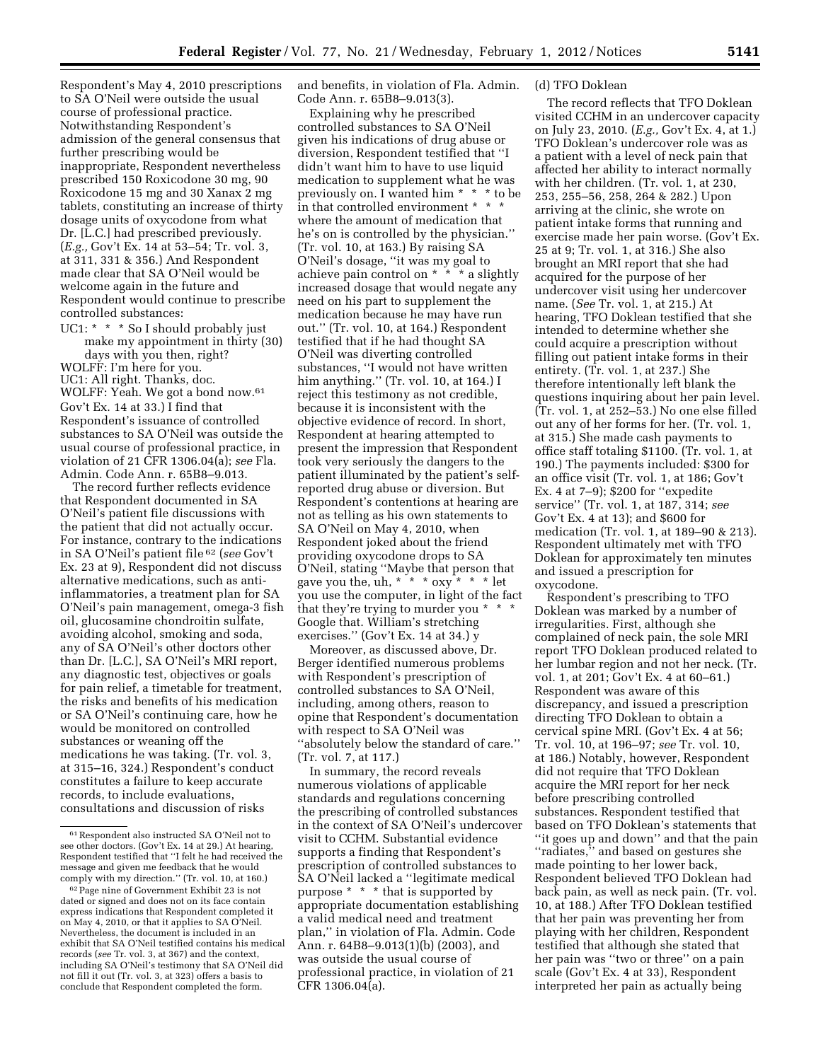Respondent's May 4, 2010 prescriptions to SA O'Neil were outside the usual course of professional practice. Notwithstanding Respondent's admission of the general consensus that further prescribing would be inappropriate, Respondent nevertheless prescribed 150 Roxicodone 30 mg, 90 Roxicodone 15 mg and 30 Xanax 2 mg tablets, constituting an increase of thirty dosage units of oxycodone from what Dr. [L.C.] had prescribed previously. (*E.g.,* Gov't Ex. 14 at 53–54; Tr. vol. 3, at 311, 331 & 356.) And Respondent made clear that SA O'Neil would be welcome again in the future and Respondent would continue to prescribe controlled substances:

UC1: * * * So I should probably just make my appointment in thirty (30) days with you then, right?

WOLFF: I'm here for you.

UC1: All right. Thanks, doc.

WOLFF: Yeah. We got a bond now.[61]

Gov't Ex. 14 at 33.) I find that Respondent's issuance of controlled substances to SA O'Neil was outside the usual course of professional practice, in violation of 21 CFR 1306.04(a); *see* Fla. Admin. Code Ann. r. 65B8–9.013.

The record further reflects evidence that Respondent documented in SA O'Neil's patient file discussions with the patient that did not actually occur. For instance, contrary to the indications in SA O'Neil's patient file[62] (*see* Gov't Ex. 23 at 9), Respondent did not discuss alternative medications, such as anti-inflammatories, a treatment plan for SA O'Neil's pain management, omega-3 fish oil, glucosamine chondroitin sulfate, avoiding alcohol, smoking and soda, any of SA O'Neil's other doctors other than Dr. [L.C.], SA O'Neil's MRI report, any diagnostic test, objectives or goals for pain relief, a timetable for treatment, the risks and benefits of his medication or SA O'Neil's continuing care, how he would be monitored on controlled substances or weaning off the medications he was taking. (Tr. vol. 3, at 315–16, 324.) Respondent's conduct constitutes a failure to keep accurate records, to include evaluations, consultations and discussion of risks and benefits, in violation of Fla. Admin. Code Ann. r. 65B8–9.013(3).

Explaining why he prescribed controlled substances to SA O'Neil given his indications of drug abuse or diversion, Respondent testified that "I didn't want him to have to use liquid medication to supplement what he was previously on. I wanted him * * * to be in that controlled environment * * * where the amount of medication that he's on is controlled by the physician." (Tr. vol. 10, at 163.) By raising SA O'Neil's dosage, "it was my goal to achieve pain control on * * * a slightly increased dosage that would negate any need on his part to supplement the medication because he may have run out." (Tr. vol. 10, at 164.) Respondent testified that if he had thought SA O'Neil was diverting controlled substances, "I would not have written him anything." (Tr. vol. 10, at 164.) I reject this testimony as not credible, because it is inconsistent with the objective evidence of record. In short, Respondent at hearing attempted to present the impression that Respondent took very seriously the dangers to the patient illuminated by the patient's self-reported drug abuse or diversion. But Respondent's contentions at hearing are not as telling as his own statements to SA O'Neil on May 4, 2010, when Respondent joked about the friend providing oxycodone drops to SA O'Neil, stating "Maybe that person that gave you the, uh, * * * oxy * * * let you use the computer, in light of the fact that they're trying to murder you * * * Google that. William's stretching exercises." (Gov't Ex. 14 at 34.) y

Moreover, as discussed above, Dr. Berger identified numerous problems with Respondent's prescription of controlled substances to SA O'Neil, including, among others, reason to opine that Respondent's documentation with respect to SA O'Neil was "absolutely below the standard of care." (Tr. vol. 7, at 117.)

In summary, the record reveals numerous violations of applicable standards and regulations concerning the prescribing of controlled substances in the context of SA O'Neil's undercover visit to CCHM. Substantial evidence supports a finding that Respondent's prescription of controlled substances to SA O'Neil lacked a "legitimate medical purpose * * * that is supported by appropriate documentation establishing a valid medical need and treatment plan," in violation of Fla. Admin. Code Ann. r. 64B8–9.013(1)(b) (2003), and was outside the usual course of professional practice, in violation of 21 CFR 1306.04(a).

(d) TFO Doklean

The record reflects that TFO Doklean visited CCHM in an undercover capacity on July 23, 2010. (*E.g.,* Gov't Ex. 4, at 1.) TFO Doklean's undercover role was as a patient with a level of neck pain that affected her ability to interact normally with her children. (Tr. vol. 1, at 230, 253, 255–56, 258, 264 & 282.) Upon arriving at the clinic, she wrote on patient intake forms that running and exercise made her pain worse. (Gov't Ex. 25 at 9; Tr. vol. 1, at 316.) She also brought an MRI report that she had acquired for the purpose of her undercover visit using her undercover name. (*See* Tr. vol. 1, at 215.) At hearing, TFO Doklean testified that she intended to determine whether she could acquire a prescription without filling out patient intake forms in their entirety. (Tr. vol. 1, at 237.) She therefore intentionally left blank the questions inquiring about her pain level. (Tr. vol. 1, at 252–53.) No one else filled out any of her forms for her. (Tr. vol. 1, at 315.) She made cash payments to office staff totaling $1100. (Tr. vol. 1, at 190.) The payments included: $300 for an office visit (Tr. vol. 1, at 186; Gov't Ex. 4 at 7–9); $200 for "expedite service" (Tr. vol. 1, at 187, 314; *see* Gov't Ex. 4 at 13); and $600 for medication (Tr. vol. 1, at 189–90 & 213). Respondent ultimately met with TFO Doklean for approximately ten minutes and issued a prescription for oxycodone.

Respondent's prescribing to TFO Doklean was marked by a number of irregularities. First, although she complained of neck pain, the sole MRI report TFO Doklean produced related to her lumbar region and not her neck. (Tr. vol. 1, at 201; Gov't Ex. 4 at 60–61.) Respondent was aware of this discrepancy, and issued a prescription directing TFO Doklean to obtain a cervical spine MRI. (Gov't Ex. 4 at 56; Tr. vol. 10, at 196–97; *see* Tr. vol. 10, at 186.) Notably, however, Respondent did not require that TFO Doklean acquire the MRI report for her neck before prescribing controlled substances. Respondent testified that based on TFO Doklean's statements that "it goes up and down" and that the pain "radiates," and based on gestures she made pointing to her lower back, Respondent believed TFO Doklean had back pain, as well as neck pain. (Tr. vol. 10, at 188.) After TFO Doklean testified that her pain was preventing her from playing with her children, Respondent testified that although she stated that her pain was "two or three" on a pain scale (Gov't Ex. 4 at 33), Respondent interpreted her pain as actually being

---

[61] Respondent also instructed SA O'Neil not to see other doctors. (Gov't Ex. 14 at 29.) At hearing, Respondent testified that "I felt he had received the message and given me feedback that he would comply with my direction." (Tr. vol. 10, at 160.)

[62] Page nine of Government Exhibit 23 is not dated or signed and does not on its face contain express indications that Respondent completed it on May 4, 2010, or that it applies to SA O'Neil. Nevertheless, the document is included in an exhibit that SA O'Neil testified contains his medical records (*see* Tr. vol. 3, at 367) and the context, including SA O'Neil's testimony that SA O'Neil did not fill it out (Tr. vol. 3, at 323) offers a basis to conclude that Respondent completed the form.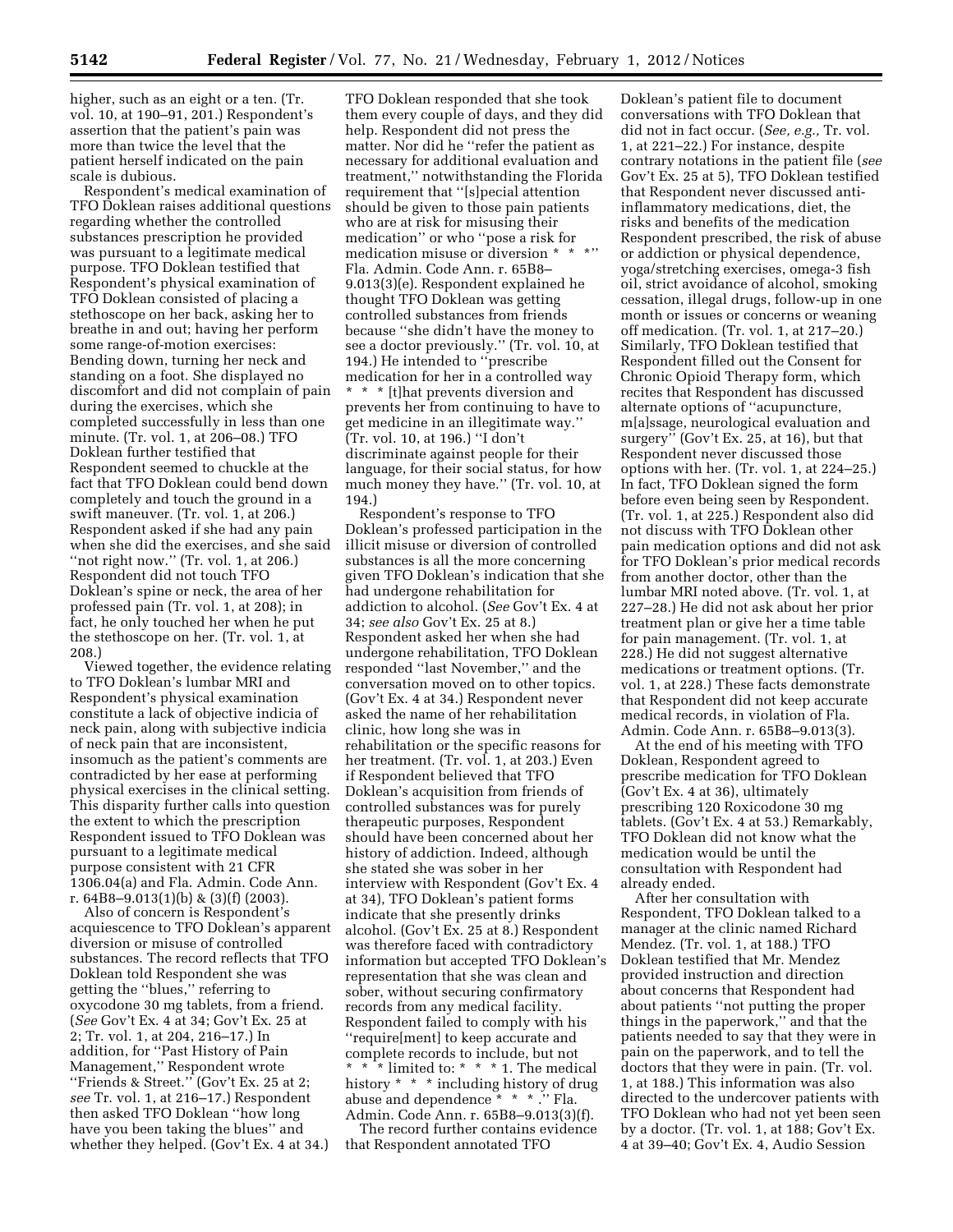higher, such as an eight or a ten. (Tr. vol. 10, at 190–91, 201.) Respondent's assertion that the patient's pain was more than twice the level that the patient herself indicated on the pain scale is dubious.

Respondent's medical examination of TFO Doklean raises additional questions regarding whether the controlled substances prescription he provided was pursuant to a legitimate medical purpose. TFO Doklean testified that Respondent's physical examination of TFO Doklean consisted of placing a stethoscope on her back, asking her to breathe in and out; having her perform some range-of-motion exercises: Bending down, turning her neck and standing on a foot. She displayed no discomfort and did not complain of pain during the exercises, which she completed successfully in less than one minute. (Tr. vol. 1, at 206–08.) TFO Doklean further testified that Respondent seemed to chuckle at the fact that TFO Doklean could bend down completely and touch the ground in a swift maneuver. (Tr. vol. 1, at 206.) Respondent asked if she had any pain when she did the exercises, and she said "not right now." (Tr. vol. 1, at 206.) Respondent did not touch TFO Doklean's spine or neck, the area of her professed pain (Tr. vol. 1, at 208); in fact, he only touched her when he put the stethoscope on her. (Tr. vol. 1, at 208.)

Viewed together, the evidence relating to TFO Doklean's lumbar MRI and Respondent's physical examination constitute a lack of objective indicia of neck pain, along with subjective indicia of neck pain that are inconsistent, insomuch as the patient's comments are contradicted by her ease at performing physical exercises in the clinical setting. This disparity further calls into question the extent to which the prescription Respondent issued to TFO Doklean was pursuant to a legitimate medical purpose consistent with 21 CFR 1306.04(a) and Fla. Admin. Code Ann. r. 64B8–9.013(1)(b) & (3)(f) (2003).

Also of concern is Respondent's acquiescence to TFO Doklean's apparent diversion or misuse of controlled substances. The record reflects that TFO Doklean told Respondent she was getting the "blues," referring to oxycodone 30 mg tablets, from a friend. (*See* Gov't Ex. 4 at 34; Gov't Ex. 25 at 2; Tr. vol. 1, at 204, 216–17.) In addition, for "Past History of Pain Management," Respondent wrote "Friends & Street." (Gov't Ex. 25 at 2; *see* Tr. vol. 1, at 216–17.) Respondent then asked TFO Doklean "how long have you been taking the blues" and whether they helped. (Gov't Ex. 4 at 34.) TFO Doklean responded that she took them every couple of days, and they did help. Respondent did not press the matter. Nor did he "refer the patient as necessary for additional evaluation and treatment," notwithstanding the Florida requirement that "[s]pecial attention should be given to those pain patients who are at risk for misusing their medication" or who "pose a risk for medication misuse or diversion * * *" Fla. Admin. Code Ann. r. 65B8–9.013(3)(e). Respondent explained he thought TFO Doklean was getting controlled substances from friends because "she didn't have the money to see a doctor previously." (Tr. vol. 10, at 194.) He intended to "prescribe medication for her in a controlled way * * * [t]hat prevents diversion and prevents her from continuing to have to get medicine in an illegitimate way." (Tr. vol. 10, at 196.) "I don't discriminate against people for their language, for their social status, for how much money they have." (Tr. vol. 10, at 194.)

Respondent's response to TFO Doklean's professed participation in the illicit misuse or diversion of controlled substances is all the more concerning given TFO Doklean's indication that she had undergone rehabilitation for addiction to alcohol. (*See* Gov't Ex. 4 at 34; *see also* Gov't Ex. 25 at 8.) Respondent asked her when she had undergone rehabilitation, TFO Doklean responded "last November," and the conversation moved on to other topics. (Gov't Ex. 4 at 34.) Respondent never asked the name of her rehabilitation clinic, how long she was in rehabilitation or the specific reasons for her treatment. (Tr. vol. 1, at 203.) Even if Respondent believed that TFO Doklean's acquisition from friends of controlled substances was for purely therapeutic purposes, Respondent should have been concerned about her history of addiction. Indeed, although she stated she was sober in her interview with Respondent (Gov't Ex. 4 at 34), TFO Doklean's patient forms indicate that she presently drinks alcohol. (Gov't Ex. 25 at 8.) Respondent was therefore faced with contradictory information but accepted TFO Doklean's representation that she was clean and sober, without securing confirmatory records from any medical facility. Respondent failed to comply with his "require[ment] to keep accurate and complete records to include, but not * * * limited to: * * * 1. The medical history * * * including history of drug abuse and dependence * * *." Fla. Admin. Code Ann. r. 65B8–9.013(3)(f).

The record further contains evidence that Respondent annotated TFO Doklean's patient file to document conversations with TFO Doklean that did not in fact occur. (*See, e.g.,* Tr. vol. 1, at 221–22.) For instance, despite contrary notations in the patient file (*see* Gov't Ex. 25 at 5), TFO Doklean testified that Respondent never discussed anti-inflammatory medications, diet, the risks and benefits of the medication Respondent prescribed, the risk of abuse or addiction or physical dependence, yoga/stretching exercises, omega-3 fish oil, strict avoidance of alcohol, smoking cessation, illegal drugs, follow-up in one month or issues or concerns or weaning off medication. (Tr. vol. 1, at 217–20.) Similarly, TFO Doklean testified that Respondent filled out the Consent for Chronic Opioid Therapy form, which recites that Respondent has discussed alternate options of "acupuncture, m[a]ssage, neurological evaluation and surgery" (Gov't Ex. 25, at 16), but that Respondent never discussed those options with her. (Tr. vol. 1, at 224–25.) In fact, TFO Doklean signed the form before even being seen by Respondent. (Tr. vol. 1, at 225.) Respondent also did not discuss with TFO Doklean other pain medication options and did not ask for TFO Doklean's prior medical records from another doctor, other than the lumbar MRI noted above. (Tr. vol. 1, at 227–28.) He did not ask about her prior treatment plan or give her a time table for pain management. (Tr. vol. 1, at 228.) He did not suggest alternative medications or treatment options. (Tr. vol. 1, at 228.) These facts demonstrate that Respondent did not keep accurate medical records, in violation of Fla. Admin. Code Ann. r. 65B8–9.013(3).

At the end of his meeting with TFO Doklean, Respondent agreed to prescribe medication for TFO Doklean (Gov't Ex. 4 at 36), ultimately prescribing 120 Roxicodone 30 mg tablets. (Gov't Ex. 4 at 53.) Remarkably, TFO Doklean did not know what the medication would be until the consultation with Respondent had already ended.

After her consultation with Respondent, TFO Doklean talked to a manager at the clinic named Richard Mendez. (Tr. vol. 1, at 188.) TFO Doklean testified that Mr. Mendez provided instruction and direction about concerns that Respondent had about patients "not putting the proper things in the paperwork," and that the patients needed to say that they were in pain on the paperwork, and to tell the doctors that they were in pain. (Tr. vol. 1, at 188.) This information was also directed to the undercover patients with TFO Doklean who had not yet been seen by a doctor. (Tr. vol. 1, at 188; Gov't Ex. 4 at 39–40; Gov't Ex. 4, Audio Session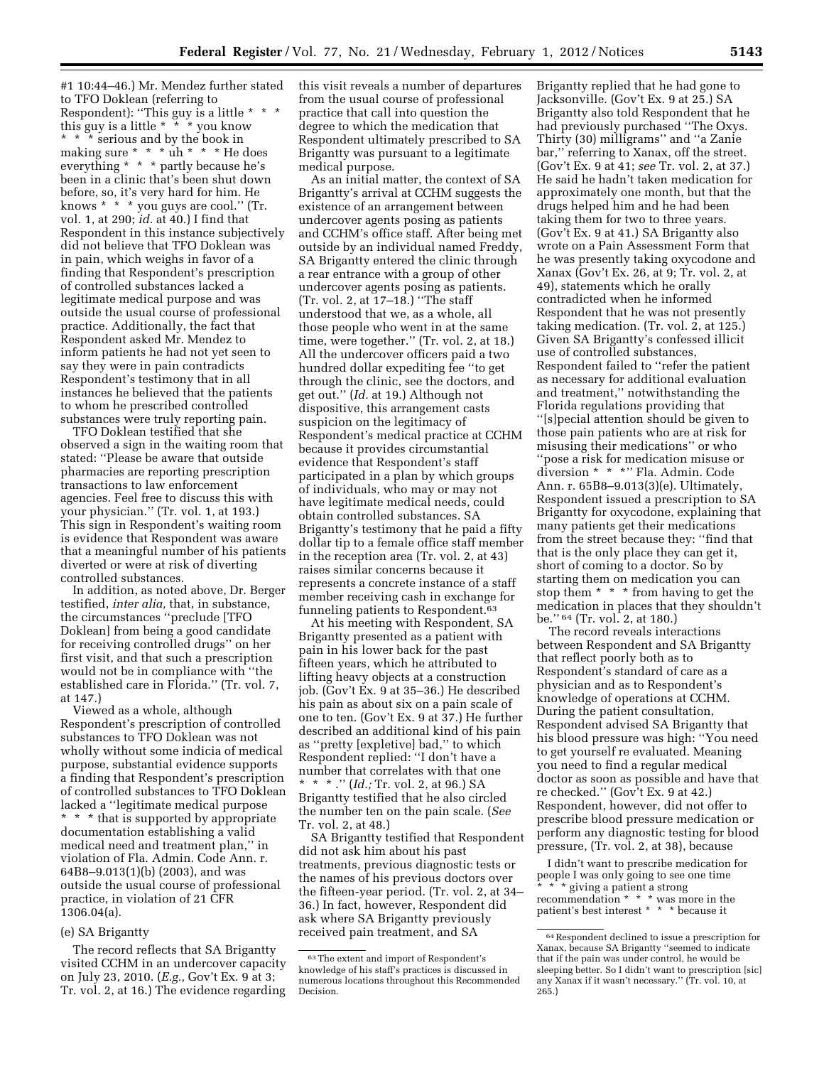#1 10:44–46.) Mr. Mendez further stated to TFO Doklean (referring to Respondent): ''This guy is a little * * * this guy is a little * * * you know * * * serious and by the book in making sure * * * uh * * * He does everything * * * partly because he's been in a clinic that's been shut down before, so, it's very hard for him. He knows * * * you guys are cool.'' (Tr. vol. 1, at 290; *id.* at 40.) I find that Respondent in this instance subjectively did not believe that TFO Doklean was in pain, which weighs in favor of a finding that Respondent's prescription of controlled substances lacked a legitimate medical purpose and was outside the usual course of professional practice. Additionally, the fact that Respondent asked Mr. Mendez to inform patients he had not yet seen to say they were in pain contradicts Respondent's testimony that in all instances he believed that the patients to whom he prescribed controlled substances were truly reporting pain.

TFO Doklean testified that she observed a sign in the waiting room that stated: ''Please be aware that outside pharmacies are reporting prescription transactions to law enforcement agencies. Feel free to discuss this with your physician.'' (Tr. vol. 1, at 193.) This sign in Respondent's waiting room is evidence that Respondent was aware that a meaningful number of his patients diverted or were at risk of diverting controlled substances.

In addition, as noted above, Dr. Berger testified, *inter alia,* that, in substance, the circumstances ''preclude [TFO Doklean] from being a good candidate for receiving controlled drugs'' on her first visit, and that such a prescription would not be in compliance with ''the established care in Florida.'' (Tr. vol. 7, at 147.)

Viewed as a whole, although Respondent's prescription of controlled substances to TFO Doklean was not wholly without some indicia of medical purpose, substantial evidence supports a finding that Respondent's prescription of controlled substances to TFO Doklean lacked a ''legitimate medical purpose * * * that is supported by appropriate documentation establishing a valid medical need and treatment plan,'' in violation of Fla. Admin. Code Ann. r. 64B8–9.013(1)(b) (2003), and was outside the usual course of professional practice, in violation of 21 CFR 1306.04(a).

(e) SA Brigantty

The record reflects that SA Brigantty visited CCHM in an undercover capacity on July 23, 2010. (*E.g.,* Gov't Ex. 9 at 3; Tr. vol. 2, at 16.) The evidence regarding this visit reveals a number of departures from the usual course of professional practice that call into question the degree to which the medication that Respondent ultimately prescribed to SA Brigantty was pursuant to a legitimate medical purpose.

As an initial matter, the context of SA Brigantty's arrival at CCHM suggests the existence of an arrangement between undercover agents posing as patients and CCHM's office staff. After being met outside by an individual named Freddy, SA Brigantty entered the clinic through a rear entrance with a group of other undercover agents posing as patients. (Tr. vol. 2, at 17–18.) ''The staff understood that we, as a whole, all those people who went in at the same time, were together.'' (Tr. vol. 2, at 18.) All the undercover officers paid a two hundred dollar expediting fee ''to get through the clinic, see the doctors, and get out.'' (*Id.* at 19.) Although not dispositive, this arrangement casts suspicion on the legitimacy of Respondent's medical practice at CCHM because it provides circumstantial evidence that Respondent's staff participated in a plan by which groups of individuals, who may or may not have legitimate medical needs, could obtain controlled substances. SA Brigantty's testimony that he paid a fifty dollar tip to a female office staff member in the reception area (Tr. vol. 2, at 43) raises similar concerns because it represents a concrete instance of a staff member receiving cash in exchange for funneling patients to Respondent.[63]

At his meeting with Respondent, SA Brigantty presented as a patient with pain in his lower back for the past fifteen years, which he attributed to lifting heavy objects at a construction job. (Gov't Ex. 9 at 35–36.) He described his pain as about six on a pain scale of one to ten. (Gov't Ex. 9 at 37.) He further described an additional kind of his pain as ''pretty [expletive] bad,'' to which Respondent replied: ''I don't have a number that correlates with that one * * * .'' (*Id.;* Tr. vol. 2, at 96.) SA Brigantty testified that he also circled the number ten on the pain scale. (*See* Tr. vol. 2, at 48.)

SA Brigantty testified that Respondent did not ask him about his past treatments, previous diagnostic tests or the names of his previous doctors over the fifteen-year period. (Tr. vol. 2, at 34–36.) In fact, however, Respondent did ask where SA Brigantty previously received pain treatment, and SA Brigantty replied that he had gone to Jacksonville. (Gov't Ex. 9 at 25.) SA Brigantty also told Respondent that he had previously purchased ''The Oxys. Thirty (30) milligrams'' and ''a Zanie bar,'' referring to Xanax, off the street. (Gov't Ex. 9 at 41; *see* Tr. vol. 2, at 37.) He said he hadn't taken medication for approximately one month, but that the drugs helped him and he had been taking them for two to three years. (Gov't Ex. 9 at 41.) SA Brigantty also wrote on a Pain Assessment Form that he was presently taking oxycodone and Xanax (Gov't Ex. 26, at 9; Tr. vol. 2, at 49), statements which he orally contradicted when he informed Respondent that he was not presently taking medication. (Tr. vol. 2, at 125.) Given SA Brigantty's confessed illicit use of controlled substances, Respondent failed to ''refer the patient as necessary for additional evaluation and treatment,'' notwithstanding the Florida regulations providing that ''[s]pecial attention should be given to those pain patients who are at risk for misusing their medications'' or who ''pose a risk for medication misuse or diversion * * *'' Fla. Admin. Code Ann. r. 65B8–9.013(3)(e). Ultimately, Respondent issued a prescription to SA Brigantty for oxycodone, explaining that many patients get their medications from the street because they: ''find that that is the only place they can get it, short of coming to a doctor. So by starting them on medication you can stop them * * * from having to get the medication in places that they shouldn't be.''[64] (Tr. vol. 2, at 180.)

The record reveals interactions between Respondent and SA Brigantty that reflect poorly both as to Respondent's standard of care as a physician and as to Respondent's knowledge of operations at CCHM. During the patient consultation, Respondent advised SA Brigantty that his blood pressure was high: ''You need to get yourself re evaluated. Meaning you need to find a regular medical doctor as soon as possible and have that re checked.'' (Gov't Ex. 9 at 42.) Respondent, however, did not offer to prescribe blood pressure medication or perform any diagnostic testing for blood pressure, (Tr. vol. 2, at 38), because

> I didn't want to prescribe medication for people I was only going to see one time * * * giving a patient a strong recommendation * * * was more in the patient's best interest * * * because it

[63] The extent and import of Respondent's knowledge of his staff's practices is discussed in numerous locations throughout this Recommended Decision.

[64] Respondent declined to issue a prescription for Xanax, because SA Brigantty ''seemed to indicate that if the pain was under control, he would be sleeping better. So I didn't want to prescription [sic] any Xanax if it wasn't necessary.'' (Tr. vol. 10, at 265.)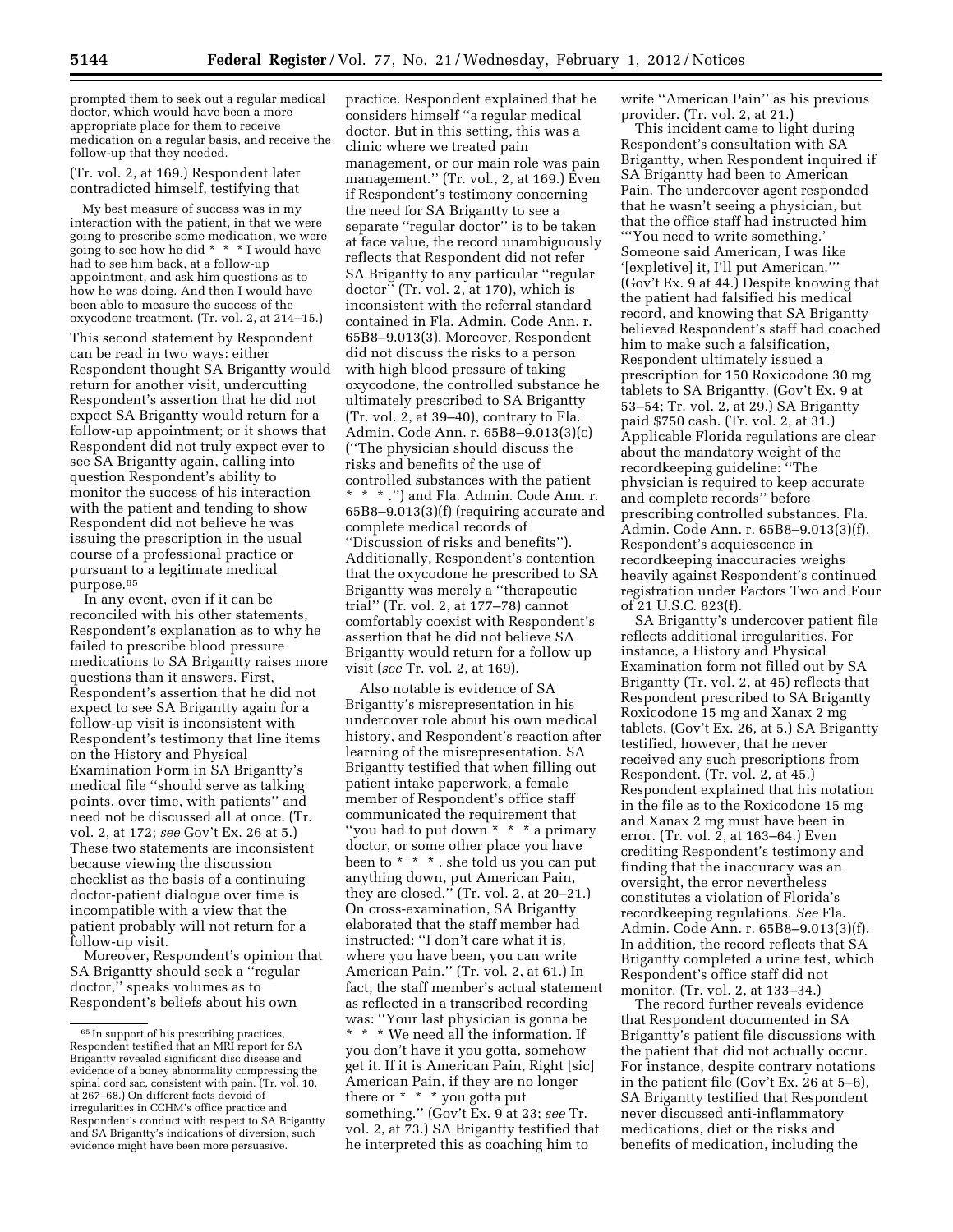prompted them to seek out a regular medical doctor, which would have been a more appropriate place for them to receive medication on a regular basis, and receive the follow-up that they needed.

(Tr. vol. 2, at 169.) Respondent later contradicted himself, testifying that

> My best measure of success was in my interaction with the patient, in that we were going to prescribe some medication, we were going to see how he did * * * I would have had to see him back, at a follow-up appointment, and ask him questions as to how he was doing. And then I would have been able to measure the success of the oxycodone treatment. (Tr. vol. 2, at 214–15.)

This second statement by Respondent can be read in two ways: either Respondent thought SA Brigantty would return for another visit, undercutting Respondent's assertion that he did not expect SA Brigantty would return for a follow-up appointment; or it shows that Respondent did not truly expect ever to see SA Brigantty again, calling into question Respondent's ability to monitor the success of his interaction with the patient and tending to show Respondent did not believe he was issuing the prescription in the usual course of a professional practice or pursuant to a legitimate medical purpose.[65]

In any event, even if it can be reconciled with his other statements, Respondent's explanation as to why he failed to prescribe blood pressure medications to SA Brigantty raises more questions than it answers. First, Respondent's assertion that he did not expect to see SA Brigantty again for a follow-up visit is inconsistent with Respondent's testimony that line items on the History and Physical Examination Form in SA Brigantty's medical file "should serve as talking points, over time, with patients" and need not be discussed all at once. (Tr. vol. 2, at 172; *see* Gov't Ex. 26 at 5.) These two statements are inconsistent because viewing the discussion checklist as the basis of a continuing doctor-patient dialogue over time is incompatible with a view that the patient probably will not return for a follow-up visit.

Moreover, Respondent's opinion that SA Brigantty should seek a "regular doctor," speaks volumes as to Respondent's beliefs about his own practice. Respondent explained that he considers himself "a regular medical doctor. But in this setting, this was a clinic where we treated pain management, or our main role was pain management." (Tr. vol., 2, at 169.) Even if Respondent's testimony concerning the need for SA Brigantty to see a separate "regular doctor" is to be taken at face value, the record unambiguously reflects that Respondent did not refer SA Brigantty to any particular "regular doctor" (Tr. vol. 2, at 170), which is inconsistent with the referral standard contained in Fla. Admin. Code Ann. r. 65B8–9.013(3). Moreover, Respondent did not discuss the risks to a person with high blood pressure of taking oxycodone, the controlled substance he ultimately prescribed to SA Brigantty (Tr. vol. 2, at 39–40), contrary to Fla. Admin. Code Ann. r. 65B8–9.013(3)(c) ("The physician should discuss the risks and benefits of the use of controlled substances with the patient * * * .") and Fla. Admin. Code Ann. r. 65B8–9.013(3)(f) (requiring accurate and complete medical records of "Discussion of risks and benefits"). Additionally, Respondent's contention that the oxycodone he prescribed to SA Brigantty was merely a "therapeutic trial" (Tr. vol. 2, at 177–78) cannot comfortably coexist with Respondent's assertion that he did not believe SA Brigantty would return for a follow up visit (*see* Tr. vol. 2, at 169).

Also notable is evidence of SA Brigantty's misrepresentation in his undercover role about his own medical history, and Respondent's reaction after learning of the misrepresentation. SA Brigantty testified that when filling out patient intake paperwork, a female member of Respondent's office staff communicated the requirement that "you had to put down * * * a primary doctor, or some other place you have been to * * * . she told us you can put anything down, put American Pain, they are closed." (Tr. vol. 2, at 20–21.) On cross-examination, SA Brigantty elaborated that the staff member had instructed: "I don't care what it is, where you have been, you can write American Pain." (Tr. vol. 2, at 61.) In fact, the staff member's actual statement as reflected in a transcribed recording was: "Your last physician is gonna be * * * We need all the information. If you don't have it you gotta, somehow get it. If it is American Pain, Right [sic] American Pain, if they are no longer there or * * * you gotta put something." (Gov't Ex. 9 at 23; *see* Tr. vol. 2, at 73.) SA Brigantty testified that he interpreted this as coaching him to write "American Pain" as his previous provider. (Tr. vol. 2, at 21.)

This incident came to light during Respondent's consultation with SA Brigantty, when Respondent inquired if SA Brigantty had been to American Pain. The undercover agent responded that he wasn't seeing a physician, but that the office staff had instructed him "'You need to write something.' Someone said American, I was like '[expletive] it, I'll put American.'" (Gov't Ex. 9 at 44.) Despite knowing that the patient had falsified his medical record, and knowing that SA Brigantty believed Respondent's staff had coached him to make such a falsification, Respondent ultimately issued a prescription for 150 Roxicodone 30 mg tablets to SA Brigantty. (Gov't Ex. 9 at 53–54; Tr. vol. 2, at 29.) SA Brigantty paid $750 cash. (Tr. vol. 2, at 31.) Applicable Florida regulations are clear about the mandatory weight of the recordkeeping guideline: "The physician is required to keep accurate and complete records" before prescribing controlled substances. Fla. Admin. Code Ann. r. 65B8–9.013(3)(f). Respondent's acquiescence in recordkeeping inaccuracies weighs heavily against Respondent's continued registration under Factors Two and Four of 21 U.S.C. 823(f).

SA Brigantty's undercover patient file reflects additional irregularities. For instance, a History and Physical Examination form not filled out by SA Brigantty (Tr. vol. 2, at 45) reflects that Respondent prescribed to SA Brigantty Roxicodone 15 mg and Xanax 2 mg tablets. (Gov't Ex. 26, at 5.) SA Brigantty testified, however, that he never received any such prescriptions from Respondent. (Tr. vol. 2, at 45.) Respondent explained that his notation in the file as to the Roxicodone 15 mg and Xanax 2 mg must have been in error. (Tr. vol. 2, at 163–64.) Even crediting Respondent's testimony and finding that the inaccuracy was an oversight, the error nevertheless constitutes a violation of Florida's recordkeeping regulations. *See* Fla. Admin. Code Ann. r. 65B8–9.013(3)(f). In addition, the record reflects that SA Brigantty completed a urine test, which Respondent's office staff did not monitor. (Tr. vol. 2, at 133–34.)

The record further reveals evidence that Respondent documented in SA Brigantty's patient file discussions with the patient that did not actually occur. For instance, despite contrary notations in the patient file (Gov't Ex. 26 at 5–6), SA Brigantty testified that Respondent never discussed anti-inflammatory medications, diet or the risks and benefits of medication, including the

[65] In support of his prescribing practices, Respondent testified that an MRI report for SA Brigantty revealed significant disc disease and evidence of a boney abnormality compressing the spinal cord sac, consistent with pain. (Tr. vol. 10, at 267–68.) On different facts devoid of irregularities in CCHM's office practice and Respondent's conduct with respect to SA Brigantty and SA Brigantty's indications of diversion, such evidence might have been more persuasive.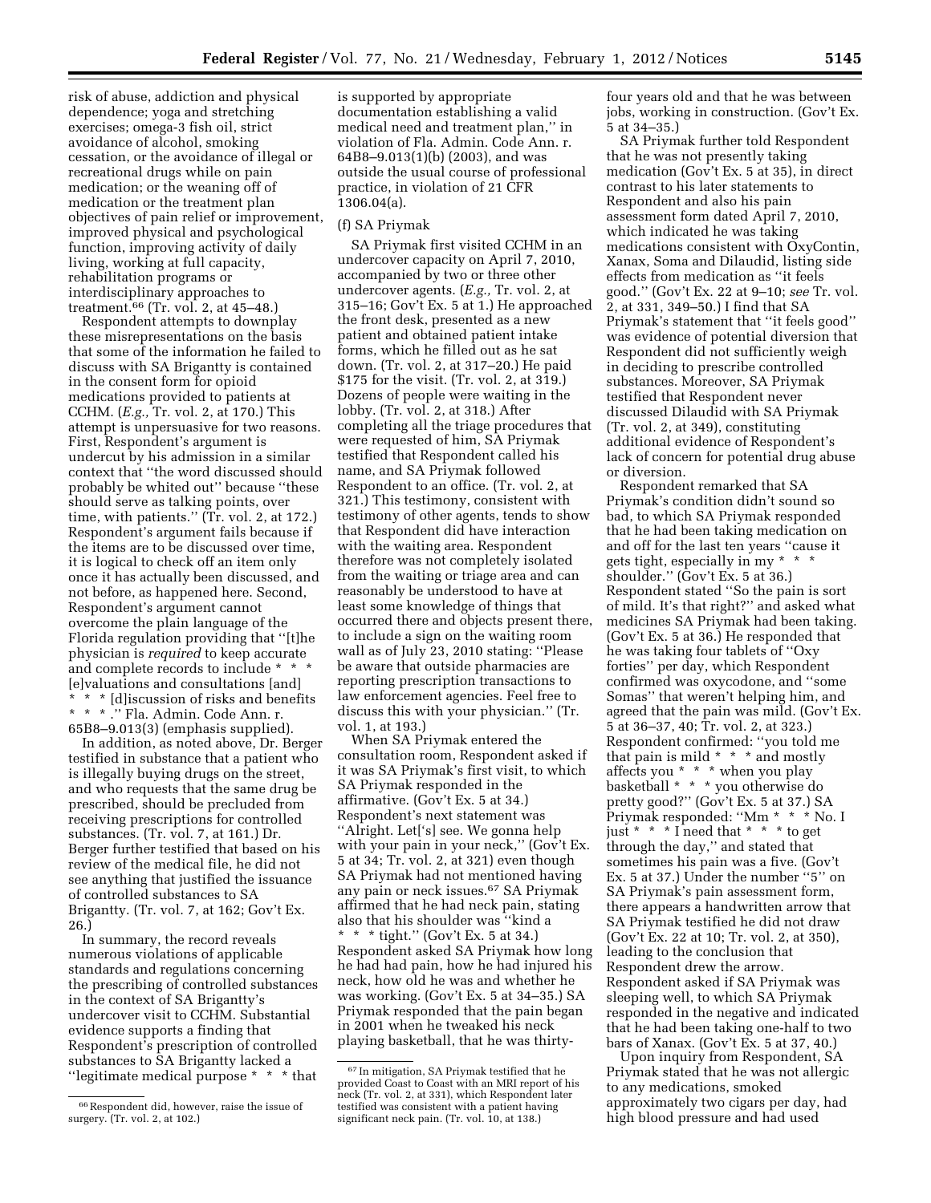risk of abuse, addiction and physical dependence; yoga and stretching exercises; omega-3 fish oil, strict avoidance of alcohol, smoking cessation, or the avoidance of illegal or recreational drugs while on pain medication; or the weaning off of medication or the treatment plan objectives of pain relief or improvement, improved physical and psychological function, improving activity of daily living, working at full capacity, rehabilitation programs or interdisciplinary approaches to treatment.[66] (Tr. vol. 2, at 45–48.)

Respondent attempts to downplay these misrepresentations on the basis that some of the information he failed to discuss with SA Brigantty is contained in the consent form for opioid medications provided to patients at CCHM. (*E.g.,* Tr. vol. 2, at 170.) This attempt is unpersuasive for two reasons. First, Respondent's argument is undercut by his admission in a similar context that ''the word discussed should probably be whited out'' because ''these should serve as talking points, over time, with patients.'' (Tr. vol. 2, at 172.) Respondent's argument fails because if the items are to be discussed over time, it is logical to check off an item only once it has actually been discussed, and not before, as happened here. Second, Respondent's argument cannot overcome the plain language of the Florida regulation providing that ''[t]he physician is *required* to keep accurate and complete records to include * * * [e]valuations and consultations [and] * * * [d]iscussion of risks and benefits * * * .'' Fla. Admin. Code Ann. r. 65B8–9.013(3) (emphasis supplied).

In addition, as noted above, Dr. Berger testified in substance that a patient who is illegally buying drugs on the street, and who requests that the same drug be prescribed, should be precluded from receiving prescriptions for controlled substances. (Tr. vol. 7, at 161.) Dr. Berger further testified that based on his review of the medical file, he did not see anything that justified the issuance of controlled substances to SA Brigantty. (Tr. vol. 7, at 162; Gov't Ex. 26.)

In summary, the record reveals numerous violations of applicable standards and regulations concerning the prescribing of controlled substances in the context of SA Brigantty's undercover visit to CCHM. Substantial evidence supports a finding that Respondent's prescription of controlled substances to SA Brigantty lacked a ''legitimate medical purpose * * * that is supported by appropriate documentation establishing a valid medical need and treatment plan,'' in violation of Fla. Admin. Code Ann. r. 64B8–9.013(1)(b) (2003), and was outside the usual course of professional practice, in violation of 21 CFR 1306.04(a).

(f) SA Priymak

SA Priymak first visited CCHM in an undercover capacity on April 7, 2010, accompanied by two or three other undercover agents. (*E.g.,* Tr. vol. 2, at 315–16; Gov't Ex. 5 at 1.) He approached the front desk, presented as a new patient and obtained patient intake forms, which he filled out as he sat down. (Tr. vol. 2, at 317–20.) He paid $175 for the visit. (Tr. vol. 2, at 319.) Dozens of people were waiting in the lobby. (Tr. vol. 2, at 318.) After completing all the triage procedures that were requested of him, SA Priymak testified that Respondent called his name, and SA Priymak followed Respondent to an office. (Tr. vol. 2, at 321.) This testimony, consistent with testimony of other agents, tends to show that Respondent did have interaction with the waiting area. Respondent therefore was not completely isolated from the waiting or triage area and can reasonably be understood to have at least some knowledge of things that occurred there and objects present there, to include a sign on the waiting room wall as of July 23, 2010 stating: ''Please be aware that outside pharmacies are reporting prescription transactions to law enforcement agencies. Feel free to discuss this with your physician.'' (Tr. vol. 1, at 193.)

When SA Priymak entered the consultation room, Respondent asked if it was SA Priymak's first visit, to which SA Priymak responded in the affirmative. (Gov't Ex. 5 at 34.) Respondent's next statement was ''Alright. Let['s] see. We gonna help with your pain in your neck,'' (Gov't Ex. 5 at 34; Tr. vol. 2, at 321) even though SA Priymak had not mentioned having any pain or neck issues.[67] SA Priymak affirmed that he had neck pain, stating also that his shoulder was ''kind a * * * tight.'' (Gov't Ex. 5 at 34.) Respondent asked SA Priymak how long he had had pain, how he had injured his neck, how old he was and whether he was working. (Gov't Ex. 5 at 34–35.) SA Priymak responded that the pain began in 2001 when he tweaked his neck playing basketball, that he was thirty-four years old and that he was between jobs, working in construction. (Gov't Ex. 5 at 34–35.)

SA Priymak further told Respondent that he was not presently taking medication (Gov't Ex. 5 at 35), in direct contrast to his later statements to Respondent and also his pain assessment form dated April 7, 2010, which indicated he was taking medications consistent with OxyContin, Xanax, Soma and Dilaudid, listing side effects from medication as ''it feels good.'' (Gov't Ex. 22 at 9–10; *see* Tr. vol. 2, at 331, 349–50.) I find that SA Priymak's statement that ''it feels good'' was evidence of potential diversion that Respondent did not sufficiently weigh in deciding to prescribe controlled substances. Moreover, SA Priymak testified that Respondent never discussed Dilaudid with SA Priymak (Tr. vol. 2, at 349), constituting additional evidence of Respondent's lack of concern for potential drug abuse or diversion.

Respondent remarked that SA Priymak's condition didn't sound so bad, to which SA Priymak responded that he had been taking medication on and off for the last ten years ''cause it gets tight, especially in my * * * shoulder.'' (Gov't Ex. 5 at 36.) Respondent stated ''So the pain is sort of mild. It's that right?'' and asked what medicines SA Priymak had been taking. (Gov't Ex. 5 at 36.) He responded that he was taking four tablets of ''Oxy forties'' per day, which Respondent confirmed was oxycodone, and ''some Somas'' that weren't helping him, and agreed that the pain was mild. (Gov't Ex. 5 at 36–37, 40; Tr. vol. 2, at 323.) Respondent confirmed: ''you told me that pain is mild * * * and mostly affects you * * * when you play basketball * * * you otherwise do pretty good?'' (Gov't Ex. 5 at 37.) SA Priymak responded: ''Mm * * * No. I just * * * I need that * * * to get through the day,'' and stated that sometimes his pain was a five. (Gov't Ex. 5 at 37.) Under the number ''5'' on SA Priymak's pain assessment form, there appears a handwritten arrow that SA Priymak testified he did not draw (Gov't Ex. 22 at 10; Tr. vol. 2, at 350), leading to the conclusion that Respondent drew the arrow. Respondent asked if SA Priymak was sleeping well, to which SA Priymak responded in the negative and indicated that he had been taking one-half to two bars of Xanax. (Gov't Ex. 5 at 37, 40.)

Upon inquiry from Respondent, SA Priymak stated that he was not allergic to any medications, smoked approximately two cigars per day, had high blood pressure and had used

[66] Respondent did, however, raise the issue of surgery. (Tr. vol. 2, at 102.)

[67] In mitigation, SA Priymak testified that he provided Coast to Coast with an MRI report of his neck (Tr. vol. 2, at 331), which Respondent later testified was consistent with a patient having significant neck pain. (Tr. vol. 10, at 138.)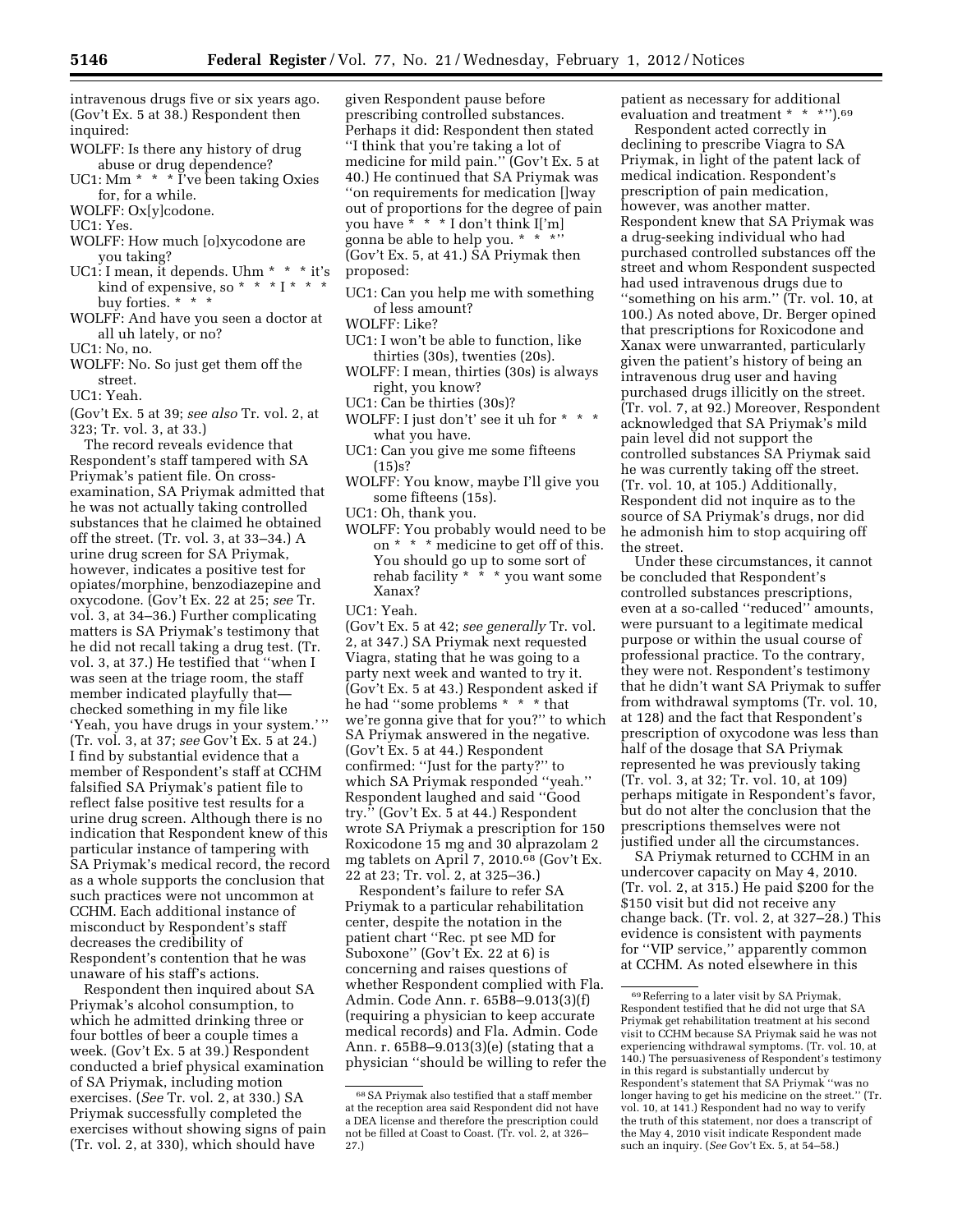intravenous drugs five or six years ago. (Gov't Ex. 5 at 38.) Respondent then inquired:

WOLFF: Is there any history of drug abuse or drug dependence?
UC1: Mm * * * I've been taking Oxies for, for a while.
WOLFF: Ox[y]codone.
UC1: Yes.
WOLFF: How much [o]xycodone are you taking?
UC1: I mean, it depends. Uhm * * * it's kind of expensive, so * * * I * * * buy forties. * * *
WOLFF: And have you seen a doctor at all uh lately, or no?
UC1: No, no.
WOLFF: No. So just get them off the street.
UC1: Yeah.

(Gov't Ex. 5 at 39; *see also* Tr. vol. 2, at 323; Tr. vol. 3, at 33.)

The record reveals evidence that Respondent's staff tampered with SA Priymak's patient file. On cross-examination, SA Priymak admitted that he was not actually taking controlled substances that he claimed he obtained off the street. (Tr. vol. 3, at 33–34.) A urine drug screen for SA Priymak, however, indicates a positive test for opiates/morphine, benzodiazepine and oxycodone. (Gov't Ex. 22 at 25; *see* Tr. vol. 3, at 34–36.) Further complicating matters is SA Priymak's testimony that he did not recall taking a drug test. (Tr. vol. 3, at 37.) He testified that "when I was seen at the triage room, the staff member indicated playfully that—checked something in my file like 'Yeah, you have drugs in your system.' " (Tr. vol. 3, at 37; *see* Gov't Ex. 5 at 24.) I find by substantial evidence that a member of Respondent's staff at CCHM falsified SA Priymak's patient file to reflect false positive test results for a urine drug screen. Although there is no indication that Respondent knew of this particular instance of tampering with SA Priymak's medical record, the record as a whole supports the conclusion that such practices were not uncommon at CCHM. Each additional instance of misconduct by Respondent's staff decreases the credibility of Respondent's contention that he was unaware of his staff's actions.

Respondent then inquired about SA Priymak's alcohol consumption, to which he admitted drinking three or four bottles of beer a couple times a week. (Gov't Ex. 5 at 39.) Respondent conducted a brief physical examination of SA Priymak, including motion exercises. (*See* Tr. vol. 2, at 330.) SA Priymak successfully completed the exercises without showing signs of pain (Tr. vol. 2, at 330), which should have given Respondent pause before prescribing controlled substances. Perhaps it did: Respondent then stated "I think that you're taking a lot of medicine for mild pain." (Gov't Ex. 5 at 40.) He continued that SA Priymak was "on requirements for medication []way out of proportions for the degree of pain you have * * * I don't think I['m] gonna be able to help you. * * *" (Gov't Ex. 5, at 41.) SA Priymak then proposed:

UC1: Can you help me with something of less amount?
WOLFF: Like?
UC1: I won't be able to function, like thirties (30s), twenties (20s).
WOLFF: I mean, thirties (30s) is always right, you know?
UC1: Can be thirties (30s)?
WOLFF: I just don't' see it uh for * * * what you have.
UC1: Can you give me some fifteens (15)s?
WOLFF: You know, maybe I'll give you some fifteens (15s).
UC1: Oh, thank you.
WOLFF: You probably would need to be on * * * medicine to get off of this. You should go up to some sort of rehab facility * * * you want some Xanax?
UC1: Yeah.

(Gov't Ex. 5 at 42; *see generally* Tr. vol. 2, at 347.) SA Priymak next requested Viagra, stating that he was going to a party next week and wanted to try it. (Gov't Ex. 5 at 43.) Respondent asked if he had "some problems * * * that we're gonna give that for you?" to which SA Priymak answered in the negative. (Gov't Ex. 5 at 44.) Respondent confirmed: "Just for the party?" to which SA Priymak responded "yeah." Respondent laughed and said "Good try." (Gov't Ex. 5 at 44.) Respondent wrote SA Priymak a prescription for 150 Roxicodone 15 mg and 30 alprazolam 2 mg tablets on April 7, 2010.[68] (Gov't Ex. 22 at 23; Tr. vol. 2, at 325–36.)

Respondent's failure to refer SA Priymak to a particular rehabilitation center, despite the notation in the patient chart "Rec. pt see MD for Suboxone" (Gov't Ex. 22 at 6) is concerning and raises questions of whether Respondent complied with Fla. Admin. Code Ann. r. 65B8–9.013(3)(f) (requiring a physician to keep accurate medical records) and Fla. Admin. Code Ann. r. 65B8–9.013(3)(e) (stating that a physician "should be willing to refer the patient as necessary for additional evaluation and treatment * * *").[69]

Respondent acted correctly in declining to prescribe Viagra to SA Priymak, in light of the patent lack of medical indication. Respondent's prescription of pain medication, however, was another matter. Respondent knew that SA Priymak was a drug-seeking individual who had purchased controlled substances off the street and whom Respondent suspected had used intravenous drugs due to "something on his arm." (Tr. vol. 10, at 100.) As noted above, Dr. Berger opined that prescriptions for Roxicodone and Xanax were unwarranted, particularly given the patient's history of being an intravenous drug user and having purchased drugs illicitly on the street. (Tr. vol. 7, at 92.) Moreover, Respondent acknowledged that SA Priymak's mild pain level did not support the controlled substances SA Priymak said he was currently taking off the street. (Tr. vol. 10, at 105.) Additionally, Respondent did not inquire as to the source of SA Priymak's drugs, nor did he admonish him to stop acquiring off the street.

Under these circumstances, it cannot be concluded that Respondent's controlled substances prescriptions, even at a so-called "reduced" amounts, were pursuant to a legitimate medical purpose or within the usual course of professional practice. To the contrary, they were not. Respondent's testimony that he didn't want SA Priymak to suffer from withdrawal symptoms (Tr. vol. 10, at 128) and the fact that Respondent's prescription of oxycodone was less than half of the dosage that SA Priymak represented he was previously taking (Tr. vol. 3, at 32; Tr. vol. 10, at 109) perhaps mitigate in Respondent's favor, but do not alter the conclusion that the prescriptions themselves were not justified under all the circumstances.

SA Priymak returned to CCHM in an undercover capacity on May 4, 2010. (Tr. vol. 2, at 315.) He paid $200 for the $150 visit but did not receive any change back. (Tr. vol. 2, at 327–28.) This evidence is consistent with payments for "VIP service," apparently common at CCHM. As noted elsewhere in this

---

[68] SA Priymak also testified that a staff member at the reception area said Respondent did not have a DEA license and therefore the prescription could not be filled at Coast to Coast. (Tr. vol. 2, at 326–27.)

[69] Referring to a later visit by SA Priymak, Respondent testified that he did not urge that SA Priymak get rehabilitation treatment at his second visit to CCHM because SA Priymak said he was not experiencing withdrawal symptoms. (Tr. vol. 10, at 140.) The persuasiveness of Respondent's testimony in this regard is substantially undercut by Respondent's statement that SA Priymak "was no longer having to get his medicine on the street." (Tr. vol. 10, at 141.) Respondent had no way to verify the truth of this statement, nor does a transcript of the May 4, 2010 visit indicate Respondent made such an inquiry. (*See* Gov't Ex. 5, at 54–58.)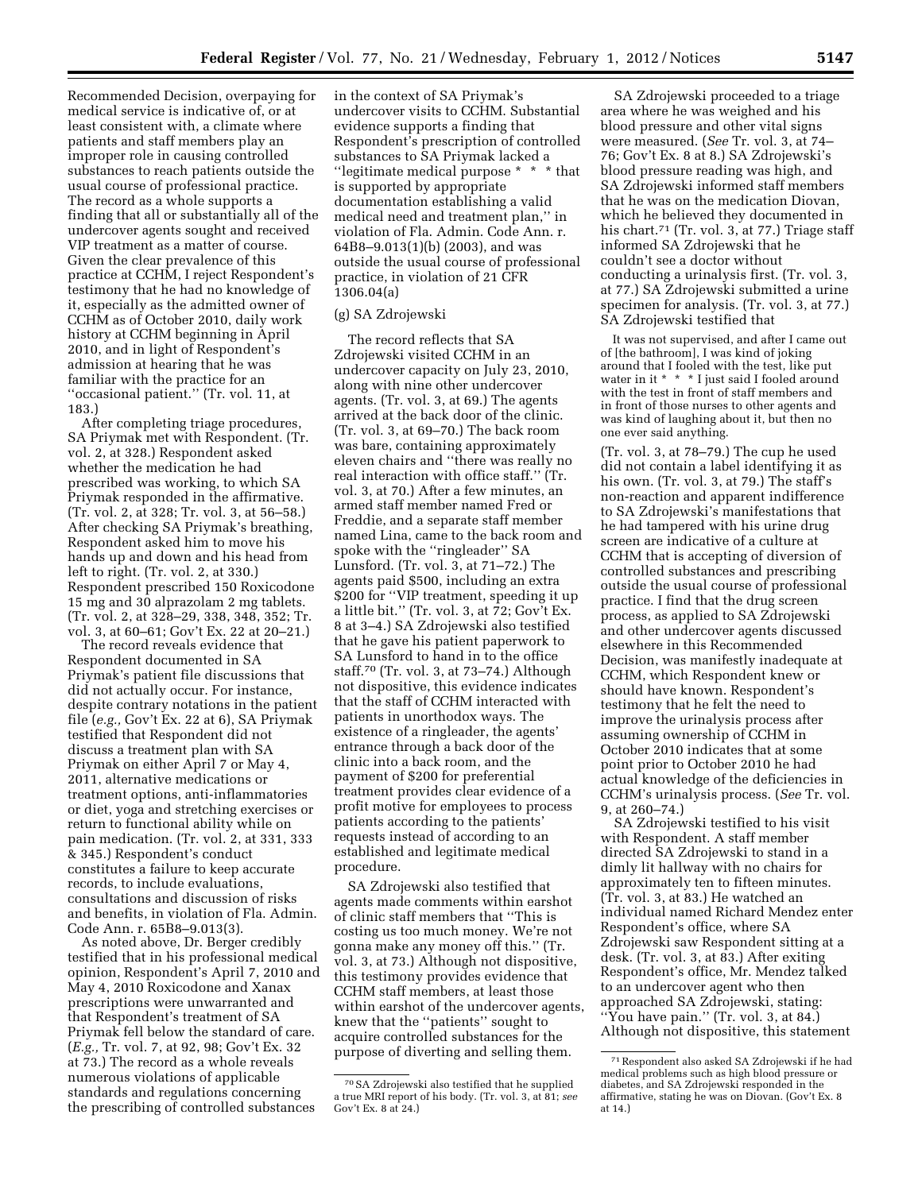Recommended Decision, overpaying for medical service is indicative of, or at least consistent with, a climate where patients and staff members play an improper role in causing controlled substances to reach patients outside the usual course of professional practice. The record as a whole supports a finding that all or substantially all of the undercover agents sought and received VIP treatment as a matter of course. Given the clear prevalence of this practice at CCHM, I reject Respondent's testimony that he had no knowledge of it, especially as the admitted owner of CCHM as of October 2010, daily work history at CCHM beginning in April 2010, and in light of Respondent's admission at hearing that he was familiar with the practice for an ''occasional patient.'' (Tr. vol. 11, at 183.)

After completing triage procedures, SA Priymak met with Respondent. (Tr. vol. 2, at 328.) Respondent asked whether the medication he had prescribed was working, to which SA Priymak responded in the affirmative. (Tr. vol. 2, at 328; Tr. vol. 3, at 56–58.) After checking SA Priymak's breathing, Respondent asked him to move his hands up and down and his head from left to right. (Tr. vol. 2, at 330.) Respondent prescribed 150 Roxicodone 15 mg and 30 alprazolam 2 mg tablets. (Tr. vol. 2, at 328–29, 338, 348, 352; Tr. vol. 3, at 60–61; Gov't Ex. 22 at 20–21.)

The record reveals evidence that Respondent documented in SA Priymak's patient file discussions that did not actually occur. For instance, despite contrary notations in the patient file (*e.g.,* Gov't Ex. 22 at 6), SA Priymak testified that Respondent did not discuss a treatment plan with SA Priymak on either April 7 or May 4, 2011, alternative medications or treatment options, anti-inflammatories or diet, yoga and stretching exercises or return to functional ability while on pain medication. (Tr. vol. 2, at 331, 333 & 345.) Respondent's conduct constitutes a failure to keep accurate records, to include evaluations, consultations and discussion of risks and benefits, in violation of Fla. Admin. Code Ann. r. 65B8–9.013(3).

As noted above, Dr. Berger credibly testified that in his professional medical opinion, Respondent's April 7, 2010 and May 4, 2010 Roxicodone and Xanax prescriptions were unwarranted and that Respondent's treatment of SA Priymak fell below the standard of care. (*E.g.,* Tr. vol. 7, at 92, 98; Gov't Ex. 32 at 73.) The record as a whole reveals numerous violations of applicable standards and regulations concerning the prescribing of controlled substances in the context of SA Priymak's undercover visits to CCHM. Substantial evidence supports a finding that Respondent's prescription of controlled substances to SA Priymak lacked a ''legitimate medical purpose * * * that is supported by appropriate documentation establishing a valid medical need and treatment plan,'' in violation of Fla. Admin. Code Ann. r. 64B8–9.013(1)(b) (2003), and was outside the usual course of professional practice, in violation of 21 CFR 1306.04(a)

(g) SA Zdrojewski

The record reflects that SA Zdrojewski visited CCHM in an undercover capacity on July 23, 2010, along with nine other undercover agents. (Tr. vol. 3, at 69.) The agents arrived at the back door of the clinic. (Tr. vol. 3, at 69–70.) The back room was bare, containing approximately eleven chairs and ''there was really no real interaction with office staff.'' (Tr. vol. 3, at 70.) After a few minutes, an armed staff member named Fred or Freddie, and a separate staff member named Lina, came to the back room and spoke with the ''ringleader'' SA Lunsford. (Tr. vol. 3, at 71–72.) The agents paid $500, including an extra $200 for ''VIP treatment, speeding it up a little bit.'' (Tr. vol. 3, at 72; Gov't Ex. 8 at 3–4.) SA Zdrojewski also testified that he gave his patient paperwork to SA Lunsford to hand in to the office staff.[70] (Tr. vol. 3, at 73–74.) Although not dispositive, this evidence indicates that the staff of CCHM interacted with patients in unorthodox ways. The existence of a ringleader, the agents' entrance through a back door of the clinic into a back room, and the payment of $200 for preferential treatment provides clear evidence of a profit motive for employees to process patients according to the patients' requests instead of according to an established and legitimate medical procedure.

SA Zdrojewski also testified that agents made comments within earshot of clinic staff members that ''This is costing us too much money. We're not gonna make any money off this.'' (Tr. vol. 3, at 73.) Although not dispositive, this testimony provides evidence that CCHM staff members, at least those within earshot of the undercover agents, knew that the ''patients'' sought to acquire controlled substances for the purpose of diverting and selling them.

SA Zdrojewski proceeded to a triage area where he was weighed and his blood pressure and other vital signs were measured. (*See* Tr. vol. 3, at 74–76; Gov't Ex. 8 at 8.) SA Zdrojewski's blood pressure reading was high, and SA Zdrojewski informed staff members that he was on the medication Diovan, which he believed they documented in his chart.[71] (Tr. vol. 3, at 77.) Triage staff informed SA Zdrojewski that he couldn't see a doctor without conducting a urinalysis first. (Tr. vol. 3, at 77.) SA Zdrojewski submitted a urine specimen for analysis. (Tr. vol. 3, at 77.) SA Zdrojewski testified that

> It was not supervised, and after I came out of [the bathroom], I was kind of joking around that I fooled with the test, like put water in it * * * I just said I fooled around with the test in front of staff members and in front of those nurses to other agents and was kind of laughing about it, but then no one ever said anything.

(Tr. vol. 3, at 78–79.) The cup he used did not contain a label identifying it as his own. (Tr. vol. 3, at 79.) The staff's non-reaction and apparent indifference to SA Zdrojewski's manifestations that he had tampered with his urine drug screen are indicative of a culture at CCHM that is accepting of diversion of controlled substances and prescribing outside the usual course of professional practice. I find that the drug screen process, as applied to SA Zdrojewski and other undercover agents discussed elsewhere in this Recommended Decision, was manifestly inadequate at CCHM, which Respondent knew or should have known. Respondent's testimony that he felt the need to improve the urinalysis process after assuming ownership of CCHM in October 2010 indicates that at some point prior to October 2010 he had actual knowledge of the deficiencies in CCHM's urinalysis process. (*See* Tr. vol. 9, at 260–74.)

SA Zdrojewski testified to his visit with Respondent. A staff member directed SA Zdrojewski to stand in a dimly lit hallway with no chairs for approximately ten to fifteen minutes. (Tr. vol. 3, at 83.) He watched an individual named Richard Mendez enter Respondent's office, where SA Zdrojewski saw Respondent sitting at a desk. (Tr. vol. 3, at 83.) After exiting Respondent's office, Mr. Mendez talked to an undercover agent who then approached SA Zdrojewski, stating: ''You have pain.'' (Tr. vol. 3, at 84.) Although not dispositive, this statement

---

[70] SA Zdrojewski also testified that he supplied a true MRI report of his body. (Tr. vol. 3, at 81; *see* Gov't Ex. 8 at 24.)

[71] Respondent also asked SA Zdrojewski if he had medical problems such as high blood pressure or diabetes, and SA Zdrojewski responded in the affirmative, stating he was on Diovan. (Gov't Ex. 8 at 14.)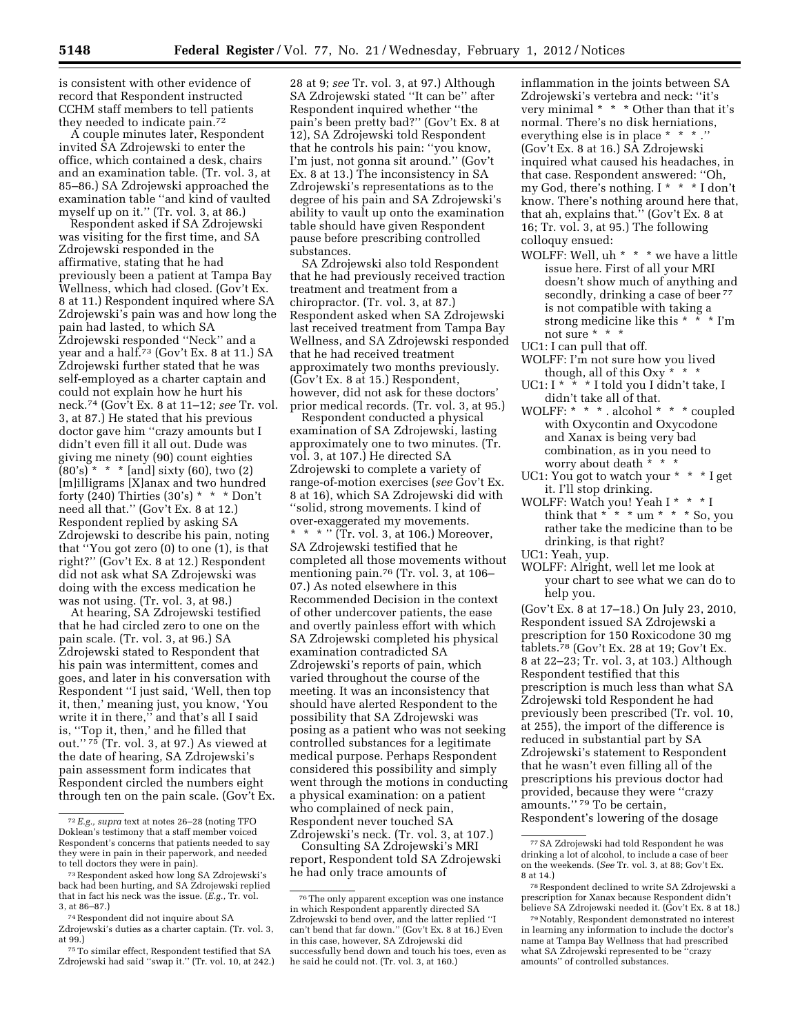is consistent with other evidence of record that Respondent instructed CCHM staff members to tell patients they needed to indicate pain.[72]

A couple minutes later, Respondent invited SA Zdrojewski to enter the office, which contained a desk, chairs and an examination table. (Tr. vol. 3, at 85–86.) SA Zdrojewski approached the examination table ''and kind of vaulted myself up on it.'' (Tr. vol. 3, at 86.)

Respondent asked if SA Zdrojewski was visiting for the first time, and SA Zdrojewski responded in the affirmative, stating that he had previously been a patient at Tampa Bay Wellness, which had closed. (Gov't Ex. 8 at 11.) Respondent inquired where SA Zdrojewski's pain was and how long the pain had lasted, to which SA Zdrojewski responded ''Neck'' and a year and a half.[73] (Gov't Ex. 8 at 11.) SA Zdrojewski further stated that he was self-employed as a charter captain and could not explain how he hurt his neck.[74] (Gov't Ex. 8 at 11–12; *see* Tr. vol. 3, at 87.) He stated that his previous doctor gave him ''crazy amounts but I didn't even fill it all out. Dude was giving me ninety (90) count eighties (80's) * * * [and] sixty (60), two (2) [m]illigrams [X]anax and two hundred forty (240) Thirties (30's) * * * Don't need all that.'' (Gov't Ex. 8 at 12.) Respondent replied by asking SA Zdrojewski to describe his pain, noting that ''You got zero (0) to one (1), is that right?'' (Gov't Ex. 8 at 12.) Respondent did not ask what SA Zdrojewski was doing with the excess medication he was not using. (Tr. vol. 3, at 98.)

At hearing, SA Zdrojewski testified that he had circled zero to one on the pain scale. (Tr. vol. 3, at 96.) SA Zdrojewski stated to Respondent that his pain was intermittent, comes and goes, and later in his conversation with Respondent ''I just said, 'Well, then top it, then,' meaning just, you know, 'You write it in there,'' and that's all I said is, ''Top it, then,' and he filled that out.'' [75] (Tr. vol. 3, at 97.) As viewed at the date of hearing, SA Zdrojewski's pain assessment form indicates that Respondent circled the numbers eight through ten on the pain scale. (Gov't Ex. 28 at 9; *see* Tr. vol. 3, at 97.) Although SA Zdrojewski stated ''It can be'' after Respondent inquired whether ''the pain's been pretty bad?'' (Gov't Ex. 8 at 12), SA Zdrojewski told Respondent that he controls his pain: ''you know, I'm just, not gonna sit around.'' (Gov't Ex. 8 at 13.) The inconsistency in SA Zdrojewski's representations as to the degree of his pain and SA Zdrojewski's ability to vault up onto the examination table should have given Respondent pause before prescribing controlled substances.

SA Zdrojewski also told Respondent that he had previously received traction treatment and treatment from a chiropractor. (Tr. vol. 3, at 87.) Respondent asked when SA Zdrojewski last received treatment from Tampa Bay Wellness, and SA Zdrojewski responded that he had received treatment approximately two months previously. (Gov't Ex. 8 at 15.) Respondent, however, did not ask for these doctors' prior medical records. (Tr. vol. 3, at 95.)

Respondent conducted a physical examination of SA Zdrojewski, lasting approximately one to two minutes. (Tr. vol. 3, at 107.) He directed SA Zdrojewski to complete a variety of range-of-motion exercises (*see* Gov't Ex. 8 at 16), which SA Zdrojewski did with ''solid, strong movements. I kind of over-exaggerated my movements. * * * '' (Tr. vol. 3, at 106.) Moreover, SA Zdrojewski testified that he completed all those movements without mentioning pain.[76] (Tr. vol. 3, at 106–07.) As noted elsewhere in this Recommended Decision in the context of other undercover patients, the ease and overtly painless effort with which SA Zdrojewski completed his physical examination contradicted SA Zdrojewski's reports of pain, which varied throughout the course of the meeting. It was an inconsistency that should have alerted Respondent to the possibility that SA Zdrojewski was posing as a patient who was not seeking controlled substances for a legitimate medical purpose. Perhaps Respondent considered this possibility and simply went through the motions in conducting a physical examination: on a patient who complained of neck pain, Respondent never touched SA Zdrojewski's neck. (Tr. vol. 3, at 107.)

Consulting SA Zdrojewski's MRI report, Respondent told SA Zdrojewski he had only trace amounts of inflammation in the joints between SA Zdrojewski's vertebra and neck: ''it's very minimal * * * Other than that it's normal. There's no disk herniations, everything else is in place * * * .'' (Gov't Ex. 8 at 16.) SA Zdrojewski inquired what caused his headaches, in that case. Respondent answered: ''Oh, my God, there's nothing. I * * * I don't know. There's nothing around here that, that ah, explains that.'' (Gov't Ex. 8 at 16; Tr. vol. 3, at 95.) The following colloquy ensued:

WOLFF: Well, uh * * * we have a little issue here. First of all your MRI doesn't show much of anything and secondly, drinking a case of beer [77] is not compatible with taking a strong medicine like this * * * I'm not sure * * *

UC1: I can pull that off.

WOLFF: I'm not sure how you lived though, all of this Oxy * * *

UC1: I * * * I told you I didn't take, I didn't take all of that.

WOLFF: * * * . alcohol * * * coupled with Oxycontin and Oxycodone and Xanax is being very bad combination, as in you need to worry about death * * *

UC1: You got to watch your * * * I get it. I'll stop drinking.

WOLFF: Watch you! Yeah I * * * I think that * * * um * * * So, you rather take the medicine than to be drinking, is that right?

UC1: Yeah, yup.

WOLFF: Alright, well let me look at your chart to see what we can do to help you.

(Gov't Ex. 8 at 17–18.) On July 23, 2010, Respondent issued SA Zdrojewski a prescription for 150 Roxicodone 30 mg tablets.[78] (Gov't Ex. 28 at 19; Gov't Ex. 8 at 22–23; Tr. vol. 3, at 103.) Although Respondent testified that this prescription is much less than what SA Zdrojewski told Respondent he had previously been prescribed (Tr. vol. 10, at 255), the import of the difference is reduced in substantial part by SA Zdrojewski's statement to Respondent that he wasn't even filling all of the prescriptions his previous doctor had provided, because they were ''crazy amounts.'' [79] To be certain, Respondent's lowering of the dosage

---

[72] *E.g., supra* text at notes 26–28 (noting TFO Doklean's testimony that a staff member voiced Respondent's concerns that patients needed to say they were in pain in their paperwork, and needed to tell doctors they were in pain).

[73] Respondent asked how long SA Zdrojewski's back had been hurting, and SA Zdrojewski replied that in fact his neck was the issue. (*E.g.,* Tr. vol. 3, at 86–87.)

[74] Respondent did not inquire about SA Zdrojewski's duties as a charter captain. (Tr. vol. 3, at 99.)

[75] To similar effect, Respondent testified that SA Zdrojewski had said ''swap it.'' (Tr. vol. 10, at 242.)

[76] The only apparent exception was one instance in which Respondent apparently directed SA Zdrojewski to bend over, and the latter replied ''I can't bend that far down.'' (Gov't Ex. 8 at 16.) Even in this case, however, SA Zdrojewski did successfully bend down and touch his toes, even as he said he could not. (Tr. vol. 3, at 160.)

[77] SA Zdrojewski had told Respondent he was drinking a lot of alcohol, to include a case of beer on the weekends. (*See* Tr. vol. 3, at 88; Gov't Ex. 8 at 14.)

[78] Respondent declined to write SA Zdrojewski a prescription for Xanax because Respondent didn't believe SA Zdrojewski needed it. (Gov't Ex. 8 at 18.)

[79] Notably, Respondent demonstrated no interest in learning any information to include the doctor's name at Tampa Bay Wellness that had prescribed what SA Zdrojewski represented to be ''crazy amounts'' of controlled substances.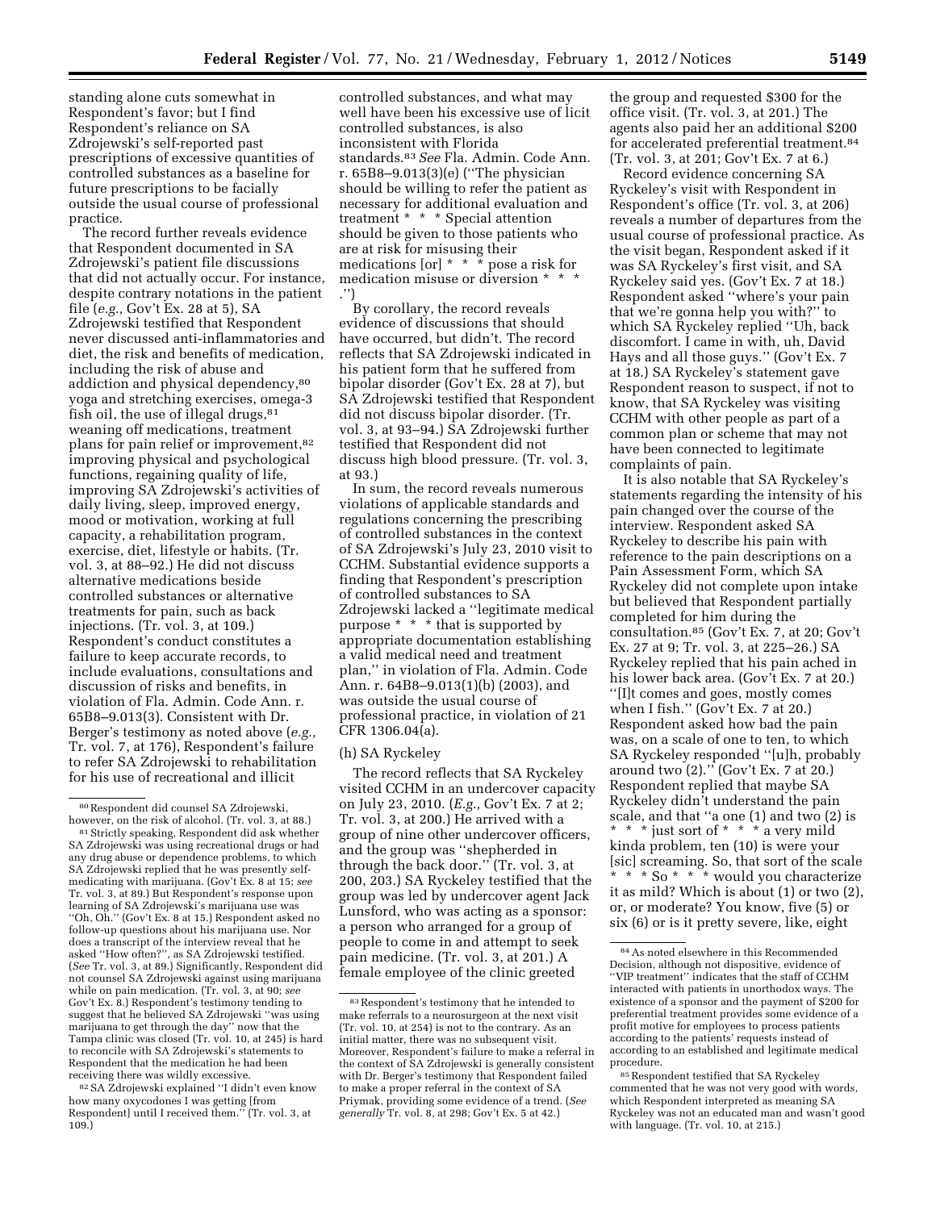standing alone cuts somewhat in Respondent's favor; but I find Respondent's reliance on SA Zdrojewski's self-reported past prescriptions of excessive quantities of controlled substances as a baseline for future prescriptions to be facially outside the usual course of professional practice.

The record further reveals evidence that Respondent documented in SA Zdrojewski's patient file discussions that did not actually occur. For instance, despite contrary notations in the patient file (*e.g.,* Gov't Ex. 28 at 5), SA Zdrojewski testified that Respondent never discussed anti-inflammatories and diet, the risk and benefits of medication, including the risk of abuse and addiction and physical dependency,[80] yoga and stretching exercises, omega-3 fish oil, the use of illegal drugs,[81] weaning off medications, treatment plans for pain relief or improvement,[82] improving physical and psychological functions, regaining quality of life, improving SA Zdrojewski's activities of daily living, sleep, improved energy, mood or motivation, working at full capacity, a rehabilitation program, exercise, diet, lifestyle or habits. (Tr. vol. 3, at 88–92.) He did not discuss alternative medications beside controlled substances or alternative treatments for pain, such as back injections. (Tr. vol. 3, at 109.) Respondent's conduct constitutes a failure to keep accurate records, to include evaluations, consultations and discussion of risks and benefits, in violation of Fla. Admin. Code Ann. r. 65B8–9.013(3). Consistent with Dr. Berger's testimony as noted above (*e.g.,* Tr. vol. 7, at 176), Respondent's failure to refer SA Zdrojewski to rehabilitation for his use of recreational and illicit controlled substances, and what may well have been his excessive use of licit controlled substances, is also inconsistent with Florida standards.[83] *See* Fla. Admin. Code Ann. r. 65B8–9.013(3)(e) (''The physician should be willing to refer the patient as necessary for additional evaluation and treatment * * * Special attention should be given to those patients who are at risk for misusing their medications [or] * * * pose a risk for medication misuse or diversion * * * .'')

By corollary, the record reveals evidence of discussions that should have occurred, but didn't. The record reflects that SA Zdrojewski indicated in his patient form that he suffered from bipolar disorder (Gov't Ex. 28 at 7), but SA Zdrojewski testified that Respondent did not discuss bipolar disorder. (Tr. vol. 3, at 93–94.) SA Zdrojewski further testified that Respondent did not discuss high blood pressure. (Tr. vol. 3, at 93.)

In sum, the record reveals numerous violations of applicable standards and regulations concerning the prescribing of controlled substances in the context of SA Zdrojewski's July 23, 2010 visit to CCHM. Substantial evidence supports a finding that Respondent's prescription of controlled substances to SA Zdrojewski lacked a ''legitimate medical purpose * * * that is supported by appropriate documentation establishing a valid medical need and treatment plan,'' in violation of Fla. Admin. Code Ann. r. 64B8–9.013(1)(b) (2003), and was outside the usual course of professional practice, in violation of 21 CFR 1306.04(a).

(h) SA Ryckeley

The record reflects that SA Ryckeley visited CCHM in an undercover capacity on July 23, 2010. (*E.g.,* Gov't Ex. 7 at 2; Tr. vol. 3, at 200.) He arrived with a group of nine other undercover officers, and the group was ''shepherded in through the back door.'' (Tr. vol. 3, at 200, 203.) SA Ryckeley testified that the group was led by undercover agent Jack Lunsford, who was acting as a sponsor: a person who arranged for a group of people to come in and attempt to seek pain medicine. (Tr. vol. 3, at 201.) A female employee of the clinic greeted the group and requested $300 for the office visit. (Tr. vol. 3, at 201.) The agents also paid her an additional $200 for accelerated preferential treatment.[84] (Tr. vol. 3, at 201; Gov't Ex. 7 at 6.)

Record evidence concerning SA Ryckeley's visit with Respondent in Respondent's office (Tr. vol. 3, at 206) reveals a number of departures from the usual course of professional practice. As the visit began, Respondent asked if it was SA Ryckeley's first visit, and SA Ryckeley said yes. (Gov't Ex. 7 at 18.) Respondent asked ''where's your pain that we're gonna help you with?'' to which SA Ryckeley replied ''Uh, back discomfort. I came in with, uh, David Hays and all those guys.'' (Gov't Ex. 7 at 18.) SA Ryckeley's statement gave Respondent reason to suspect, if not to know, that SA Ryckeley was visiting CCHM with other people as part of a common plan or scheme that may not have been connected to legitimate complaints of pain.

It is also notable that SA Ryckeley's statements regarding the intensity of his pain changed over the course of the interview. Respondent asked SA Ryckeley to describe his pain with reference to the pain descriptions on a Pain Assessment Form, which SA Ryckeley did not complete upon intake but believed that Respondent partially completed for him during the consultation.[85] (Gov't Ex. 7, at 20; Gov't Ex. 27 at 9; Tr. vol. 3, at 225–26.) SA Ryckeley replied that his pain ached in his lower back area. (Gov't Ex. 7 at 20.) ''[I]t comes and goes, mostly comes when I fish.'' (Gov't Ex. 7 at 20.) Respondent asked how bad the pain was, on a scale of one to ten, to which SA Ryckeley responded ''[u]h, probably around two (2).'' (Gov't Ex. 7 at 20.) Respondent replied that maybe SA Ryckeley didn't understand the pain scale, and that ''a one (1) and two (2) is * * * just sort of * * * a very mild kinda problem, ten (10) is were your [sic] screaming. So, that sort of the scale * * * So * * * would you characterize it as mild? Which is about (1) or two (2), or, or moderate? You know, five (5) or six (6) or is it pretty severe, like, eight

---

[80] Respondent did counsel SA Zdrojewski, however, on the risk of alcohol. (Tr. vol. 3, at 88.)

[81] Strictly speaking, Respondent did ask whether SA Zdrojewski was using recreational drugs or had any drug abuse or dependence problems, to which SA Zdrojewski replied that he was presently self-medicating with marijuana. (Gov't Ex. 8 at 15; *see* Tr. vol. 3, at 89.) But Respondent's response upon learning of SA Zdrojewski's marijuana use was ''Oh, Oh.'' (Gov't Ex. 8 at 15.) Respondent asked no follow-up questions about his marijuana use. Nor does a transcript of the interview reveal that he asked ''How often?'', as SA Zdrojewski testified. (*See* Tr. vol. 3, at 89.) Significantly, Respondent did not counsel SA Zdrojewski against using marijuana while on pain medication. (Tr. vol. 3, at 90; *see* Gov't Ex. 8.) Respondent's testimony tending to suggest that he believed SA Zdrojewski ''was using marijuana to get through the day'' now that the Tampa clinic was closed (Tr. vol. 10, at 245) is hard to reconcile with SA Zdrojewski's statements to Respondent that the medication he had been receiving there was wildly excessive.

[82] SA Zdrojewski explained ''I didn't even know how many oxycodones I was getting [from Respondent] until I received them.'' (Tr. vol. 3, at 109.)

[83] Respondent's testimony that he intended to make referrals to a neurosurgeon at the next visit (Tr. vol. 10, at 254) is not to the contrary. As an initial matter, there was no subsequent visit. Moreover, Respondent's failure to make a referral in the context of SA Zdrojewski is generally consistent with Dr. Berger's testimony that Respondent failed to make a proper referral in the context of SA Priymak, providing some evidence of a trend. (*See generally* Tr. vol. 8, at 298; Gov't Ex. 5 at 42.)

[84] As noted elsewhere in this Recommended Decision, although not dispositive, evidence of ''VIP treatment'' indicates that the staff of CCHM interacted with patients in unorthodox ways. The existence of a sponsor and the payment of $200 for preferential treatment provides some evidence of a profit motive for employees to process patients according to the patients' requests instead of according to an established and legitimate medical procedure.

[85] Respondent testified that SA Ryckeley commented that he was not very good with words, which Respondent interpreted as meaning SA Ryckeley was not an educated man and wasn't good with language. (Tr. vol. 10, at 215.)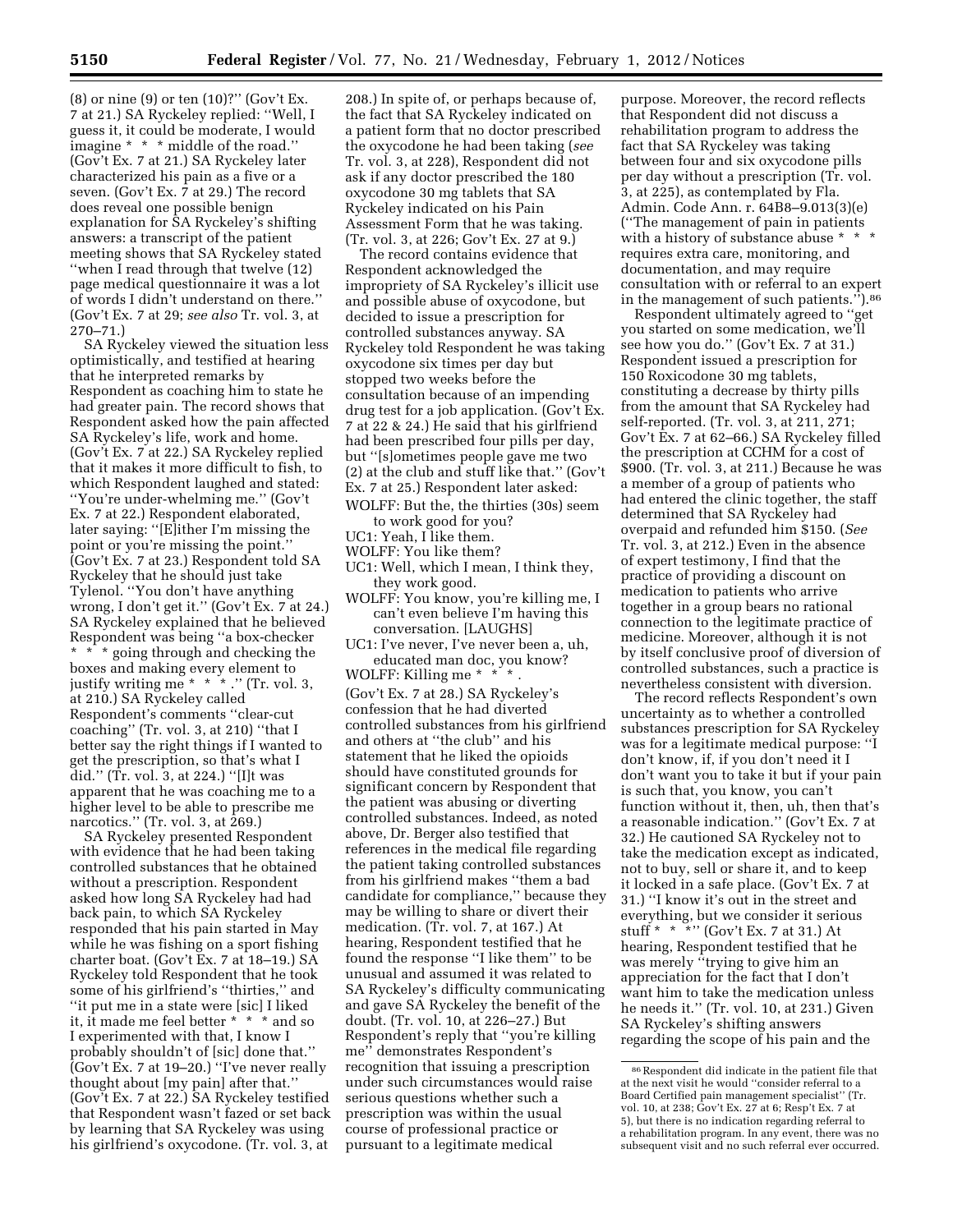(8) or nine (9) or ten (10)?'' (Gov't Ex. 7 at 21.) SA Ryckeley replied: ''Well, I guess it, it could be moderate, I would imagine * * * middle of the road.'' (Gov't Ex. 7 at 21.) SA Ryckeley later characterized his pain as a five or a seven. (Gov't Ex. 7 at 29.) The record does reveal one possible benign explanation for SA Ryckeley's shifting answers: a transcript of the patient meeting shows that SA Ryckeley stated ''when I read through that twelve (12) page medical questionnaire it was a lot of words I didn't understand on there.'' (Gov't Ex. 7 at 29; *see also* Tr. vol. 3, at 270–71.)

SA Ryckeley viewed the situation less optimistically, and testified at hearing that he interpreted remarks by Respondent as coaching him to state he had greater pain. The record shows that Respondent asked how the pain affected SA Ryckeley's life, work and home. (Gov't Ex. 7 at 22.) SA Ryckeley replied that it makes it more difficult to fish, to which Respondent laughed and stated: ''You're under-whelming me.'' (Gov't Ex. 7 at 22.) Respondent elaborated, later saying: ''[E]ither I'm missing the point or you're missing the point.'' (Gov't Ex. 7 at 23.) Respondent told SA Ryckeley that he should just take Tylenol. ''You don't have anything wrong, I don't get it.'' (Gov't Ex. 7 at 24.) SA Ryckeley explained that he believed Respondent was being ''a box-checker * * * going through and checking the boxes and making every element to justify writing me * * *.'' (Tr. vol. 3, at 210.) SA Ryckeley called Respondent's comments ''clear-cut coaching'' (Tr. vol. 3, at 210) ''that I better say the right things if I wanted to get the prescription, so that's what I did.'' (Tr. vol. 3, at 224.) ''[I]t was apparent that he was coaching me to a higher level to be able to prescribe me narcotics.'' (Tr. vol. 3, at 269.)

SA Ryckeley presented Respondent with evidence that he had been taking controlled substances that he obtained without a prescription. Respondent asked how long SA Ryckeley had had back pain, to which SA Ryckeley responded that his pain started in May while he was fishing on a sport fishing charter boat. (Gov't Ex. 7 at 18–19.) SA Ryckeley told Respondent that he took some of his girlfriend's ''thirties,'' and ''it put me in a state were [sic] I liked it, it made me feel better * * * and so I experimented with that, I know I probably shouldn't of [sic] done that.'' (Gov't Ex. 7 at 19–20.) ''I've never really thought about [my pain] after that.'' (Gov't Ex. 7 at 22.) SA Ryckeley testified that Respondent wasn't fazed or set back by learning that SA Ryckeley was using his girlfriend's oxycodone. (Tr. vol. 3, at 208.) In spite of, or perhaps because of, the fact that SA Ryckeley indicated on a patient form that no doctor prescribed the oxycodone he had been taking (*see* Tr. vol. 3, at 228), Respondent did not ask if any doctor prescribed the 180 oxycodone 30 mg tablets that SA Ryckeley indicated on his Pain Assessment Form that he was taking. (Tr. vol. 3, at 226; Gov't Ex. 27 at 9.)

The record contains evidence that Respondent acknowledged the impropriety of SA Ryckeley's illicit use and possible abuse of oxycodone, but decided to issue a prescription for controlled substances anyway. SA Ryckeley told Respondent he was taking oxycodone six times per day but stopped two weeks before the consultation because of an impending drug test for a job application. (Gov't Ex. 7 at 22 & 24.) He said that his girlfriend had been prescribed four pills per day, but ''[s]ometimes people gave me two (2) at the club and stuff like that.'' (Gov't Ex. 7 at 25.) Respondent later asked:

WOLFF: But the, the thirties (30s) seem to work good for you?
UC1: Yeah, I like them.
WOLFF: You like them?
UC1: Well, which I mean, I think they, they work good.
WOLFF: You know, you're killing me, I can't even believe I'm having this conversation. [LAUGHS]
UC1: I've never, I've never been a, uh, educated man doc, you know?
WOLFF: Killing me * * *.

(Gov't Ex. 7 at 28.) SA Ryckeley's confession that he had diverted controlled substances from his girlfriend and others at ''the club'' and his statement that he liked the opioids should have constituted grounds for significant concern by Respondent that the patient was abusing or diverting controlled substances. Indeed, as noted above, Dr. Berger also testified that references in the medical file regarding the patient taking controlled substances from his girlfriend makes ''them a bad candidate for compliance,'' because they may be willing to share or divert their medication. (Tr. vol. 7, at 167.) At hearing, Respondent testified that he found the response ''I like them'' to be unusual and assumed it was related to SA Ryckeley's difficulty communicating and gave SA Ryckeley the benefit of the doubt. (Tr. vol. 10, at 226–27.) But Respondent's reply that ''you're killing me'' demonstrates Respondent's recognition that issuing a prescription under such circumstances would raise serious questions whether such a prescription was within the usual course of professional practice or pursuant to a legitimate medical purpose. Moreover, the record reflects that Respondent did not discuss a rehabilitation program to address the fact that SA Ryckeley was taking between four and six oxycodone pills per day without a prescription (Tr. vol. 3, at 225), as contemplated by Fla. Admin. Code Ann. r. 64B8–9.013(3)(e) (''The management of pain in patients with a history of substance abuse * * * requires extra care, monitoring, and documentation, and may require consultation with or referral to an expert in the management of such patients.'').[86]

Respondent ultimately agreed to ''get you started on some medication, we'll see how you do.'' (Gov't Ex. 7 at 31.) Respondent issued a prescription for 150 Roxicodone 30 mg tablets, constituting a decrease by thirty pills from the amount that SA Ryckeley had self-reported. (Tr. vol. 3, at 211, 271; Gov't Ex. 7 at 62–66.) SA Ryckeley filled the prescription at CCHM for a cost of $900. (Tr. vol. 3, at 211.) Because he was a member of a group of patients who had entered the clinic together, the staff determined that SA Ryckeley had overpaid and refunded him $150. (*See* Tr. vol. 3, at 212.) Even in the absence of expert testimony, I find that the practice of providing a discount on medication to patients who arrive together in a group bears no rational connection to the legitimate practice of medicine. Moreover, although it is not by itself conclusive proof of diversion of controlled substances, such a practice is nevertheless consistent with diversion.

The record reflects Respondent's own uncertainty as to whether a controlled substances prescription for SA Ryckeley was for a legitimate medical purpose: ''I don't know, if, if you don't need it I don't want you to take it but if your pain is such that, you know, you can't function without it, then, uh, then that's a reasonable indication.'' (Gov't Ex. 7 at 32.) He cautioned SA Ryckeley not to take the medication except as indicated, not to buy, sell or share it, and to keep it locked in a safe place. (Gov't Ex. 7 at 31.) ''I know it's out in the street and everything, but we consider it serious stuff * * *'' (Gov't Ex. 7 at 31.) At hearing, Respondent testified that he was merely ''trying to give him an appreciation for the fact that I don't want him to take the medication unless he needs it.'' (Tr. vol. 10, at 231.) Given SA Ryckeley's shifting answers regarding the scope of his pain and the

[86] Respondent did indicate in the patient file that at the next visit he would ''consider referral to a Board Certified pain management specialist'' (Tr. vol. 10, at 238; Gov't Ex. 27 at 6; Resp't Ex. 7 at 5), but there is no indication regarding referral to a rehabilitation program. In any event, there was no subsequent visit and no such referral ever occurred.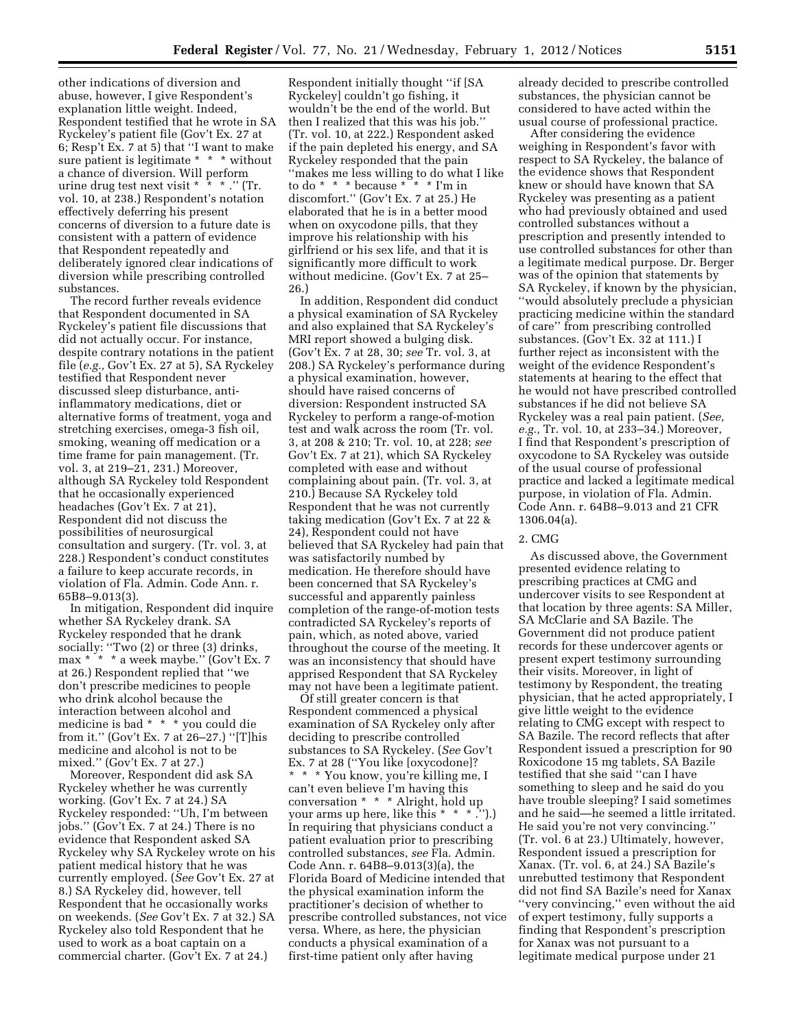other indications of diversion and abuse, however, I give Respondent's explanation little weight. Indeed, Respondent testified that he wrote in SA Ryckeley's patient file (Gov't Ex. 27 at 6; Resp't Ex. 7 at 5) that ''I want to make sure patient is legitimate * * * without a chance of diversion. Will perform urine drug test next visit * * * .'' (Tr. vol. 10, at 238.) Respondent's notation effectively deferring his present concerns of diversion to a future date is consistent with a pattern of evidence that Respondent repeatedly and deliberately ignored clear indications of diversion while prescribing controlled substances.

The record further reveals evidence that Respondent documented in SA Ryckeley's patient file discussions that did not actually occur. For instance, despite contrary notations in the patient file (*e.g.,* Gov't Ex. 27 at 5), SA Ryckeley testified that Respondent never discussed sleep disturbance, anti-inflammatory medications, diet or alternative forms of treatment, yoga and stretching exercises, omega-3 fish oil, smoking, weaning off medication or a time frame for pain management. (Tr. vol. 3, at 219–21, 231.) Moreover, although SA Ryckeley told Respondent that he occasionally experienced headaches (Gov't Ex. 7 at 21), Respondent did not discuss the possibilities of neurosurgical consultation and surgery. (Tr. vol. 3, at 228.) Respondent's conduct constitutes a failure to keep accurate records, in violation of Fla. Admin. Code Ann. r. 65B8–9.013(3).

In mitigation, Respondent did inquire whether SA Ryckeley drank. SA Ryckeley responded that he drank socially: ''Two (2) or three (3) drinks, max * * * a week maybe.'' (Gov't Ex. 7 at 26.) Respondent replied that ''we don't prescribe medicines to people who drink alcohol because the interaction between alcohol and medicine is bad * * * you could die from it.'' (Gov't Ex. 7 at 26–27.) ''[T]his medicine and alcohol is not to be mixed.'' (Gov't Ex. 7 at 27.)

Moreover, Respondent did ask SA Ryckeley whether he was currently working. (Gov't Ex. 7 at 24.) SA Ryckeley responded: ''Uh, I'm between jobs.'' (Gov't Ex. 7 at 24.) There is no evidence that Respondent asked SA Ryckeley why SA Ryckeley wrote on his patient medical history that he was currently employed. (*See* Gov't Ex. 27 at 8.) SA Ryckeley did, however, tell Respondent that he occasionally works on weekends. (*See* Gov't Ex. 7 at 32.) SA Ryckeley also told Respondent that he used to work as a boat captain on a commercial charter. (Gov't Ex. 7 at 24.) Respondent initially thought ''if [SA Ryckeley] couldn't go fishing, it wouldn't be the end of the world. But then I realized that this was his job.'' (Tr. vol. 10, at 222.) Respondent asked if the pain depleted his energy, and SA Ryckeley responded that the pain ''makes me less willing to do what I like to do * * * because * * * I'm in discomfort.'' (Gov't Ex. 7 at 25.) He elaborated that he is in a better mood when on oxycodone pills, that they improve his relationship with his girlfriend or his sex life, and that it is significantly more difficult to work without medicine. (Gov't Ex. 7 at 25–26.)

In addition, Respondent did conduct a physical examination of SA Ryckeley and also explained that SA Ryckeley's MRI report showed a bulging disk. (Gov't Ex. 7 at 28, 30; *see* Tr. vol. 3, at 208.) SA Ryckeley's performance during a physical examination, however, should have raised concerns of diversion: Respondent instructed SA Ryckeley to perform a range-of-motion test and walk across the room (Tr. vol. 3, at 208 & 210; Tr. vol. 10, at 228; *see* Gov't Ex. 7 at 21), which SA Ryckeley completed with ease and without complaining about pain. (Tr. vol. 3, at 210.) Because SA Ryckeley told Respondent that he was not currently taking medication (Gov't Ex. 7 at 22 & 24), Respondent could not have believed that SA Ryckeley had pain that was satisfactorily numbed by medication. He therefore should have been concerned that SA Ryckeley's successful and apparently painless completion of the range-of-motion tests contradicted SA Ryckeley's reports of pain, which, as noted above, varied throughout the course of the meeting. It was an inconsistency that should have apprised Respondent that SA Ryckeley may not have been a legitimate patient.

Of still greater concern is that Respondent commenced a physical examination of SA Ryckeley only after deciding to prescribe controlled substances to SA Ryckeley. (*See* Gov't Ex. 7 at 28 (''You like [oxycodone]? * * * You know, you're killing me, I can't even believe I'm having this conversation * * * Alright, hold up your arms up here, like this * * * .'').) In requiring that physicians conduct a patient evaluation prior to prescribing controlled substances, *see* Fla. Admin. Code Ann. r. 64B8–9.013(3)(a), the Florida Board of Medicine intended that the physical examination inform the practitioner's decision of whether to prescribe controlled substances, not vice versa. Where, as here, the physician conducts a physical examination of a first-time patient only after having already decided to prescribe controlled substances, the physician cannot be considered to have acted within the usual course of professional practice.

After considering the evidence weighing in Respondent's favor with respect to SA Ryckeley, the balance of the evidence shows that Respondent knew or should have known that SA Ryckeley was presenting as a patient who had previously obtained and used controlled substances without a prescription and presently intended to use controlled substances for other than a legitimate medical purpose. Dr. Berger was of the opinion that statements by SA Ryckeley, if known by the physician, ''would absolutely preclude a physician practicing medicine within the standard of care'' from prescribing controlled substances. (Gov't Ex. 32 at 111.) I further reject as inconsistent with the weight of the evidence Respondent's statements at hearing to the effect that he would not have prescribed controlled substances if he did not believe SA Ryckeley was a real pain patient. (*See, e.g.,* Tr. vol. 10, at 233–34.) Moreover, I find that Respondent's prescription of oxycodone to SA Ryckeley was outside of the usual course of professional practice and lacked a legitimate medical purpose, in violation of Fla. Admin. Code Ann. r. 64B8–9.013 and 21 CFR 1306.04(a).

#### 2. CMG

As discussed above, the Government presented evidence relating to prescribing practices at CMG and undercover visits to see Respondent at that location by three agents: SA Miller, SA McClarie and SA Bazile. The Government did not produce patient records for these undercover agents or present expert testimony surrounding their visits. Moreover, in light of testimony by Respondent, the treating physician, that he acted appropriately, I give little weight to the evidence relating to CMG except with respect to SA Bazile. The record reflects that after Respondent issued a prescription for 90 Roxicodone 15 mg tablets, SA Bazile testified that she said ''can I have something to sleep and he said do you have trouble sleeping? I said sometimes and he said—he seemed a little irritated. He said you're not very convincing.'' (Tr. vol. 6 at 23.) Ultimately, however, Respondent issued a prescription for Xanax. (Tr. vol. 6, at 24.) SA Bazile's unrebutted testimony that Respondent did not find SA Bazile's need for Xanax ''very convincing,'' even without the aid of expert testimony, fully supports a finding that Respondent's prescription for Xanax was not pursuant to a legitimate medical purpose under 21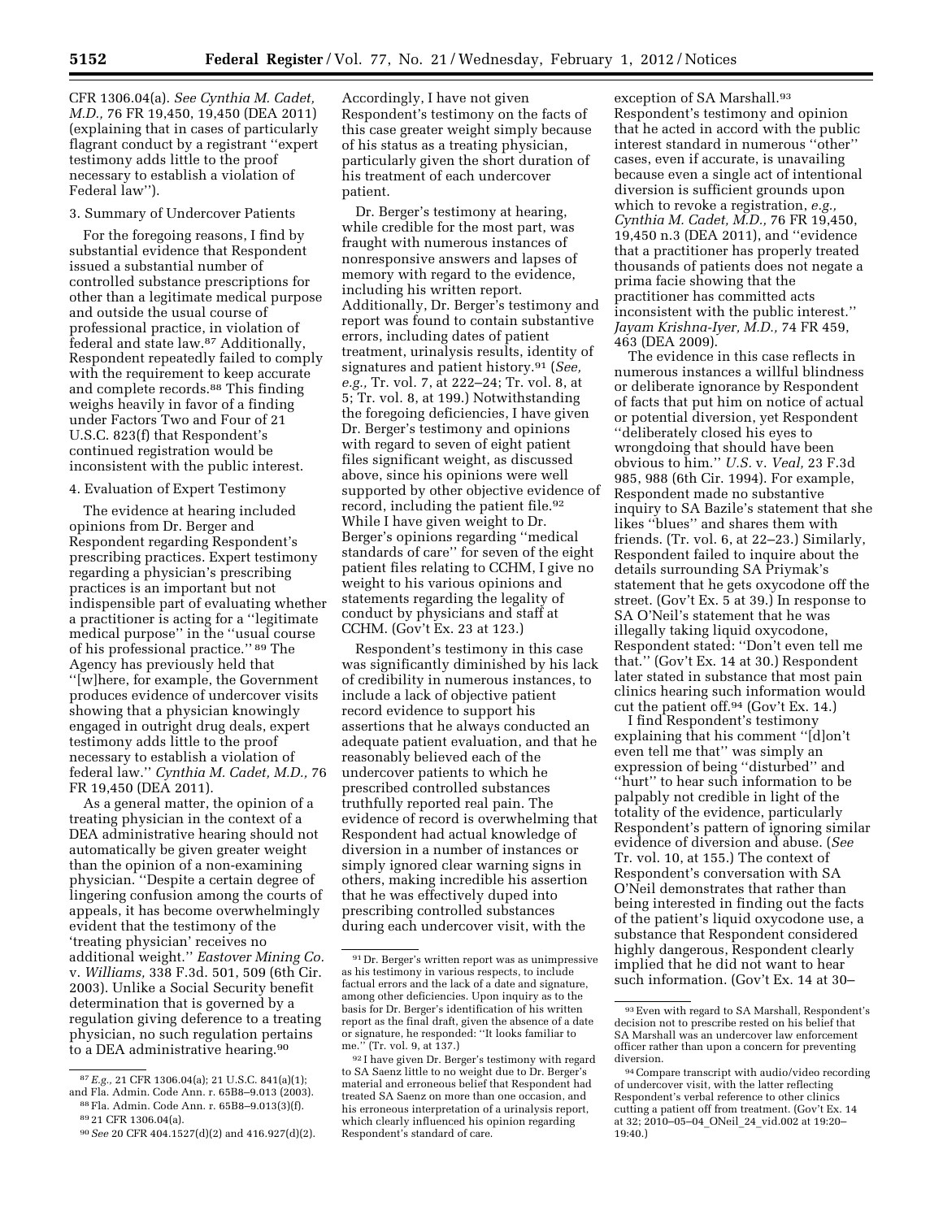CFR 1306.04(a). *See Cynthia M. Cadet, M.D.,* 76 FR 19,450, 19,450 (DEA 2011) (explaining that in cases of particularly flagrant conduct by a registrant "expert testimony adds little to the proof necessary to establish a violation of Federal law").

3. Summary of Undercover Patients

For the foregoing reasons, I find by substantial evidence that Respondent issued a substantial number of controlled substance prescriptions for other than a legitimate medical purpose and outside the usual course of professional practice, in violation of federal and state law.[87] Additionally, Respondent repeatedly failed to comply with the requirement to keep accurate and complete records.[88] This finding weighs heavily in favor of a finding under Factors Two and Four of 21 U.S.C. 823(f) that Respondent's continued registration would be inconsistent with the public interest.

4. Evaluation of Expert Testimony

The evidence at hearing included opinions from Dr. Berger and Respondent regarding Respondent's prescribing practices. Expert testimony regarding a physician's prescribing practices is an important but not indispensible part of evaluating whether a practitioner is acting for a "legitimate medical purpose" in the "usual course of his professional practice."[89] The Agency has previously held that "[w]here, for example, the Government produces evidence of undercover visits showing that a physician knowingly engaged in outright drug deals, expert testimony adds little to the proof necessary to establish a violation of federal law." *Cynthia M. Cadet, M.D.,* 76 FR 19,450 (DEA 2011).

As a general matter, the opinion of a treating physician in the context of a DEA administrative hearing should not automatically be given greater weight than the opinion of a non-examining physician. "Despite a certain degree of lingering confusion among the courts of appeals, it has become overwhelmingly evident that the testimony of the 'treating physician' receives no additional weight." *Eastover Mining Co.* v. *Williams,* 338 F.3d. 501, 509 (6th Cir. 2003). Unlike a Social Security benefit determination that is governed by a regulation giving deference to a treating physician, no such regulation pertains to a DEA administrative hearing.[90] Accordingly, I have not given Respondent's testimony on the facts of this case greater weight simply because of his status as a treating physician, particularly given the short duration of his treatment of each undercover patient.

Dr. Berger's testimony at hearing, while credible for the most part, was fraught with numerous instances of nonresponsive answers and lapses of memory with regard to the evidence, including his written report. Additionally, Dr. Berger's testimony and report was found to contain substantive errors, including dates of patient treatment, urinalysis results, identity of signatures and patient history.[91] (*See, e.g.,* Tr. vol. 7, at 222–24; Tr. vol. 8, at 5; Tr. vol. 8, at 199.) Notwithstanding the foregoing deficiencies, I have given Dr. Berger's testimony and opinions with regard to seven of eight patient files significant weight, as discussed above, since his opinions were well supported by other objective evidence of record, including the patient file.[92] While I have given weight to Dr. Berger's opinions regarding "medical standards of care" for seven of the eight patient files relating to CCHM, I give no weight to his various opinions and statements regarding the legality of conduct by physicians and staff at CCHM. (Gov't Ex. 23 at 123.)

Respondent's testimony in this case was significantly diminished by his lack of credibility in numerous instances, to include a lack of objective patient record evidence to support his assertions that he always conducted an adequate patient evaluation, and that he reasonably believed each of the undercover patients to which he prescribed controlled substances truthfully reported real pain. The evidence of record is overwhelming that Respondent had actual knowledge of diversion in a number of instances or simply ignored clear warning signs in others, making incredible his assertion that he was effectively duped into prescribing controlled substances during each undercover visit, with the exception of SA Marshall.[93] Respondent's testimony and opinion that he acted in accord with the public interest standard in numerous "other" cases, even if accurate, is unavailing because even a single act of intentional diversion is sufficient grounds upon which to revoke a registration, *e.g., Cynthia M. Cadet, M.D.,* 76 FR 19,450, 19,450 n.3 (DEA 2011), and "evidence that a practitioner has properly treated thousands of patients does not negate a prima facie showing that the practitioner has committed acts inconsistent with the public interest." *Jayam Krishna-Iyer, M.D.,* 74 FR 459, 463 (DEA 2009).

The evidence in this case reflects in numerous instances a willful blindness or deliberate ignorance by Respondent of facts that put him on notice of actual or potential diversion, yet Respondent "deliberately closed his eyes to wrongdoing that should have been obvious to him." *U.S.* v. *Veal,* 23 F.3d 985, 988 (6th Cir. 1994). For example, Respondent made no substantive inquiry to SA Bazile's statement that she likes "blues" and shares them with friends. (Tr. vol. 6, at 22–23.) Similarly, Respondent failed to inquire about the details surrounding SA Priymak's statement that he gets oxycodone off the street. (Gov't Ex. 5 at 39.) In response to SA O'Neil's statement that he was illegally taking liquid oxycodone, Respondent stated: "Don't even tell me that." (Gov't Ex. 14 at 30.) Respondent later stated in substance that most pain clinics hearing such information would cut the patient off.[94] (Gov't Ex. 14.)

I find Respondent's testimony explaining that his comment "[d]on't even tell me that" was simply an expression of being "disturbed" and "hurt" to hear such information to be palpably not credible in light of the totality of the evidence, particularly Respondent's pattern of ignoring similar evidence of diversion and abuse. (*See* Tr. vol. 10, at 155.) The context of Respondent's conversation with SA O'Neil demonstrates that rather than being interested in finding out the facts of the patient's liquid oxycodone use, a substance that Respondent considered highly dangerous, Respondent clearly implied that he did not want to hear such information. (Gov't Ex. 14 at 30–

---

[87] *E.g.,* 21 CFR 1306.04(a); 21 U.S.C. 841(a)(1); and Fla. Admin. Code Ann. r. 65B8–9.013 (2003).

[88] Fla. Admin. Code Ann. r. 65B8–9.013(3)(f).

[89] 21 CFR 1306.04(a).

[90] *See* 20 CFR 404.1527(d)(2) and 416.927(d)(2).

[91] Dr. Berger's written report was as unimpressive as his testimony in various respects, to include factual errors and the lack of a date and signature, among other deficiencies. Upon inquiry as to the basis for Dr. Berger's identification of his written report as the final draft, given the absence of a date or signature, he responded: "It looks familiar to me." (Tr. vol. 9, at 137.)

[92] I have given Dr. Berger's testimony with regard to SA Saenz little to no weight due to Dr. Berger's material and erroneous belief that Respondent had treated SA Saenz on more than one occasion, and his erroneous interpretation of a urinalysis report, which clearly influenced his opinion regarding Respondent's standard of care.

[93] Even with regard to SA Marshall, Respondent's decision not to prescribe rested on his belief that SA Marshall was an undercover law enforcement officer rather than upon a concern for preventing diversion.

[94] Compare transcript with audio/video recording of undercover visit, with the latter reflecting Respondent's verbal reference to other clinics cutting a patient off from treatment. (Gov't Ex. 14 at 32; 2010–05–04_ONeil_24_vid.002 at 19:20–19:40.)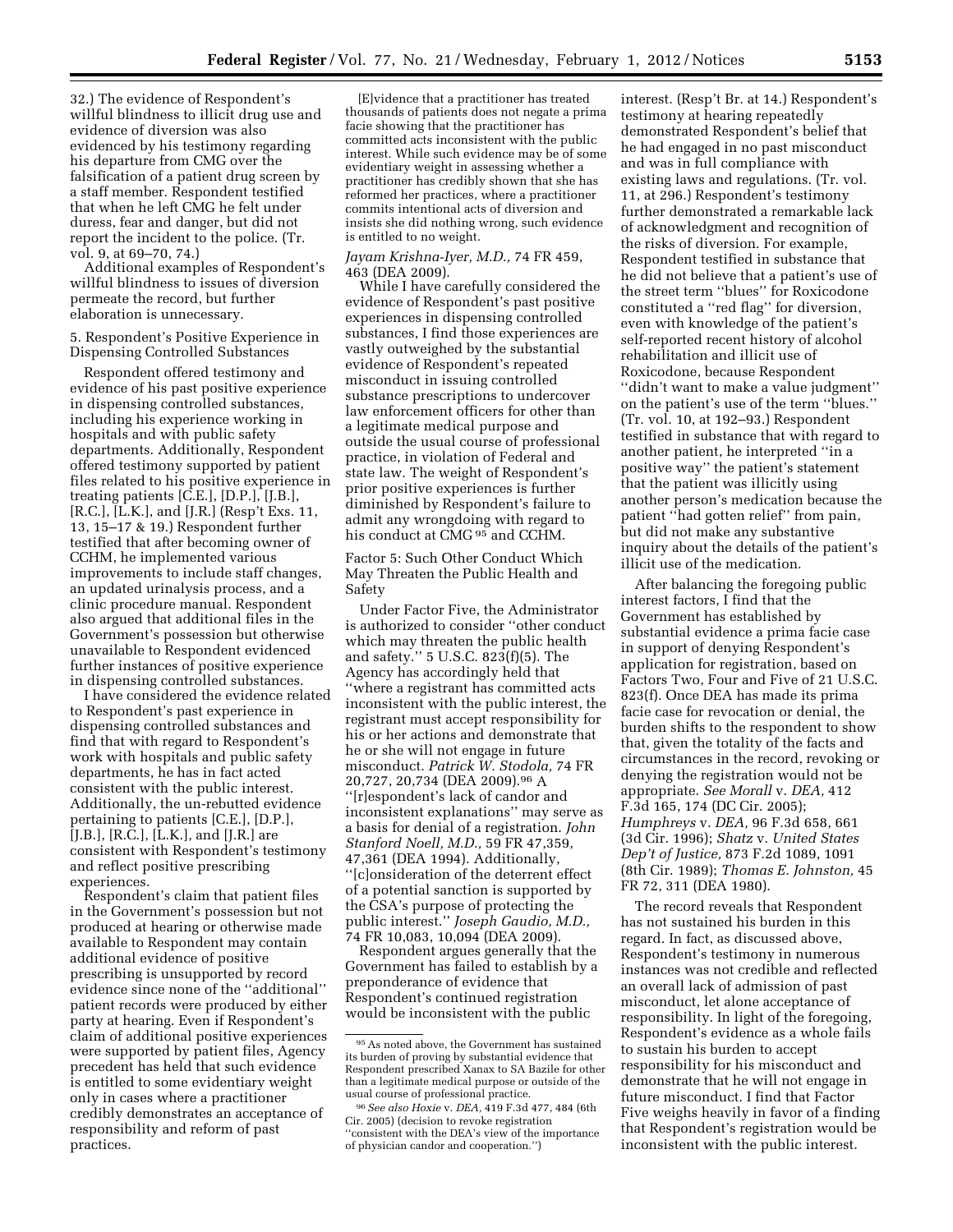32.) The evidence of Respondent's willful blindness to illicit drug use and evidence of diversion was also evidenced by his testimony regarding his departure from CMG over the falsification of a patient drug screen by a staff member. Respondent testified that when he left CMG he felt under duress, fear and danger, but did not report the incident to the police. (Tr. vol. 9, at 69–70, 74.)

Additional examples of Respondent's willful blindness to issues of diversion permeate the record, but further elaboration is unnecessary.

5. Respondent's Positive Experience in Dispensing Controlled Substances

Respondent offered testimony and evidence of his past positive experience in dispensing controlled substances, including his experience working in hospitals and with public safety departments. Additionally, Respondent offered testimony supported by patient files related to his positive experience in treating patients [C.E.], [D.P.], [J.B.], [R.C.], [L.K.], and [J.R.] (Resp't Exs. 11, 13, 15–17 & 19.) Respondent further testified that after becoming owner of CCHM, he implemented various improvements to include staff changes, an updated urinalysis process, and a clinic procedure manual. Respondent also argued that additional files in the Government's possession but otherwise unavailable to Respondent evidenced further instances of positive experience in dispensing controlled substances.

I have considered the evidence related to Respondent's past experience in dispensing controlled substances and find that with regard to Respondent's work with hospitals and public safety departments, he has in fact acted consistent with the public interest. Additionally, the un-rebutted evidence pertaining to patients [C.E.], [D.P.], [J.B.], [R.C.], [L.K.], and [J.R.] are consistent with Respondent's testimony and reflect positive prescribing experiences.

Respondent's claim that patient files in the Government's possession but not produced at hearing or otherwise made available to Respondent may contain additional evidence of positive prescribing is unsupported by record evidence since none of the ''additional'' patient records were produced by either party at hearing. Even if Respondent's claim of additional positive experiences were supported by patient files, Agency precedent has held that such evidence is entitled to some evidentiary weight only in cases where a practitioner credibly demonstrates an acceptance of responsibility and reform of past practices.

> [E]vidence that a practitioner has treated thousands of patients does not negate a prima facie showing that the practitioner has committed acts inconsistent with the public interest. While such evidence may be of some evidentiary weight in assessing whether a practitioner has credibly shown that she has reformed her practices, where a practitioner commits intentional acts of diversion and insists she did nothing wrong, such evidence is entitled to no weight.

*Jayam Krishna-Iyer, M.D.,* 74 FR 459, 463 (DEA 2009).

While I have carefully considered the evidence of Respondent's past positive experiences in dispensing controlled substances, I find those experiences are vastly outweighed by the substantial evidence of Respondent's repeated misconduct in issuing controlled substance prescriptions to undercover law enforcement officers for other than a legitimate medical purpose and outside the usual course of professional practice, in violation of Federal and state law. The weight of Respondent's prior positive experiences is further diminished by Respondent's failure to admit any wrongdoing with regard to his conduct at CMG [95] and CCHM.

Factor 5: Such Other Conduct Which May Threaten the Public Health and Safety

Under Factor Five, the Administrator is authorized to consider ''other conduct which may threaten the public health and safety.'' 5 U.S.C. 823(f)(5). The Agency has accordingly held that ''where a registrant has committed acts inconsistent with the public interest, the registrant must accept responsibility for his or her actions and demonstrate that he or she will not engage in future misconduct. *Patrick W. Stodola,* 74 FR 20,727, 20,734 (DEA 2009).[96] A ''[r]espondent's lack of candor and inconsistent explanations'' may serve as a basis for denial of a registration. *John Stanford Noell, M.D.,* 59 FR 47,359, 47,361 (DEA 1994). Additionally, ''[c]onsideration of the deterrent effect of a potential sanction is supported by the CSA's purpose of protecting the public interest.'' *Joseph Gaudio, M.D.,* 74 FR 10,083, 10,094 (DEA 2009).

Respondent argues generally that the Government has failed to establish by a preponderance of evidence that Respondent's continued registration would be inconsistent with the public interest. (Resp't Br. at 14.) Respondent's testimony at hearing repeatedly demonstrated Respondent's belief that he had engaged in no past misconduct and was in full compliance with existing laws and regulations. (Tr. vol. 11, at 296.) Respondent's testimony further demonstrated a remarkable lack of acknowledgment and recognition of the risks of diversion. For example, Respondent testified in substance that he did not believe that a patient's use of the street term ''blues'' for Roxicodone constituted a ''red flag'' for diversion, even with knowledge of the patient's self-reported recent history of alcohol rehabilitation and illicit use of Roxicodone, because Respondent ''didn't want to make a value judgment'' on the patient's use of the term ''blues.'' (Tr. vol. 10, at 192–93.) Respondent testified in substance that with regard to another patient, he interpreted ''in a positive way'' the patient's statement that the patient was illicitly using another person's medication because the patient ''had gotten relief'' from pain, but did not make any substantive inquiry about the details of the patient's illicit use of the medication.

After balancing the foregoing public interest factors, I find that the Government has established by substantial evidence a prima facie case in support of denying Respondent's application for registration, based on Factors Two, Four and Five of 21 U.S.C. 823(f). Once DEA has made its prima facie case for revocation or denial, the burden shifts to the respondent to show that, given the totality of the facts and circumstances in the record, revoking or denying the registration would not be appropriate. *See Morall* v. *DEA,* 412 F.3d 165, 174 (DC Cir. 2005); *Humphreys* v. *DEA,* 96 F.3d 658, 661 (3d Cir. 1996); *Shatz* v. *United States Dep't of Justice,* 873 F.2d 1089, 1091 (8th Cir. 1989); *Thomas E. Johnston,* 45 FR 72, 311 (DEA 1980).

The record reveals that Respondent has not sustained his burden in this regard. In fact, as discussed above, Respondent's testimony in numerous instances was not credible and reflected an overall lack of admission of past misconduct, let alone acceptance of responsibility. In light of the foregoing, Respondent's evidence as a whole fails to sustain his burden to accept responsibility for his misconduct and demonstrate that he will not engage in future misconduct. I find that Factor Five weighs heavily in favor of a finding that Respondent's registration would be inconsistent with the public interest.

---

[95] As noted above, the Government has sustained its burden of proving by substantial evidence that Respondent prescribed Xanax to SA Bazile for other than a legitimate medical purpose or outside of the usual course of professional practice.

[96] *See also Hoxie* v. *DEA,* 419 F.3d 477, 484 (6th Cir. 2005) (decision to revoke registration ''consistent with the DEA's view of the importance of physician candor and cooperation.'')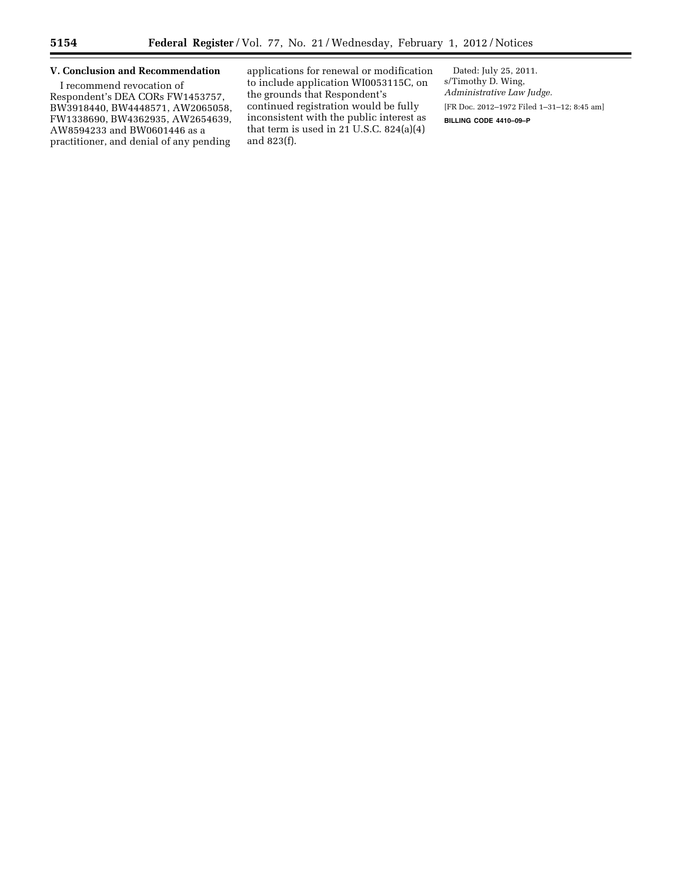### V. Conclusion and Recommendation

I recommend revocation of Respondent's DEA CORs FW1453757, BW3918440, BW4448571, AW2065058, FW1338690, BW4362935, AW2654639, AW8594233 and BW0601446 as a practitioner, and denial of any pending applications for renewal or modification to include application WI0053115C, on the grounds that Respondent's continued registration would be fully inconsistent with the public interest as that term is used in 21 U.S.C. 824(a)(4) and 823(f).

Dated: July 25, 2011.

s/Timothy D. Wing,

*Administrative Law Judge.*

[FR Doc. 2012–1972 Filed 1–31–12; 8:45 am]

**BILLING CODE 4410–09–P**